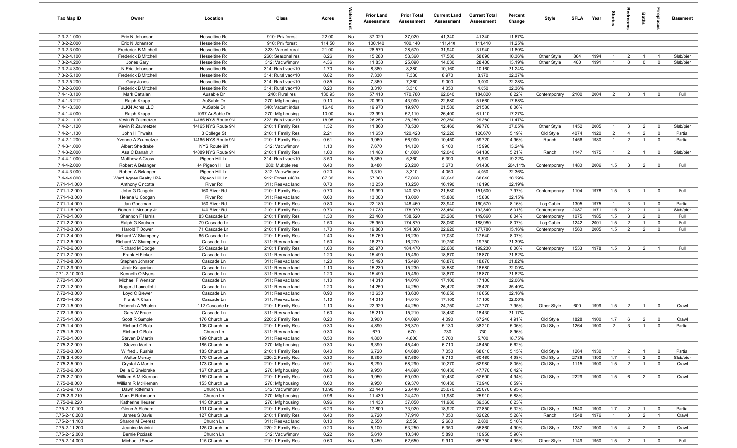| Tax Map ID | Owner | Location | Class | Acres | Waterfront | Prior Land Assessment | Prior Total Assessment | Current Land Assessment | Current Total Assessment | Percent Change | Style | SFLA | Year | Stories | Bedrooms | Baths | Fireplaces | Basement |
|---|---|---|---|---|---|---|---|---|---|---|---|---|---|---|---|---|---|---|
| 7.3-2-1.000 | Eric N Johanson | Hesseltine Rd | 910: Priv forest | 22.00 | No | 37,020 | 37,020 | 41,340 | 41,340 | 11.67% | | | | | | | | |
| 7.3-2-2.000 | Eric N Johanson | Hesseltine Rd | 910: Priv forest | 114.50 | No | 100,140 | 100,140 | 111,410 | 111,410 | 11.25% | | | | | | | | |
| 7.3-2-3.000 | Frederick B Mitchell | Hesseltine Rd | 323: Vacant rural | 21.00 | No | 28,570 | 28,570 | 31,940 | 31,940 | 11.80% | | | | | | | | |
| 7.3-2-4.100 | Frederick B Mitchell | Hesseltine Rd | 260: Seasonal res | 8.26 | No | 15,280 | 53,360 | 17,580 | 58,890 | 10.36% | Other Style | 864 | 1994 | 1 | 2 | 1 | 1 | Slab/pier |
| 7.3-2-4.200 | Jones Gary | Hesseltine Rd | 312: Vac w/imprv | 4.36 | No | 11,830 | 25,090 | 14,030 | 28,400 | 13.19% | Other Style | 400 | 1991 | 1 | 0 | 0 | 0 | Slab/pier |
| 7.3-2-4.300 | N Eric Johanson | Hesseltine Rd | 314: Rural vac<10 | 1.70 | No | 8,380 | 8,380 | 10,160 | 10,160 | 21.24% | | | | | | | | |
| 7.3-2-5.100 | Frederick B Mitchell | Hesseltine Rd | 314: Rural vac<10 | 0.82 | No | 7,330 | 7,330 | 8,970 | 8,970 | 22.37% | | | | | | | | |
| 7.3-2-5.200 | Gary Jones | Hesseltine Rd | 314: Rural vac<10 | 0.85 | No | 7,360 | 7,360 | 9,000 | 9,000 | 22.28% | | | | | | | | |
| 7.3-2-6.000 | Frederick B Mitchell | Hesseltine Rd | 314: Rural vac<10 | 0.20 | No | 3,310 | 3,310 | 4,050 | 4,050 | 22.36% | | | | | | | | |
| 7.4-1-3.100 | Mark Cattalani | Ausable Dr | 240: Rural res | 130.93 | No | 57,410 | 170,780 | 62,040 | 184,820 | 8.22% | Contemporary | 2100 | 2004 | 2 | 3 | 1 | 0 | Full |
| 7.4-1-3.212 | Ralph Knapp | AuSable Dr | 270: Mfg housing | 9.10 | No | 20,990 | 43,900 | 22,680 | 51,660 | 17.68% | | | | | | | | |
| 7.4-1-3.300 | JLKN Acres LLC | AuSable Dr | 340: Vacant indus | 16.40 | No | 19,970 | 19,970 | 21,580 | 21,580 | 8.06% | | | | | | | | |
| 7.4-1-4.000 | Ralph Knapp | 1097 AuSable Dr | 270: Mfg housing | 10.00 | No | 23,990 | 52,110 | 26,400 | 61,110 | 17.27% | | | | | | | | |
| 7.4-2-1.110 | Kevin R Zaumetzer | 14165 NYS Route 9N | 322: Rural vac>10 | 16.95 | No | 26,250 | 26,250 | 29,260 | 29,260 | 11.47% | | | | | | | | |
| 7.4-2-1.120 | Kevin R Zaumetzer | 14165 NYS Route 9N | 210: 1 Family Res | 1.32 | No | 11,860 | 78,530 | 12,460 | 99,770 | 27.05% | Other Style | 1452 | 2005 | 1 | 3 | 2 | 0 | Slab/pier |
| 7.4-2-1.130 | John H Thwaits | 3 College St | 210: 1 Family Res | 2.21 | No | 11,650 | 120,420 | 12,220 | 126,670 | 5.19% | Old Style | 4074 | 1920 | 2 | 4 | 2 | 0 | Partial |
| 7.4-2-1.200 | Yvonne A Zaumetzer | 14165 NYS Route 9N | 210: 1 Family Res | 0.61 | No | 9,960 | 56,900 | 10,450 | 59,720 | 4.96% | Ranch | 1456 | 1980 | 1 | 2 | 1 | 0 | Partial |
| 7.4-3-1.000 | Albert Sheldrake | NYS Route 9N | 312: Vac w/imprv | 1.10 | No | 7,670 | 14,120 | 9,100 | 15,990 | 13.24% | | | | | | | | |
| 7.4-3-2.000 | Asa C Darrah Jr | 14089 NYS Route 9N | 210: 1 Family Res | 1.00 | No | 11,480 | 61,000 | 12,040 | 64,180 | 5.21% | Ranch | 1147 | 1975 | 1 | 2 | 1 | 0 | Slab/pier |
| 7.4-4-1.000 | Matthew A Cross | Pigeon Hill Ln | 314: Rural vac<10 | 3.50 | No | 5,360 | 5,360 | 6,390 | 6,390 | 19.22% | | | | | | | | |
| 7.4-4-2.000 | Robert A Belanger | 44 Pigeon Hill Ln | 280: Multiple res | 0.40 | No | 8,480 | 20,200 | 3,670 | 61,430 | 204.11% | Contemporary | 1480 | 2006 | 1.5 | 3 | 2 | 0 | Full |
| 7.4-4-3.000 | Robert A Belanger | Pigeon Hill Ln | 312: Vac w/imprv | 0.20 | No | 3,310 | 3,310 | 4,050 | 4,050 | 22.36% | | | | | | | | |
| 7.4-4-4.000 | Ward Agnes Realty LPA | Pigeon Hill Ln | 912: Forest s480a | 67.30 | No | 57,060 | 57,060 | 68,640 | 68,640 | 20.29% | | | | | | | | |
| 7.71-1-1.000 | Anthony Cincotta | River Rd | 311: Res vac land | 0.70 | No | 13,250 | 13,250 | 16,190 | 16,190 | 22.19% | | | | | | | | |
| 7.71-1-2.000 | John G Dangelo | 160 River Rd | 210: 1 Family Res | 0.70 | No | 19,990 | 140,320 | 21,580 | 151,500 | 7.97% | Contemporary | 1104 | 1978 | 1.5 | 3 | 1 | 0 | Full |
| 7.71-1-3.000 | Helena U Coogan | River Rd | 311: Res vac land | 0.60 | No | 13,000 | 13,000 | 15,880 | 15,880 | 22.15% | | | | | | | | |
| 7.71-1-4.000 | Jan Goodman | 150 River Rd | 210: 1 Family Res | 0.80 | No | 22,180 | 148,460 | 23,940 | 160,570 | 8.16% | Log Cabin | 1305 | 1975 | 1 | 3 | 1 | 0 | Partial |
| 7.71-1-5.000 | Robert L Moriarty Jr | 140 River Rd | 210: 1 Family Res | 0.70 | No | 21,730 | 178,070 | 23,460 | 192,340 | 8.01% | Contemporary | 2087 | 1971 | 1.5 | 2 | 1 | 0 | Slab/pier |
| 7.71-2-1.000 | Shannon F Harris | 83 Cascade Ln | 210: 1 Family Res | 1.30 | No | 23,400 | 138,520 | 25,280 | 149,660 | 8.04% | Contemporary | 1075 | 1985 | 1.5 | 3 | 2 | 0 | Full |
| 7.71-2-2.000 | Ralph G Knutsen | 79 Cascade Ln | 210: 1 Family Res | 1.50 | No | 25,950 | 174,870 | 28,060 | 188,980 | 8.07% | Log Cabin | 1242 | 2001 | 1.5 | 2 | 1 | 0 | Full |
| 7.71-2-3.000 | Harold T Dower | 71 Cascade Ln | 210: 1 Family Res | 1.70 | No | 19,860 | 154,380 | 22,920 | 177,780 | 15.16% | Contemporary | 1560 | 2005 | 1.5 | 2 | 2 | 0 | Full |
| 7.71-2-4.000 | Richard W Shampeny | 65 Cascade Ln | 210: 1 Family Res | 1.40 | No | 15,760 | 16,230 | 17,030 | 17,540 | 8.07% | | | | | | | | |
| 7.71-2-5.000 | Richard W Shampeny | Cascade Ln | 311: Res vac land | 1.50 | No | 16,270 | 16,270 | 19,750 | 19,750 | 21.39% | | | | | | | | |
| 7.71-2-6.000 | Richard M Dodge | 55 Cascade Ln | 210: 1 Family Res | 1.60 | No | 20,970 | 184,470 | 22,680 | 199,230 | 8.00% | Contemporary | 1533 | 1978 | 1.5 | 3 | 2 | 1 | Full |
| 7.71-2-7.000 | Frank H Ricker | Cascade Ln | 311: Res vac land | 1.20 | No | 15,490 | 15,490 | 18,870 | 18,870 | 21.82% | | | | | | | | |
| 7.71-2-8.000 | Stephen Johnson | Cascade Ln | 311: Res vac land | 1.20 | No | 15,490 | 15,490 | 18,870 | 18,870 | 21.82% | | | | | | | | |
| 7.71-2-9.000 | Jirair Kasparian | Cascade Ln | 311: Res vac land | 1.10 | No | 15,230 | 15,230 | 18,580 | 18,580 | 22.00% | | | | | | | | |
| 7.71-2-10.000 | Kenneth O Myers | Cascade Ln | 311: Res vac land | 1.20 | No | 15,490 | 15,490 | 18,870 | 18,870 | 21.82% | | | | | | | | |
| 7.72-1-1.000 | Michael F Wenson | Cascade Ln | 311: Res vac land | 1.10 | No | 14,010 | 14,010 | 17,100 | 17,100 | 22.06% | | | | | | | | |
| 7.72-1-2.000 | Roger J Lancellotti | Cascade Ln | 311: Res vac land | 1.20 | No | 14,250 | 14,250 | 26,420 | 26,420 | 85.40% | | | | | | | | |
| 7.72-1-3.000 | Loyd C Brewer | Cascade Ln | 311: Res vac land | 0.90 | No | 13,630 | 13,630 | 16,650 | 16,650 | 22.16% | | | | | | | | |
| 7.72-1-4.000 | Frank R Chan | Cascade Ln | 311: Res vac land | 1.10 | No | 14,010 | 14,010 | 17,100 | 17,100 | 22.06% | | | | | | | | |
| 7.72-1-5.000 | Deborah A Whalen | 112 Cascade Ln | 210: 1 Family Res | 1.10 | No | 22,920 | 44,250 | 24,750 | 47,770 | 7.95% | Other Style | 600 | 1999 | 1.5 | 2 | 1 | 0 | Crawl |
| 7.72-1-6.000 | Gary W Bruce | Cascade Ln | 311: Res vac land | 1.60 | No | 15,210 | 15,210 | 18,430 | 18,430 | 21.17% | | | | | | | | |
| 7.75-1-1.000 | Scott R Sample | 176 Church Ln | 220: 2 Family Res | 0.20 | No | 3,900 | 64,090 | 4,090 | 67,240 | 4.91% | Old Style | 1828 | 1900 | 1.7 | 6 | 2 | 0 | Crawl |
| 7.75-1-4.000 | Richard C Bola | 106 Church Ln | 210: 1 Family Res | 0.30 | No | 4,890 | 36,370 | 5,130 | 38,210 | 5.06% | Old Style | 1264 | 1900 | 2 | 3 | 1 | 0 | Partial |
| 7.75-1-5.200 | Richard C Bola | Church Ln | 311: Res vac land | 0.30 | No | 670 | 670 | 730 | 730 | 8.96% | | | | | | | | |
| 7.75-2-1.000 | Steven D Martin | 199 Church Ln | 311: Res vac land | 0.50 | No | 4,800 | 4,800 | 5,700 | 5,700 | 18.75% | | | | | | | | |
| 7.75-2-2.000 | Steven Martin | 185 Church Ln | 270: Mfg housing | 0.30 | No | 6,390 | 45,440 | 6,710 | 48,450 | 6.62% | | | | | | | | |
| 7.75-2-3.000 | Wilfred J Rushia | 183 Church Ln | 210: 1 Family Res | 0.40 | No | 6,720 | 64,680 | 7,050 | 68,010 | 5.15% | Old Style | 1264 | 1930 | 1 | 2 | 1 | 0 | Partial |
| 7.75-2-4.000 | Walter Murray | 179 Church Ln | 220: 2 Family Res | 0.30 | No | 6,390 | 57,590 | 6,710 | 60,460 | 4.98% | Old Style | 2786 | 1890 | 1.7 | 4 | 2 | 0 | Slab/pier |
| 7.75-2-5.000 | Crystal A Martin | 173 Church Ln | 210: 1 Family Res | 0.51 | No | 8,290 | 58,290 | 10,270 | 62,980 | 8.05% | Old Style | 1115 | 1900 | 1.5 | 2 | 1 | 0 | Crawl |
| 7.75-2-6.000 | Delia E Sheldrake | 167 Church Ln | 270: Mfg housing | 0.60 | No | 9,950 | 44,890 | 10,430 | 47,770 | 6.42% | | | | | | | | |
| 7.75-2-7.000 | William A McKiernan | 159 Church Ln | 210: 1 Family Res | 0.60 | No | 9,950 | 50,030 | 10,430 | 52,500 | 4.94% | Old Style | 2229 | 1900 | 1.5 | 6 | 2 | 0 | Crawl |
| 7.75-2-8.000 | William R McKiernan | 153 Church Ln | 270: Mfg housing | 0.60 | No | 9,950 | 69,370 | 10,430 | 73,940 | 6.59% | | | | | | | | |
| 7.75-2-9.100 | Dawn Rittelman | Church Ln | 312: Vac w/imprv | 10.90 | No | 23,440 | 23,440 | 25,070 | 25,070 | 6.95% | | | | | | | | |
| 7.75-2-9.210 | Mark E Reinmann | Church Ln | 270: Mfg housing | 0.96 | No | 11,430 | 24,470 | 11,980 | 25,910 | 5.88% | | | | | | | | |
| 7.75-2-9.220 | Katherine Heuser | 143 Church Ln | 270: Mfg housing | 0.96 | No | 11,430 | 37,050 | 11,980 | 39,360 | 6.23% | | | | | | | | |
| 7.75-2-10.100 | Glenn A Richard | 131 Church Ln | 210: 1 Family Res | 6.23 | No | 17,800 | 73,920 | 18,920 | 77,850 | 5.32% | Old Style | 1540 | 1900 | 1.7 | 2 | 1 | 0 | Partial |
| 7.75-2-10.200 | James S Davis | 127 Church Ln | 210: 1 Family Res | 0.40 | No | 6,720 | 77,910 | 7,050 | 82,020 | 5.28% | Ranch | 1548 | 1976 | 1 | 3 | 2 | 1 | Crawl |
| 7.75-2-11.100 | Sharon M Everest | Church Ln | 311: Res vac land | 0.10 | No | 2,550 | 2,550 | 2,680 | 2,680 | 5.10% | | | | | | | | |
| 7.75-2-11.200 | Jeanine Mainini | 125 Church Ln | 220: 2 Family Res | 0.20 | No | 5,100 | 53,250 | 5,350 | 55,860 | 4.90% | Old Style | 1287 | 1900 | 1.5 | 4 | 2 | 0 | Crawl |
| 7.75-2-12.000 | Bernie Pociask | Church Ln | 312: Vac w/imprv | 0.22 | No | 5,610 | 10,340 | 5,890 | 10,950 | 5.90% | | | | | | | | |
| 7.75-2-14.000 | Michael J Snow | 115 Church Ln | 210: 1 Family Res | 0.60 | No | 9,450 | 62,650 | 9,910 | 65,750 | 4.95% | Other Style | 1149 | 1950 | 1.5 | 2 | 1 | 0 | Full |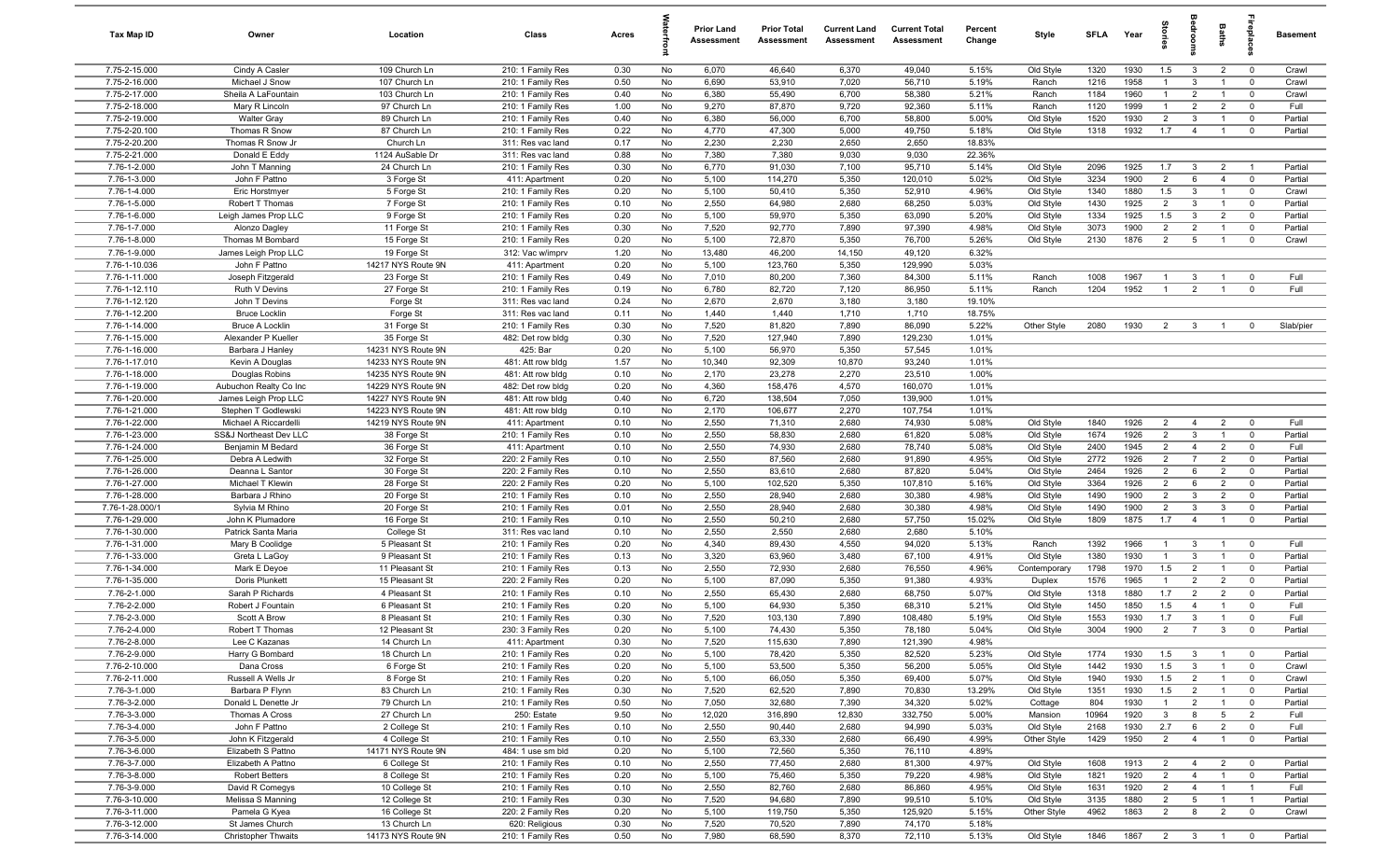| Tax Map ID | Owner | Location | Class | Acres | Waterfront | Prior Land Assessment | Prior Total Assessment | Current Land Assessment | Current Total Assessment | Percent Change | Style | SFLA | Year | Stories | Bedrooms | Baths | Fireplaces | Basement |
|---|---|---|---|---|---|---|---|---|---|---|---|---|---|---|---|---|---|---|
| 7.75-2-15.000 | Cindy A Casler | 109 Church Ln | 210: 1 Family Res | 0.30 | No | 6,070 | 46,640 | 6,370 | 49,040 | 5.15% | Old Style | 1320 | 1930 | 1.5 | 3 | 2 | 0 | Crawl |
| 7.75-2-16.000 | Michael J Snow | 107 Church Ln | 210: 1 Family Res | 0.50 | No | 6,690 | 53,910 | 7,020 | 56,710 | 5.19% | Ranch | 1216 | 1958 | 1 | 3 | 1 | 0 | Crawl |
| 7.75-2-17.000 | Sheila A LaFountain | 103 Church Ln | 210: 1 Family Res | 0.40 | No | 6,380 | 55,490 | 6,700 | 58,380 | 5.21% | Ranch | 1184 | 1960 | 1 | 2 | 1 | 0 | Crawl |
| 7.75-2-18.000 | Mary R Lincoln | 97 Church Ln | 210: 1 Family Res | 1.00 | No | 9,270 | 87,870 | 9,720 | 92,360 | 5.11% | Ranch | 1120 | 1999 | 1 | 2 | 2 | 0 | Full |
| 7.75-2-19.000 | Walter Gray | 89 Church Ln | 210: 1 Family Res | 0.40 | No | 6,380 | 56,000 | 6,700 | 58,800 | 5.00% | Old Style | 1520 | 1930 | 2 | 3 | 1 | 0 | Partial |
| 7.75-2-20.100 | Thomas R Snow | 87 Church Ln | 210: 1 Family Res | 0.22 | No | 4,770 | 47,300 | 5,000 | 49,750 | 5.18% | Old Style | 1318 | 1932 | 1.7 | 4 | 1 | 0 | Partial |
| 7.75-2-20.200 | Thomas R Snow Jr | Church Ln | 311: Res vac land | 0.17 | No | 2,230 | 2,230 | 2,650 | 2,650 | 18.83% | | | | | | | | |
| 7.75-2-21.000 | Donald E Eddy | 1124 AuSable Dr | 311: Res vac land | 0.88 | No | 7,380 | 7,380 | 9,030 | 9,030 | 22.36% | | | | | | | | |
| 7.76-1-2.000 | John T Manning | 24 Church Ln | 210: 1 Family Res | 0.30 | No | 6,770 | 91,030 | 7,100 | 95,710 | 5.14% | Old Style | 2096 | 1925 | 1.7 | 3 | 2 | 1 | Partial |
| 7.76-1-3.000 | John F Pattno | 3 Forge St | 411: Apartment | 0.20 | No | 5,100 | 114,270 | 5,350 | 120,010 | 5.02% | Old Style | 3234 | 1900 | 2 | 6 | 4 | 0 | Partial |
| 7.76-1-4.000 | Eric Horstmyer | 5 Forge St | 210: 1 Family Res | 0.20 | No | 5,100 | 50,410 | 5,350 | 52,910 | 4.96% | Old Style | 1340 | 1880 | 1.5 | 3 | 1 | 0 | Crawl |
| 7.76-1-5.000 | Robert T Thomas | 7 Forge St | 210: 1 Family Res | 0.10 | No | 2,550 | 64,980 | 2,680 | 68,250 | 5.03% | Old Style | 1430 | 1925 | 2 | 3 | 1 | 0 | Partial |
| 7.76-1-6.000 | Leigh James Prop LLC | 9 Forge St | 210: 1 Family Res | 0.20 | No | 5,100 | 59,970 | 5,350 | 63,090 | 5.20% | Old Style | 1334 | 1925 | 1.5 | 3 | 2 | 0 | Partial |
| 7.76-1-7.000 | Alonzo Dagley | 11 Forge St | 210: 1 Family Res | 0.30 | No | 7,520 | 92,770 | 7,890 | 97,390 | 4.98% | Old Style | 3073 | 1900 | 2 | 2 | 1 | 0 | Partial |
| 7.76-1-8.000 | Thomas M Bombard | 15 Forge St | 210: 1 Family Res | 0.20 | No | 5,100 | 72,870 | 5,350 | 76,700 | 5.26% | Old Style | 2130 | 1876 | 2 | 5 | 1 | 0 | Crawl |
| 7.76-1-9.000 | James Leigh Prop LLC | 19 Forge St | 312: Vac w/imprv | 1.20 | No | 13,480 | 46,200 | 14,150 | 49,120 | 6.32% | | | | | | | | |
| 7.76-1-10.036 | John F Pattno | 14217 NYS Route 9N | 411: Apartment | 0.20 | No | 5,100 | 123,760 | 5,350 | 129,990 | 5.03% | | | | | | | | |
| 7.76-1-11.000 | Joseph Fitzgerald | 23 Forge St | 210: 1 Family Res | 0.49 | No | 7,010 | 80,200 | 7,360 | 84,300 | 5.11% | Ranch | 1008 | 1967 | 1 | 3 | 1 | 0 | Full |
| 7.76-1-12.110 | Ruth V Devins | 27 Forge St | 210: 1 Family Res | 0.19 | No | 6,780 | 82,720 | 7,120 | 86,950 | 5.11% | Ranch | 1204 | 1952 | 1 | 2 | 1 | 0 | Full |
| 7.76-1-12.120 | John T Devins | Forge St | 311: Res vac land | 0.24 | No | 2,670 | 2,670 | 3,180 | 3,180 | 19.10% | | | | | | | | |
| 7.76-1-12.200 | Bruce Locklin | Forge St | 311: Res vac land | 0.11 | No | 1,440 | 1,440 | 1,710 | 1,710 | 18.75% | | | | | | | | |
| 7.76-1-14.000 | Bruce A Locklin | 31 Forge St | 210: 1 Family Res | 0.30 | No | 7,520 | 81,820 | 7,890 | 86,090 | 5.22% | Other Style | 2080 | 1930 | 2 | 3 | 1 | 0 | Slab/pier |
| 7.76-1-15.000 | Alexander P Kueller | 35 Forge St | 482: Det row bldg | 0.30 | No | 7,520 | 127,940 | 7,890 | 129,230 | 1.01% | | | | | | | | |
| 7.76-1-16.000 | Barbara J Hanley | 14231 NYS Route 9N | 425: Bar | 0.20 | No | 5,100 | 56,970 | 5,350 | 57,545 | 1.01% | | | | | | | | |
| 7.76-1-17.010 | Kevin A Douglas | 14233 NYS Route 9N | 481: Att row bldg | 1.57 | No | 10,340 | 92,309 | 10,870 | 93,240 | 1.01% | | | | | | | | |
| 7.76-1-18.000 | Douglas Robins | 14235 NYS Route 9N | 481: Att row bldg | 0.10 | No | 2,170 | 23,278 | 2,270 | 23,510 | 1.00% | | | | | | | | |
| 7.76-1-19.000 | Aubuchon Realty Co Inc | 14229 NYS Route 9N | 482: Det row bldg | 0.20 | No | 4,360 | 158,476 | 4,570 | 160,070 | 1.01% | | | | | | | | |
| 7.76-1-20.000 | James Leigh Prop LLC | 14227 NYS Route 9N | 481: Att row bldg | 0.40 | No | 6,720 | 138,504 | 7,050 | 139,900 | 1.01% | | | | | | | | |
| 7.76-1-21.000 | Stephen T Godlewski | 14223 NYS Route 9N | 481: Att row bldg | 0.10 | No | 2,170 | 106,677 | 2,270 | 107,754 | 1.01% | | | | | | | | |
| 7.76-1-22.000 | Michael A Riccardelli | 14219 NYS Route 9N | 411: Apartment | 0.10 | No | 2,550 | 71,310 | 2,680 | 74,930 | 5.08% | Old Style | 1840 | 1926 | 2 | 4 | 2 | 0 | Full |
| 7.76-1-23.000 | SS&J Northeast Dev LLC | 38 Forge St | 210: 1 Family Res | 0.10 | No | 2,550 | 58,830 | 2,680 | 61,820 | 5.08% | Old Style | 1674 | 1926 | 2 | 3 | 1 | 0 | Partial |
| 7.76-1-24.000 | Benjamin M Bedard | 36 Forge St | 411: Apartment | 0.10 | No | 2,550 | 74,930 | 2,680 | 78,740 | 5.08% | Old Style | 2400 | 1945 | 2 | 4 | 2 | 0 | Full |
| 7.76-1-25.000 | Debra A Ledwith | 32 Forge St | 220: 2 Family Res | 0.10 | No | 2,550 | 87,560 | 2,680 | 91,890 | 4.95% | Old Style | 2772 | 1926 | 2 | 7 | 2 | 0 | Partial |
| 7.76-1-26.000 | Deanna L Santor | 30 Forge St | 220: 2 Family Res | 0.10 | No | 2,550 | 83,610 | 2,680 | 87,820 | 5.04% | Old Style | 2464 | 1926 | 2 | 6 | 2 | 0 | Partial |
| 7.76-1-27.000 | Michael T Klewin | 28 Forge St | 220: 2 Family Res | 0.20 | No | 5,100 | 102,520 | 5,350 | 107,810 | 5.16% | Old Style | 3364 | 1926 | 2 | 6 | 2 | 0 | Partial |
| 7.76-1-28.000 | Barbara J Rhino | 20 Forge St | 210: 1 Family Res | 0.10 | No | 2,550 | 28,940 | 2,680 | 30,380 | 4.98% | Old Style | 1490 | 1900 | 2 | 3 | 2 | 0 | Partial |
| 7.76-1-28.000/1 | Sylvia M Rhino | 20 Forge St | 210: 1 Family Res | 0.01 | No | 2,550 | 28,940 | 2,680 | 30,380 | 4.98% | Old Style | 1490 | 1900 | 2 | 3 | 3 | 0 | Partial |
| 7.76-1-29.000 | John K Plumadore | 16 Forge St | 210: 1 Family Res | 0.10 | No | 2,550 | 50,210 | 2,680 | 57,750 | 15.02% | Old Style | 1809 | 1875 | 1.7 | 4 | 1 | 0 | Partial |
| 7.76-1-30.000 | Patrick Santa Maria | College St | 311: Res vac land | 0.10 | No | 2,550 | 2,550 | 2,680 | 2,680 | 5.10% | | | | | | | | |
| 7.76-1-31.000 | Mary B Coolidge | 5 Pleasant St | 210: 1 Family Res | 0.20 | No | 4,340 | 89,430 | 4,550 | 94,020 | 5.13% | Ranch | 1392 | 1966 | 1 | 3 | 1 | 0 | Full |
| 7.76-1-33.000 | Greta L LaGoy | 9 Pleasant St | 210: 1 Family Res | 0.13 | No | 3,320 | 63,960 | 3,480 | 67,100 | 4.91% | Old Style | 1380 | 1930 | 1 | 3 | 1 | 0 | Partial |
| 7.76-1-34.000 | Mark E Deyoe | 11 Pleasant St | 210: 1 Family Res | 0.13 | No | 2,550 | 72,930 | 2,680 | 76,550 | 4.96% | Contemporary | 1798 | 1970 | 1.5 | 2 | 1 | 0 | Partial |
| 7.76-1-35.000 | Doris Plunkett | 15 Pleasant St | 220: 2 Family Res | 0.20 | No | 5,100 | 87,090 | 5,350 | 91,380 | 4.93% | Duplex | 1576 | 1965 | 1 | 2 | 2 | 0 | Partial |
| 7.76-2-1.000 | Sarah P Richards | 4 Pleasant St | 210: 1 Family Res | 0.10 | No | 2,550 | 65,430 | 2,680 | 68,750 | 5.07% | Old Style | 1318 | 1880 | 1.7 | 2 | 2 | 0 | Partial |
| 7.76-2-2.000 | Robert J Fountain | 6 Pleasant St | 210: 1 Family Res | 0.20 | No | 5,100 | 64,930 | 5,350 | 68,310 | 5.21% | Old Style | 1450 | 1850 | 1.5 | 4 | 1 | 0 | Full |
| 7.76-2-3.000 | Scott A Brow | 8 Pleasant St | 210: 1 Family Res | 0.30 | No | 7,520 | 103,130 | 7,890 | 108,480 | 5.19% | Old Style | 1553 | 1930 | 1.7 | 3 | 1 | 0 | Full |
| 7.76-2-4.000 | Robert T Thomas | 12 Pleasant St | 230: 3 Family Res | 0.20 | No | 5,100 | 74,430 | 5,350 | 78,180 | 5.04% | Old Style | 3004 | 1900 | 2 | 7 | 3 | 0 | Partial |
| 7.76-2-8.000 | Lee C Kazanas | 14 Church Ln | 411: Apartment | 0.30 | No | 7,520 | 115,630 | 7,890 | 121,390 | 4.98% | | | | | | | | |
| 7.76-2-9.000 | Harry G Bombard | 18 Church Ln | 210: 1 Family Res | 0.20 | No | 5,100 | 78,420 | 5,350 | 82,520 | 5.23% | Old Style | 1774 | 1930 | 1.5 | 3 | 1 | 0 | Partial |
| 7.76-2-10.000 | Dana Cross | 6 Forge St | 210: 1 Family Res | 0.20 | No | 5,100 | 53,500 | 5,350 | 56,200 | 5.05% | Old Style | 1442 | 1930 | 1.5 | 3 | 1 | 0 | Crawl |
| 7.76-2-11.000 | Russell A Wells Jr | 8 Forge St | 210: 1 Family Res | 0.20 | No | 5,100 | 66,050 | 5,350 | 69,400 | 5.07% | Old Style | 1940 | 1930 | 1.5 | 2 | 1 | 0 | Crawl |
| 7.76-3-1.000 | Barbara P Flynn | 83 Church Ln | 210: 1 Family Res | 0.30 | No | 7,520 | 62,520 | 7,890 | 70,830 | 13.29% | Old Style | 1351 | 1930 | 1.5 | 2 | 1 | 0 | Partial |
| 7.76-3-2.000 | Donald L Denette Jr | 79 Church Ln | 210: 1 Family Res | 0.50 | No | 7,050 | 32,680 | 7,390 | 34,320 | 5.02% | Cottage | 804 | 1930 | 1 | 2 | 1 | 0 | Partial |
| 7.76-3-3.000 | Thomas A Cross | 27 Church Ln | 250: Estate | 9.50 | No | 12,020 | 316,890 | 12,830 | 332,750 | 5.00% | Mansion | 10964 | 1920 | 3 | 8 | 5 | 2 | Full |
| 7.76-3-4.000 | John F Pattno | 2 College St | 210: 1 Family Res | 0.10 | No | 2,550 | 90,440 | 2,680 | 94,990 | 5.03% | Old Style | 2168 | 1930 | 2.7 | 6 | 2 | 0 | Full |
| 7.76-3-5.000 | John K Fitzgerald | 4 College St | 210: 1 Family Res | 0.10 | No | 2,550 | 63,330 | 2,680 | 66,490 | 4.99% | Other Style | 1429 | 1950 | 2 | 4 | 1 | 0 | Partial |
| 7.76-3-6.000 | Elizabeth S Pattno | 14171 NYS Route 9N | 484: 1 use sm bld | 0.20 | No | 5,100 | 72,560 | 5,350 | 76,110 | 4.89% | | | | | | | | |
| 7.76-3-7.000 | Elizabeth A Pattno | 6 College St | 210: 1 Family Res | 0.10 | No | 2,550 | 77,450 | 2,680 | 81,300 | 4.97% | Old Style | 1608 | 1913 | 2 | 4 | 2 | 0 | Partial |
| 7.76-3-8.000 | Robert Betters | 8 College St | 210: 1 Family Res | 0.20 | No | 5,100 | 75,460 | 5,350 | 79,220 | 4.98% | Old Style | 1821 | 1920 | 2 | 4 | 1 | 0 | Partial |
| 7.76-3-9.000 | David R Comegys | 10 College St | 210: 1 Family Res | 0.10 | No | 2,550 | 82,760 | 2,680 | 86,860 | 4.95% | Old Style | 1631 | 1920 | 2 | 4 | 1 | 1 | Full |
| 7.76-3-10.000 | Melissa S Manning | 12 College St | 210: 1 Family Res | 0.30 | No | 7,520 | 94,680 | 7,890 | 99,510 | 5.10% | Old Style | 3135 | 1880 | 2 | 5 | 1 | 1 | Partial |
| 7.76-3-11.000 | Pamela G Kyea | 16 College St | 220: 2 Family Res | 0.20 | No | 5,100 | 119,750 | 5,350 | 125,920 | 5.15% | Other Style | 4962 | 1863 | 2 | 8 | 2 | 0 | Crawl |
| 7.76-3-12.000 | St James Church | 13 Church Ln | 620: Religious | 0.30 | No | 7,520 | 70,520 | 7,890 | 74,170 | 5.18% | | | | | | | | |
| 7.76-3-14.000 | Christopher Thwaits | 14173 NYS Route 9N | 210: 1 Family Res | 0.50 | No | 7,980 | 68,590 | 8,370 | 72,110 | 5.13% | Old Style | 1846 | 1867 | 2 | 3 | 1 | 0 | Partial |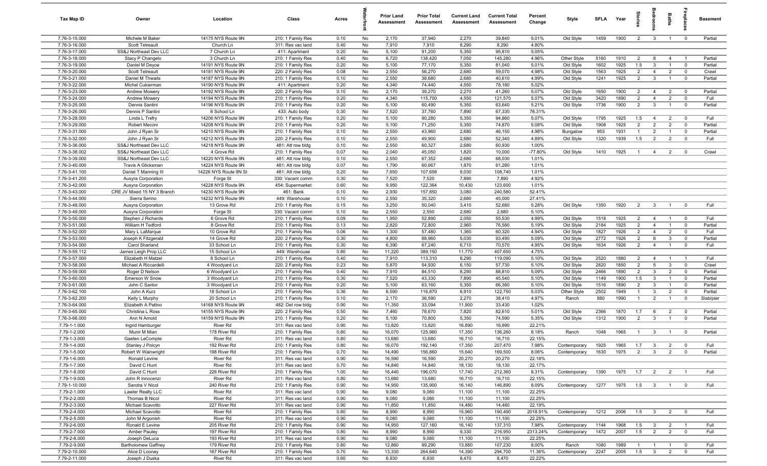| Tax Map ID | Owner | Location | Class | Acres | Waterfront | Prior Land Assessment | Prior Total Assessment | Current Land Assessment | Current Total Assessment | Percent Change | Style | SFLA | Year | Stories | Bedrooms | Baths | Fireplaces | Basement |
|---|---|---|---|---|---|---|---|---|---|---|---|---|---|---|---|---|---|---|
| 7.76-3-15.000 | Michele M Baker | 14175 NYS Route 9N | 210: 1 Family Res | 0.10 | No | 2,170 | 37,940 | 2,270 | 39,840 | 5.01% | Old Style | 1459 | 1900 | 2 | 3 | 1 | 0 | Partial |
| 7.76-3-16.000 | Scott Tetreault | Church Ln | 311: Res vac land | 0.40 | No | 7,910 | 7,910 | 8,290 | 8,290 | 4.80% | | | | | | | | |
| 7.76-3-17.000 | SS&J Northeast Dev LLC | 7 Church Ln | 411: Apartment | 0.20 | No | 5,100 | 91,200 | 5,350 | 95,810 | 5.05% | | | | | | | | |
| 7.76-3-18.000 | Stacy P Changelo | 3 Church Ln | 210: 1 Family Res | 0.40 | No | 6,720 | 138,420 | 7,050 | 145,280 | 4.96% | Other Style | 5160 | 1910 | 2 | 8 | 4 | 1 | Partial |
| 7.76-3-19.000 | Daniel M Deyoe | 14191 NYS Route 9N | 210: 1 Family Res | 0.20 | No | 5,100 | 77,170 | 5,350 | 81,040 | 5.01% | Old Style | 1602 | 1925 | 1.5 | 3 | 1 | 0 | Partial |
| 7.76-3-20.000 | Scott Tetreault | 14181 NYS Route 9N | 220: 2 Family Res | 0.08 | No | 2,550 | 56,270 | 2,680 | 59,070 | 4.98% | Old Style | 1563 | 1925 | 2 | 4 | 2 | 0 | Crawl |
| 7.76-3-21.000 | Daniel M Thwaits | 14187 NYS Route 9N | 210: 1 Family Res | 0.10 | No | 2,550 | 38,680 | 2,680 | 40,610 | 4.99% | Old Style | 1241 | 1925 | 2 | 3 | 1 | 0 | Partial |
| 7.76-3-22.000 | Michel Cukierman | 14190 NYS Route 9N | 411: Apartment | 0.20 | No | 4,340 | 74,440 | 4,550 | 78,180 | 5.02% | | | | | | | | |
| 7.76-3-23.000 | Andrew Mowery | 14192 NYS Route 9N | 220: 2 Family Res | 0.10 | No | 2,170 | 39,270 | 2,270 | 41,260 | 5.07% | Old Style | 1650 | 1900 | 2 | 4 | 2 | 0 | Partial |
| 7.76-3-24.000 | Andrew Mowery | 14194 NYS Route 9N | 210: 1 Family Res | 0.20 | No | 4,340 | 115,700 | 4,550 | 121,570 | 5.07% | Old Style | 3420 | 1890 | 2 | 4 | 2 | 0 | Full |
| 7.76-3-25.000 | Dennis Santini | 14196 NYS Route 9N | 210: 1 Family Res | 0.20 | No | 5,100 | 60,490 | 5,350 | 63,640 | 5.21% | Old Style | 1736 | 1900 | 2 | 3 | 1 | 0 | Partial |
| 7.76-3-26.000 | Dennis P Santini | 6 School Ln | 433: Auto body | 0.30 | No | 7,520 | 37,760 | 7,890 | 67,330 | 78.31% | | | | | | | | |
| 7.76-3-28.000 | Linda L Trefry | 14206 NYS Route 9N | 210: 1 Family Res | 0.20 | No | 5,100 | 90,280 | 5,350 | 94,860 | 5.07% | Old Style | 1795 | 1925 | 1.5 | 4 | 2 | 0 | Full |
| 7.76-3-29.000 | Robert Meconi | 14208 NYS Route 9N | 210: 1 Family Res | 0.20 | No | 5,100 | 71,250 | 5,350 | 74,870 | 5.08% | Old Style | 1908 | 1925 | 2 | 2 | 2 | 0 | Partial |
| 7.76-3-31.000 | John J Ryan Sr | 14210 NYS Route 9N | 210: 1 Family Res | 0.10 | No | 2,550 | 43,960 | 2,680 | 46,150 | 4.98% | Bungalow | 953 | 1931 | 1 | 2 | 1 | 0 | Partial |
| 7.76-3-32.000 | John J Ryan Sr | 14212 NYS Route 9N | 220: 2 Family Res | 0.10 | No | 2,550 | 49,900 | 2,680 | 52,340 | 4.89% | Old Style | 1320 | 1939 | 1.5 | 2 | 2 | 0 | Full |
| 7.76-3-36.000 | SS&J Northeast Dev LLC | 14218 NYS Route 9N | 481: Att row bldg | 0.10 | No | 2,550 | 60,327 | 2,680 | 60,930 | 1.00% | | | | | | | | |
| 7.76-3-38.002 | SS&J Northeast Dev LLC | 4 Grove Rd | 210: 1 Family Res | 0.07 | No | 2,040 | 45,050 | 1,820 | 10,000 | -77.80% | Old Style | 1410 | 1925 | 1 | 4 | 2 | 0 | Crawl |
| 7.76-3-39.000 | SS&J Northeast Dev LLC | 14220 NYS Route 9N | 481: Att row bldg | 0.10 | No | 2,550 | 67,352 | 2,680 | 68,030 | 1.01% | | | | | | | | |
| 7.76-3-40.000 | Travis A Glicksman | 14224 NYS Route 9N | 481: Att row bldg | 0.07 | No | 1,790 | 60,667 | 1,870 | 61,280 | 1.01% | | | | | | | | |
| 7.76-3-41.100 | Daniel T Manning III | 14226 NYS Route 9N St | 481: Att row bldg | 0.20 | No | 7,650 | 107,656 | 8,030 | 108,740 | 1.01% | | | | | | | | |
| 7.76-3-41.200 | Ausyra Corporation | Forge St | 330: Vacant comm | 0.30 | No | 7,520 | 7,520 | 7,890 | 7,890 | 4.92% | | | | | | | | |
| 7.76-3-42.000 | Ausyra Corporation | 14228 NYS Route 9N | 454: Supermarket | 0.60 | No | 9,950 | 122,364 | 10,430 | 123,600 | 1.01% | | | | | | | | |
| 7.76-3-43.000 | CRE JV Mixed 15 NY 3 Branch | 14230 NYS Route 9N | 461: Bank | 0.10 | No | 2,930 | 157,850 | 3,080 | 240,580 | 52.41% | | | | | | | | |
| 7.76-3-44.000 | Sierra Serino | 14232 NYS Route 9N | 449: Warehouse | 0.10 | No | 2,550 | 35,320 | 2,680 | 45,000 | 27.41% | | | | | | | | |
| 7.76-3-48.000 | Ausyra Corporation | 13 Grove Rd | 210: 1 Family Res | 0.15 | No | 3,250 | 50,040 | 3,410 | 52,680 | 5.28% | Old Style | 1350 | 1920 | 2 | 3 | 1 | 0 | Full |
| 7.76-3-49.000 | Ausyra Corporation | Forge St | 330: Vacant comm | 0.10 | No | 2,550 | 2,550 | 2,680 | 2,680 | 5.10% | | | | | | | | |
| 7.76-3-50.000 | Stephen J Richards | 6 Grove Rd | 210: 1 Family Res | 0.09 | No | 1,950 | 52,890 | 2,050 | 55,530 | 4.99% | Old Style | 1518 | 1925 | 2 | 4 | 1 | 0 | Full |
| 7.76-3-51.000 | William H Tedford | 8 Grove Rd | 210: 1 Family Res | 0.13 | No | 2,820 | 72,800 | 2,960 | 76,580 | 5.19% | Old Style | 2184 | 1925 | 2 | 4 | 1 | 0 | Partial |
| 7.76-3-52.000 | Mary L LaMarque | 10 Grove Rd | 210: 1 Family Res | 0.06 | No | 1,300 | 57,480 | 1,360 | 60,320 | 4.94% | Old Style | 1827 | 1926 | 2 | 4 | 2 | 0 | Full |
| 7.76-3-53.000 | Joseph K Fitzgerald | 14 Grove Rd | 220: 2 Family Res | 0.30 | No | 4,800 | 88,960 | 5,030 | 93,490 | 5.09% | Old Style | 2772 | 1926 | 2 | 6 | 3 | 0 | Partial |
| 7.76-3-54.000 | Carol Sharland | 33 School Ln | 210: 1 Family Res | 0.30 | No | 6,390 | 67,240 | 6,710 | 70,570 | 4.95% | Old Style | 1634 | 1926 | 2 | 4 | 1 | 0 | Full |
| 7.76-3-55.112 | James Leigh Prop LLC | 15 School Ln | 449: Warehouse | 0.80 | No | 11,220 | 389,150 | 11,770 | 407,650 | 4.75% | | | | | | | | |
| 7.76-3-57.000 | Elizabeth H Matzel | 8 School Ln | 210: 1 Family Res | 0.40 | No | 7,910 | 113,310 | 8,290 | 119,090 | 5.10% | Old Style | 2520 | 1880 | 2 | 4 | 1 | 1 | Full |
| 7.76-3-58.000 | Michael A Riccardelli | 4 Woodyard Ln | 220: 2 Family Res | 0.23 | No | 5,870 | 54,930 | 6,150 | 57,730 | 5.10% | Old Style | 2820 | 1850 | 2 | 5 | 3 | 0 | Crawl |
| 7.76-3-59.000 | Roger D Nelson | 6 Woodyard Ln | 210: 1 Family Res | 0.40 | No | 7,910 | 84,510 | 8,290 | 88,810 | 5.09% | Old Style | 2466 | 1890 | 2 | 3 | 2 | 0 | Partial |
| 7.76-3-60.000 | Emerson W Snow | 3 Woodyard Ln | 210: 1 Family Res | 0.30 | No | 7,520 | 43,330 | 7,890 | 45,540 | 5.10% | Old Style | 1149 | 1900 | 1.5 | 3 | 1 | 0 | Partial |
| 7.76-3-61.000 | John C Santor | 3 Woodyard Ln | 210: 1 Family Res | 0.20 | No | 5,100 | 63,160 | 5,350 | 66,380 | 5.10% | Old Style | 1516 | 1890 | 2 | 3 | 1 | 0 | Partial |
| 7.76-3-62.100 | John A Kurz | 18 School Ln | 210: 1 Family Res | 0.36 | No | 6,590 | 116,870 | 6,910 | 122,750 | 5.03% | Other Style | 2502 | 1949 | 1 | 3 | 2 | 0 | Partial |
| 7.76-3-62.200 | Kelly L Murphy | 20 School Ln | 210: 1 Family Res | 0.10 | No | 2,170 | 36,590 | 2,270 | 38,410 | 4.97% | Ranch | 880 | 1990 | 1 | 2 | 1 | 0 | Slab/pier |
| 7.76-3-64.000 | Elizabeth A Pattno | 14168 NYS Route 9N | 482: Det row bldg | 0.90 | No | 11,350 | 33,094 | 11,900 | 33,430 | 1.02% | | | | | | | | |
| 7.76-3-65.000 | Christina L Ross | 14155 NYS Route 9N | 220: 2 Family Res | 0.50 | No | 7,460 | 78,670 | 7,820 | 82,610 | 5.01% | Old Style | 2366 | 1870 | 1.7 | 6 | 2 | 0 | Partial |
| 7.76-3-66.000 | Ann N Arnold | 14159 NYS Route 9N | 210: 1 Family Res | 0.20 | No | 5,100 | 70,800 | 5,350 | 74,590 | 5.35% | Old Style | 1312 | 1900 | 2 | 3 | 1 | 0 | Partial |
| 7.79-1-1.000 | Ingrid Hamburger | River Rd | 311: Res vac land | 0.90 | No | 13,820 | 13,820 | 16,890 | 16,890 | 22.21% | | | | | | | | |
| 7.79-1-2.000 | Munir M Mian | 178 River Rd | 210: 1 Family Res | 0.80 | No | 16,070 | 125,960 | 17,350 | 136,260 | 8.18% | Ranch | 1048 | 1965 | 1 | 3 | 1 | 0 | Partial |
| 7.79-1-3.000 | Gaeten LeCompte | River Rd | 311: Res vac land | 0.80 | No | 13,680 | 13,680 | 16,710 | 16,710 | 22.15% | | | | | | | | |
| 7.79-1-4.000 | Stanley J Polcyn | 192 River Rd | 210: 1 Family Res | 0.80 | No | 16,070 | 192,140 | 17,350 | 207,470 | 7.98% | Contemporary | 1925 | 1965 | 1.7 | 3 | 2 | 0 | Full |
| 7.79-1-5.000 | Robert W Wainwright | 198 River Rd | 210: 1 Family Res | 0.70 | No | 14,490 | 156,860 | 15,640 | 169,500 | 8.06% | Contemporary | 1630 | 1975 | 2 | 3 | 2 | 0 | Partial |
| 7.79-1-6.000 | Ronald Levine | River Rd | 311: Res vac land | 0.90 | No | 16,590 | 16,590 | 20,270 | 20,270 | 22.18% | | | | | | | | |
| 7.79-1-7.000 | David C Hunt | River Rd | 311: Res vac land | 0.70 | No | 14,840 | 14,840 | 18,130 | 18,130 | 22.17% | | | | | | | | |
| 7.79-1-8.000 | David C Hunt | 226 River Rd | 210: 1 Family Res | 1.00 | No | 16,440 | 196,070 | 17,740 | 212,360 | 8.31% | Contemporary | 1390 | 1975 | 1.7 | 2 | 2 | 1 | Full |
| 7.79-1-9.000 | John R Innocenzi | River Rd | 311: Res vac land | 0.80 | No | 13,680 | 13,680 | 16,710 | 16,710 | 22.15% | | | | | | | | |
| 7.79-1-10.000 | Sandra V Nicol | 240 River Rd | 210: 1 Family Res | 0.90 | No | 14,950 | 135,900 | 16,140 | 146,890 | 8.09% | Contemporary | 1277 | 1975 | 1.5 | 3 | 1 | 0 | Full |
| 7.79-2-1.000 | Lawler Realty LLC | River Rd | 311: Res vac land | 0.90 | No | 9,080 | 9,080 | 11,100 | 11,100 | 22.25% | | | | | | | | |
| 7.79-2-2.000 | Thomas B Nicol | River Rd | 311: Res vac land | 0.90 | No | 9,080 | 9,080 | 11,100 | 11,100 | 22.25% | | | | | | | | |
| 7.79-2-3.000 | Michael Scavotto | 227 River Rd | 311: Res vac land | 0.90 | No | 11,850 | 11,850 | 14,480 | 14,480 | 22.19% | | | | | | | | |
| 7.79-2-4.000 | Michael Scavotto | River Rd | 210: 1 Family Res | 0.80 | No | 8,990 | 8,990 | 15,960 | 190,490 | 2018.91% | Contemporary | 1212 | 2006 | 1.5 | 3 | 2 | 0 | Full |
| 7.79-2-5.000 | John M Argonish | River Rd | 311: Res vac land | 0.90 | No | 9,080 | 9,080 | 11,100 | 11,100 | 22.25% | | | | | | | | |
| 7.79-2-6.000 | Ronald E Levine | 205 River Rd | 210: 1 Family Res | 0.90 | No | 14,950 | 127,160 | 16,140 | 137,310 | 7.98% | Contemporary | 1144 | 1968 | 1.5 | 3 | 2 | 1 | Full |
| 7.79-2-7.000 | Amber Pauley | 197 River Rd | 210: 1 Family Res | 0.80 | No | 8,990 | 8,990 | 9,330 | 216,950 | 2313.24% | Contemporary | 1472 | 2007 | 1.5 | 2 | 2 | 0 | Full |
| 7.79-2-8.000 | Joseph DeLuca | 193 River Rd | 311: Res vac land | 0.90 | No | 9,080 | 9,080 | 11,100 | 11,100 | 22.25% | | | | | | | | |
| 7.79-2-9.000 | Bartholomew Gaffney | 179 River Rd | 210: 1 Family Res | 0.80 | No | 12,860 | 99,290 | 13,880 | 107,230 | 8.00% | Ranch | 1080 | 1989 | 1 | 1 | 1 | 0 | Full |
| 7.79-2-10.000 | Alice D Looney | 167 River Rd | 210: 1 Family Res | 0.70 | No | 13,330 | 264,640 | 14,390 | 294,700 | 11.36% | Contemporary | 2247 | 2005 | 1.5 | 3 | 2 | 0 | Full |
| 7.79-2-11.000 | Joseph J Duska | River Rd | 311: Res vac land | 0.60 | No | 6,930 | 6,930 | 8,470 | 8,470 | 22.22% | | | | | | | | |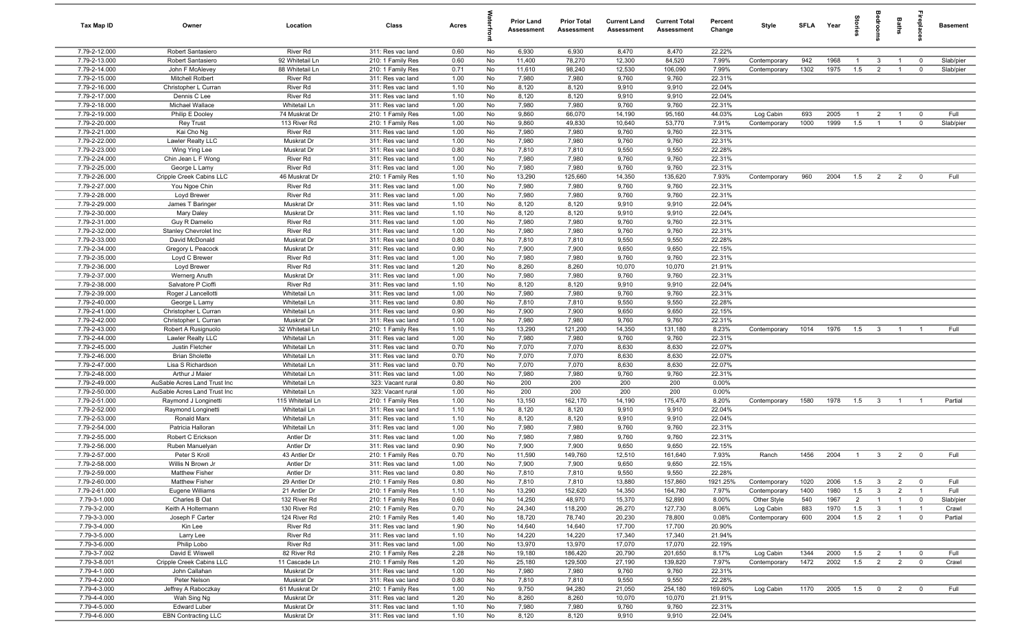| Tax Map ID | Owner | Location | Class | Acres | Waterfront | Prior Land Assessment | Prior Total Assessment | Current Land Assessment | Current Total Assessment | Percent Change | Style | SFLA | Year | Stories | Bedrooms | Baths | Fireplaces | Basement |
|---|---|---|---|---|---|---|---|---|---|---|---|---|---|---|---|---|---|---|
| 7.79-2-12.000 | Robert Santasiero | River Rd | 311: Res vac land | 0.60 | No | 6,930 | 6,930 | 8,470 | 8,470 | 22.22% | | | | | | | | |
| 7.79-2-13.000 | Robert Santasiero | 92 Whitetail Ln | 210: 1 Family Res | 0.60 | No | 11,400 | 78,270 | 12,300 | 84,520 | 7.99% | Contemporary | 942 | 1968 | 1 | 3 | 1 | 0 | Slab/pier |
| 7.79-2-14.000 | John F McAlevey | 88 Whitetail Ln | 210: 1 Family Res | 0.71 | No | 11,610 | 98,240 | 12,530 | 106,090 | 7.99% | Contemporary | 1302 | 1975 | 1.5 | 2 | 1 | 0 | Slab/pier |
| 7.79-2-15.000 | Mitchell Rotbert | River Rd | 311: Res vac land | 1.00 | No | 7,980 | 7,980 | 9,760 | 9,760 | 22.31% | | | | | | | | |
| 7.79-2-16.000 | Christopher L Curran | River Rd | 311: Res vac land | 1.10 | No | 8,120 | 8,120 | 9,910 | 9,910 | 22.04% | | | | | | | | |
| 7.79-2-17.000 | Dennis C Lee | River Rd | 311: Res vac land | 1.10 | No | 8,120 | 8,120 | 9,910 | 9,910 | 22.04% | | | | | | | | |
| 7.79-2-18.000 | Michael Wallace | Whitetail Ln | 311: Res vac land | 1.00 | No | 7,980 | 7,980 | 9,760 | 9,760 | 22.31% | | | | | | | | |
| 7.79-2-19.000 | Philip E Dooley | 74 Muskrat Dr | 210: 1 Family Res | 1.00 | No | 9,860 | 66,070 | 14,190 | 95,160 | 44.03% | Log Cabin | 693 | 2005 | 1 | 2 | 1 | 0 | Full |
| 7.79-2-20.000 | Rey Trust | 113 River Rd | 210: 1 Family Res | 1.00 | No | 9,860 | 49,830 | 10,640 | 53,770 | 7.91% | Contemporary | 1000 | 1999 | 1.5 | 1 | 1 | 0 | Slab/pier |
| 7.79-2-21.000 | Kai Cho Ng | River Rd | 311: Res vac land | 1.00 | No | 7,980 | 7,980 | 9,760 | 9,760 | 22.31% | | | | | | | | |
| 7.79-2-22.000 | Lawler Realty LLC | Muskrat Dr | 311: Res vac land | 1.00 | No | 7,980 | 7,980 | 9,760 | 9,760 | 22.31% | | | | | | | | |
| 7.79-2-23.000 | Wing Ying Lee | Muskrat Dr | 311: Res vac land | 0.80 | No | 7,810 | 7,810 | 9,550 | 9,550 | 22.28% | | | | | | | | |
| 7.79-2-24.000 | Chin Jean L F Wong | River Rd | 311: Res vac land | 1.00 | No | 7,980 | 7,980 | 9,760 | 9,760 | 22.31% | | | | | | | | |
| 7.79-2-25.000 | George L Lamy | River Rd | 311: Res vac land | 1.00 | No | 7,980 | 7,980 | 9,760 | 9,760 | 22.31% | | | | | | | | |
| 7.79-2-26.000 | Cripple Creek Cabins LLC | 46 Muskrat Dr | 210: 1 Family Res | 1.10 | No | 13,290 | 125,660 | 14,350 | 135,620 | 7.93% | Contemporary | 960 | 2004 | 1.5 | 2 | 2 | 0 | Full |
| 7.79-2-27.000 | You Ngoe Chin | River Rd | 311: Res vac land | 1.00 | No | 7,980 | 7,980 | 9,760 | 9,760 | 22.31% | | | | | | | | |
| 7.79-2-28.000 | Loyd Brewer | River Rd | 311: Res vac land | 1.00 | No | 7,980 | 7,980 | 9,760 | 9,760 | 22.31% | | | | | | | | |
| 7.79-2-29.000 | James T Baringer | Muskrat Dr | 311: Res vac land | 1.10 | No | 8,120 | 8,120 | 9,910 | 9,910 | 22.04% | | | | | | | | |
| 7.79-2-30.000 | Mary Daley | Muskrat Dr | 311: Res vac land | 1.10 | No | 8,120 | 8,120 | 9,910 | 9,910 | 22.04% | | | | | | | | |
| 7.79-2-31.000 | Guy R Damelio | River Rd | 311: Res vac land | 1.00 | No | 7,980 | 7,980 | 9,760 | 9,760 | 22.31% | | | | | | | | |
| 7.79-2-32.000 | Stanley Chevrolet Inc | River Rd | 311: Res vac land | 1.00 | No | 7,980 | 7,980 | 9,760 | 9,760 | 22.31% | | | | | | | | |
| 7.79-2-33.000 | David McDonald | Muskrat Dr | 311: Res vac land | 0.80 | No | 7,810 | 7,810 | 9,550 | 9,550 | 22.28% | | | | | | | | |
| 7.79-2-34.000 | Gregory L Peacock | Muskrat Dr | 311: Res vac land | 0.90 | No | 7,900 | 7,900 | 9,650 | 9,650 | 22.15% | | | | | | | | |
| 7.79-2-35.000 | Loyd C Brewer | River Rd | 311: Res vac land | 1.00 | No | 7,980 | 7,980 | 9,760 | 9,760 | 22.31% | | | | | | | | |
| 7.79-2-36.000 | Loyd Brewer | River Rd | 311: Res vac land | 1.20 | No | 8,260 | 8,260 | 10,070 | 10,070 | 21.91% | | | | | | | | |
| 7.79-2-37.000 | Wernerg Anuth | Muskrat Dr | 311: Res vac land | 1.00 | No | 7,980 | 7,980 | 9,760 | 9,760 | 22.31% | | | | | | | | |
| 7.79-2-38.000 | Salvatore P Cioffi | River Rd | 311: Res vac land | 1.10 | No | 8,120 | 8,120 | 9,910 | 9,910 | 22.04% | | | | | | | | |
| 7.79-2-39.000 | Roger J Lancellotti | Whitetail Ln | 311: Res vac land | 1.00 | No | 7,980 | 7,980 | 9,760 | 9,760 | 22.31% | | | | | | | | |
| 7.79-2-40.000 | George L Lamy | Whitetail Ln | 311: Res vac land | 0.80 | No | 7,810 | 7,810 | 9,550 | 9,550 | 22.28% | | | | | | | | |
| 7.79-2-41.000 | Christopher L Curran | Whitetail Ln | 311: Res vac land | 0.90 | No | 7,900 | 7,900 | 9,650 | 9,650 | 22.15% | | | | | | | | |
| 7.79-2-42.000 | Christopher L Curran | Muskrat Dr | 311: Res vac land | 1.00 | No | 7,980 | 7,980 | 9,760 | 9,760 | 22.31% | | | | | | | | |
| 7.79-2-43.000 | Robert A Rusignuolo | 32 Whitetail Ln | 210: 1 Family Res | 1.10 | No | 13,290 | 121,200 | 14,350 | 131,180 | 8.23% | Contemporary | 1014 | 1976 | 1.5 | 3 | 1 | 1 | Full |
| 7.79-2-44.000 | Lawler Realty LLC | Whitetail Ln | 311: Res vac land | 1.00 | No | 7,980 | 7,980 | 9,760 | 9,760 | 22.31% | | | | | | | | |
| 7.79-2-45.000 | Justin Fletcher | Whitetail Ln | 311: Res vac land | 0.70 | No | 7,070 | 7,070 | 8,630 | 8,630 | 22.07% | | | | | | | | |
| 7.79-2-46.000 | Brian Sholette | Whitetail Ln | 311: Res vac land | 0.70 | No | 7,070 | 7,070 | 8,630 | 8,630 | 22.07% | | | | | | | | |
| 7.79-2-47.000 | Lisa S Richardson | Whitetail Ln | 311: Res vac land | 0.70 | No | 7,070 | 7,070 | 8,630 | 8,630 | 22.07% | | | | | | | | |
| 7.79-2-48.000 | Arthur J Maier | Whitetail Ln | 311: Res vac land | 1.00 | No | 7,980 | 7,980 | 9,760 | 9,760 | 22.31% | | | | | | | | |
| 7.79-2-49.000 | AuSable Acres Land Trust Inc | Whitetail Ln | 323: Vacant rural | 0.80 | No | 200 | 200 | 200 | 200 | 0.00% | | | | | | | | |
| 7.79-2-50.000 | AuSable Acres Land Trust Inc | Whitetail Ln | 323: Vacant rural | 1.00 | No | 200 | 200 | 200 | 200 | 0.00% | | | | | | | | |
| 7.79-2-51.000 | Raymond J Longinetti | 115 Whitetail Ln | 210: 1 Family Res | 1.00 | No | 13,150 | 162,170 | 14,190 | 175,470 | 8.20% | Contemporary | 1580 | 1978 | 1.5 | 3 | 1 | 1 | Partial |
| 7.79-2-52.000 | Raymond Longinetti | Whitetail Ln | 311: Res vac land | 1.10 | No | 8,120 | 8,120 | 9,910 | 9,910 | 22.04% | | | | | | | | |
| 7.79-2-53.000 | Ronald Marx | Whitetail Ln | 311: Res vac land | 1.10 | No | 8,120 | 8,120 | 9,910 | 9,910 | 22.04% | | | | | | | | |
| 7.79-2-54.000 | Patricia Halloran | Whitetail Ln | 311: Res vac land | 1.00 | No | 7,980 | 7,980 | 9,760 | 9,760 | 22.31% | | | | | | | | |
| 7.79-2-55.000 | Robert C Erickson | Antler Dr | 311: Res vac land | 1.00 | No | 7,980 | 7,980 | 9,760 | 9,760 | 22.31% | | | | | | | | |
| 7.79-2-56.000 | Ruben Manuelyan | Antler Dr | 311: Res vac land | 0.90 | No | 7,900 | 7,900 | 9,650 | 9,650 | 22.15% | | | | | | | | |
| 7.79-2-57.000 | Peter S Kroll | 43 Antler Dr | 210: 1 Family Res | 0.70 | No | 11,590 | 149,760 | 12,510 | 161,640 | 7.93% | Ranch | 1456 | 2004 | 1 | 3 | 2 | 0 | Full |
| 7.79-2-58.000 | Willis N Brown Jr | Antler Dr | 311: Res vac land | 1.00 | No | 7,900 | 7,900 | 9,650 | 9,650 | 22.15% | | | | | | | | |
| 7.79-2-59.000 | Matthew Fisher | Antler Dr | 311: Res vac land | 0.80 | No | 7,810 | 7,810 | 9,550 | 9,550 | 22.28% | | | | | | | | |
| 7.79-2-60.000 | Matthew Fisher | 29 Antler Dr | 210: 1 Family Res | 0.80 | No | 7,810 | 7,810 | 13,880 | 157,860 | 1921.25% | Contemporary | 1020 | 2006 | 1.5 | 3 | 2 | 0 | Full |
| 7.79-2-61.000 | Eugene Williams | 21 Antler Dr | 210: 1 Family Res | 1.10 | No | 13,290 | 152,620 | 14,350 | 164,780 | 7.97% | Contemporary | 1400 | 1980 | 1.5 | 3 | 2 | 1 | Full |
| 7.79-3-1.000 | Charles B Oat | 132 River Rd | 210: 1 Family Res | 0.60 | No | 14,250 | 48,970 | 15,370 | 52,890 | 8.00% | Other Style | 540 | 1967 | 2 | 1 | 1 | 0 | Slab/pier |
| 7.79-3-2.000 | Keith A Holtermann | 130 River Rd | 210: 1 Family Res | 0.70 | No | 24,340 | 118,200 | 26,270 | 127,730 | 8.06% | Log Cabin | 883 | 1970 | 1.5 | 3 | 1 | 1 | Crawl |
| 7.79-3-3.000 | Joseph F Carter | 124 River Rd | 210: 1 Family Res | 1.40 | No | 18,720 | 78,740 | 20,230 | 78,800 | 0.08% | Contemporary | 600 | 2004 | 1.5 | 2 | 1 | 0 | Partial |
| 7.79-3-4.000 | Kin Lee | River Rd | 311: Res vac land | 1.90 | No | 14,640 | 14,640 | 17,700 | 17,700 | 20.90% | | | | | | | | |
| 7.79-3-5.000 | Larry Lee | River Rd | 311: Res vac land | 1.10 | No | 14,220 | 14,220 | 17,340 | 17,340 | 21.94% | | | | | | | | |
| 7.79-3-6.000 | Philip Lobo | River Rd | 311: Res vac land | 1.00 | No | 13,970 | 13,970 | 17,070 | 17,070 | 22.19% | | | | | | | | |
| 7.79-3-7.002 | David E Wiswell | 82 River Rd | 210: 1 Family Res | 2.28 | No | 19,180 | 186,420 | 20,790 | 201,650 | 8.17% | Log Cabin | 1344 | 2000 | 1.5 | 2 | 1 | 0 | Full |
| 7.79-3-8.001 | Cripple Creek Cabins LLC | 11 Cascade Ln | 210: 1 Family Res | 1.20 | No | 25,180 | 129,500 | 27,190 | 139,820 | 7.97% | Contemporary | 1472 | 2002 | 1.5 | 2 | 2 | 0 | Crawl |
| 7.79-4-1.000 | John Callahan | Muskrat Dr | 311: Res vac land | 1.00 | No | 7,980 | 7,980 | 9,760 | 9,760 | 22.31% | | | | | | | | |
| 7.79-4-2.000 | Peter Nelson | Muskrat Dr | 311: Res vac land | 0.80 | No | 7,810 | 7,810 | 9,550 | 9,550 | 22.28% | | | | | | | | |
| 7.79-4-3.000 | Jeffrey A Rabocznay | 61 Muskrat Dr | 210: 1 Family Res | 1.00 | No | 9,750 | 94,280 | 21,050 | 254,180 | 169.60% | Log Cabin | 1170 | 2005 | 1.5 | 0 | 2 | 0 | Full |
| 7.79-4-4.000 | Wah Sing Ng | Muskrat Dr | 311: Res vac land | 1.20 | No | 8,260 | 8,260 | 10,070 | 10,070 | 21.91% | | | | | | | | |
| 7.79-4-5.000 | Edward Luber | Muskrat Dr | 311: Res vac land | 1.10 | No | 7,980 | 7,980 | 9,760 | 9,760 | 22.31% | | | | | | | | |
| 7.79-4-6.000 | EBN Contracting LLC | Muskrat Dr | 311: Res vac land | 1.10 | No | 8,120 | 8,120 | 9,910 | 9,910 | 22.04% | | | | | | | | |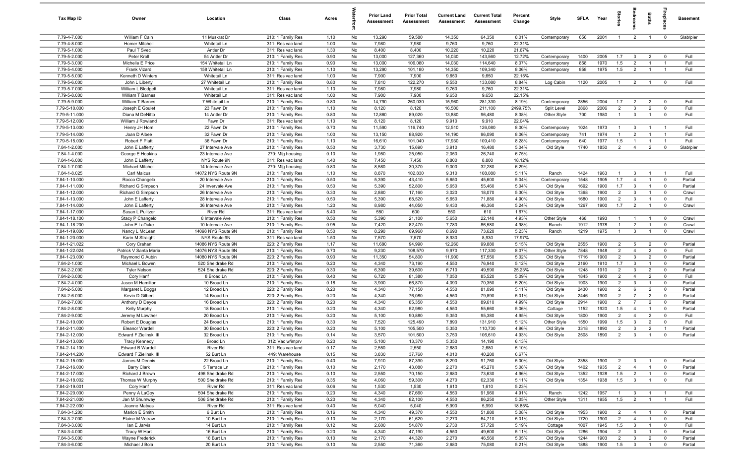| Tax Map ID | Owner | Location | Class | Acres | Waterfront | Prior Land Assessment | Prior Total Assessment | Current Land Assessment | Current Total Assessment | Percent Change | Style | SFLA | Year | Stories | Bedrooms | Baths | Fireplaces | Basement |
|---|---|---|---|---|---|---|---|---|---|---|---|---|---|---|---|---|---|---|
| 7.79-4-7.000 | William F Cain | 11 Muskrat Dr | 210: 1 Family Res | 1.10 | No | 13,290 | 59,580 | 14,350 | 64,350 | 8.01% | Contemporary | 656 | 2001 | 1 | 2 | 1 | 0 | Slab/pier |
| 7.79-4-8.000 | Homer Mitchell | Whitetail Ln | 311: Res vac land | 1.00 | No | 7,980 | 7,980 | 9,760 | 9,760 | 22.31% | | | | | | | | |
| 7.79-5-1.000 | Paul T Svec | Antler Dr | 311: Res vac land | 1.30 | No | 8,400 | 8,400 | 10,220 | 10,220 | 21.67% | | | | | | | | |
| 7.79-5-2.000 | Peter Kroll | 54 Antler Dr | 210: 1 Family Res | 0.90 | No | 13,000 | 127,360 | 14,030 | 143,560 | 12.72% | Contemporary | 1400 | 2005 | 1.7 | 3 | 2 | 0 | Full |
| 7.79-5-3.000 | Michelle E Price | 154 Whitetail Ln | 210: 1 Family Res | 0.90 | No | 13,000 | 106,080 | 14,030 | 114,640 | 8.07% | Contemporary | 858 | 1970 | 1.5 | 2 | 1 | 1 | Full |
| 7.79-5-4.000 | Frank Vizard | 158 Whitetail Ln | 210: 1 Family Res | 1.10 | No | 13,290 | 101,180 | 14,350 | 109,340 | 8.06% | Contemporary | 858 | 1975 | 1.5 | 2 | 1 | 1 | Full |
| 7.79-5-5.000 | Kenneth D Winters | Whitetail Ln | 311: Res vac land | 1.00 | No | 7,900 | 7,900 | 9,650 | 9,650 | 22.15% | | | | | | | | |
| 7.79-5-6.000 | John L Liberty | 27 Whitetail Ln | 210: 1 Family Res | 0.80 | No | 7,810 | 122,270 | 9,550 | 133,080 | 8.84% | Log Cabin | 1120 | 2005 | 1 | 2 | 1 | 0 | Full |
| 7.79-5-7.000 | William L Blodgett | Whitetail Ln | 311: Res vac land | 1.10 | No | 7,980 | 7,980 | 9,760 | 9,760 | 22.31% | | | | | | | | |
| 7.79-5-8.000 | William T Barnes | Whitetail Ln | 311: Res vac land | 1.00 | No | 7,900 | 7,900 | 9,650 | 9,650 | 22.15% | | | | | | | | |
| 7.79-5-9.000 | William T Barnes | 7 Whitetail Ln | 210: 1 Family Res | 0.80 | No | 14,790 | 260,030 | 15,960 | 281,330 | 8.19% | Contemporary | 2856 | 2004 | 1.7 | 2 | 2 | 0 | Full |
| 7.79-5-10.000 | Joseph E Goulet | 23 Fawn Dr | 210: 1 Family Res | 1.10 | No | 8,120 | 8,120 | 16,500 | 211,100 | 2499.75% | Split Level | 2868 | 2006 | 2 | 3 | 2 | 0 | Full |
| 7.79-5-11.000 | Diana M DeNitto | 14 Antler Dr | 210: 1 Family Res | 0.80 | No | 12,860 | 89,020 | 13,880 | 96,480 | 8.38% | Other Style | 700 | 1980 | 1 | 3 | 1 | 0 | Full |
| 7.79-5-12.000 | William J Rowland | Fawn Dr | 311: Res vac land | 1.10 | No | 8,120 | 8,120 | 9,910 | 9,910 | 22.04% | | | | | | | | |
| 7.79-5-13.000 | Henry JH Hom | 22 Fawn Dr | 210: 1 Family Res | 0.70 | No | 11,590 | 116,740 | 12,510 | 126,080 | 8.00% | Contemporary | 1024 | 1973 | 1 | 3 | 1 | 1 | Full |
| 7.79-5-14.000 | Joan D Albee | 32 Fawn Dr | 210: 1 Family Res | 1.00 | No | 13,150 | 88,920 | 14,190 | 96,090 | 8.06% | Contemporary | 741 | 1974 | 1 | 2 | 1 | 1 | Full |
| 7.79-5-15.000 | Robert F Platt | 36 Fawn Dr | 210: 1 Family Res | 1.10 | No | 16,610 | 101,040 | 17,930 | 109,410 | 8.28% | Contemporary | 640 | 1977 | 1.5 | 1 | 1 | 1 | Full |
| 7.84-1-2.000 | John E Lafferty | 27 Intervale Ave | 210: 1 Family Res | 0.50 | No | 3,730 | 15,690 | 3,910 | 16,480 | 5.04% | Old Style | 1740 | 1850 | 2 | 4 | 2 | 0 | Slab/pier |
| 7.84-1-4.000 | George E Hopkins | 23 Intervale Ave | 270: Mfg housing | 0.10 | No | 1,950 | 25,050 | 2,050 | 26,740 | 6.75% | | | | | | | | |
| 7.84-1-6.000 | John E Lafferty | NYS Route 9N | 311: Res vac land | 1.40 | No | 7,450 | 7,450 | 8,800 | 8,800 | 18.12% | | | | | | | | |
| 7.84-1-7.000 | Michael Mitchell | 14 Intervale Ave | 270: Mfg housing | 0.80 | No | 8,580 | 30,370 | 9,000 | 32,280 | 6.29% | | | | | | | | |
| 7.84-1-8.025 | Carl Maicus | 14072 NYS Route 9N | 210: 1 Family Res | 1.10 | No | 8,870 | 102,830 | 9,310 | 108,080 | 5.11% | Ranch | 1424 | 1963 | 1 | 3 | 1 | 1 | Full |
| 7.84-1-10.000 | Rocco Changelo | 20 Intervale Ave | 210: 1 Family Res | 0.50 | No | 5,390 | 43,410 | 5,650 | 45,600 | 5.04% | Contemporary | 1548 | 1905 | 1.7 | 4 | 1 | 0 | Partial |
| 7.84-1-11.000 | Richard G Simpson | 24 Invervale Ave | 210: 1 Family Res | 0.50 | No | 5,390 | 52,800 | 5,650 | 55,460 | 5.04% | Old Style | 1692 | 1900 | 1.7 | 3 | 1 | 0 | Partial |
| 7.84-1-12.000 | Richard G Simpson | 26 Intervale Ave | 210: 1 Family Res | 0.30 | No | 2,880 | 17,160 | 3,020 | 18,070 | 5.30% | Old Style | 1368 | 1900 | 2 | 3 | 1 | 0 | Crawl |
| 7.84-1-13.000 | John E Lafferty | 28 Intervale Ave | 210: 1 Family Res | 0.50 | No | 5,390 | 68,520 | 5,650 | 71,880 | 4.90% | Old Style | 1680 | 1900 | 2 | 3 | 1 | 0 | Full |
| 7.84-1-14.000 | John E Lafferty | 36 Intervale Ave | 210: 1 Family Res | 1.20 | No | 8,980 | 44,050 | 9,430 | 46,360 | 5.24% | Old Style | 1267 | 1900 | 1.7 | 2 | 1 | 0 | Crawl |
| 7.84-1-17.000 | Susan L Pulitzer | River Rd | 311: Res vac land | 5.40 | No | 550 | 600 | 550 | 610 | 1.67% | | | | | | | | |
| 7.84-1-18.100 | Stacy P Changelo | 8 Intervale Ave | 210: 1 Family Res | 0.50 | No | 5,390 | 21,100 | 5,650 | 22,140 | 4.93% | Other Style | 468 | 1993 | 1 | 1 | 1 | 0 | Crawl |
| 7.84-1-18.200 | John E LaDuke | 10 Intervale Ave | 210: 1 Family Res | 0.95 | No | 7,420 | 82,470 | 7,780 | 86,580 | 4.98% | Ranch | 1912 | 1978 | 1 | 2 | 1 | 0 | Crawl |
| 7.84-1-19.000 | Nancy L McLean | 14098 NYS Route 9N | 210: 1 Family Res | 0.50 | No | 8,290 | 69,960 | 8,690 | 73,620 | 5.23% | Ranch | 1219 | 1975 | 1 | 3 | 1 | 0 | Crawl |
| 7.84-1-20.000 | Karin M Straight | NYS Route 9N | 311: Res vac land | 1.50 | No | 7,570 | 7,570 | 8,930 | 8,930 | 17.97% | | | | | | | | |
| 7.84-1-21.022 | Cory Crahan | 14086 NYS Route 9N | 220: 2 Family Res | 1.17 | No | 11,680 | 94,990 | 12,260 | 99,880 | 5.15% | Old Style | 2555 | 1900 | 2 | 5 | 2 | 0 | Partial |
| 7.84-1-22.024 | Patrick V Santa Maria | 14076 NYS Route 9N | 210: 1 Family Res | 0.70 | No | 9,230 | 108,570 | 9,970 | 117,330 | 8.07% | Other Style | 7848 | 1948 | 2 | 4 | 2 | 0 | Full |
| 7.84-1-23.000 | Raymond C Aubin | 14080 NYS Route 9N | 220: 2 Family Res | 0.90 | No | 11,350 | 54,800 | 11,900 | 57,550 | 5.02% | Old Style | 1716 | 1900 | 2 | 3 | 2 | 0 | Partial |
| 7.84-2-1.000 | Michael L Bowen | 520 Sheldrake Rd | 210: 1 Family Res | 0.20 | No | 4,340 | 73,190 | 4,550 | 76,940 | 5.12% | Old Style | 2160 | 1910 | 1.7 | 3 | 1 | 0 | Partial |
| 7.84-2-2.000 | Tyler Nelson | 524 Sheldrake Rd | 220: 2 Family Res | 0.30 | No | 6,390 | 39,600 | 6,710 | 49,590 | 25.23% | Old Style | 1248 | 1910 | 2 | 3 | 2 | 0 | Partial |
| 7.84-2-3.000 | Cory Hanf | 8 Broad Ln | 210: 1 Family Res | 0.40 | No | 6,720 | 81,380 | 7,050 | 85,520 | 5.09% | Old Style | 1845 | 1900 | 2 | 4 | 2 | 0 | Full |
| 7.84-2-4.000 | Jason M Hamilton | 10 Broad Ln | 210: 1 Family Res | 0.18 | No | 3,900 | 66,870 | 4,090 | 70,350 | 5.20% | Old Style | 1903 | 1900 | 2 | 3 | 1 | 0 | Partial |
| 7.84-2-5.000 | Margaret L Boggs | 12 Broad Ln | 220: 2 Family Res | 0.20 | No | 4,340 | 77,150 | 4,550 | 81,090 | 5.11% | Old Style | 2430 | 1900 | 2 | 6 | 2 | 0 | Partial |
| 7.84-2-6.000 | Kevin D Gilbert | 14 Broad Ln | 220: 2 Family Res | 0.20 | No | 4,340 | 76,080 | 4,550 | 79,890 | 5.01% | Old Style | 2446 | 1900 | 2 | 7 | 2 | 0 | Partial |
| 7.84-2-7.000 | Anthony D Deyoe | 16 Broad Ln | 220: 2 Family Res | 0.20 | No | 4,340 | 85,350 | 4,550 | 89,610 | 4.99% | Old Style | 2914 | 1900 | 2 | 7 | 2 | 0 | Partial |
| 7.84-2-8.000 | Kelly Murphy | 18 Broad Ln | 210: 1 Family Res | 0.20 | No | 4,340 | 52,980 | 4,550 | 55,660 | 5.06% | Cottage | 1152 | 1920 | 1.5 | 4 | 1 | 0 | Partial |
| 7.84-2-9.000 | Jeremy M Lowther | 20 Broad Ln | 210: 1 Family Res | 0.20 | No | 5,100 | 90,880 | 5,350 | 95,380 | 4.95% | Old Style | 1800 | 1900 | 2 | 4 | 2 | 0 | Full |
| 7.84-2-10.000 | Robert E Douglas | 24 Broad Ln | 210: 1 Family Res | 0.30 | No | 7,520 | 125,490 | 7,890 | 131,910 | 5.12% | Other Style | 1550 | 1999 | 1.5 | 3 | 2 | 0 | Full |
| 7.84-2-11.000 | Eleanor Wardell | 30 Broad Ln | 220: 2 Family Res | 0.20 | No | 5,100 | 105,500 | 5,350 | 110,730 | 4.96% | Old Style | 3318 | 1890 | 2 | 3 | 2 | 1 | Partial |
| 7.84-2-12.000 | Edward F Zielinski III | 32 Broad Ln | 210: 1 Family Res | 0.14 | No | 3,570 | 101,600 | 3,750 | 106,610 | 4.93% | Old Style | 2508 | 1890 | 2 | 3 | 1 | 0 | Partial |
| 7.84-2-13.000 | Tracy Kennedy | Broad Ln | 312: Vac w/imprv | 0.20 | No | 5,100 | 13,370 | 5,350 | 14,190 | 6.13% | | | | | | | | |
| 7.84-2-14.100 | Edward B Wardell | River Rd | 311: Res vac land | 0.17 | No | 2,550 | 2,550 | 2,680 | 2,680 | 5.10% | | | | | | | | |
| 7.84-2-14.200 | Edward F Zielinski III | 52 Burt Ln | 449: Warehouse | 0.15 | No | 3,830 | 37,760 | 4,010 | 40,280 | 6.67% | | | | | | | | |
| 7.84-2-15.000 | James M Dennis | 22 Broad Ln | 210: 1 Family Res | 0.40 | No | 7,910 | 87,390 | 8,290 | 91,760 | 5.00% | Old Style | 2358 | 1900 | 2 | 3 | 1 | 0 | Partial |
| 7.84-2-16.000 | Barry Clark | 5 Terrace Ln | 210: 1 Family Res | 0.10 | No | 2,170 | 43,080 | 2,270 | 45,270 | 5.08% | Old Style | 1402 | 1935 | 2 | 4 | 1 | 0 | Partial |
| 7.84-2-17.000 | Richard J Brown | 496 Sheldrake Rd | 210: 1 Family Res | 0.10 | No | 2,550 | 70,150 | 2,680 | 73,630 | 4.96% | Old Style | 1352 | 1928 | 1.5 | 2 | 1 | 0 | Partial |
| 7.84-2-18.002 | Thomas W Murphy | 500 Sheldrake Rd | 210: 1 Family Res | 0.35 | No | 4,060 | 59,300 | 4,270 | 62,330 | 5.11% | Old Style | 1354 | 1938 | 1.5 | 3 | 1 | 0 | Full |
| 7.84-2-19.001 | Cory Hanf | River Rd | 311: Res vac land | 0.06 | No | 1,530 | 1,530 | 1,610 | 1,610 | 5.23% | | | | | | | | |
| 7.84-2-20.000 | Penny A LaGoy | 504 Sheldrake Rd | 210: 1 Family Res | 0.20 | No | 4,340 | 87,660 | 4,550 | 91,960 | 4.91% | Ranch | 1242 | 1957 | 1 | 3 | 1 | 1 | Full |
| 7.84-2-21.000 | Jan M Shumway | 506 Sheldrake Rd | 210: 1 Family Res | 0.20 | No | 4,340 | 82,100 | 4,550 | 86,250 | 5.05% | Other Style | 1311 | 1955 | 1.5 | 2 | 1 | 1 | Full |
| 7.84-2-22.000 | Jeanne Matyas | River Rd | 311: Res vac land | 0.40 | No | 5,040 | 5,040 | 5,990 | 5,990 | 18.85% | | | | | | | | |
| 7.84-3-1.200 | Marion E Smith | 6 Burt Ln | 210: 1 Family Res | 0.16 | No | 4,340 | 49,370 | 4,550 | 51,880 | 5.08% | Old Style | 1953 | 1900 | 2 | 4 | 1 | 0 | Partial |
| 7.84-3-2.000 | Elaine M Votraw | 10 Burt Ln | 210: 1 Family Res | 0.10 | No | 2,170 | 61,620 | 2,270 | 64,710 | 5.01% | Old Style | 1720 | 1900 | 2 | 4 | 1 | 0 | Full |
| 7.84-3-3.000 | Ian E Jarvis | 14 Burt Ln | 210: 1 Family Res | 0.12 | No | 2,600 | 54,870 | 2,730 | 57,720 | 5.19% | Cottage | 1007 | 1945 | 1.5 | 3 | 1 | 0 | Full |
| 7.84-3-4.000 | Tracy W Hart | 16 Burt Ln | 210: 1 Family Res | 0.20 | No | 4,340 | 47,190 | 4,550 | 49,600 | 5.11% | Old Style | 1286 | 1904 | 2 | 3 | 1 | 0 | Partial |
| 7.84-3-5.000 | Wayne Frederick | 18 Burt Ln | 210: 1 Family Res | 0.10 | No | 2,170 | 44,320 | 2,270 | 46,560 | 5.05% | Old Style | 1244 | 1903 | 2 | 3 | 2 | 0 | Partial |
| 7.84-3-6.000 | Michael J Bola | 20 Burt Ln | 210: 1 Family Res | 0.10 | No | 2,550 | 71,360 | 2,680 | 75,080 | 5.21% | Old Style | 1888 | 1900 | 1.5 | 3 | 1 | 0 | Partial |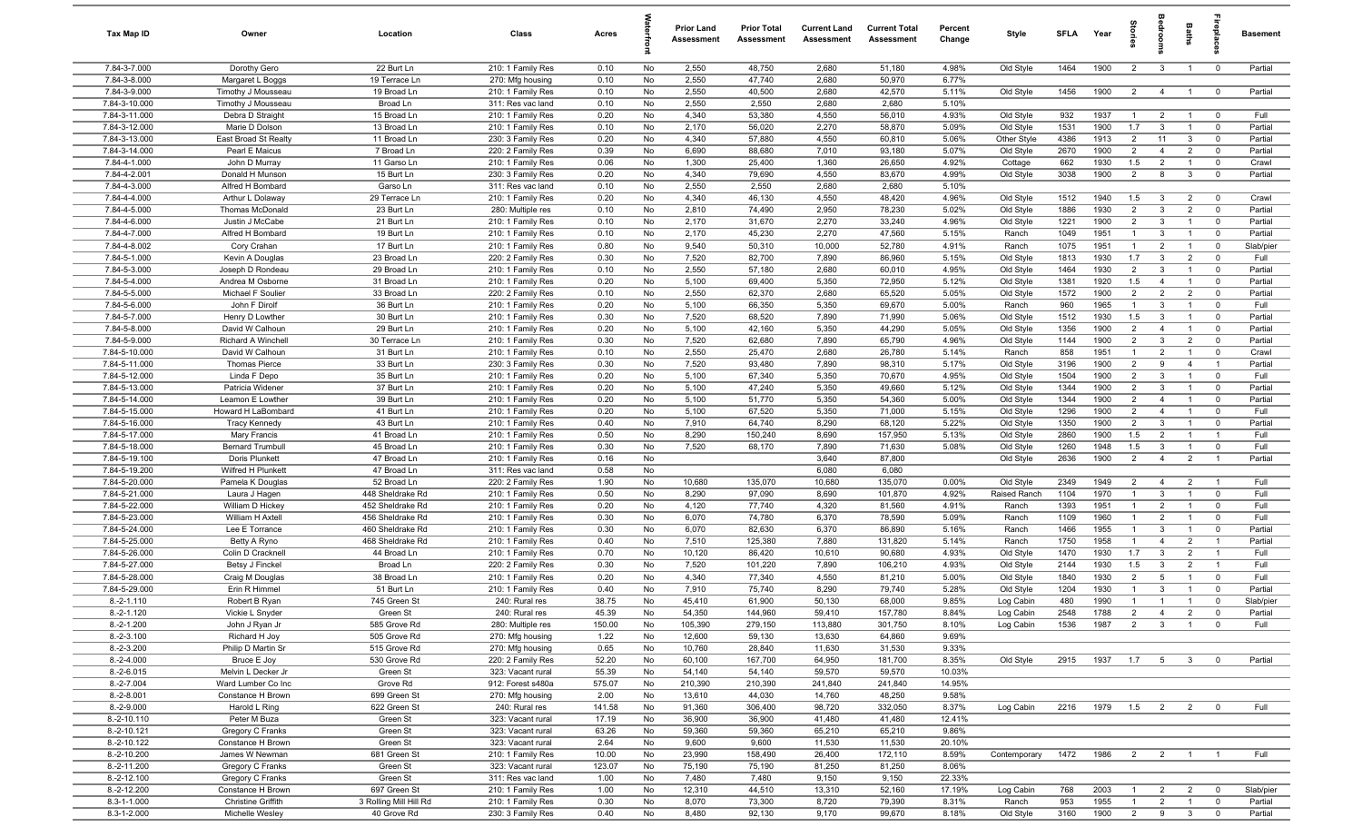| Tax Map ID | Owner | Location | Class | Acres | Waterfront | Prior Land Assessment | Prior Total Assessment | Current Land Assessment | Current Total Assessment | Percent Change | Style | SFLA | Year | Stories | Bedrooms | Baths | Fireplaces | Basement |
|---|---|---|---|---|---|---|---|---|---|---|---|---|---|---|---|---|---|---|
| 7.84-3-7.000 | Dorothy Gero | 22 Burt Ln | 210: 1 Family Res | 0.10 | No | 2,550 | 48,750 | 2,680 | 51,180 | 4.98% | Old Style | 1464 | 1900 | 2 | 3 | 1 | 0 | Partial |
| 7.84-3-8.000 | Margaret L Boggs | 19 Terrace Ln | 270: Mfg housing | 0.10 | No | 2,550 | 47,740 | 2,680 | 50,970 | 6.77% | | | | | | | | |
| 7.84-3-9.000 | Timothy J Mousseau | 19 Broad Ln | 210: 1 Family Res | 0.10 | No | 2,550 | 40,500 | 2,680 | 42,570 | 5.11% | Old Style | 1456 | 1900 | 2 | 4 | 1 | 0 | Partial |
| 7.84-3-10.000 | Timothy J Mousseau | Broad Ln | 311: Res vac land | 0.10 | No | 2,550 | 2,550 | 2,680 | 2,680 | 5.10% | | | | | | | | |
| 7.84-3-11.000 | Debra D Straight | 15 Broad Ln | 210: 1 Family Res | 0.20 | No | 4,340 | 53,380 | 4,550 | 56,010 | 4.93% | Old Style | 932 | 1937 | 1 | 2 | 1 | 0 | Full |
| 7.84-3-12.000 | Marie D Dolson | 13 Broad Ln | 210: 1 Family Res | 0.10 | No | 2,170 | 56,020 | 2,270 | 58,870 | 5.09% | Old Style | 1531 | 1900 | 1.7 | 3 | 1 | 0 | Partial |
| 7.84-3-13.000 | East Broad St Realty | 11 Broad Ln | 230: 3 Family Res | 0.20 | No | 4,340 | 57,880 | 4,550 | 60,810 | 5.06% | Other Style | 4386 | 1913 | 2 | 11 | 3 | 0 | Partial |
| 7.84-3-14.000 | Pearl E Maicus | 7 Broad Ln | 220: 2 Family Res | 0.39 | No | 6,690 | 88,680 | 7,010 | 93,180 | 5.07% | Old Style | 2670 | 1900 | 2 | 4 | 2 | 0 | Partial |
| 7.84-4-1.000 | John D Murray | 11 Garso Ln | 210: 1 Family Res | 0.06 | No | 1,300 | 25,400 | 1,360 | 26,650 | 4.92% | Cottage | 662 | 1930 | 1.5 | 2 | 1 | 0 | Crawl |
| 7.84-4-2.001 | Donald H Munson | 15 Burt Ln | 230: 3 Family Res | 0.20 | No | 4,340 | 79,690 | 4,550 | 83,670 | 4.99% | Old Style | 3038 | 1900 | 2 | 8 | 3 | 0 | Partial |
| 7.84-4-3.000 | Alfred H Bombard | Garso Ln | 311: Res vac land | 0.10 | No | 2,550 | 2,550 | 2,680 | 2,680 | 5.10% | | | | | | | | |
| 7.84-4-4.000 | Arthur L Dolaway | 29 Terrace Ln | 210: 1 Family Res | 0.20 | No | 4,340 | 46,130 | 4,550 | 48,420 | 4.96% | Old Style | 1512 | 1940 | 1.5 | 3 | 2 | 0 | Crawl |
| 7.84-4-5.000 | Thomas McDonald | 23 Burt Ln | 280: Multiple res | 0.10 | No | 2,810 | 74,490 | 2,950 | 78,230 | 5.02% | Old Style | 1886 | 1930 | 2 | 3 | 2 | 0 | Partial |
| 7.84-4-6.000 | Justin J McCabe | 21 Burt Ln | 210: 1 Family Res | 0.10 | No | 2,170 | 31,670 | 2,270 | 33,240 | 4.96% | Old Style | 1221 | 1900 | 2 | 3 | 1 | 0 | Partial |
| 7.84-4-7.000 | Alfred H Bombard | 19 Burt Ln | 210: 1 Family Res | 0.10 | No | 2,170 | 45,230 | 2,270 | 47,560 | 5.15% | Ranch | 1049 | 1951 | 1 | 3 | 1 | 0 | Partial |
| 7.84-4-8.002 | Cory Crahan | 17 Burt Ln | 210: 1 Family Res | 0.80 | No | 9,540 | 50,310 | 10,000 | 52,780 | 4.91% | Ranch | 1075 | 1951 | 1 | 2 | 1 | 0 | Slab/pier |
| 7.84-5-1.000 | Kevin A Douglas | 23 Broad Ln | 220: 2 Family Res | 0.30 | No | 7,520 | 82,700 | 7,890 | 86,960 | 5.15% | Old Style | 1813 | 1930 | 1.7 | 3 | 2 | 0 | Full |
| 7.84-5-3.000 | Joseph D Rondeau | 29 Broad Ln | 210: 1 Family Res | 0.10 | No | 2,550 | 57,180 | 2,680 | 60,010 | 4.95% | Old Style | 1464 | 1930 | 2 | 3 | 1 | 0 | Partial |
| 7.84-5-4.000 | Andrea M Osborne | 31 Broad Ln | 210: 1 Family Res | 0.20 | No | 5,100 | 69,400 | 5,350 | 72,950 | 5.12% | Old Style | 1381 | 1920 | 1.5 | 4 | 1 | 0 | Partial |
| 7.84-5-5.000 | Michael F Soulier | 33 Broad Ln | 220: 2 Family Res | 0.10 | No | 2,550 | 62,370 | 2,680 | 65,520 | 5.05% | Old Style | 1572 | 1900 | 2 | 2 | 2 | 0 | Partial |
| 7.84-5-6.000 | John F Dirolf | 36 Burt Ln | 210: 1 Family Res | 0.20 | No | 5,100 | 66,350 | 5,350 | 69,670 | 5.00% | Ranch | 960 | 1965 | 1 | 3 | 1 | 0 | Full |
| 7.84-5-7.000 | Henry D Lowther | 30 Burt Ln | 210: 1 Family Res | 0.30 | No | 7,520 | 68,520 | 7,890 | 71,990 | 5.06% | Old Style | 1512 | 1930 | 1.5 | 3 | 1 | 0 | Partial |
| 7.84-5-8.000 | David W Calhoun | 29 Burt Ln | 210: 1 Family Res | 0.20 | No | 5,100 | 42,160 | 5,350 | 44,290 | 5.05% | Old Style | 1356 | 1900 | 2 | 4 | 1 | 0 | Partial |
| 7.84-5-9.000 | Richard A Winchell | 30 Terrace Ln | 210: 1 Family Res | 0.30 | No | 7,520 | 62,680 | 7,890 | 65,790 | 4.96% | Old Style | 1144 | 1900 | 2 | 3 | 2 | 0 | Partial |
| 7.84-5-10.000 | David W Calhoun | 31 Burt Ln | 210: 1 Family Res | 0.10 | No | 2,550 | 25,470 | 2,680 | 26,780 | 5.14% | Ranch | 858 | 1951 | 1 | 2 | 1 | 0 | Crawl |
| 7.84-5-11.000 | Thomas Pierce | 33 Burt Ln | 230: 3 Family Res | 0.30 | No | 7,520 | 93,480 | 7,890 | 98,310 | 5.17% | Old Style | 3196 | 1900 | 2 | 9 | 4 | 1 | Partial |
| 7.84-5-12.000 | Linda F Depo | 35 Burt Ln | 210: 1 Family Res | 0.20 | No | 5,100 | 67,340 | 5,350 | 70,670 | 4.95% | Old Style | 1504 | 1900 | 2 | 3 | 1 | 0 | Full |
| 7.84-5-13.000 | Patricia Widener | 37 Burt Ln | 210: 1 Family Res | 0.20 | No | 5,100 | 47,240 | 5,350 | 49,660 | 5.12% | Old Style | 1344 | 1900 | 2 | 3 | 1 | 0 | Partial |
| 7.84-5-14.000 | Leamon E Lowther | 39 Burt Ln | 210: 1 Family Res | 0.20 | No | 5,100 | 51,770 | 5,350 | 54,360 | 5.00% | Old Style | 1344 | 1900 | 2 | 4 | 1 | 0 | Partial |
| 7.84-5-15.000 | Howard H LaBombard | 41 Burt Ln | 210: 1 Family Res | 0.20 | No | 5,100 | 67,520 | 5,350 | 71,000 | 5.15% | Old Style | 1296 | 1900 | 2 | 4 | 1 | 0 | Full |
| 7.84-5-16.000 | Tracy Kennedy | 43 Burt Ln | 210: 1 Family Res | 0.40 | No | 7,910 | 64,740 | 8,290 | 68,120 | 5.22% | Old Style | 1350 | 1900 | 2 | 3 | 1 | 0 | Partial |
| 7.84-5-17.000 | Mary Francis | 41 Broad Ln | 210: 1 Family Res | 0.50 | No | 8,290 | 150,240 | 8,690 | 157,950 | 5.13% | Old Style | 2860 | 1900 | 1.5 | 2 | 1 | 1 | Full |
| 7.84-5-18.000 | Bernard Trumbull | 45 Broad Ln | 210: 1 Family Res | 0.30 | No | 7,520 | 68,170 | 7,890 | 71,630 | 5.08% | Old Style | 1260 | 1948 | 1.5 | 3 | 1 | 0 | Full |
| 7.84-5-19.100 | Doris Plunkett | 47 Broad Ln | 210: 1 Family Res | 0.16 | No | | | 3,640 | 87,800 | | Old Style | 2636 | 1900 | 2 | 4 | 2 | 1 | Partial |
| 7.84-5-19.200 | Wilfred H Plunkett | 47 Broad Ln | 311: Res vac land | 0.58 | No | | | 6,080 | 6,080 | | | | | | | | | |
| 7.84-5-20.000 | Pamela K Douglas | 52 Broad Ln | 220: 2 Family Res | 1.90 | No | 10,680 | 135,070 | 10,680 | 135,070 | 0.00% | Old Style | 2349 | 1949 | 2 | 4 | 2 | 1 | Full |
| 7.84-5-21.000 | Laura J Hagen | 448 Sheldrake Rd | 210: 1 Family Res | 0.50 | No | 8,290 | 97,090 | 8,690 | 101,870 | 4.92% | Raised Ranch | 1104 | 1970 | 1 | 3 | 1 | 0 | Full |
| 7.84-5-22.000 | William D Hickey | 452 Sheldrake Rd | 210: 1 Family Res | 0.20 | No | 4,120 | 77,740 | 4,320 | 81,560 | 4.91% | Ranch | 1393 | 1951 | 1 | 2 | 1 | 0 | Full |
| 7.84-5-23.000 | William H Axtell | 456 Sheldrake Rd | 210: 1 Family Res | 0.30 | No | 6,070 | 74,780 | 6,370 | 78,590 | 5.09% | Ranch | 1109 | 1960 | 1 | 2 | 1 | 0 | Full |
| 7.84-5-24.000 | Lee E Torrance | 460 Sheldrake Rd | 210: 1 Family Res | 0.30 | No | 6,070 | 82,630 | 6,370 | 86,890 | 5.16% | Ranch | 1466 | 1955 | 1 | 3 | 1 | 0 | Partial |
| 7.84-5-25.000 | Betty A Ryno | 468 Sheldrake Rd | 210: 1 Family Res | 0.40 | No | 7,510 | 125,380 | 7,880 | 131,820 | 5.14% | Ranch | 1750 | 1958 | 1 | 4 | 2 | 1 | Partial |
| 7.84-5-26.000 | Colin D Cracknell | 44 Broad Ln | 210: 1 Family Res | 0.70 | No | 10,120 | 86,420 | 10,610 | 90,680 | 4.93% | Old Style | 1470 | 1930 | 1.7 | 3 | 2 | 1 | Full |
| 7.84-5-27.000 | Betsy J Finckel | Broad Ln | 220: 2 Family Res | 0.30 | No | 7,520 | 101,220 | 7,890 | 106,210 | 4.93% | Old Style | 2144 | 1930 | 1.5 | 3 | 2 | 1 | Full |
| 7.84-5-28.000 | Craig M Douglas | 38 Broad Ln | 210: 1 Family Res | 0.20 | No | 4,340 | 77,340 | 4,550 | 81,210 | 5.00% | Old Style | 1840 | 1930 | 2 | 5 | 1 | 0 | Full |
| 7.84-5-29.000 | Erin R Himmel | 51 Burt Ln | 210: 1 Family Res | 0.40 | No | 7,910 | 75,740 | 8,290 | 79,740 | 5.28% | Old Style | 1204 | 1930 | 1 | 3 | 1 | 0 | Partial |
| 8.-2-1.110 | Robert B Ryan | 745 Green St | 240: Rural res | 38.75 | No | 45,410 | 61,900 | 50,130 | 68,000 | 9.85% | Log Cabin | 480 | 1990 | 1 | 1 | 1 | 0 | Slab/pier |
| 8.-2-1.120 | Vickie L Snyder | Green St | 240: Rural res | 45.39 | No | 54,350 | 144,960 | 59,410 | 157,780 | 8.84% | Log Cabin | 2548 | 1788 | 2 | 4 | 2 | 0 | Partial |
| 8.-2-1.200 | John J Ryan Jr | 585 Grove Rd | 280: Multiple res | 150.00 | No | 105,390 | 279,150 | 113,880 | 301,750 | 8.10% | Log Cabin | 1536 | 1987 | 2 | 3 | 1 | 0 | Full |
| 8.-2-3.100 | Richard H Joy | 505 Grove Rd | 270: Mfg housing | 1.22 | No | 12,600 | 59,130 | 13,630 | 64,860 | 9.69% | | | | | | | | |
| 8.-2-3.200 | Philip D Martin Sr | 515 Grove Rd | 270: Mfg housing | 0.65 | No | 10,760 | 28,840 | 11,630 | 31,530 | 9.33% | | | | | | | | |
| 8.-2-4.000 | Bruce E Joy | 530 Grove Rd | 220: 2 Family Res | 52.20 | No | 60,100 | 167,700 | 64,950 | 181,700 | 8.35% | Old Style | 2915 | 1937 | 1.7 | 5 | 3 | 0 | Partial |
| 8.-2-6.015 | Melvin L Decker Jr | Green St | 323: Vacant rural | 55.39 | No | 54,140 | 54,140 | 59,570 | 59,570 | 10.03% | | | | | | | | |
| 8.-2-7.004 | Ward Lumber Co Inc | Grove Rd | 912: Forest s480a | 575.07 | No | 210,390 | 210,390 | 241,840 | 241,840 | 14.95% | | | | | | | | |
| 8.-2-8.001 | Constance H Brown | 699 Green St | 270: Mfg housing | 2.00 | No | 13,610 | 44,030 | 14,760 | 48,250 | 9.58% | | | | | | | | |
| 8.-2-9.000 | Harold L Ring | 622 Green St | 240: Rural res | 141.58 | No | 91,360 | 306,400 | 98,720 | 332,050 | 8.37% | Log Cabin | 2216 | 1979 | 1.5 | 2 | 2 | 0 | Full |
| 8.-2-10.110 | Peter M Buza | Green St | 323: Vacant rural | 17.19 | No | 36,900 | 36,900 | 41,480 | 41,480 | 12.41% | | | | | | | | |
| 8.-2-10.121 | Gregory C Franks | Green St | 323: Vacant rural | 63.26 | No | 59,360 | 59,360 | 65,210 | 65,210 | 9.86% | | | | | | | | |
| 8.-2-10.122 | Constance H Brown | Green St | 323: Vacant rural | 2.64 | No | 9,600 | 9,600 | 11,530 | 11,530 | 20.10% | | | | | | | | |
| 8.-2-10.200 | James W Newman | 681 Green St | 210: 1 Family Res | 10.00 | No | 23,990 | 158,490 | 26,400 | 172,110 | 8.59% | Contemporary | 1472 | 1986 | 2 | 2 | 1 | 1 | Full |
| 8.-2-11.200 | Gregory C Franks | Green St | 323: Vacant rural | 123.07 | No | 75,190 | 75,190 | 81,250 | 81,250 | 8.06% | | | | | | | | |
| 8.-2-12.100 | Gregory C Franks | Green St | 311: Res vac land | 1.00 | No | 7,480 | 7,480 | 9,150 | 9,150 | 22.33% | | | | | | | | |
| 8.-2-12.200 | Constance H Brown | 697 Green St | 210: 1 Family Res | 1.00 | No | 12,310 | 44,510 | 13,310 | 52,160 | 17.19% | Log Cabin | 768 | 2003 | 1 | 2 | 2 | 0 | Slab/pier |
| 8.3-1-1.000 | Christine Griffith | 3 Rolling Mill Hill Rd | 210: 1 Family Res | 0.30 | No | 8,070 | 73,300 | 8,720 | 79,390 | 8.31% | Ranch | 953 | 1955 | 1 | 2 | 1 | 0 | Partial |
| 8.3-1-2.000 | Michelle Wesley | 40 Grove Rd | 230: 3 Family Res | 0.40 | No | 8,480 | 92,130 | 9,170 | 99,670 | 8.18% | Old Style | 3160 | 1900 | 2 | 9 | 3 | 0 | Partial |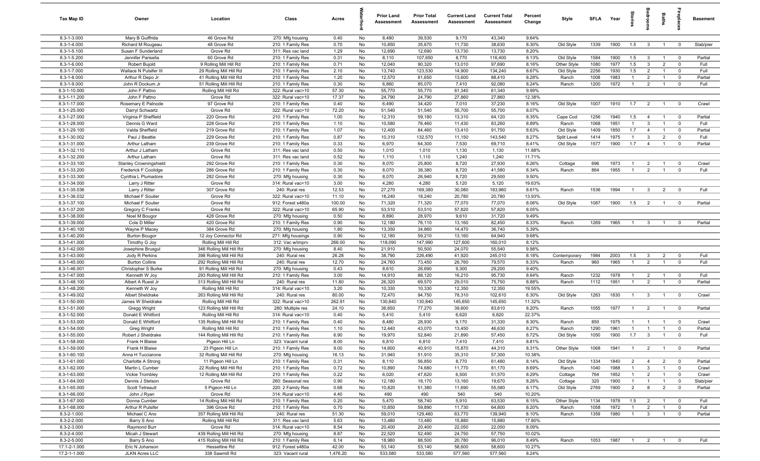| Tax Map ID | Owner | Location | Class | Acres | Waterfront | Prior Land Assessment | Prior Total Assessment | Current Land Assessment | Current Total Assessment | Percent Change | Style | SFLA | Year | Stories | Bedrooms | Baths | Fireplaces | Basement |
|---|---|---|---|---|---|---|---|---|---|---|---|---|---|---|---|---|---|---|
| 8.3-1-3.000 | Mary B Guiffrida | 46 Grove Rd | 270: Mfg housing | 0.40 | No | 8,480 | 39,530 | 9,170 | 43,340 | 9.64% | | | | | | | | |
| 8.3-1-4.000 | Richard M Rougeau | 48 Grove Rd | 210: 1 Family Res | 0.70 | No | 10,850 | 35,670 | 11,730 | 38,630 | 8.30% | Old Style | 1339 | 1900 | 1.5 | 3 | 1 | 0 | Slab/pier |
| 8.3-1-5.100 | Susan F Sunderland | Grove Rd | 311: Res vac land | 1.29 | No | 12,690 | 12,690 | 13,730 | 13,730 | 8.20% | | | | | | | | |
| 8.3-1-5.200 | Jennifer Parisella | 60 Grove Rd | 210: 1 Family Res | 0.31 | No | 8,110 | 107,650 | 8,770 | 116,400 | 8.13% | Old Style | 1584 | 1900 | 1.5 | 3 | 1 | 0 | Partial |
| 8.3-1-6.000 | Robert Bujold | 9 Rolling Mill Hill Rd | 210: 1 Family Res | 0.71 | No | 12,040 | 90,320 | 13,010 | 97,690 | 8.16% | Other Style | 1080 | 1977 | 1.5 | 3 | 2 | 0 | Full |
| 8.3-1-7.000 | Wallace N Pulsifer III | 29 Rolling Mill Hill Rd | 210: 1 Family Res | 2.10 | No | 13,740 | 123,530 | 14,900 | 134,240 | 8.67% | Old Style | 2256 | 1930 | 1.5 | 2 | 1 | 0 | Full |
| 8.3-1-8.000 | Arthur R Depo Jr | 41 Rolling Mill Hill Rd | 210: 1 Family Res | 1.20 | No | 12,570 | 81,650 | 13,600 | 88,410 | 8.28% | Ranch | 1008 | 1983 | 1 | 2 | 1 | 0 | Partial |
| 8.3-1-9.000 | John R Dockum Jr | 51 Rolling Mill Hill Rd | 210: 1 Family Res | 0.30 | No | 6,860 | 85,070 | 7,410 | 92,080 | 8.24% | Ranch | 1200 | 1972 | 1 | 2 | 1 | 0 | Full |
| 8.3-1-10.000 | John F Pattno | Rolling Mill Hill Rd | 322: Rural vac>10 | 57.30 | No | 55,770 | 55,770 | 61,340 | 61,340 | 9.99% | | | | | | | | |
| 8.3-1-11.200 | John F Pattno | Grove Rd | 322: Rural vac>10 | 17.37 | No | 24,790 | 24,790 | 27,860 | 27,860 | 12.38% | | | | | | | | |
| 8.3-1-17.000 | Rosemary E Patnode | 97 Grove Rd | 210: 1 Family Res | 0.40 | No | 6,490 | 34,420 | 7,010 | 37,230 | 8.16% | Old Style | 1007 | 1910 | 1.7 | 2 | 1 | 0 | Crawl |
| 8.3-1-25.000 | Darryl Schwartz | Grove Rd | 322: Rural vac>10 | 72.20 | No | 51,540 | 51,540 | 55,700 | 55,700 | 8.07% | | | | | | | | |
| 8.3-1-27.000 | Virginia P Sheffield | 220 Grove Rd | 210: 1 Family Res | 1.00 | No | 12,310 | 59,180 | 13,310 | 64,120 | 8.35% | Cape Cod | 1256 | 1940 | 1.5 | 4 | 1 | 0 | Partial |
| 8.3-1-28.000 | Dennis G Ward | 228 Grove Rd | 210: 1 Family Res | 1.10 | No | 10,580 | 76,460 | 11,430 | 83,260 | 8.89% | Ranch | 1068 | 1951 | 1 | 3 | 1 | 0 | Full |
| 8.3-1-29.100 | Valda Sheffield | 219 Grove Rd | 210: 1 Family Res | 1.07 | No | 12,400 | 84,460 | 13,410 | 91,750 | 8.63% | Old Style | 1409 | 1850 | 1.7 | 4 | 1 | 0 | Partial |
| 8.3-1-30.002 | Paul J Beattie | 229 Grove Rd | 210: 1 Family Res | 0.87 | No | 10,310 | 132,570 | 11,150 | 143,540 | 8.27% | Split Level | 1414 | 1975 | 1 | 3 | 2 | 0 | Full |
| 8.3-1-31.000 | Arthur Latham | 239 Grove Rd | 210: 1 Family Res | 0.33 | No | 6,970 | 64,300 | 7,530 | 69,710 | 8.41% | Old Style | 1577 | 1900 | 1.7 | 4 | 1 | 0 | Partial |
| 8.3-1-32.110 | Arthur J Latham | Grove Rd | 311: Res vac land | 0.50 | No | 1,010 | 1,010 | 1,130 | 1,130 | 11.88% | | | | | | | | |
| 8.3-1-32.200 | Arthur Latham | Grove Rd | 311: Res vac land | 0.52 | No | 1,110 | 1,110 | 1,240 | 1,240 | 11.71% | | | | | | | | |
| 8.3-1-33.100 | Stanley Crowningshield | 292 Grove Rd | 210: 1 Family Res | 0.30 | No | 8,070 | 25,800 | 8,720 | 27,930 | 8.26% | Cottage | 696 | 1973 | 1 | 2 | 1 | 0 | Crawl |
| 8.3-1-33.200 | Frederick F Coolidge | 286 Grove Rd | 210: 1 Family Res | 0.30 | No | 8,070 | 38,380 | 8,720 | 41,580 | 8.34% | Ranch | 864 | 1955 | 1 | 2 | 1 | 0 | Full |
| 8.3-1-33.300 | Cynthia L Plumadore | 282 Grove Rd | 270: Mfg housing | 0.30 | No | 8,070 | 26,940 | 8,720 | 29,500 | 9.50% | | | | | | | | |
| 8.3-1-34.000 | Larry J Ritter | Grove Rd | 314: Rural vac<10 | 3.00 | No | 4,280 | 4,280 | 5,120 | 5,120 | 19.63% | | | | | | | | |
| 8.3-1-35.036 | Larry J Ritter | 307 Grove Rd | 240: Rural res | 12.53 | No | 27,270 | 169,380 | 30,080 | 183,960 | 8.61% | Ranch | 1536 | 1994 | 1 | 3 | 2 | 0 | Full |
| 8.3-1-36.032 | Michael F Soulier | Grove Rd | 322: Rural vac>10 | 11.10 | No | 18,240 | 18,240 | 20,780 | 20,780 | 13.93% | | | | | | | | |
| 8.3-1-37.100 | Michael F Soulier | Grove Rd | 912: Forest s480a | 100.00 | No | 71,320 | 71,320 | 77,070 | 77,070 | 8.06% | Old Style | 1087 | 1900 | 1.5 | 2 | 1 | 0 | Partial |
| 8.3-1-37.200 | Gregory C Franks | Grove Rd | 322: Rural vac>10 | 65.90 | No | 53,510 | 53,510 | 57,820 | 57,820 | 8.05% | | | | | | | | |
| 8.3-1-38.000 | Noel M Bougor | 428 Grove Rd | 270: Mfg housing | 0.50 | No | 8,890 | 28,970 | 9,610 | 31,720 | 9.49% | | | | | | | | |
| 8.3-1-39.000 | Cole D Miller | 420 Grove Rd | 210: 1 Family Res | 0.90 | No | 12,180 | 76,110 | 13,160 | 82,450 | 8.33% | Ranch | 1269 | 1965 | 1 | 3 | 1 | 0 | Partial |
| 8.3-1-40.100 | Wayne P Macey | 384 Grove Rd | 270: Mfg housing | 1.80 | No | 13,350 | 34,860 | 14,470 | 36,740 | 5.39% | | | | | | | | |
| 8.3-1-40.200 | Burton Bougor | 12 Joy Connector Rd | 271: Mfg housings | 0.90 | No | 12,180 | 59,210 | 13,160 | 64,940 | 9.68% | | | | | | | | |
| 8.3-1-41.000 | Timothy G Joy | Rolling Mill Hill Rd | 312: Vac w/imprv | 266.00 | No | 118,090 | 147,990 | 127,600 | 160,010 | 8.12% | | | | | | | | |
| 8.3-1-42.000 | Josephine Brusgul | 346 Rolling Mill Hill Rd | 270: Mfg housing | 8.40 | No | 21,910 | 50,500 | 24,070 | 55,540 | 9.98% | | | | | | | | |
| 8.3-1-43.000 | Jody R Perkins | 398 Rolling Mill Hill Rd | 240: Rural res | 26.28 | No | 38,790 | 226,490 | 41,920 | 245,010 | 8.18% | Contemporary | 1984 | 2003 | 1.5 | 3 | 2 | 0 | Full |
| 8.3-1-45.000 | Burton Collins | 292 Rolling Mill Hill Rd | 240: Rural res | 12.70 | No | 24,760 | 73,450 | 26,760 | 79,570 | 8.33% | Ranch | 960 | 1965 | 1 | 2 | 1 | 0 | Full |
| 8.3-1-46.001 | Christopher S Burke | 91 Rolling Mill Hill Rd | 270: Mfg housing | 0.43 | No | 8,610 | 26,690 | 9,300 | 29,200 | 9.40% | | | | | | | | |
| 8.3-1-47.000 | Kenneth W Joy | 293 Rolling Mill Hill Rd | 210: 1 Family Res | 3.00 | No | 14,910 | 88,120 | 16,210 | 95,730 | 8.64% | Ranch | 1232 | 1978 | 1 | 2 | 1 | 0 | Full |
| 8.3-1-48.100 | Albert A Ruest Jr | 313 Rolling Mill Hill Rd | 240: Rural res | 11.80 | No | 26,320 | 69,570 | 29,010 | 75,750 | 8.88% | Ranch | 1112 | 1951 | 1 | 2 | 1 | 0 | Partial |
| 8.3-1-48.200 | Kenneth W Joy | Rolling Mill Hill Rd | 314: Rural vac<10 | 3.20 | No | 10,330 | 10,330 | 12,350 | 12,350 | 19.55% | | | | | | | | |
| 8.3-1-49.002 | Albert Sheldrake | 263 Rolling Mill Hill Rd | 240: Rural res | 80.00 | No | 72,470 | 94,750 | 78,310 | 102,610 | 8.30% | Old Style | 1263 | 1830 | 1 | 3 | 1 | 0 | Crawl |
| 8.3-1-50.000 | James W Sheldrake | Rolling Mill Hill Rd | 322: Rural vac>10 | 262.91 | No | 130,840 | 130,840 | 145,650 | 145,650 | 11.32% | | | | | | | | |
| 8.3-1-51.000 | Gregg Wright | 123 Rolling Mill Hill Rd | 280: Multiple res | 24.10 | No | 36,650 | 77,270 | 39,600 | 83,610 | 8.20% | Ranch | 1055 | 1977 | 1 | 2 | 1 | 0 | Partial |
| 8.3-1-52.000 | Donald E Whitford | Rolling Mill Hill Rd | 314: Rural vac<10 | 0.40 | No | 5,410 | 5,410 | 6,620 | 6,620 | 22.37% | | | | | | | | |
| 8.3-1-53.000 | Donald E Whitford | 135 Rolling Mill Hill Rd | 210: 1 Family Res | 0.40 | No | 8,480 | 28,930 | 9,170 | 31,330 | 8.30% | Ranch | 850 | 1975 | 1 | 1 | 1 | 0 | Crawl |
| 8.3-1-54.000 | Greg Wright | Rolling Mill Hill Rd | 210: 1 Family Res | 1.10 | No | 12,440 | 43,070 | 13,450 | 46,630 | 8.27% | Ranch | 1290 | 1961 | 1 | 1 | 1 | 0 | Partial |
| 8.3-1-55.000 | Robert J Sheldrake | 144 Rolling Mill Hill Rd | 210: 1 Family Res | 6.90 | No | 19,970 | 52,840 | 21,890 | 57,450 | 8.72% | Old Style | 1050 | 1900 | 1.7 | 3 | 1 | 0 | Full |
| 8.3-1-58.000 | Frank H Blaise | Pigeon Hill Ln | 323: Vacant rural | 8.00 | No | 6,810 | 6,810 | 7,410 | 7,410 | 8.81% | | | | | | | | |
| 8.3-1-59.000 | Frank H Blaise | 23 Pigeon Hill Ln | 210: 1 Family Res | 9.00 | No | 14,600 | 40,910 | 15,870 | 44,310 | 8.31% | Other Style | 1068 | 1941 | 1 | 2 | 1 | 0 | Partial |
| 8.3-1-60.100 | Anna H Tucciarone | 32 Rolling Mill Hill Rd | 270: Mfg housing | 16.13 | No | 31,940 | 51,910 | 35,310 | 57,300 | 10.38% | | | | | | | | |
| 8.3-1-61.000 | Charlotte A Strong | 11 Pigeon Hill Ln | 210: 1 Family Res | 0.31 | No | 8,110 | 56,850 | 8,770 | 61,480 | 8.14% | Old Style | 1334 | 1840 | 2 | 4 | 2 | 0 | Partial |
| 8.3-1-62.000 | Martin L Cumber | 22 Rolling Mill Hill Rd | 210: 1 Family Res | 0.72 | No | 10,890 | 74,680 | 11,770 | 81,170 | 8.69% | Ranch | 1040 | 1988 | 1 | 3 | 1 | 0 | Crawl |
| 8.3-1-63.000 | Vickie Trombley | 12 Rolling Mill Hill Rd | 210: 1 Family Res | 0.22 | No | 6,020 | 47,620 | 6,500 | 51,570 | 8.29% | Cottage | 764 | 1952 | 1 | 2 | 1 | 0 | Crawl |
| 8.3-1-64.000 | Dennis J Stetson | Grove Rd | 260: Seasonal res | 0.90 | No | 12,180 | 18,170 | 13,160 | 19,670 | 8.26% | Cottage | 320 | 1900 | 1 | 1 | 1 | 0 | Slab/pier |
| 8.3-1-65.000 | Scott Tetreault | 5 Pigeon Hill Ln | 220: 2 Family Res | 0.68 | No | 10,820 | 51,380 | 11,690 | 55,580 | 8.17% | Old Style | 2769 | 1900 | 2 | 8 | 2 | 0 | Partial |
| 8.3-1-66.000 | John J Ryan | Grove Rd | 314: Rural vac<10 | 4.40 | No | 490 | 490 | 540 | 540 | 10.20% | | | | | | | | |
| 8.3-1-67.000 | Donna Cumber | 14 Rolling Mill Hill Rd | 210: 1 Family Res | 0.20 | No | 5,470 | 58,740 | 5,910 | 63,530 | 8.15% | Other Style | 1134 | 1978 | 1.5 | 2 | 1 | 0 | Full |
| 8.3-1-68.000 | Arthur R Pulsifer | 396 Grove Rd | 210: 1 Family Res | 0.70 | No | 10,850 | 59,890 | 11,730 | 64,800 | 8.20% | Ranch | 1058 | 1972 | 1 | 2 | 1 | 0 | Full |
| 8.3-2-1.000 | Michael C Ano | 357 Rolling Mill Hill Rd | 240: Rural res | 51.30 | No | 59,010 | 129,460 | 63,770 | 139,940 | 8.10% | Ranch | 1359 | 1980 | 1 | 3 | 1 | 0 | Partial |
| 8.3-2-2.000 | Barry S Ano | Rolling Mill Hill Rd | 311: Res vac land | 5.63 | No | 13,480 | 13,480 | 15,880 | 15,880 | 17.80% | | | | | | | | |
| 8.3-2-3.000 | Raymond Burr | Grove Rd | 314: Rural vac<10 | 8.54 | No | 20,400 | 20,400 | 22,050 | 22,050 | 8.09% | | | | | | | | |
| 8.3-2-4.000 | Micah J Stewart | 439 Rolling Mill Hill Rd | 270: Mfg housing | 8.87 | No | 22,520 | 52,490 | 24,750 | 57,750 | 10.02% | | | | | | | | |
| 8.3-2-5.000 | Barry S Ano | 415 Rolling Mill Hill Rd | 210: 1 Family Res | 6.14 | No | 18,980 | 88,500 | 20,780 | 96,010 | 8.49% | Ranch | 1053 | 1987 | 1 | 2 | 1 | 0 | Full |
| 17.1-2-1.000 | Eric N Johanson | Hesseltine Rd | 912: Forest s480a | 42.00 | No | 53,140 | 53,140 | 58,600 | 58,600 | 10.27% | | | | | | | | |
| 17.2-1-1.000 | JLKN Acres LLC | 338 Sawmill Rd | 323: Vacant rural | 1,476.20 | No | 533,580 | 533,580 | 577,560 | 577,560 | 8.24% | | | | | | | | |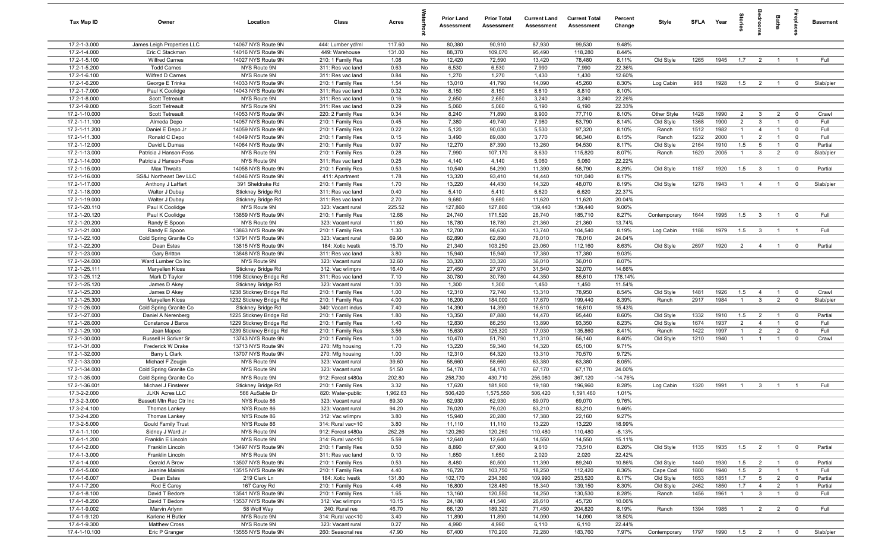| Tax Map ID | Owner | Location | Class | Acres | Waterfront | Prior Land Assessment | Prior Total Assessment | Current Land Assessment | Current Total Assessment | Percent Change | Style | SFLA | Year | Stories | Bedrooms | Baths | Fireplaces | Basement |
|---|---|---|---|---|---|---|---|---|---|---|---|---|---|---|---|---|---|---|
| 17.2-1-3.000 | James Leigh Properties LLC | 14067 NYS Route 9N | 444: Lumber yd/ml | 117.60 | No | 80,380 | 90,910 | 87,930 | 99,530 | 9.48% | | | | | | | | |
| 17.2-1-4.000 | Eric C Stackman | 14016 NYS Route 9N | 449: Warehouse | 131.00 | No | 88,370 | 109,070 | 95,490 | 118,280 | 8.44% | | | | | | | | |
| 17.2-1-5.100 | Wilfred Carnes | 14027 NYS Route 9N | 210: 1 Family Res | 1.08 | No | 12,420 | 72,590 | 13,420 | 78,480 | 8.11% | Old Style | 1265 | 1945 | 1.7 | 2 | 1 | 1 | Full |
| 17.2-1-5.200 | Todd Carnes | NYS Route 9N | 311: Res vac land | 0.63 | No | 6,530 | 6,530 | 7,990 | 7,990 | 22.36% | | | | | | | | |
| 17.2-1-6.100 | Wilfred D Carnes | NYS Route 9N | 311: Res vac land | 0.84 | No | 1,270 | 1,270 | 1,430 | 1,430 | 12.60% | | | | | | | | |
| 17.2-1-6.200 | George E Trinka | 14033 NYS Route 9N | 210: 1 Family Res | 1.54 | No | 13,010 | 41,790 | 14,090 | 45,260 | 8.30% | Log Cabin | 968 | 1928 | 1.5 | 2 | 1 | 0 | Slab/pier |
| 17.2-1-7.000 | Paul K Coolidge | 14043 NYS Route 9N | 311: Res vac land | 0.32 | No | 8,150 | 8,150 | 8,810 | 8,810 | 8.10% | | | | | | | | |
| 17.2-1-8.000 | Scott Tetreault | NYS Route 9N | 311: Res vac land | 0.16 | No | 2,650 | 2,650 | 3,240 | 3,240 | 22.26% | | | | | | | | |
| 17.2-1-9.000 | Scott Tetreault | NYS Route 9N | 311: Res vac land | 0.29 | No | 5,060 | 5,060 | 6,190 | 6,190 | 22.33% | | | | | | | | |
| 17.2-1-10.000 | Scott Tetreault | 14053 NYS Route 9N | 220: 2 Family Res | 0.34 | No | 8,240 | 71,890 | 8,900 | 77,710 | 8.10% | Other Style | 1428 | 1990 | 2 | 3 | 2 | 0 | Crawl |
| 17.2-1-11.100 | Almeda Depo | 14057 NYS Route 9N | 210: 1 Family Res | 0.45 | No | 7,380 | 49,740 | 7,980 | 53,790 | 8.14% | Old Style | 1368 | 1900 | 2 | 3 | 1 | 0 | Full |
| 17.2-1-11.200 | Daniel E Depo Jr | 14059 NYS Route 9N | 210: 1 Family Res | 0.22 | No | 5,120 | 90,030 | 5,530 | 97,320 | 8.10% | Ranch | 1512 | 1982 | 1 | 4 | 1 | 0 | Full |
| 17.2-1-11.300 | Ronald C Depo | 14049 NYS Route 9N | 210: 1 Family Res | 0.15 | No | 3,490 | 89,080 | 3,770 | 96,340 | 8.15% | Ranch | 1232 | 2000 | 1 | 2 | 1 | 0 | Full |
| 17.2-1-12.000 | David L Dumas | 14064 NYS Route 9N | 210: 1 Family Res | 0.97 | No | 12,270 | 87,390 | 13,260 | 94,530 | 8.17% | Old Style | 2164 | 1910 | 1.5 | 5 | 1 | 0 | Partial |
| 17.2-1-13.000 | Patricia J Hanson-Foss | NYS Route 9N | 210: 1 Family Res | 0.28 | No | 7,990 | 107,170 | 8,630 | 115,820 | 8.07% | Ranch | 1620 | 2005 | 1 | 3 | 2 | 0 | Slab/pier |
| 17.2-1-14.000 | Patricia J Hanson-Foss | NYS Route 9N | 311: Res vac land | 0.25 | No | 4,140 | 4,140 | 5,060 | 5,060 | 22.22% | | | | | | | | |
| 17.2-1-15.000 | Max Thwaits | 14058 NYS Route 9N | 210: 1 Family Res | 0.53 | No | 10,540 | 54,290 | 11,390 | 58,790 | 8.29% | Old Style | 1187 | 1920 | 1.5 | 3 | 1 | 0 | Partial |
| 17.2-1-16.000 | SS&J Northeast Dev LLC | 14046 NYS Route 9N | 411: Apartment | 1.78 | No | 13,320 | 93,410 | 14,440 | 101,040 | 8.17% | | | | | | | | |
| 17.2-1-17.000 | Anthony J LaHart | 391 Sheldrake Rd | 210: 1 Family Res | 1.70 | No | 13,220 | 44,430 | 14,320 | 48,070 | 8.19% | Old Style | 1278 | 1943 | 1 | 4 | 1 | 0 | Slab/pier |
| 17.2-1-18.000 | Walter J Dubay | Stickney Bridge Rd | 311: Res vac land | 0.40 | No | 5,410 | 5,410 | 6,620 | 6,620 | 22.37% | | | | | | | | |
| 17.2-1-19.000 | Walter J Dubay | Stickney Bridge Rd | 311: Res vac land | 2.70 | No | 9,680 | 9,680 | 11,620 | 11,620 | 20.04% | | | | | | | | |
| 17.2-1-20.110 | Paul K Coolidge | NYS Route 9N | 323: Vacant rural | 225.52 | No | 127,860 | 127,860 | 139,440 | 139,440 | 9.06% | | | | | | | | |
| 17.2-1-20.120 | Paul K Coolidge | 13859 NYS Route 9N | 210: 1 Family Res | 12.68 | No | 24,740 | 171,520 | 26,740 | 185,710 | 8.27% | Contemporary | 1644 | 1995 | 1.5 | 3 | 1 | 0 | Full |
| 17.2-1-20.200 | Randy E Spoon | NYS Route 9N | 323: Vacant rural | 11.60 | No | 18,780 | 18,780 | 21,360 | 21,360 | 13.74% | | | | | | | | |
| 17.2-1-21.000 | Randy E Spoon | 13863 NYS Route 9N | 210: 1 Family Res | 1.30 | No | 12,700 | 96,630 | 13,740 | 104,540 | 8.19% | Log Cabin | 1188 | 1979 | 1.5 | 3 | 1 | 1 | Full |
| 17.2-1-22.100 | Cold Spring Granite Co | 13791 NYS Route 9N | 323: Vacant rural | 69.90 | No | 62,890 | 62,890 | 78,010 | 78,010 | 24.04% | | | | | | | | |
| 17.2-1-22.200 | Dean Estes | 13815 NYS Route 9N | 184: Xotic lvestk | 15.70 | No | 21,340 | 103,250 | 23,060 | 112,160 | 8.63% | Old Style | 2697 | 1920 | 2 | 4 | 1 | 0 | Partial |
| 17.2-1-23.000 | Gary Britton | 13848 NYS Route 9N | 311: Res vac land | 3.80 | No | 15,940 | 15,940 | 17,380 | 17,380 | 9.03% | | | | | | | | |
| 17.2-1-24.000 | Ward Lumber Co Inc | NYS Route 9N | 323: Vacant rural | 32.60 | No | 33,320 | 33,320 | 36,010 | 36,010 | 8.07% | | | | | | | | |
| 17.2-1-25.111 | Maryellen Kloss | Stickney Bridge Rd | 312: Vac w/imprv | 16.40 | No | 27,450 | 27,970 | 31,540 | 32,070 | 14.66% | | | | | | | | |
| 17.2-1-25.112 | Mark D Taylor | 1196 Stickney Bridge Rd | 311: Res vac land | 7.10 | No | 30,780 | 30,780 | 44,350 | 85,610 | 178.14% | | | | | | | | |
| 17.2-1-25.120 | James D Akey | Stickney Bridge Rd | 323: Vacant rural | 1.00 | No | 1,300 | 1,300 | 1,450 | 1,450 | 11.54% | | | | | | | | |
| 17.2-1-25.200 | James D Akey | 1238 Stickney Bridge Rd | 210: 1 Family Res | 1.00 | No | 12,310 | 72,740 | 13,310 | 78,950 | 8.54% | Old Style | 1481 | 1926 | 1.5 | 4 | 1 | 0 | Crawl |
| 17.2-1-25.300 | Maryellen Kloss | 1232 Stickney Bridge Rd | 210: 1 Family Res | 4.00 | No | 16,200 | 184,000 | 17,670 | 199,440 | 8.39% | Ranch | 2917 | 1984 | 1 | 3 | 2 | 0 | Slab/pier |
| 17.2-1-26.000 | Cold Spring Granite Co | Stickney Bridge Rd | 340: Vacant indus | 7.40 | No | 14,390 | 14,390 | 16,610 | 16,610 | 15.43% | | | | | | | | |
| 17.2-1-27.000 | Daniel A Nerenberg | 1225 Stickney Bridge Rd | 210: 1 Family Res | 1.80 | No | 13,350 | 87,880 | 14,470 | 95,440 | 8.60% | Old Style | 1332 | 1910 | 1.5 | 2 | 1 | 0 | Partial |
| 17.2-1-28.000 | Constance J Baros | 1229 Stickney Bridge Rd | 210: 1 Family Res | 1.40 | No | 12,830 | 86,250 | 13,890 | 93,350 | 8.23% | Old Style | 1674 | 1937 | 2 | 4 | 1 | 0 | Full |
| 17.2-1-29.100 | Joan Mapes | 1239 Stickney Bridge Rd | 210: 1 Family Res | 3.56 | No | 15,630 | 125,320 | 17,030 | 135,860 | 8.41% | Ranch | 1422 | 1997 | 1 | 2 | 2 | 0 | Full |
| 17.2-1-30.000 | Russell H Scriver Sr | 13743 NYS Route 9N | 210: 1 Family Res | 1.00 | No | 10,470 | 51,790 | 11,310 | 56,140 | 8.40% | Old Style | 1210 | 1940 | 1 | 1 | 1 | 0 | Crawl |
| 17.2-1-31.000 | Frederick W Drake | 13713 NYS Route 9N | 270: Mfg housing | 1.70 | No | 13,220 | 59,340 | 14,320 | 65,100 | 9.71% | | | | | | | | |
| 17.2-1-32.000 | Barry L Clark | 13707 NYS Route 9N | 270: Mfg housing | 1.00 | No | 12,310 | 64,320 | 13,310 | 70,570 | 9.72% | | | | | | | | |
| 17.2-1-33.000 | Michael F Zeugin | NYS Route 9N | 323: Vacant rural | 39.60 | No | 58,660 | 58,660 | 63,380 | 63,380 | 8.05% | | | | | | | | |
| 17.2-1-34.000 | Cold Spring Granite Co | NYS Route 9N | 323: Vacant rural | 51.50 | No | 54,170 | 54,170 | 67,170 | 67,170 | 24.00% | | | | | | | | |
| 17.2-1-35.000 | Cold Spring Granite Co | NYS Route 9N | 912: Forest s480a | 202.80 | No | 258,730 | 430,710 | 256,080 | 367,120 | -14.76% | | | | | | | | |
| 17.2-1-36.001 | Michael J Finsterer | Stickney Bridge Rd | 210: 1 Family Res | 3.32 | No | 17,620 | 181,900 | 19,180 | 196,960 | 8.28% | Log Cabin | 1320 | 1991 | 1 | 3 | 1 | 1 | Full |
| 17.3-2-2.000 | JLKN Acres LLC | 566 AuSable Dr | 820: Water-public | 1,962.63 | No | 506,420 | 1,575,550 | 506,420 | 1,591,460 | 1.01% | | | | | | | | |
| 17.3-2-3.000 | Bassett Mtn Rec Ctr Inc | NYS Route 86 | 323: Vacant rural | 69.30 | No | 62,930 | 62,930 | 69,070 | 69,070 | 9.76% | | | | | | | | |
| 17.3-2-4.100 | Thomas Lankey | NYS Route 86 | 323: Vacant rural | 94.20 | No | 76,020 | 76,020 | 83,210 | 83,210 | 9.46% | | | | | | | | |
| 17.3-2-4.200 | Thomas Lankey | NYS Route 86 | 312: Vac w/imprv | 3.80 | No | 15,940 | 20,280 | 17,380 | 22,160 | 9.27% | | | | | | | | |
| 17.3-2-5.000 | Gould Family Trust | NYS Route 86 | 314: Rural vac<10 | 3.80 | No | 11,110 | 11,110 | 13,220 | 13,220 | 18.99% | | | | | | | | |
| 17.4-1-1.100 | Sidney J Ward Jr | NYS Route 9N | 912: Forest s480a | 262.26 | No | 120,260 | 120,260 | 110,480 | 110,480 | -8.13% | | | | | | | | |
| 17.4-1-1.200 | Franklin E Lincoln | NYS Route 9N | 314: Rural vac<10 | 5.59 | No | 12,640 | 12,640 | 14,550 | 14,550 | 15.11% | | | | | | | | |
| 17.4-1-2.000 | Franklin Lincoln | 13497 NYS Route 9N | 210: 1 Family Res | 0.50 | No | 8,890 | 67,900 | 9,610 | 73,510 | 8.26% | Old Style | 1135 | 1935 | 1.5 | 2 | 1 | 0 | Partial |
| 17.4-1-3.000 | Franklin Lincoln | NYS Route 9N | 311: Res vac land | 0.10 | No | 1,650 | 1,650 | 2,020 | 2,020 | 22.42% | | | | | | | | |
| 17.4-1-4.000 | Gerald A Brow | 13507 NYS Route 9N | 210: 1 Family Res | 0.53 | No | 8,480 | 80,500 | 11,390 | 89,240 | 10.86% | Old Style | 1440 | 1930 | 1.5 | 2 | 1 | 0 | Partial |
| 17.4-1-5.000 | Jeanine Mainini | 13515 NYS Route 9N | 210: 1 Family Res | 4.40 | No | 16,720 | 103,750 | 18,250 | 112,420 | 8.36% | Cape Cod | 1800 | 1940 | 1.5 | 2 | 1 | 1 | Full |
| 17.4-1-6.007 | Dean Estes | 219 Clark Ln | 184: Xotic lvestk | 131.80 | No | 102,170 | 234,380 | 109,990 | 253,520 | 8.17% | Old Style | 1653 | 1851 | 1.7 | 5 | 2 | 0 | Partial |
| 17.4-1-7.200 | Rod E Carey | 167 Carey Rd | 210: 1 Family Res | 4.46 | No | 16,800 | 128,480 | 18,340 | 139,150 | 8.30% | Old Style | 2462 | 1850 | 1.7 | 4 | 2 | 1 | Partial |
| 17.4-1-8.100 | David T Bedore | 13541 NYS Route 9N | 210: 1 Family Res | 1.65 | No | 13,160 | 120,550 | 14,250 | 130,530 | 8.28% | Ranch | 1456 | 1961 | 1 | 3 | 1 | 0 | Full |
| 17.4-1-8.200 | David T Bedore | 13537 NYS Route 9N | 312: Vac w/imprv | 10.15 | No | 24,180 | 41,540 | 26,610 | 45,720 | 10.06% | | | | | | | | |
| 17.4-1-9.002 | Marvin Arlynn | 58 Wolf Way | 240: Rural res | 46.70 | No | 66,120 | 189,320 | 71,450 | 204,820 | 8.19% | Ranch | 1394 | 1985 | 1 | 2 | 2 | 0 | Full |
| 17.4-1-9.120 | Karlene H Butler | NYS Route 9N | 314: Rural vac<10 | 3.40 | No | 11,890 | 11,890 | 14,090 | 14,090 | 18.50% | | | | | | | | |
| 17.4-1-9.300 | Matthew Cross | NYS Route 9N | 323: Vacant rural | 0.27 | No | 4,990 | 4,990 | 6,110 | 6,110 | 22.44% | | | | | | | | |
| 17.4-1-10.100 | Eric P Granger | 13555 NYS Route 9N | 260: Seasonal res | 47.90 | No | 67,400 | 170,200 | 72,280 | 183,760 | 7.97% | Contemporary | 1797 | 1990 | 1.5 | 2 | 1 | 0 | Slab/pier |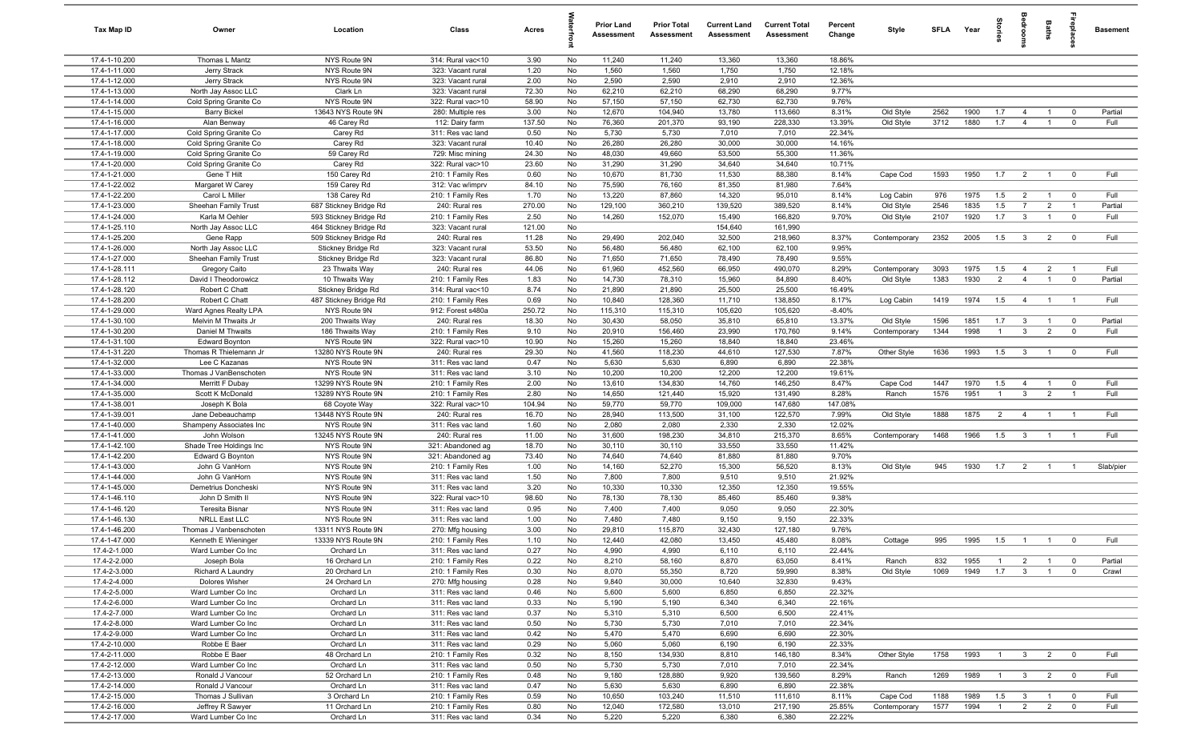| Tax Map ID | Owner | Location | Class | Acres | Waterfront | Prior Land Assessment | Prior Total Assessment | Current Land Assessment | Current Total Assessment | Percent Change | Style | SFLA | Year | Stories | Bedrooms | Baths | Fireplaces | Basement |
|---|---|---|---|---|---|---|---|---|---|---|---|---|---|---|---|---|---|---|
| 17.4-1-10.200 | Thomas L Mantz | NYS Route 9N | 314: Rural vac<10 | 3.90 | No | 11,240 | 11,240 | 13,360 | 13,360 | 18.86% | | | | | | | | |
| 17.4-1-11.000 | Jerry Strack | NYS Route 9N | 323: Vacant rural | 1.20 | No | 1,560 | 1,560 | 1,750 | 1,750 | 12.18% | | | | | | | | |
| 17.4-1-12.000 | Jerry Strack | NYS Route 9N | 323: Vacant rural | 2.00 | No | 2,590 | 2,590 | 2,910 | 2,910 | 12.36% | | | | | | | | |
| 17.4-1-13.000 | North Jay Assoc LLC | Clark Ln | 323: Vacant rural | 72.30 | No | 62,210 | 62,210 | 68,290 | 68,290 | 9.77% | | | | | | | | |
| 17.4-1-14.000 | Cold Spring Granite Co | NYS Route 9N | 322: Rural vac>10 | 58.90 | No | 57,150 | 57,150 | 62,730 | 62,730 | 9.76% | | | | | | | | |
| 17.4-1-15.000 | Barry Bickel | 13643 NYS Route 9N | 280: Multiple res | 3.00 | No | 12,670 | 104,940 | 13,780 | 113,660 | 8.31% | Old Style | 2562 | 1900 | 1.7 | 4 | 1 | 0 | Partial |
| 17.4-1-16.000 | Alan Benway | 46 Carey Rd | 112: Dairy farm | 137.50 | No | 76,360 | 201,370 | 93,190 | 228,330 | 13.39% | Old Style | 3712 | 1880 | 1.7 | 4 | 1 | 0 | Full |
| 17.4-1-17.000 | Cold Spring Granite Co | Carey Rd | 311: Res vac land | 0.50 | No | 5,730 | 5,730 | 7,010 | 7,010 | 22.34% | | | | | | | | |
| 17.4-1-18.000 | Cold Spring Granite Co | Carey Rd | 323: Vacant rural | 10.40 | No | 26,280 | 26,280 | 30,000 | 30,000 | 14.16% | | | | | | | | |
| 17.4-1-19.000 | Cold Spring Granite Co | 59 Carey Rd | 729: Misc mining | 24.30 | No | 48,030 | 49,660 | 53,500 | 55,300 | 11.36% | | | | | | | | |
| 17.4-1-20.000 | Cold Spring Granite Co | Carey Rd | 322: Rural vac>10 | 23.60 | No | 31,290 | 31,290 | 34,640 | 34,640 | 10.71% | | | | | | | | |
| 17.4-1-21.000 | Gene T Hilt | 150 Carey Rd | 210: 1 Family Res | 0.60 | No | 10,670 | 81,730 | 11,530 | 88,380 | 8.14% | Cape Cod | 1593 | 1950 | 1.7 | 2 | 1 | 0 | Full |
| 17.4-1-22.002 | Margaret W Carey | 159 Carey Rd | 312: Vac w/imprv | 84.10 | No | 75,590 | 76,160 | 81,350 | 81,980 | 7.64% | | | | | | | | |
| 17.4-1-22.200 | Carol L Miller | 138 Carey Rd | 210: 1 Family Res | 1.70 | No | 13,220 | 87,860 | 14,320 | 95,010 | 8.14% | Log Cabin | 976 | 1975 | 1.5 | 2 | 1 | 0 | Full |
| 17.4-1-23.000 | Sheehan Family Trust | 687 Stickney Bridge Rd | 240: Rural res | 270.00 | No | 129,100 | 360,210 | 139,520 | 389,520 | 8.14% | Old Style | 2546 | 1835 | 1.5 | 7 | 2 | 1 | Partial |
| 17.4-1-24.000 | Karla M Oehler | 593 Stickney Bridge Rd | 210: 1 Family Res | 2.50 | No | 14,260 | 152,070 | 15,490 | 166,820 | 9.70% | Old Style | 2107 | 1920 | 1.7 | 3 | 1 | 0 | Full |
| 17.4-1-25.110 | North Jay Assoc LLC | 464 Stickney Bridge Rd | 323: Vacant rural | 121.00 | No | | | 154,640 | 161,990 | | | | | | | | | |
| 17.4-1-25.200 | Gene Rapp | 509 Stickney Bridge Rd | 240: Rural res | 11.28 | No | 29,490 | 202,040 | 32,500 | 218,960 | 8.37% | Contemporary | 2352 | 2005 | 1.5 | 3 | 2 | 0 | Full |
| 17.4-1-26.000 | North Jay Assoc LLC | Stickney Bridge Rd | 323: Vacant rural | 53.50 | No | 56,480 | 56,480 | 62,100 | 62,100 | 9.95% | | | | | | | | |
| 17.4-1-27.000 | Sheehan Family Trust | Stickney Bridge Rd | 323: Vacant rural | 86.80 | No | 71,650 | 71,650 | 78,490 | 78,490 | 9.55% | | | | | | | | |
| 17.4-1-28.111 | Gregory Caito | 23 Thwaits Way | 240: Rural res | 44.06 | No | 61,960 | 452,560 | 66,950 | 490,070 | 8.29% | Contemporary | 3093 | 1975 | 1.5 | 4 | 2 | 1 | Full |
| 17.4-1-28.112 | David I Theodorowicz | 10 Thwaits Way | 210: 1 Family Res | 1.83 | No | 14,730 | 78,310 | 15,960 | 84,890 | 8.40% | Old Style | 1383 | 1930 | 2 | 4 | 1 | 0 | Partial |
| 17.4-1-28.120 | Robert C Chatt | Stickney Bridge Rd | 314: Rural vac<10 | 8.74 | No | 21,890 | 21,890 | 25,500 | 25,500 | 16.49% | | | | | | | | |
| 17.4-1-28.200 | Robert C Chatt | 487 Stickney Bridge Rd | 210: 1 Family Res | 0.69 | No | 10,840 | 128,360 | 11,710 | 138,850 | 8.17% | Log Cabin | 1419 | 1974 | 1.5 | 4 | 1 | 1 | Full |
| 17.4-1-29.000 | Ward Agnes Realty LPA | NYS Route 9N | 912: Forest s480a | 250.72 | No | 115,310 | 115,310 | 105,620 | 105,620 | -8.40% | | | | | | | | |
| 17.4-1-30.100 | Melvin M Thwaits Jr | 200 Thwaits Way | 240: Rural res | 18.30 | No | 30,430 | 58,050 | 35,810 | 65,810 | 13.37% | Old Style | 1596 | 1851 | 1.7 | 3 | 1 | 0 | Partial |
| 17.4-1-30.200 | Daniel M Thwaits | 186 Thwaits Way | 210: 1 Family Res | 9.10 | No | 20,910 | 156,460 | 23,990 | 170,760 | 9.14% | Contemporary | 1344 | 1998 | 1 | 3 | 2 | 0 | Full |
| 17.4-1-31.100 | Edward Boynton | NYS Route 9N | 322: Rural vac>10 | 10.90 | No | 15,260 | 15,260 | 18,840 | 18,840 | 23.46% | | | | | | | | |
| 17.4-1-31.220 | Thomas R Thielemann Jr | 13280 NYS Route 9N | 240: Rural res | 29.30 | No | 41,560 | 118,230 | 44,610 | 127,530 | 7.87% | Other Style | 1636 | 1993 | 1.5 | 3 | 1 | 0 | Full |
| 17.4-1-32.000 | Lee C Kazanas | NYS Route 9N | 311: Res vac land | 0.47 | No | 5,630 | 5,630 | 6,890 | 6,890 | 22.38% | | | | | | | | |
| 17.4-1-33.000 | Thomas J VanBenschoten | NYS Route 9N | 311: Res vac land | 3.10 | No | 10,200 | 10,200 | 12,200 | 12,200 | 19.61% | | | | | | | | |
| 17.4-1-34.000 | Merritt F Dubay | 13299 NYS Route 9N | 210: 1 Family Res | 2.00 | No | 13,610 | 134,830 | 14,760 | 146,250 | 8.47% | Cape Cod | 1447 | 1970 | 1.5 | 4 | 1 | 0 | Full |
| 17.4-1-35.000 | Scott K McDonald | 13289 NYS Route 9N | 210: 1 Family Res | 2.80 | No | 14,650 | 121,440 | 15,920 | 131,490 | 8.28% | Ranch | 1576 | 1951 | 1 | 3 | 2 | 1 | Full |
| 17.4-1-38.001 | Joseph K Bola | 68 Coyote Way | 322: Rural vac>10 | 104.94 | No | 59,770 | 59,770 | 109,000 | 147,680 | 147.08% | | | | | | | | |
| 17.4-1-39.001 | Jane Debeauchamp | 13448 NYS Route 9N | 240: Rural res | 16.70 | No | 28,940 | 113,500 | 31,100 | 122,570 | 7.99% | Old Style | 1888 | 1875 | 2 | 4 | 1 | 1 | Full |
| 17.4-1-40.000 | Shampeny Associates Inc | NYS Route 9N | 311: Res vac land | 1.60 | No | 2,080 | 2,080 | 2,330 | 2,330 | 12.02% | | | | | | | | |
| 17.4-1-41.000 | John Wolson | 13245 NYS Route 9N | 240: Rural res | 11.00 | No | 31,600 | 198,230 | 34,810 | 215,370 | 8.65% | Contemporary | 1468 | 1966 | 1.5 | 3 | 1 | 1 | Full |
| 17.4-1-42.100 | Shade Tree Holdings Inc | NYS Route 9N | 321: Abandoned ag | 18.70 | No | 30,110 | 30,110 | 33,550 | 33,550 | 11.42% | | | | | | | | |
| 17.4-1-42.200 | Edward G Boynton | NYS Route 9N | 321: Abandoned ag | 73.40 | No | 74,640 | 74,640 | 81,880 | 81,880 | 9.70% | | | | | | | | |
| 17.4-1-43.000 | John G VanHorn | NYS Route 9N | 210: 1 Family Res | 1.00 | No | 14,160 | 52,270 | 15,300 | 56,520 | 8.13% | Old Style | 945 | 1930 | 1.7 | 2 | 1 | 1 | Slab/pier |
| 17.4-1-44.000 | John G VanHorn | NYS Route 9N | 311: Res vac land | 1.50 | No | 7,800 | 7,800 | 9,510 | 9,510 | 21.92% | | | | | | | | |
| 17.4-1-45.000 | Demetrius Doncheski | NYS Route 9N | 311: Res vac land | 3.20 | No | 10,330 | 10,330 | 12,350 | 12,350 | 19.55% | | | | | | | | |
| 17.4-1-46.110 | John D Smith II | NYS Route 9N | 322: Rural vac>10 | 98.60 | No | 78,130 | 78,130 | 85,460 | 85,460 | 9.38% | | | | | | | | |
| 17.4-1-46.120 | Teresita Bisnar | NYS Route 9N | 311: Res vac land | 0.95 | No | 7,400 | 7,400 | 9,050 | 9,050 | 22.30% | | | | | | | | |
| 17.4-1-46.130 | NRLL East LLC | NYS Route 9N | 311: Res vac land | 1.00 | No | 7,480 | 7,480 | 9,150 | 9,150 | 22.33% | | | | | | | | |
| 17.4-1-46.200 | Thomas J Vanbenschoten | 13311 NYS Route 9N | 270: Mfg housing | 3.00 | No | 29,810 | 115,870 | 32,430 | 127,180 | 9.76% | | | | | | | | |
| 17.4-1-47.000 | Kenneth E Wieninger | 13339 NYS Route 9N | 210: 1 Family Res | 1.10 | No | 12,440 | 42,080 | 13,450 | 45,480 | 8.08% | Cottage | 995 | 1995 | 1.5 | 1 | 1 | 0 | Full |
| 17.4-2-1.000 | Ward Lumber Co Inc | Orchard Ln | 311: Res vac land | 0.27 | No | 4,990 | 4,990 | 6,110 | 6,110 | 22.44% | | | | | | | | |
| 17.4-2-2.000 | Joseph Bola | 16 Orchard Ln | 210: 1 Family Res | 0.22 | No | 8,210 | 58,160 | 8,870 | 63,050 | 8.41% | Ranch | 832 | 1955 | 1 | 2 | 1 | 0 | Partial |
| 17.4-2-3.000 | Richard A Laundry | 20 Orchard Ln | 210: 1 Family Res | 0.30 | No | 8,070 | 55,350 | 8,720 | 59,990 | 8.38% | Old Style | 1069 | 1949 | 1.7 | 3 | 1 | 0 | Crawl |
| 17.4-2-4.000 | Dolores Wisher | 24 Orchard Ln | 270: Mfg housing | 0.28 | No | 9,840 | 30,000 | 10,640 | 32,830 | 9.43% | | | | | | | | |
| 17.4-2-5.000 | Ward Lumber Co Inc | Orchard Ln | 311: Res vac land | 0.46 | No | 5,600 | 5,600 | 6,850 | 6,850 | 22.32% | | | | | | | | |
| 17.4-2-6.000 | Ward Lumber Co Inc | Orchard Ln | 311: Res vac land | 0.33 | No | 5,190 | 5,190 | 6,340 | 6,340 | 22.16% | | | | | | | | |
| 17.4-2-7.000 | Ward Lumber Co Inc | Orchard Ln | 311: Res vac land | 0.37 | No | 5,310 | 5,310 | 6,500 | 6,500 | 22.41% | | | | | | | | |
| 17.4-2-8.000 | Ward Lumber Co Inc | Orchard Ln | 311: Res vac land | 0.50 | No | 5,730 | 5,730 | 7,010 | 7,010 | 22.34% | | | | | | | | |
| 17.4-2-9.000 | Ward Lumber Co Inc | Orchard Ln | 311: Res vac land | 0.42 | No | 5,470 | 5,470 | 6,690 | 6,690 | 22.30% | | | | | | | | |
| 17.4-2-10.000 | Robbe E Baer | Orchard Ln | 311: Res vac land | 0.29 | No | 5,060 | 5,060 | 6,190 | 6,190 | 22.33% | | | | | | | | |
| 17.4-2-11.000 | Robbe E Baer | 48 Orchard Ln | 210: 1 Family Res | 0.32 | No | 8,150 | 134,930 | 8,810 | 146,180 | 8.34% | Other Style | 1758 | 1993 | 1 | 3 | 2 | 0 | Full |
| 17.4-2-12.000 | Ward Lumber Co Inc | Orchard Ln | 311: Res vac land | 0.50 | No | 5,730 | 5,730 | 7,010 | 7,010 | 22.34% | | | | | | | | |
| 17.4-2-13.000 | Ronald J Vancour | 52 Orchard Ln | 210: 1 Family Res | 0.48 | No | 9,180 | 128,880 | 9,920 | 139,560 | 8.29% | Ranch | 1269 | 1989 | 1 | 3 | 2 | 0 | Full |
| 17.4-2-14.000 | Ronald J Vancour | Orchard Ln | 311: Res vac land | 0.47 | No | 5,630 | 5,630 | 6,890 | 6,890 | 22.38% | | | | | | | | |
| 17.4-2-15.000 | Thomas J Sullivan | 3 Orchard Ln | 210: 1 Family Res | 0.59 | No | 10,650 | 103,240 | 11,510 | 111,610 | 8.11% | Cape Cod | 1188 | 1989 | 1.5 | 3 | 1 | 0 | Full |
| 17.4-2-16.000 | Jeffrey R Sawyer | 11 Orchard Ln | 210: 1 Family Res | 0.80 | No | 12,040 | 172,580 | 13,010 | 217,190 | 25.85% | Contemporary | 1577 | 1994 | 1 | 2 | 2 | 0 | Full |
| 17.4-2-17.000 | Ward Lumber Co Inc | Orchard Ln | 311: Res vac land | 0.34 | No | 5,220 | 5,220 | 6,380 | 6,380 | 22.22% | | | | | | | | |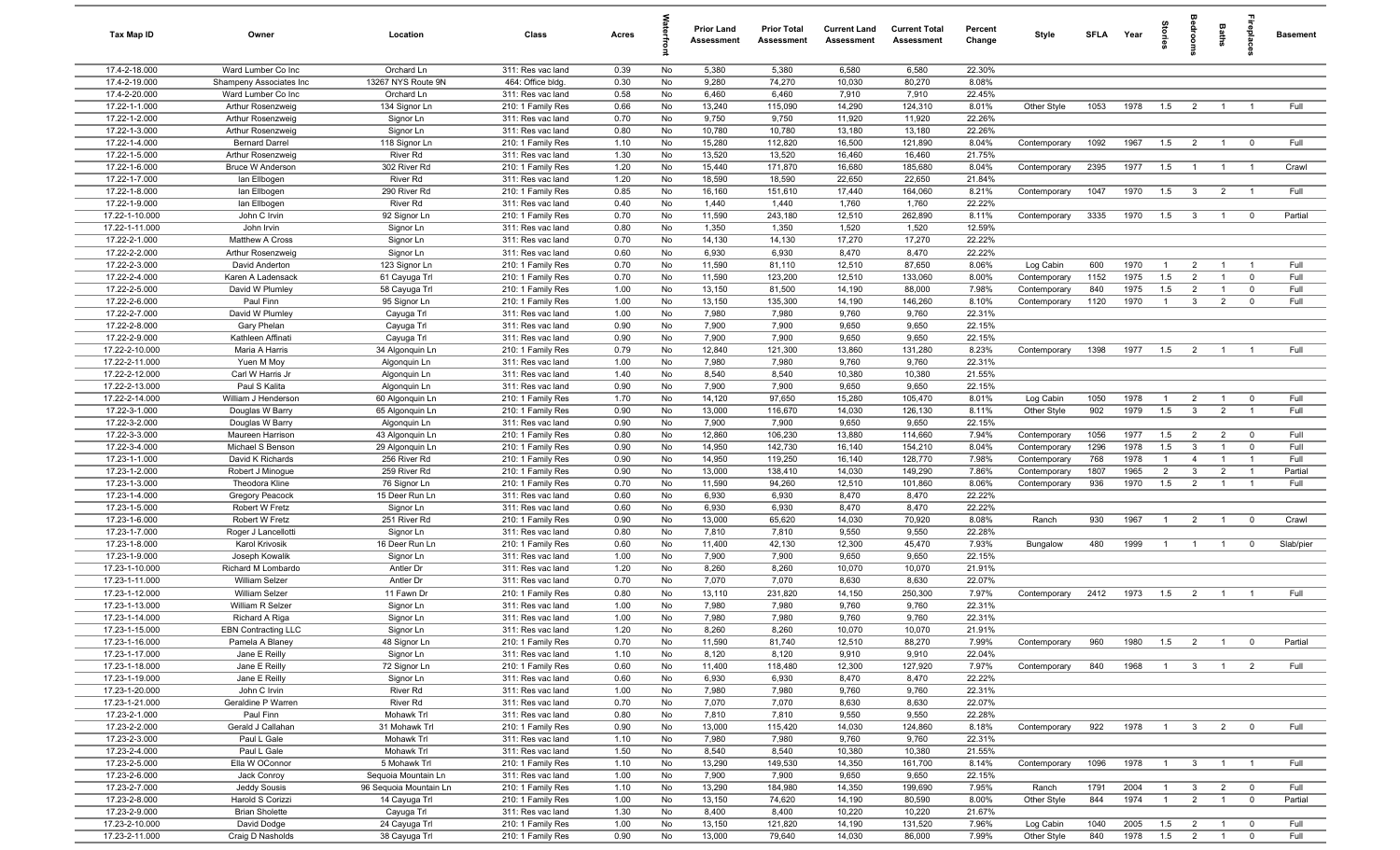| Tax Map ID | Owner | Location | Class | Acres | Waterfront | Prior Land Assessment | Prior Total Assessment | Current Land Assessment | Current Total Assessment | Percent Change | Style | SFLA | Year | Stories | Bedrooms | Baths | Fireplaces | Basement |
|---|---|---|---|---|---|---|---|---|---|---|---|---|---|---|---|---|---|---|
| 17.4-2-18.000 | Ward Lumber Co Inc | Orchard Ln | 311: Res vac land | 0.39 | No | 5,380 | 5,380 | 6,580 | 6,580 | 22.30% | | | | | | | | |
| 17.4-2-19.000 | Shampeny Associates Inc | 13267 NYS Route 9N | 464: Office bldg. | 0.30 | No | 9,280 | 74,270 | 10,030 | 80,270 | 8.08% | | | | | | | | |
| 17.4-2-20.000 | Ward Lumber Co Inc | Orchard Ln | 311: Res vac land | 0.58 | No | 6,460 | 6,460 | 7,910 | 7,910 | 22.45% | | | | | | | | |
| 17.22-1-1.000 | Arthur Rosenzweig | 134 Signor Ln | 210: 1 Family Res | 0.66 | No | 13,240 | 115,090 | 14,290 | 124,310 | 8.01% | Other Style | 1053 | 1978 | 1.5 | 2 | 1 | 1 | Full |
| 17.22-1-2.000 | Arthur Rosenzweig | Signor Ln | 311: Res vac land | 0.70 | No | 9,750 | 9,750 | 11,920 | 11,920 | 22.26% | | | | | | | | |
| 17.22-1-3.000 | Arthur Rosenzweig | Signor Ln | 311: Res vac land | 0.80 | No | 10,780 | 10,780 | 13,180 | 13,180 | 22.26% | | | | | | | | |
| 17.22-1-4.000 | Bernard Darrel | 118 Signor Ln | 210: 1 Family Res | 1.10 | No | 15,280 | 112,820 | 16,500 | 121,890 | 8.04% | Contemporary | 1092 | 1967 | 1.5 | 2 | 1 | 0 | Full |
| 17.22-1-5.000 | Arthur Rosenzweig | River Rd | 311: Res vac land | 1.30 | No | 13,520 | 13,520 | 16,460 | 16,460 | 21.75% | | | | | | | | |
| 17.22-1-6.000 | Bruce W Anderson | 302 River Rd | 210: 1 Family Res | 1.20 | No | 15,440 | 171,870 | 16,680 | 185,680 | 8.04% | Contemporary | 2395 | 1977 | 1.5 | 1 | 1 | 1 | Crawl |
| 17.22-1-7.000 | Ian Ellbogen | River Rd | 311: Res vac land | 1.20 | No | 18,590 | 18,590 | 22,650 | 22,650 | 21.84% | | | | | | | | |
| 17.22-1-8.000 | Ian Ellbogen | 290 River Rd | 210: 1 Family Res | 0.85 | No | 16,160 | 151,610 | 17,440 | 164,060 | 8.21% | Contemporary | 1047 | 1970 | 1.5 | 3 | 2 | 1 | Full |
| 17.22-1-9.000 | Ian Ellbogen | River Rd | 311: Res vac land | 0.40 | No | 1,440 | 1,440 | 1,760 | 1,760 | 22.22% | | | | | | | | |
| 17.22-1-10.000 | John C Irvin | 92 Signor Ln | 210: 1 Family Res | 0.70 | No | 11,590 | 243,180 | 12,510 | 262,890 | 8.11% | Contemporary | 3335 | 1970 | 1.5 | 3 | 1 | 0 | Partial |
| 17.22-1-11.000 | John Irvin | Signor Ln | 311: Res vac land | 0.80 | No | 1,350 | 1,350 | 1,520 | 1,520 | 12.59% | | | | | | | | |
| 17.22-2-1.000 | Matthew A Cross | Signor Ln | 311: Res vac land | 0.70 | No | 14,130 | 14,130 | 17,270 | 17,270 | 22.22% | | | | | | | | |
| 17.22-2-2.000 | Arthur Rosenzweig | Signor Ln | 311: Res vac land | 0.60 | No | 6,930 | 6,930 | 8,470 | 8,470 | 22.22% | | | | | | | | |
| 17.22-2-3.000 | David Anderton | 123 Signor Ln | 210: 1 Family Res | 0.70 | No | 11,590 | 81,110 | 12,510 | 87,650 | 8.06% | Log Cabin | 600 | 1970 | 1 | 2 | 1 | 1 | Full |
| 17.22-2-4.000 | Karen A Ladensack | 61 Cayuga Trl | 210: 1 Family Res | 0.70 | No | 11,590 | 123,200 | 12,510 | 133,060 | 8.00% | Contemporary | 1152 | 1975 | 1.5 | 2 | 1 | 0 | Full |
| 17.22-2-5.000 | David W Plumley | 58 Cayuga Trl | 210: 1 Family Res | 1.00 | No | 13,150 | 81,500 | 14,190 | 88,000 | 7.98% | Contemporary | 840 | 1975 | 1.5 | 2 | 1 | 0 | Full |
| 17.22-2-6.000 | Paul Finn | 95 Signor Ln | 210: 1 Family Res | 1.00 | No | 13,150 | 135,300 | 14,190 | 146,260 | 8.10% | Contemporary | 1120 | 1970 | 1 | 3 | 2 | 0 | Full |
| 17.22-2-7.000 | David W Plumley | Cayuga Trl | 311: Res vac land | 1.00 | No | 7,980 | 7,980 | 9,760 | 9,760 | 22.31% | | | | | | | | |
| 17.22-2-8.000 | Gary Phelan | Cayuga Trl | 311: Res vac land | 0.90 | No | 7,900 | 7,900 | 9,650 | 9,650 | 22.15% | | | | | | | | |
| 17.22-2-9.000 | Kathleen Affinati | Cayuga Trl | 311: Res vac land | 0.90 | No | 7,900 | 7,900 | 9,650 | 9,650 | 22.15% | | | | | | | | |
| 17.22-2-10.000 | Maria A Harris | 34 Algonquin Ln | 210: 1 Family Res | 0.79 | No | 12,840 | 121,300 | 13,860 | 131,280 | 8.23% | Contemporary | 1398 | 1977 | 1.5 | 2 | 1 | 1 | Full |
| 17.22-2-11.000 | Yuen M Moy | Algonquin Ln | 311: Res vac land | 1.00 | No | 7,980 | 7,980 | 9,760 | 9,760 | 22.31% | | | | | | | | |
| 17.22-2-12.000 | Carl W Harris Jr | Algonquin Ln | 311: Res vac land | 1.40 | No | 8,540 | 8,540 | 10,380 | 10,380 | 21.55% | | | | | | | | |
| 17.22-2-13.000 | Paul S Kalita | Algonquin Ln | 311: Res vac land | 0.90 | No | 7,900 | 7,900 | 9,650 | 9,650 | 22.15% | | | | | | | | |
| 17.22-2-14.000 | William J Henderson | 60 Algonquin Ln | 210: 1 Family Res | 1.70 | No | 14,120 | 97,650 | 15,280 | 105,470 | 8.01% | Log Cabin | 1050 | 1978 | 1 | 2 | 1 | 0 | Full |
| 17.22-3-1.000 | Douglas W Barry | 65 Algonquin Ln | 210: 1 Family Res | 0.90 | No | 13,000 | 116,670 | 14,030 | 126,130 | 8.11% | Other Style | 902 | 1979 | 1.5 | 3 | 2 | 1 | Full |
| 17.22-3-2.000 | Douglas W Barry | Algonquin Ln | 311: Res vac land | 0.90 | No | 7,900 | 7,900 | 9,650 | 9,650 | 22.15% | | | | | | | | |
| 17.22-3-3.000 | Maureen Harrison | 43 Algonquin Ln | 210: 1 Family Res | 0.80 | No | 12,860 | 106,230 | 13,880 | 114,660 | 7.94% | Contemporary | 1056 | 1977 | 1.5 | 2 | 2 | 0 | Full |
| 17.22-3-4.000 | Michael S Benson | 29 Algonquin Ln | 210: 1 Family Res | 0.90 | No | 14,950 | 142,730 | 16,140 | 154,210 | 8.04% | Contemporary | 1296 | 1978 | 1.5 | 3 | 1 | 0 | Full |
| 17.23-1-1.000 | David K Richards | 256 River Rd | 210: 1 Family Res | 0.90 | No | 14,950 | 119,250 | 16,140 | 128,770 | 7.98% | Contemporary | 768 | 1978 | 1 | 4 | 1 | 1 | Full |
| 17.23-1-2.000 | Robert J Minogue | 259 River Rd | 210: 1 Family Res | 0.90 | No | 13,000 | 138,410 | 14,030 | 149,290 | 7.86% | Contemporary | 1807 | 1965 | 2 | 3 | 2 | 1 | Partial |
| 17.23-1-3.000 | Theodora Kline | 76 Signor Ln | 210: 1 Family Res | 0.70 | No | 11,590 | 94,260 | 12,510 | 101,860 | 8.06% | Contemporary | 936 | 1970 | 1.5 | 2 | 1 | 1 | Full |
| 17.23-1-4.000 | Gregory Peacock | 15 Deer Run Ln | 311: Res vac land | 0.60 | No | 6,930 | 6,930 | 8,470 | 8,470 | 22.22% | | | | | | | | |
| 17.23-1-5.000 | Robert W Fretz | Signor Ln | 311: Res vac land | 0.60 | No | 6,930 | 6,930 | 8,470 | 8,470 | 22.22% | | | | | | | | |
| 17.23-1-6.000 | Robert W Fretz | 251 River Rd | 210: 1 Family Res | 0.90 | No | 13,000 | 65,620 | 14,030 | 70,920 | 8.08% | Ranch | 930 | 1967 | 1 | 2 | 1 | 0 | Crawl |
| 17.23-1-7.000 | Roger J Lancellotti | Signor Ln | 311: Res vac land | 0.80 | No | 7,810 | 7,810 | 9,550 | 9,550 | 22.28% | | | | | | | | |
| 17.23-1-8.000 | Karol Krivosik | 16 Deer Run Ln | 210: 1 Family Res | 0.60 | No | 11,400 | 42,130 | 12,300 | 45,470 | 7.93% | Bungalow | 480 | 1999 | 1 | 1 | 1 | 0 | Slab/pier |
| 17.23-1-9.000 | Joseph Kowalik | Signor Ln | 311: Res vac land | 1.00 | No | 7,900 | 7,900 | 9,650 | 9,650 | 22.15% | | | | | | | | |
| 17.23-1-10.000 | Richard M Lombardo | Antler Dr | 311: Res vac land | 1.20 | No | 8,260 | 8,260 | 10,070 | 10,070 | 21.91% | | | | | | | | |
| 17.23-1-11.000 | William Selzer | Antler Dr | 311: Res vac land | 0.70 | No | 7,070 | 7,070 | 8,630 | 8,630 | 22.07% | | | | | | | | |
| 17.23-1-12.000 | William Selzer | 11 Fawn Dr | 210: 1 Family Res | 0.80 | No | 13,110 | 231,820 | 14,150 | 250,300 | 7.97% | Contemporary | 2412 | 1973 | 1.5 | 2 | 1 | 1 | Full |
| 17.23-1-13.000 | William R Selzer | Signor Ln | 311: Res vac land | 1.00 | No | 7,980 | 7,980 | 9,760 | 9,760 | 22.31% | | | | | | | | |
| 17.23-1-14.000 | Richard A Riga | Signor Ln | 311: Res vac land | 1.00 | No | 7,980 | 7,980 | 9,760 | 9,760 | 22.31% | | | | | | | | |
| 17.23-1-15.000 | EBN Contracting LLC | Signor Ln | 311: Res vac land | 1.20 | No | 8,260 | 8,260 | 10,070 | 10,070 | 21.91% | | | | | | | | |
| 17.23-1-16.000 | Pamela A Blaney | 48 Signor Ln | 210: 1 Family Res | 0.70 | No | 11,590 | 81,740 | 12,510 | 88,270 | 7.99% | Contemporary | 960 | 1980 | 1.5 | 2 | 1 | 0 | Partial |
| 17.23-1-17.000 | Jane E Reilly | Signor Ln | 311: Res vac land | 1.10 | No | 8,120 | 8,120 | 9,910 | 9,910 | 22.04% | | | | | | | | |
| 17.23-1-18.000 | Jane E Reilly | 72 Signor Ln | 210: 1 Family Res | 0.60 | No | 11,400 | 118,480 | 12,300 | 127,920 | 7.97% | Contemporary | 840 | 1968 | 1 | 3 | 1 | 2 | Full |
| 17.23-1-19.000 | Jane E Reilly | Signor Ln | 311: Res vac land | 0.60 | No | 6,930 | 6,930 | 8,470 | 8,470 | 22.22% | | | | | | | | |
| 17.23-1-20.000 | John C Irvin | River Rd | 311: Res vac land | 1.00 | No | 7,980 | 7,980 | 9,760 | 9,760 | 22.31% | | | | | | | | |
| 17.23-1-21.000 | Geraldine P Warren | River Rd | 311: Res vac land | 0.70 | No | 7,070 | 7,070 | 8,630 | 8,630 | 22.07% | | | | | | | | |
| 17.23-2-1.000 | Paul Finn | Mohawk Trl | 311: Res vac land | 0.80 | No | 7,810 | 7,810 | 9,550 | 9,550 | 22.28% | | | | | | | | |
| 17.23-2-2.000 | Gerald J Callahan | 31 Mohawk Trl | 210: 1 Family Res | 0.90 | No | 13,000 | 115,420 | 14,030 | 124,860 | 8.18% | Contemporary | 922 | 1978 | 1 | 3 | 2 | 0 | Full |
| 17.23-2-3.000 | Paul L Gale | Mohawk Trl | 311: Res vac land | 1.10 | No | 7,980 | 7,980 | 9,760 | 9,760 | 22.31% | | | | | | | | |
| 17.23-2-4.000 | Paul L Gale | Mohawk Trl | 311: Res vac land | 1.50 | No | 8,540 | 8,540 | 10,380 | 10,380 | 21.55% | | | | | | | | |
| 17.23-2-5.000 | Ella W OConnor | 5 Mohawk Trl | 210: 1 Family Res | 1.10 | No | 13,290 | 149,530 | 14,350 | 161,700 | 8.14% | Contemporary | 1096 | 1978 | 1 | 3 | 1 | 1 | Full |
| 17.23-2-6.000 | Jack Conroy | Sequoia Mountain Ln | 311: Res vac land | 1.00 | No | 7,900 | 7,900 | 9,650 | 9,650 | 22.15% | | | | | | | | |
| 17.23-2-7.000 | Jeddy Sousis | 96 Sequoia Mountain Ln | 210: 1 Family Res | 1.10 | No | 13,290 | 184,980 | 14,350 | 199,690 | 7.95% | Ranch | 1791 | 2004 | 1 | 3 | 2 | 0 | Full |
| 17.23-2-8.000 | Harold S Corizzi | 14 Cayuga Trl | 210: 1 Family Res | 1.00 | No | 13,150 | 74,620 | 14,190 | 80,590 | 8.00% | Other Style | 844 | 1974 | 1 | 2 | 1 | 0 | Partial |
| 17.23-2-9.000 | Brian Sholette | Cayuga Trl | 311: Res vac land | 1.30 | No | 8,400 | 8,400 | 10,220 | 10,220 | 21.67% | | | | | | | | |
| 17.23-2-10.000 | David Dodge | 24 Cayuga Trl | 210: 1 Family Res | 1.00 | No | 13,150 | 121,820 | 14,190 | 131,520 | 7.96% | Log Cabin | 1040 | 2005 | 1.5 | 2 | 1 | 0 | Full |
| 17.23-2-11.000 | Craig D Nasholds | 38 Cayuga Trl | 210: 1 Family Res | 0.90 | No | 13,000 | 79,640 | 14,030 | 86,000 | 7.99% | Other Style | 840 | 1978 | 1.5 | 2 | 1 | 0 | Full |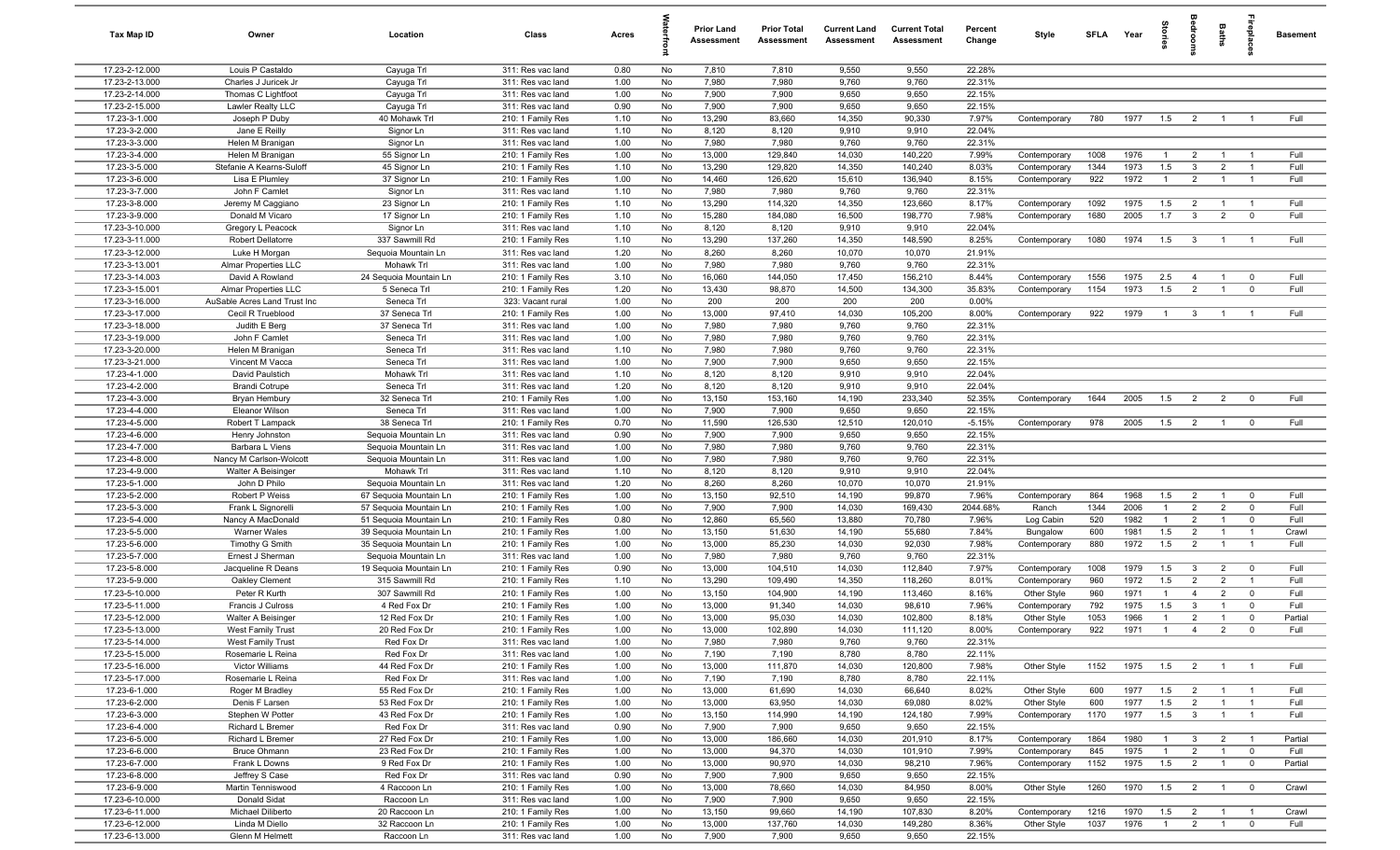| Tax Map ID | Owner | Location | Class | Acres | Waterfront | Prior Land Assessment | Prior Total Assessment | Current Land Assessment | Current Total Assessment | Percent Change | Style | SFLA | Year | Stories | Bedrooms | Baths | Fireplaces | Basement |
|---|---|---|---|---|---|---|---|---|---|---|---|---|---|---|---|---|---|---|
| 17.23-2-12.000 | Louis P Castaldo | Cayuga Trl | 311: Res vac land | 0.80 | No | 7,810 | 7,810 | 9,550 | 9,550 | 22.28% | | | | | | | | |
| 17.23-2-13.000 | Charles J Juricek Jr | Cayuga Trl | 311: Res vac land | 1.00 | No | 7,980 | 7,980 | 9,760 | 9,760 | 22.31% | | | | | | | | |
| 17.23-2-14.000 | Thomas C Lightfoot | Cayuga Trl | 311: Res vac land | 1.00 | No | 7,900 | 7,900 | 9,650 | 9,650 | 22.15% | | | | | | | | |
| 17.23-2-15.000 | Lawler Realty LLC | Cayuga Trl | 311: Res vac land | 0.90 | No | 7,900 | 7,900 | 9,650 | 9,650 | 22.15% | | | | | | | | |
| 17.23-3-1.000 | Joseph P Duby | 40 Mohawk Trl | 210: 1 Family Res | 1.10 | No | 13,290 | 83,660 | 14,350 | 90,330 | 7.97% | Contemporary | 780 | 1977 | 1.5 | 2 | 1 | 1 | Full |
| 17.23-3-2.000 | Jane E Reilly | Signor Ln | 311: Res vac land | 1.10 | No | 8,120 | 8,120 | 9,910 | 9,910 | 22.04% | | | | | | | | |
| 17.23-3-3.000 | Helen M Branigan | Signor Ln | 311: Res vac land | 1.00 | No | 7,980 | 7,980 | 9,760 | 9,760 | 22.31% | | | | | | | | |
| 17.23-3-4.000 | Helen M Branigan | 55 Signor Ln | 210: 1 Family Res | 1.00 | No | 13,000 | 129,840 | 14,030 | 140,220 | 7.99% | Contemporary | 1008 | 1976 | 1 | 2 | 1 | 1 | Full |
| 17.23-3-5.000 | Stefanie A Kearns-Suloff | 45 Signor Ln | 210: 1 Family Res | 1.10 | No | 13,290 | 129,820 | 14,350 | 140,240 | 8.03% | Contemporary | 1344 | 1973 | 1.5 | 3 | 2 | 1 | Full |
| 17.23-3-6.000 | Lisa E Plumley | 37 Signor Ln | 210: 1 Family Res | 1.00 | No | 14,460 | 126,620 | 15,610 | 136,940 | 8.15% | Contemporary | 922 | 1972 | 1 | 2 | 1 | 1 | Full |
| 17.23-3-7.000 | John F Camlet | Signor Ln | 311: Res vac land | 1.10 | No | 7,980 | 7,980 | 9,760 | 9,760 | 22.31% | | | | | | | | |
| 17.23-3-8.000 | Jeremy M Caggiano | 23 Signor Ln | 210: 1 Family Res | 1.10 | No | 13,290 | 114,320 | 14,350 | 123,660 | 8.17% | Contemporary | 1092 | 1975 | 1.5 | 2 | 1 | 1 | Full |
| 17.23-3-9.000 | Donald M Vicaro | 17 Signor Ln | 210: 1 Family Res | 1.10 | No | 15,280 | 184,080 | 16,500 | 198,770 | 7.98% | Contemporary | 1680 | 2005 | 1.7 | 3 | 2 | 0 | Full |
| 17.23-3-10.000 | Gregory L Peacock | Signor Ln | 311: Res vac land | 1.10 | No | 8,120 | 8,120 | 9,910 | 9,910 | 22.04% | | | | | | | | |
| 17.23-3-11.000 | Robert Dellatorre | 337 Sawmill Rd | 210: 1 Family Res | 1.10 | No | 13,290 | 137,260 | 14,350 | 148,590 | 8.25% | Contemporary | 1080 | 1974 | 1.5 | 3 | 1 | 1 | Full |
| 17.23-3-12.000 | Luke H Morgan | Sequoia Mountain Ln | 311: Res vac land | 1.20 | No | 8,260 | 8,260 | 10,070 | 10,070 | 21.91% | | | | | | | | |
| 17.23-3-13.001 | Almar Properties LLC | Mohawk Trl | 311: Res vac land | 1.00 | No | 7,980 | 7,980 | 9,760 | 9,760 | 22.31% | | | | | | | | |
| 17.23-3-14.003 | David A Rowland | 24 Sequoia Mountain Ln | 210: 1 Family Res | 3.10 | No | 16,060 | 144,050 | 17,450 | 156,210 | 8.44% | Contemporary | 1556 | 1975 | 2.5 | 4 | 1 | 0 | Full |
| 17.23-3-15.001 | Almar Properties LLC | 5 Seneca Trl | 210: 1 Family Res | 1.20 | No | 13,430 | 98,870 | 14,500 | 134,300 | 35.83% | Contemporary | 1154 | 1973 | 1.5 | 2 | 1 | 0 | Full |
| 17.23-3-16.000 | AuSable Acres Land Trust Inc | Seneca Trl | 323: Vacant rural | 1.00 | No | 200 | 200 | 200 | 200 | 0.00% | | | | | | | | |
| 17.23-3-17.000 | Cecil R Trueblood | 37 Seneca Trl | 210: 1 Family Res | 1.00 | No | 13,000 | 97,410 | 14,030 | 105,200 | 8.00% | Contemporary | 922 | 1979 | 1 | 3 | 1 | 1 | Full |
| 17.23-3-18.000 | Judith E Berg | 37 Seneca Trl | 311: Res vac land | 1.00 | No | 7,980 | 7,980 | 9,760 | 9,760 | 22.31% | | | | | | | | |
| 17.23-3-19.000 | John F Camlet | Seneca Trl | 311: Res vac land | 1.00 | No | 7,980 | 7,980 | 9,760 | 9,760 | 22.31% | | | | | | | | |
| 17.23-3-20.000 | Helen M Branigan | Seneca Trl | 311: Res vac land | 1.10 | No | 7,980 | 7,980 | 9,760 | 9,760 | 22.31% | | | | | | | | |
| 17.23-3-21.000 | Vincent M Vacca | Seneca Trl | 311: Res vac land | 1.00 | No | 7,900 | 7,900 | 9,650 | 9,650 | 22.15% | | | | | | | | |
| 17.23-4-1.000 | David Paulstich | Mohawk Trl | 311: Res vac land | 1.10 | No | 8,120 | 8,120 | 9,910 | 9,910 | 22.04% | | | | | | | | |
| 17.23-4-2.000 | Brandi Cotrupe | Seneca Trl | 311: Res vac land | 1.20 | No | 8,120 | 8,120 | 9,910 | 9,910 | 22.04% | | | | | | | | |
| 17.23-4-3.000 | Bryan Hembury | 32 Seneca Trl | 210: 1 Family Res | 1.00 | No | 13,150 | 153,160 | 14,190 | 233,340 | 52.35% | Contemporary | 1644 | 2005 | 1.5 | 2 | 2 | 0 | Full |
| 17.23-4-4.000 | Eleanor Wilson | Seneca Trl | 311: Res vac land | 1.00 | No | 7,900 | 7,900 | 9,650 | 9,650 | 22.15% | | | | | | | | |
| 17.23-4-5.000 | Robert T Lampack | 38 Seneca Trl | 210: 1 Family Res | 0.70 | No | 11,590 | 126,530 | 12,510 | 120,010 | -5.15% | Contemporary | 978 | 2005 | 1.5 | 2 | 1 | 0 | Full |
| 17.23-4-6.000 | Henry Johnston | Sequoia Mountain Ln | 311: Res vac land | 0.90 | No | 7,900 | 7,900 | 9,650 | 9,650 | 22.15% | | | | | | | | |
| 17.23-4-7.000 | Barbara L Viens | Sequoia Mountain Ln | 311: Res vac land | 1.00 | No | 7,980 | 7,980 | 9,760 | 9,760 | 22.31% | | | | | | | | |
| 17.23-4-8.000 | Nancy M Carlson-Wolcott | Sequoia Mountain Ln | 311: Res vac land | 1.00 | No | 7,980 | 7,980 | 9,760 | 9,760 | 22.31% | | | | | | | | |
| 17.23-4-9.000 | Walter A Beisinger | Mohawk Trl | 311: Res vac land | 1.10 | No | 8,120 | 8,120 | 9,910 | 9,910 | 22.04% | | | | | | | | |
| 17.23-5-1.000 | John D Philo | Sequoia Mountain Ln | 311: Res vac land | 1.20 | No | 8,260 | 8,260 | 10,070 | 10,070 | 21.91% | | | | | | | | |
| 17.23-5-2.000 | Robert P Weiss | 67 Sequoia Mountain Ln | 210: 1 Family Res | 1.00 | No | 13,150 | 92,510 | 14,190 | 99,870 | 7.96% | Contemporary | 864 | 1968 | 1.5 | 2 | 1 | 0 | Full |
| 17.23-5-3.000 | Frank L Signorelli | 57 Sequoia Mountain Ln | 210: 1 Family Res | 1.00 | No | 7,900 | 7,900 | 14,030 | 169,430 | 2044.68% | Ranch | 1344 | 2006 | 1 | 2 | 2 | 0 | Full |
| 17.23-5-4.000 | Nancy A MacDonald | 51 Sequoia Mountain Ln | 210: 1 Family Res | 0.80 | No | 12,860 | 65,560 | 13,880 | 70,780 | 7.96% | Log Cabin | 520 | 1982 | 1 | 2 | 1 | 0 | Full |
| 17.23-5-5.000 | Warner Wales | 39 Sequoia Mountain Ln | 210: 1 Family Res | 1.00 | No | 13,150 | 51,630 | 14,190 | 55,680 | 7.84% | Bungalow | 600 | 1981 | 1.5 | 2 | 1 | 1 | Crawl |
| 17.23-5-6.000 | Timothy G Smith | 35 Sequoia Mountain Ln | 210: 1 Family Res | 1.00 | No | 13,000 | 85,230 | 14,030 | 92,030 | 7.98% | Contemporary | 880 | 1972 | 1.5 | 2 | 1 | 1 | Full |
| 17.23-5-7.000 | Ernest J Sherman | Sequoia Mountain Ln | 311: Res vac land | 1.00 | No | 7,980 | 7,980 | 9,760 | 9,760 | 22.31% | | | | | | | | |
| 17.23-5-8.000 | Jacqueline R Deans | 19 Sequoia Mountain Ln | 210: 1 Family Res | 0.90 | No | 13,000 | 104,510 | 14,030 | 112,840 | 7.97% | Contemporary | 1008 | 1979 | 1.5 | 3 | 2 | 0 | Full |
| 17.23-5-9.000 | Oakley Clement | 315 Sawmill Rd | 210: 1 Family Res | 1.10 | No | 13,290 | 109,490 | 14,350 | 118,260 | 8.01% | Contemporary | 960 | 1972 | 1.5 | 2 | 2 | 1 | Full |
| 17.23-5-10.000 | Peter R Kurth | 307 Sawmill Rd | 210: 1 Family Res | 1.00 | No | 13,150 | 104,900 | 14,190 | 113,460 | 8.16% | Other Style | 960 | 1971 | 1 | 4 | 2 | 0 | Full |
| 17.23-5-11.000 | Francis J Culross | 4 Red Fox Dr | 210: 1 Family Res | 1.00 | No | 13,000 | 91,340 | 14,030 | 98,610 | 7.96% | Contemporary | 792 | 1975 | 1.5 | 3 | 1 | 0 | Full |
| 17.23-5-12.000 | Walter A Beisinger | 12 Red Fox Dr | 210: 1 Family Res | 1.00 | No | 13,000 | 95,030 | 14,030 | 102,800 | 8.18% | Other Style | 1053 | 1966 | 1 | 2 | 1 | 0 | Partial |
| 17.23-5-13.000 | West Family Trust | 20 Red Fox Dr | 210: 1 Family Res | 1.00 | No | 13,000 | 102,890 | 14,030 | 111,120 | 8.00% | Contemporary | 922 | 1971 | 1 | 4 | 2 | 0 | Full |
| 17.23-5-14.000 | West Family Trust | Red Fox Dr | 311: Res vac land | 1.00 | No | 7,980 | 7,980 | 9,760 | 9,760 | 22.31% | | | | | | | | |
| 17.23-5-15.000 | Rosemarie L Reina | Red Fox Dr | 311: Res vac land | 1.00 | No | 7,190 | 7,190 | 8,780 | 8,780 | 22.11% | | | | | | | | |
| 17.23-5-16.000 | Victor Williams | 44 Red Fox Dr | 210: 1 Family Res | 1.00 | No | 13,000 | 111,870 | 14,030 | 120,800 | 7.98% | Other Style | 1152 | 1975 | 1.5 | 2 | 1 | 1 | Full |
| 17.23-5-17.000 | Rosemarie L Reina | Red Fox Dr | 311: Res vac land | 1.00 | No | 7,190 | 7,190 | 8,780 | 8,780 | 22.11% | | | | | | | | |
| 17.23-6-1.000 | Roger M Bradley | 55 Red Fox Dr | 210: 1 Family Res | 1.00 | No | 13,000 | 61,690 | 14,030 | 66,640 | 8.02% | Other Style | 600 | 1977 | 1.5 | 2 | 1 | 1 | Full |
| 17.23-6-2.000 | Denis F Larsen | 53 Red Fox Dr | 210: 1 Family Res | 1.00 | No | 13,000 | 63,950 | 14,030 | 69,080 | 8.02% | Other Style | 600 | 1977 | 1.5 | 2 | 1 | 1 | Full |
| 17.23-6-3.000 | Stephen W Potter | 43 Red Fox Dr | 210: 1 Family Res | 1.00 | No | 13,150 | 114,990 | 14,190 | 124,180 | 7.99% | Contemporary | 1170 | 1977 | 1.5 | 3 | 1 | 1 | Full |
| 17.23-6-4.000 | Richard L Bremer | Red Fox Dr | 311: Res vac land | 0.90 | No | 7,900 | 7,900 | 9,650 | 9,650 | 22.15% | | | | | | | | |
| 17.23-6-5.000 | Richard L Bremer | 27 Red Fox Dr | 210: 1 Family Res | 1.00 | No | 13,000 | 186,660 | 14,030 | 201,910 | 8.17% | Contemporary | 1864 | 1980 | 1 | 3 | 2 | 1 | Partial |
| 17.23-6-6.000 | Bruce Ohmann | 23 Red Fox Dr | 210: 1 Family Res | 1.00 | No | 13,000 | 94,370 | 14,030 | 101,910 | 7.99% | Contemporary | 845 | 1975 | 1 | 2 | 1 | 0 | Full |
| 17.23-6-7.000 | Frank L Downs | 9 Red Fox Dr | 210: 1 Family Res | 1.00 | No | 13,000 | 90,970 | 14,030 | 98,210 | 7.96% | Contemporary | 1152 | 1975 | 1.5 | 2 | 1 | 0 | Partial |
| 17.23-6-8.000 | Jeffrey S Case | Red Fox Dr | 311: Res vac land | 0.90 | No | 7,900 | 7,900 | 9,650 | 9,650 | 22.15% | | | | | | | | |
| 17.23-6-9.000 | Martin Tenniswood | 4 Raccoon Ln | 210: 1 Family Res | 1.00 | No | 13,000 | 78,660 | 14,030 | 84,950 | 8.00% | Other Style | 1260 | 1970 | 1.5 | 2 | 1 | 0 | Crawl |
| 17.23-6-10.000 | Donald Sidat | Raccoon Ln | 311: Res vac land | 1.00 | No | 7,900 | 7,900 | 9,650 | 9,650 | 22.15% | | | | | | | | |
| 17.23-6-11.000 | Michael Diliberto | 20 Raccoon Ln | 210: 1 Family Res | 1.00 | No | 13,150 | 99,660 | 14,190 | 107,830 | 8.20% | Contemporary | 1216 | 1970 | 1.5 | 2 | 1 | 1 | Crawl |
| 17.23-6-12.000 | Linda M Diello | 32 Raccoon Ln | 210: 1 Family Res | 1.00 | No | 13,000 | 137,760 | 14,030 | 149,280 | 8.36% | Other Style | 1037 | 1976 | 1 | 2 | 1 | 0 | Full |
| 17.23-6-13.000 | Glenn M Helmett | Raccoon Ln | 311: Res vac land | 1.00 | No | 7,900 | 7,900 | 9,650 | 9,650 | 22.15% | | | | | | | | |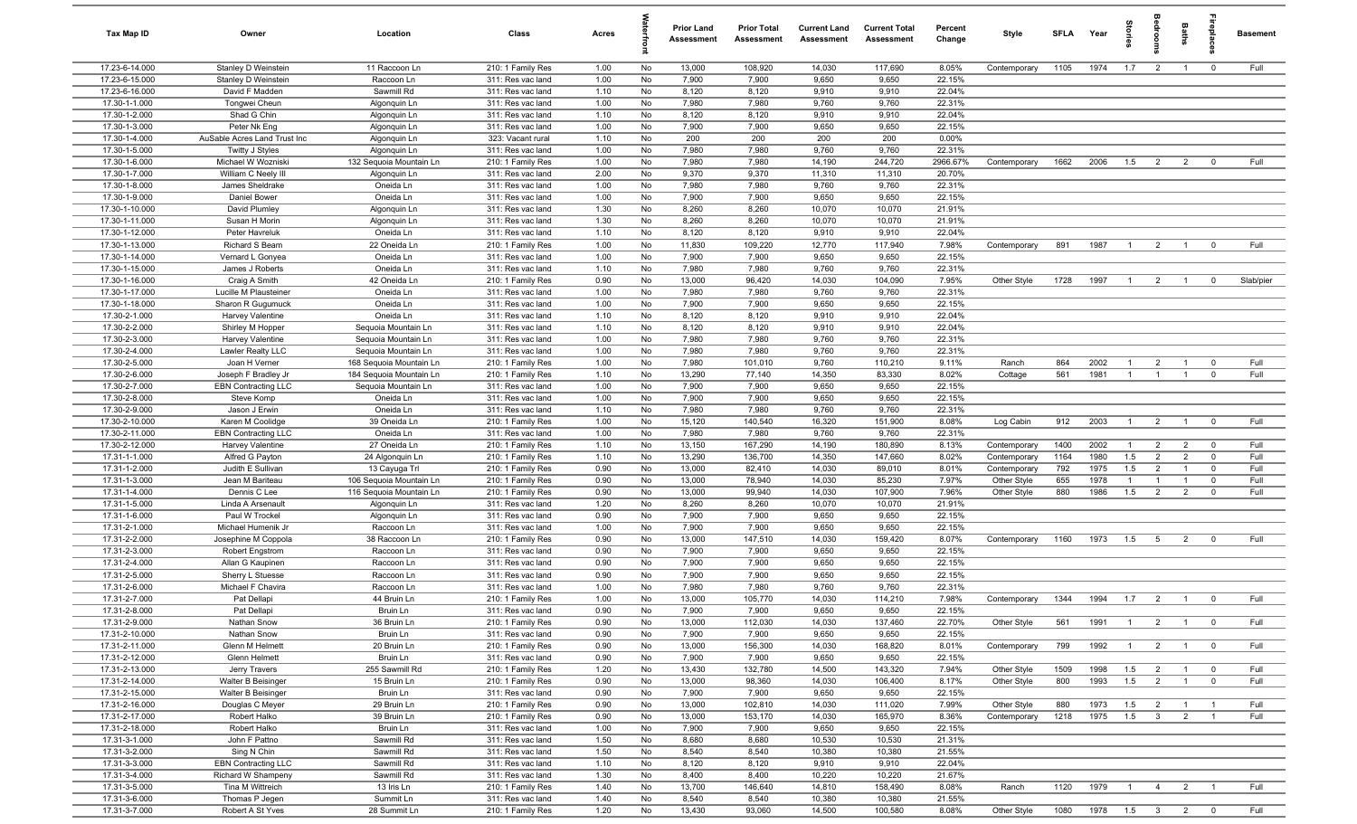| Tax Map ID | Owner | Location | Class | Acres | Waterfront | Prior Land Assessment | Prior Total Assessment | Current Land Assessment | Current Total Assessment | Percent Change | Style | SFLA | Year | Stories | Bedrooms | Baths | Fireplaces | Basement |
|---|---|---|---|---|---|---|---|---|---|---|---|---|---|---|---|---|---|---|
| 17.23-6-14.000 | Stanley D Weinstein | 11 Raccoon Ln | 210: 1 Family Res | 1.00 | No | 13,000 | 108,920 | 14,030 | 117,690 | 8.05% | Contemporary | 1105 | 1974 | 1.7 | 2 | 1 | 0 | Full |
| 17.23-6-15.000 | Stanley D Weinstein | Raccoon Ln | 311: Res vac land | 1.00 | No | 7,900 | 7,900 | 9,650 | 9,650 | 22.15% | | | | | | | | |
| 17.23-6-16.000 | David F Madden | Sawmill Rd | 311: Res vac land | 1.10 | No | 8,120 | 8,120 | 9,910 | 9,910 | 22.04% | | | | | | | | |
| 17.30-1-1.000 | Tongwei Cheun | Algonquin Ln | 311: Res vac land | 1.00 | No | 7,980 | 7,980 | 9,760 | 9,760 | 22.31% | | | | | | | | |
| 17.30-1-2.000 | Shad G Chin | Algonquin Ln | 311: Res vac land | 1.10 | No | 8,120 | 8,120 | 9,910 | 9,910 | 22.04% | | | | | | | | |
| 17.30-1-3.000 | Peter Nk Eng | Algonquin Ln | 311: Res vac land | 1.00 | No | 7,900 | 7,900 | 9,650 | 9,650 | 22.15% | | | | | | | | |
| 17.30-1-4.000 | AuSable Acres Land Trust Inc | Algonquin Ln | 323: Vacant rural | 1.10 | No | 200 | 200 | 200 | 200 | 0.00% | | | | | | | | |
| 17.30-1-5.000 | Twitty J Styles | Algonquin Ln | 311: Res vac land | 1.00 | No | 7,980 | 7,980 | 9,760 | 9,760 | 22.31% | | | | | | | | |
| 17.30-1-6.000 | Michael W Wozniski | 132 Sequoia Mountain Ln | 210: 1 Family Res | 1.00 | No | 7,980 | 7,980 | 14,190 | 244,720 | 2966.67% | Contemporary | 1662 | 2006 | 1.5 | 2 | 2 | 0 | Full |
| 17.30-1-7.000 | William C Neely III | Algonquin Ln | 311: Res vac land | 2.00 | No | 9,370 | 9,370 | 11,310 | 11,310 | 20.70% | | | | | | | | |
| 17.30-1-8.000 | James Sheldrake | Oneida Ln | 311: Res vac land | 1.00 | No | 7,980 | 7,980 | 9,760 | 9,760 | 22.31% | | | | | | | | |
| 17.30-1-9.000 | Daniel Bower | Oneida Ln | 311: Res vac land | 1.00 | No | 7,900 | 7,900 | 9,650 | 9,650 | 22.15% | | | | | | | | |
| 17.30-1-10.000 | David Plumley | Algonquin Ln | 311: Res vac land | 1.30 | No | 8,260 | 8,260 | 10,070 | 10,070 | 21.91% | | | | | | | | |
| 17.30-1-11.000 | Susan H Morin | Algonquin Ln | 311: Res vac land | 1.30 | No | 8,260 | 8,260 | 10,070 | 10,070 | 21.91% | | | | | | | | |
| 17.30-1-12.000 | Peter Havreluk | Oneida Ln | 311: Res vac land | 1.10 | No | 8,120 | 8,120 | 9,910 | 9,910 | 22.04% | | | | | | | | |
| 17.30-1-13.000 | Richard S Beam | 22 Oneida Ln | 210: 1 Family Res | 1.00 | No | 11,830 | 109,220 | 12,770 | 117,940 | 7.98% | Contemporary | 891 | 1987 | 1 | 2 | 1 | 0 | Full |
| 17.30-1-14.000 | Vernard L Gonyea | Oneida Ln | 311: Res vac land | 1.00 | No | 7,900 | 7,900 | 9,650 | 9,650 | 22.15% | | | | | | | | |
| 17.30-1-15.000 | James J Roberts | Oneida Ln | 311: Res vac land | 1.10 | No | 7,980 | 7,980 | 9,760 | 9,760 | 22.31% | | | | | | | | |
| 17.30-1-16.000 | Craig A Smith | 42 Oneida Ln | 210: 1 Family Res | 0.90 | No | 13,000 | 96,420 | 14,030 | 104,090 | 7.95% | Other Style | 1728 | 1997 | 1 | 2 | 1 | 0 | Slab/pier |
| 17.30-1-17.000 | Lucille M Plausteiner | Oneida Ln | 311: Res vac land | 1.00 | No | 7,980 | 7,980 | 9,760 | 9,760 | 22.31% | | | | | | | | |
| 17.30-1-18.000 | Sharon R Gugumuck | Oneida Ln | 311: Res vac land | 1.00 | No | 7,900 | 7,900 | 9,650 | 9,650 | 22.15% | | | | | | | | |
| 17.30-2-1.000 | Harvey Valentine | Oneida Ln | 311: Res vac land | 1.10 | No | 8,120 | 8,120 | 9,910 | 9,910 | 22.04% | | | | | | | | |
| 17.30-2-2.000 | Shirley M Hopper | Sequoia Mountain Ln | 311: Res vac land | 1.10 | No | 8,120 | 8,120 | 9,910 | 9,910 | 22.04% | | | | | | | | |
| 17.30-2-3.000 | Harvey Valentine | Sequoia Mountain Ln | 311: Res vac land | 1.00 | No | 7,980 | 7,980 | 9,760 | 9,760 | 22.31% | | | | | | | | |
| 17.30-2-4.000 | Lawler Realty LLC | Sequoia Mountain Ln | 311: Res vac land | 1.00 | No | 7,980 | 7,980 | 9,760 | 9,760 | 22.31% | | | | | | | | |
| 17.30-2-5.000 | Joan H Verner | 168 Sequoia Mountain Ln | 210: 1 Family Res | 1.00 | No | 7,980 | 101,010 | 9,760 | 110,210 | 9.11% | Ranch | 864 | 2002 | 1 | 2 | 1 | 0 | Full |
| 17.30-2-6.000 | Joseph F Bradley Jr | 184 Sequoia Mountain Ln | 210: 1 Family Res | 1.10 | No | 13,290 | 77,140 | 14,350 | 83,330 | 8.02% | Cottage | 561 | 1981 | 1 | 1 | 1 | 0 | Full |
| 17.30-2-7.000 | EBN Contracting LLC | Sequoia Mountain Ln | 311: Res vac land | 1.00 | No | 7,900 | 7,900 | 9,650 | 9,650 | 22.15% | | | | | | | | |
| 17.30-2-8.000 | Steve Komp | Oneida Ln | 311: Res vac land | 1.00 | No | 7,900 | 7,900 | 9,650 | 9,650 | 22.15% | | | | | | | | |
| 17.30-2-9.000 | Jason J Erwin | Oneida Ln | 311: Res vac land | 1.10 | No | 7,980 | 7,980 | 9,760 | 9,760 | 22.31% | | | | | | | | |
| 17.30-2-10.000 | Karen M Coolidge | 39 Oneida Ln | 210: 1 Family Res | 1.00 | No | 15,120 | 140,540 | 16,320 | 151,900 | 8.08% | Log Cabin | 912 | 2003 | 1 | 2 | 1 | 0 | Full |
| 17.30-2-11.000 | EBN Contracting LLC | Oneida Ln | 311: Res vac land | 1.00 | No | 7,980 | 7,980 | 9,760 | 9,760 | 22.31% | | | | | | | | |
| 17.30-2-12.000 | Harvey Valentine | 27 Oneida Ln | 210: 1 Family Res | 1.10 | No | 13,150 | 167,290 | 14,190 | 180,890 | 8.13% | Contemporary | 1400 | 2002 | 1 | 2 | 2 | 0 | Full |
| 17.31-1-1.000 | Alfred G Payton | 24 Algonquin Ln | 210: 1 Family Res | 1.10 | No | 13,290 | 136,700 | 14,350 | 147,660 | 8.02% | Contemporary | 1164 | 1980 | 1.5 | 2 | 2 | 0 | Full |
| 17.31-1-2.000 | Judith E Sullivan | 13 Cayuga Trl | 210: 1 Family Res | 0.90 | No | 13,000 | 82,410 | 14,030 | 89,010 | 8.01% | Contemporary | 792 | 1975 | 1.5 | 2 | 1 | 0 | Full |
| 17.31-1-3.000 | Jean M Bariteau | 106 Sequoia Mountain Ln | 210: 1 Family Res | 0.90 | No | 13,000 | 78,940 | 14,030 | 85,230 | 7.97% | Other Style | 655 | 1978 | 1 | 1 | 1 | 0 | Full |
| 17.31-1-4.000 | Dennis C Lee | 116 Sequoia Mountain Ln | 210: 1 Family Res | 0.90 | No | 13,000 | 99,940 | 14,030 | 107,900 | 7.96% | Other Style | 880 | 1986 | 1.5 | 2 | 2 | 0 | Full |
| 17.31-1-5.000 | Linda A Arsenault | Algonquin Ln | 311: Res vac land | 1.20 | No | 8,260 | 8,260 | 10,070 | 10,070 | 21.91% | | | | | | | | |
| 17.31-1-6.000 | Paul W Trockel | Algonquin Ln | 311: Res vac land | 0.90 | No | 7,900 | 7,900 | 9,650 | 9,650 | 22.15% | | | | | | | | |
| 17.31-2-1.000 | Michael Humenik Jr | Raccoon Ln | 311: Res vac land | 1.00 | No | 7,900 | 7,900 | 9,650 | 9,650 | 22.15% | | | | | | | | |
| 17.31-2-2.000 | Josephine M Coppola | 38 Raccoon Ln | 210: 1 Family Res | 0.90 | No | 13,000 | 147,510 | 14,030 | 159,420 | 8.07% | Contemporary | 1160 | 1973 | 1.5 | 5 | 2 | 0 | Full |
| 17.31-2-3.000 | Robert Engstrom | Raccoon Ln | 311: Res vac land | 0.90 | No | 7,900 | 7,900 | 9,650 | 9,650 | 22.15% | | | | | | | | |
| 17.31-2-4.000 | Allan G Kaupinen | Raccoon Ln | 311: Res vac land | 0.90 | No | 7,900 | 7,900 | 9,650 | 9,650 | 22.15% | | | | | | | | |
| 17.31-2-5.000 | Sherry L Stuesse | Raccoon Ln | 311: Res vac land | 0.90 | No | 7,900 | 7,900 | 9,650 | 9,650 | 22.15% | | | | | | | | |
| 17.31-2-6.000 | Michael F Chavira | Raccoon Ln | 311: Res vac land | 1.00 | No | 7,980 | 7,980 | 9,760 | 9,760 | 22.31% | | | | | | | | |
| 17.31-2-7.000 | Pat Dellapi | 44 Bruin Ln | 210: 1 Family Res | 1.00 | No | 13,000 | 105,770 | 14,030 | 114,210 | 7.98% | Contemporary | 1344 | 1994 | 1.7 | 2 | 1 | 0 | Full |
| 17.31-2-8.000 | Pat Dellapi | Bruin Ln | 311: Res vac land | 0.90 | No | 7,900 | 7,900 | 9,650 | 9,650 | 22.15% | | | | | | | | |
| 17.31-2-9.000 | Nathan Snow | 36 Bruin Ln | 210: 1 Family Res | 0.90 | No | 13,000 | 112,030 | 14,030 | 137,460 | 22.70% | Other Style | 561 | 1991 | 1 | 2 | 1 | 0 | Full |
| 17.31-2-10.000 | Nathan Snow | Bruin Ln | 311: Res vac land | 0.90 | No | 7,900 | 7,900 | 9,650 | 9,650 | 22.15% | | | | | | | | |
| 17.31-2-11.000 | Glenn M Helmett | 20 Bruin Ln | 210: 1 Family Res | 0.90 | No | 13,000 | 156,300 | 14,030 | 168,820 | 8.01% | Contemporary | 799 | 1992 | 1 | 2 | 1 | 0 | Full |
| 17.31-2-12.000 | Glenn Helmett | Bruin Ln | 311: Res vac land | 0.90 | No | 7,900 | 7,900 | 9,650 | 9,650 | 22.15% | | | | | | | | |
| 17.31-2-13.000 | Jerry Travers | 255 Sawmill Rd | 210: 1 Family Res | 1.20 | No | 13,430 | 132,780 | 14,500 | 143,320 | 7.94% | Other Style | 1509 | 1998 | 1.5 | 2 | 1 | 0 | Full |
| 17.31-2-14.000 | Walter B Beisinger | 15 Bruin Ln | 210: 1 Family Res | 0.90 | No | 13,000 | 98,360 | 14,030 | 106,400 | 8.17% | Other Style | 800 | 1993 | 1.5 | 2 | 1 | 0 | Full |
| 17.31-2-15.000 | Walter B Beisinger | Bruin Ln | 311: Res vac land | 0.90 | No | 7,900 | 7,900 | 9,650 | 9,650 | 22.15% | | | | | | | | |
| 17.31-2-16.000 | Douglas C Meyer | 29 Bruin Ln | 210: 1 Family Res | 0.90 | No | 13,000 | 102,810 | 14,030 | 111,020 | 7.99% | Other Style | 880 | 1973 | 1.5 | 2 | 1 | 1 | Full |
| 17.31-2-17.000 | Robert Halko | 39 Bruin Ln | 210: 1 Family Res | 0.90 | No | 13,000 | 153,170 | 14,030 | 165,970 | 8.36% | Contemporary | 1218 | 1975 | 1.5 | 3 | 2 | 1 | Full |
| 17.31-2-18.000 | Robert Halko | Bruin Ln | 311: Res vac land | 1.00 | No | 7,900 | 7,900 | 9,650 | 9,650 | 22.15% | | | | | | | | |
| 17.31-3-1.000 | John F Pattno | Sawmill Rd | 311: Res vac land | 1.50 | No | 8,680 | 8,680 | 10,530 | 10,530 | 21.31% | | | | | | | | |
| 17.31-3-2.000 | Sing N Chin | Sawmill Rd | 311: Res vac land | 1.50 | No | 8,540 | 8,540 | 10,380 | 10,380 | 21.55% | | | | | | | | |
| 17.31-3-3.000 | EBN Contracting LLC | Sawmill Rd | 311: Res vac land | 1.10 | No | 8,120 | 8,120 | 9,910 | 9,910 | 22.04% | | | | | | | | |
| 17.31-3-4.000 | Richard W Shampeny | Sawmill Rd | 311: Res vac land | 1.30 | No | 8,400 | 8,400 | 10,220 | 10,220 | 21.67% | | | | | | | | |
| 17.31-3-5.000 | Tina M Wittreich | 13 Iris Ln | 210: 1 Family Res | 1.40 | No | 13,700 | 146,640 | 14,810 | 158,490 | 8.08% | Ranch | 1120 | 1979 | 1 | 4 | 2 | 1 | Full |
| 17.31-3-6.000 | Thomas P Jegen | Summit Ln | 311: Res vac land | 1.40 | No | 8,540 | 8,540 | 10,380 | 10,380 | 21.55% | | | | | | | | |
| 17.31-3-7.000 | Robert A St Yves | 28 Summit Ln | 210: 1 Family Res | 1.20 | No | 13,430 | 93,060 | 14,500 | 100,580 | 8.08% | Other Style | 1080 | 1978 | 1.5 | 3 | 2 | 0 | Full |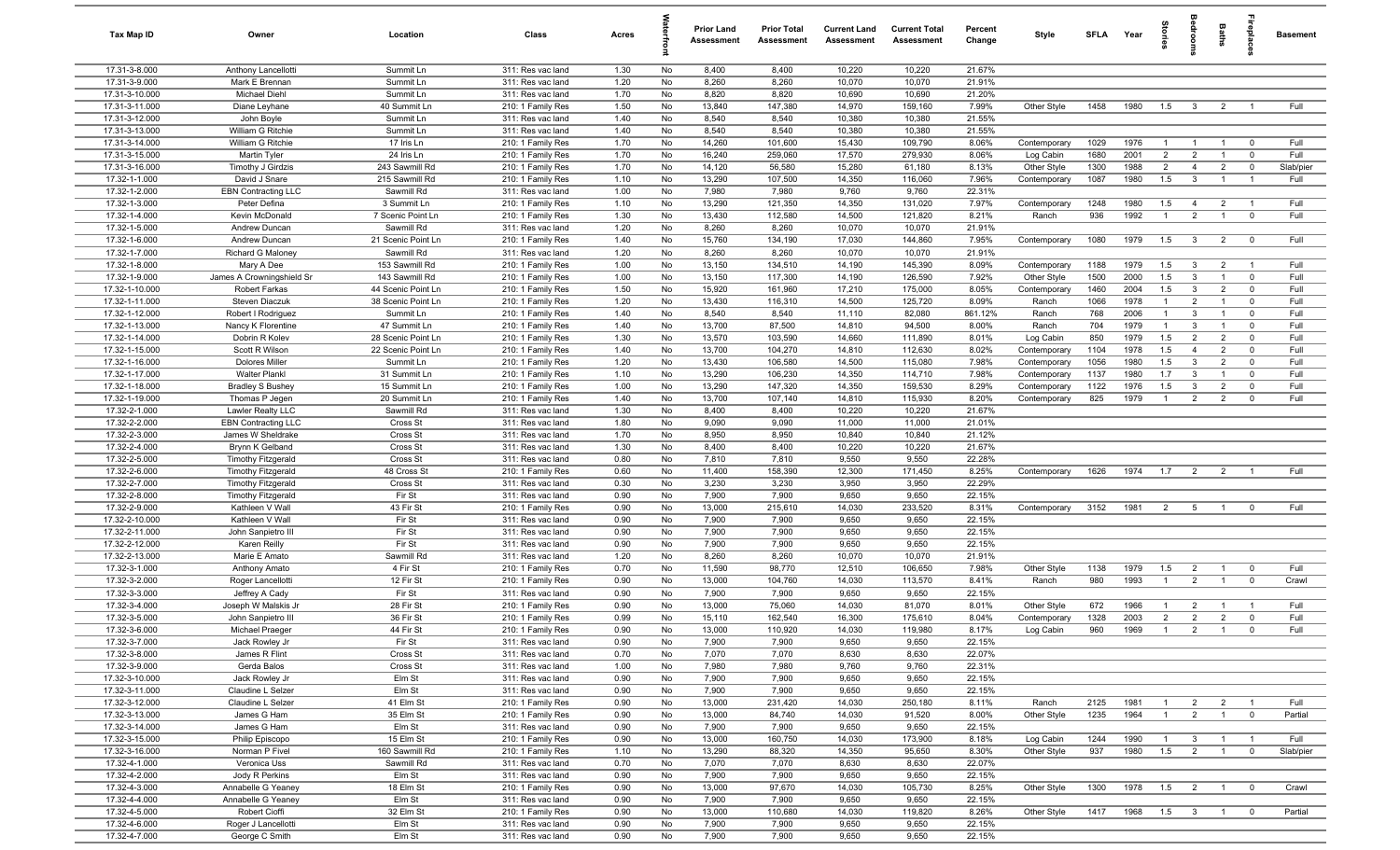| Tax Map ID | Owner | Location | Class | Acres | Waterfront | Prior Land Assessment | Prior Total Assessment | Current Land Assessment | Current Total Assessment | Percent Change | Style | SFLA | Year | Stories | Bedrooms | Baths | Fireplaces | Basement |
|---|---|---|---|---|---|---|---|---|---|---|---|---|---|---|---|---|---|---|
| 17.31-3-8.000 | Anthony Lancellotti | Summit Ln | 311: Res vac land | 1.30 | No | 8,400 | 8,400 | 10,220 | 10,220 | 21.67% | | | | | | | | |
| 17.31-3-9.000 | Mark E Brennan | Summit Ln | 311: Res vac land | 1.20 | No | 8,260 | 8,260 | 10,070 | 10,070 | 21.91% | | | | | | | | |
| 17.31-3-10.000 | Michael Diehl | Summit Ln | 311: Res vac land | 1.70 | No | 8,820 | 8,820 | 10,690 | 10,690 | 21.20% | | | | | | | | |
| 17.31-3-11.000 | Diane Leyhane | 40 Summit Ln | 210: 1 Family Res | 1.50 | No | 13,840 | 147,380 | 14,970 | 159,160 | 7.99% | Other Style | 1458 | 1980 | 1.5 | 3 | 2 | 1 | Full |
| 17.31-3-12.000 | John Boyle | Summit Ln | 311: Res vac land | 1.40 | No | 8,540 | 8,540 | 10,380 | 10,380 | 21.55% | | | | | | | | |
| 17.31-3-13.000 | William G Ritchie | Summit Ln | 311: Res vac land | 1.40 | No | 8,540 | 8,540 | 10,380 | 10,380 | 21.55% | | | | | | | | |
| 17.31-3-14.000 | William G Ritchie | 17 Iris Ln | 210: 1 Family Res | 1.70 | No | 14,260 | 101,600 | 15,430 | 109,790 | 8.06% | Contemporary | 1029 | 1976 | 1 | 1 | 1 | 0 | Full |
| 17.31-3-15.000 | Martin Tyler | 24 Iris Ln | 210: 1 Family Res | 1.70 | No | 16,240 | 259,060 | 17,570 | 279,930 | 8.06% | Log Cabin | 1680 | 2001 | 2 | 2 | 1 | 0 | Full |
| 17.31-3-16.000 | Timothy J Girdzis | 243 Sawmill Rd | 210: 1 Family Res | 1.70 | No | 14,120 | 56,580 | 15,280 | 61,180 | 8.13% | Other Style | 1300 | 1988 | 2 | 4 | 2 | 0 | Slab/pier |
| 17.32-1-1.000 | David J Snare | 215 Sawmill Rd | 210: 1 Family Res | 1.10 | No | 13,290 | 107,500 | 14,350 | 116,060 | 7.96% | Contemporary | 1087 | 1980 | 1.5 | 3 | 1 | 1 | Full |
| 17.32-1-2.000 | EBN Contracting LLC | Sawmill Rd | 311: Res vac land | 1.00 | No | 7,980 | 7,980 | 9,760 | 9,760 | 22.31% | | | | | | | | |
| 17.32-1-3.000 | Peter Defina | 3 Summit Ln | 210: 1 Family Res | 1.10 | No | 13,290 | 121,350 | 14,350 | 131,020 | 7.97% | Contemporary | 1248 | 1980 | 1.5 | 4 | 2 | 1 | Full |
| 17.32-1-4.000 | Kevin McDonald | 7 Scenic Point Ln | 210: 1 Family Res | 1.30 | No | 13,430 | 112,580 | 14,500 | 121,820 | 8.21% | Ranch | 936 | 1992 | 1 | 2 | 1 | 0 | Full |
| 17.32-1-5.000 | Andrew Duncan | Sawmill Rd | 311: Res vac land | 1.20 | No | 8,260 | 8,260 | 10,070 | 10,070 | 21.91% | | | | | | | | |
| 17.32-1-6.000 | Andrew Duncan | 21 Scenic Point Ln | 210: 1 Family Res | 1.40 | No | 15,760 | 134,190 | 17,030 | 144,860 | 7.95% | Contemporary | 1080 | 1979 | 1.5 | 3 | 2 | 0 | Full |
| 17.32-1-7.000 | Richard G Maloney | Sawmill Rd | 311: Res vac land | 1.20 | No | 8,260 | 8,260 | 10,070 | 10,070 | 21.91% | | | | | | | | |
| 17.32-1-8.000 | Mary A Dee | 153 Sawmill Rd | 210: 1 Family Res | 1.00 | No | 13,150 | 134,510 | 14,190 | 145,390 | 8.09% | Contemporary | 1188 | 1979 | 1.5 | 3 | 2 | 1 | Full |
| 17.32-1-9.000 | James A Crowningshield Sr | 143 Sawmill Rd | 210: 1 Family Res | 1.00 | No | 13,150 | 117,300 | 14,190 | 126,590 | 7.92% | Other Style | 1500 | 2000 | 1.5 | 3 | 1 | 0 | Full |
| 17.32-1-10.000 | Robert Farkas | 44 Scenic Point Ln | 210: 1 Family Res | 1.50 | No | 15,920 | 161,960 | 17,210 | 175,000 | 8.05% | Contemporary | 1460 | 2004 | 1.5 | 3 | 2 | 0 | Full |
| 17.32-1-11.000 | Steven Diaczuk | 38 Scenic Point Ln | 210: 1 Family Res | 1.20 | No | 13,430 | 116,310 | 14,500 | 125,720 | 8.09% | Ranch | 1066 | 1978 | 1 | 2 | 1 | 0 | Full |
| 17.32-1-12.000 | Robert I Rodriguez | Summit Ln | 210: 1 Family Res | 1.40 | No | 8,540 | 8,540 | 11,110 | 82,080 | 861.12% | Ranch | 768 | 2006 | 1 | 3 | 1 | 0 | Full |
| 17.32-1-13.000 | Nancy K Florentine | 47 Summit Ln | 210: 1 Family Res | 1.40 | No | 13,700 | 87,500 | 14,810 | 94,500 | 8.00% | Ranch | 704 | 1979 | 1 | 3 | 1 | 0 | Full |
| 17.32-1-14.000 | Dobrin R Kolev | 28 Scenic Point Ln | 210: 1 Family Res | 1.30 | No | 13,570 | 103,590 | 14,660 | 111,890 | 8.01% | Log Cabin | 850 | 1979 | 1.5 | 2 | 2 | 0 | Full |
| 17.32-1-15.000 | Scott R Wilson | 22 Scenic Point Ln | 210: 1 Family Res | 1.40 | No | 13,700 | 104,270 | 14,810 | 112,630 | 8.02% | Contemporary | 1104 | 1978 | 1.5 | 4 | 2 | 0 | Full |
| 17.32-1-16.000 | Dolores Miller | Summit Ln | 210: 1 Family Res | 1.20 | No | 13,430 | 106,580 | 14,500 | 115,080 | 7.98% | Contemporary | 1056 | 1980 | 1.5 | 3 | 2 | 0 | Full |
| 17.32-1-17.000 | Walter Plankl | 31 Summit Ln | 210: 1 Family Res | 1.10 | No | 13,290 | 106,230 | 14,350 | 114,710 | 7.98% | Contemporary | 1137 | 1980 | 1.7 | 3 | 1 | 0 | Full |
| 17.32-1-18.000 | Bradley S Bushey | 15 Summit Ln | 210: 1 Family Res | 1.00 | No | 13,290 | 147,320 | 14,350 | 159,530 | 8.29% | Contemporary | 1122 | 1976 | 1.5 | 3 | 2 | 0 | Full |
| 17.32-1-19.000 | Thomas P Jegen | 20 Summit Ln | 210: 1 Family Res | 1.40 | No | 13,700 | 107,140 | 14,810 | 115,930 | 8.20% | Contemporary | 825 | 1979 | 1 | 2 | 2 | 0 | Full |
| 17.32-2-1.000 | Lawler Realty LLC | Sawmill Rd | 311: Res vac land | 1.30 | No | 8,400 | 8,400 | 10,220 | 10,220 | 21.67% | | | | | | | | |
| 17.32-2-2.000 | EBN Contracting LLC | Cross St | 311: Res vac land | 1.80 | No | 9,090 | 9,090 | 11,000 | 11,000 | 21.01% | | | | | | | | |
| 17.32-2-3.000 | James W Sheldrake | Cross St | 311: Res vac land | 1.70 | No | 8,950 | 8,950 | 10,840 | 10,840 | 21.12% | | | | | | | | |
| 17.32-2-4.000 | Brynn K Gelband | Cross St | 311: Res vac land | 1.30 | No | 8,400 | 8,400 | 10,220 | 10,220 | 21.67% | | | | | | | | |
| 17.32-2-5.000 | Timothy Fitzgerald | Cross St | 311: Res vac land | 0.80 | No | 7,810 | 7,810 | 9,550 | 9,550 | 22.28% | | | | | | | | |
| 17.32-2-6.000 | Timothy Fitzgerald | 48 Cross St | 210: 1 Family Res | 0.60 | No | 11,400 | 158,390 | 12,300 | 171,450 | 8.25% | Contemporary | 1626 | 1974 | 1.7 | 2 | 2 | 1 | Full |
| 17.32-2-7.000 | Timothy Fitzgerald | Cross St | 311: Res vac land | 0.30 | No | 3,230 | 3,230 | 3,950 | 3,950 | 22.29% | | | | | | | | |
| 17.32-2-8.000 | Timothy Fitzgerald | Fir St | 311: Res vac land | 0.90 | No | 7,900 | 7,900 | 9,650 | 9,650 | 22.15% | | | | | | | | |
| 17.32-2-9.000 | Kathleen V Wall | 43 Fir St | 210: 1 Family Res | 0.90 | No | 13,000 | 215,610 | 14,030 | 233,520 | 8.31% | Contemporary | 3152 | 1981 | 2 | 5 | 1 | 0 | Full |
| 17.32-2-10.000 | Kathleen V Wall | Fir St | 311: Res vac land | 0.90 | No | 7,900 | 7,900 | 9,650 | 9,650 | 22.15% | | | | | | | | |
| 17.32-2-11.000 | John Sanpietro III | Fir St | 311: Res vac land | 0.90 | No | 7,900 | 7,900 | 9,650 | 9,650 | 22.15% | | | | | | | | |
| 17.32-2-12.000 | Karen Reilly | Fir St | 311: Res vac land | 0.90 | No | 7,900 | 7,900 | 9,650 | 9,650 | 22.15% | | | | | | | | |
| 17.32-2-13.000 | Marie E Amato | Sawmill Rd | 311: Res vac land | 1.20 | No | 8,260 | 8,260 | 10,070 | 10,070 | 21.91% | | | | | | | | |
| 17.32-3-1.000 | Anthony Amato | 4 Fir St | 210: 1 Family Res | 0.70 | No | 11,590 | 98,770 | 12,510 | 106,650 | 7.98% | Other Style | 1138 | 1979 | 1.5 | 2 | 1 | 0 | Full |
| 17.32-3-2.000 | Roger Lancellotti | 12 Fir St | 210: 1 Family Res | 0.90 | No | 13,000 | 104,760 | 14,030 | 113,570 | 8.41% | Ranch | 980 | 1993 | 1 | 2 | 1 | 0 | Crawl |
| 17.32-3-3.000 | Jeffrey A Cady | Fir St | 311: Res vac land | 0.90 | No | 7,900 | 7,900 | 9,650 | 9,650 | 22.15% | | | | | | | | |
| 17.32-3-4.000 | Joseph W Malskis Jr | 28 Fir St | 210: 1 Family Res | 0.90 | No | 13,000 | 75,060 | 14,030 | 81,070 | 8.01% | Other Style | 672 | 1966 | 1 | 2 | 1 | 1 | Full |
| 17.32-3-5.000 | John Sanpietro III | 36 Fir St | 210: 1 Family Res | 0.99 | No | 15,110 | 162,540 | 16,300 | 175,610 | 8.04% | Contemporary | 1328 | 2003 | 2 | 2 | 2 | 0 | Full |
| 17.32-3-6.000 | Michael Praeger | 44 Fir St | 210: 1 Family Res | 0.90 | No | 13,000 | 110,920 | 14,030 | 119,980 | 8.17% | Log Cabin | 960 | 1969 | 1 | 2 | 1 | 0 | Full |
| 17.32-3-7.000 | Jack Rowley Jr | Fir St | 311: Res vac land | 0.90 | No | 7,900 | 7,900 | 9,650 | 9,650 | 22.15% | | | | | | | | |
| 17.32-3-8.000 | James R Flint | Cross St | 311: Res vac land | 0.70 | No | 7,070 | 7,070 | 8,630 | 8,630 | 22.07% | | | | | | | | |
| 17.32-3-9.000 | Gerda Balos | Cross St | 311: Res vac land | 1.00 | No | 7,980 | 7,980 | 9,760 | 9,760 | 22.31% | | | | | | | | |
| 17.32-3-10.000 | Jack Rowley Jr | Elm St | 311: Res vac land | 0.90 | No | 7,900 | 7,900 | 9,650 | 9,650 | 22.15% | | | | | | | | |
| 17.32-3-11.000 | Claudine L Selzer | Elm St | 311: Res vac land | 0.90 | No | 7,900 | 7,900 | 9,650 | 9,650 | 22.15% | | | | | | | | |
| 17.32-3-12.000 | Claudine L Selzer | 41 Elm St | 210: 1 Family Res | 0.90 | No | 13,000 | 231,420 | 14,030 | 250,180 | 8.11% | Ranch | 2125 | 1981 | 1 | 2 | 2 | 1 | Full |
| 17.32-3-13.000 | James G Ham | 35 Elm St | 210: 1 Family Res | 0.90 | No | 13,000 | 84,740 | 14,030 | 91,520 | 8.00% | Other Style | 1235 | 1964 | 1 | 2 | 1 | 0 | Partial |
| 17.32-3-14.000 | James G Ham | Elm St | 311: Res vac land | 0.90 | No | 7,900 | 7,900 | 9,650 | 9,650 | 22.15% | | | | | | | | |
| 17.32-3-15.000 | Philip Episcopo | 15 Elm St | 210: 1 Family Res | 0.90 | No | 13,000 | 160,750 | 14,030 | 173,900 | 8.18% | Log Cabin | 1244 | 1990 | 1 | 3 | 1 | 1 | Full |
| 17.32-3-16.000 | Norman P Fivel | 160 Sawmill Rd | 210: 1 Family Res | 1.10 | No | 13,290 | 88,320 | 14,350 | 95,650 | 8.30% | Other Style | 937 | 1980 | 1.5 | 2 | 1 | 0 | Slab/pier |
| 17.32-4-1.000 | Veronica Uss | Sawmill Rd | 311: Res vac land | 0.70 | No | 7,070 | 7,070 | 8,630 | 8,630 | 22.07% | | | | | | | | |
| 17.32-4-2.000 | Jody R Perkins | Elm St | 311: Res vac land | 0.90 | No | 7,900 | 7,900 | 9,650 | 9,650 | 22.15% | | | | | | | | |
| 17.32-4-3.000 | Annabelle G Yeaney | 18 Elm St | 210: 1 Family Res | 0.90 | No | 13,000 | 97,670 | 14,030 | 105,730 | 8.25% | Other Style | 1300 | 1978 | 1.5 | 2 | 1 | 0 | Crawl |
| 17.32-4-4.000 | Annabelle G Yeaney | Elm St | 311: Res vac land | 0.90 | No | 7,900 | 7,900 | 9,650 | 9,650 | 22.15% | | | | | | | | |
| 17.32-4-5.000 | Robert Cioffi | 32 Elm St | 210: 1 Family Res | 0.90 | No | 13,000 | 110,680 | 14,030 | 119,820 | 8.26% | Other Style | 1417 | 1968 | 1.5 | 3 | 1 | 0 | Partial |
| 17.32-4-6.000 | Roger J Lancellotti | Elm St | 311: Res vac land | 0.90 | No | 7,900 | 7,900 | 9,650 | 9,650 | 22.15% | | | | | | | | |
| 17.32-4-7.000 | George C Smith | Elm St | 311: Res vac land | 0.90 | No | 7,900 | 7,900 | 9,650 | 9,650 | 22.15% | | | | | | | | |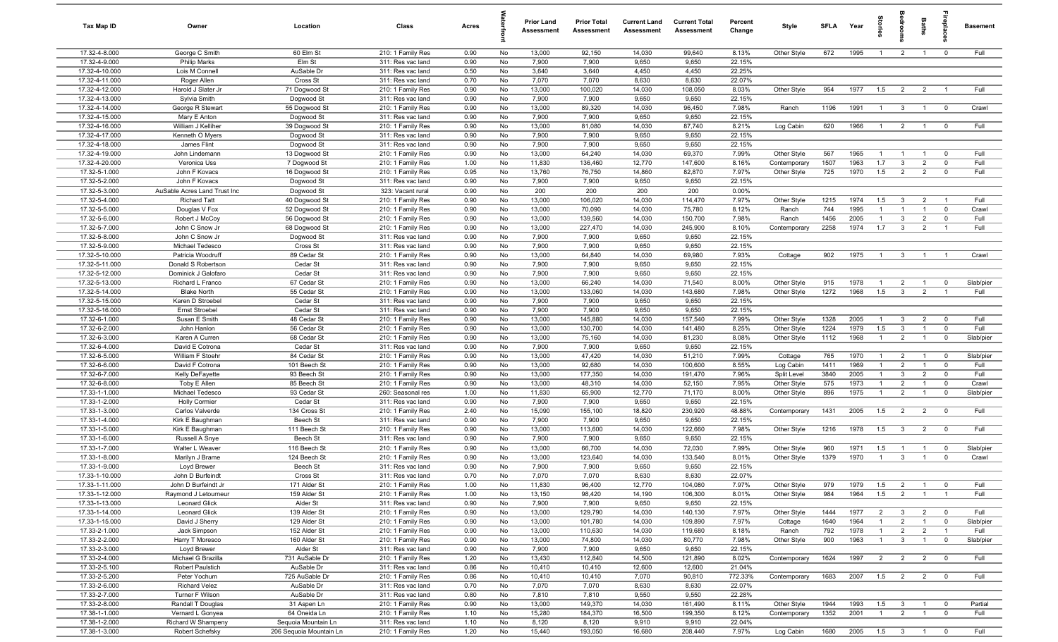| Tax Map ID | Owner | Location | Class | Acres | Waterfront | Prior Land Assessment | Prior Total Assessment | Current Land Assessment | Current Total Assessment | Percent Change | Style | SFLA | Year | Stories | Bedrooms | Baths | Fireplaces | Basement |
|---|---|---|---|---|---|---|---|---|---|---|---|---|---|---|---|---|---|---|
| 17.32-4-8.000 | George C Smith | 60 Elm St | 210: 1 Family Res | 0.90 | No | 13,000 | 92,150 | 14,030 | 99,640 | 8.13% | Other Style | 672 | 1995 | 1 | 2 | 1 | 0 | Full |
| 17.32-4-9.000 | Philip Marks | Elm St | 311: Res vac land | 0.90 | No | 7,900 | 7,900 | 9,650 | 9,650 | 22.15% | | | | | | | | |
| 17.32-4-10.000 | Lois M Connell | AuSable Dr | 311: Res vac land | 0.50 | No | 3,640 | 3,640 | 4,450 | 4,450 | 22.25% | | | | | | | | |
| 17.32-4-11.000 | Roger Allen | Cross St | 311: Res vac land | 0.70 | No | 7,070 | 7,070 | 8,630 | 8,630 | 22.07% | | | | | | | | |
| 17.32-4-12.000 | Harold J Slater Jr | 71 Dogwood St | 210: 1 Family Res | 0.90 | No | 13,000 | 100,020 | 14,030 | 108,050 | 8.03% | Other Style | 954 | 1977 | 1.5 | 2 | 2 | 1 | Full |
| 17.32-4-13.000 | Sylvia Smith | Dogwood St | 311: Res vac land | 0.90 | No | 7,900 | 7,900 | 9,650 | 9,650 | 22.15% | | | | | | | | |
| 17.32-4-14.000 | George R Stewart | 55 Dogwood St | 210: 1 Family Res | 0.90 | No | 13,000 | 89,320 | 14,030 | 96,450 | 7.98% | Ranch | 1196 | 1991 | 1 | 3 | 1 | 0 | Crawl |
| 17.32-4-15.000 | Mary E Anton | Dogwood St | 311: Res vac land | 0.90 | No | 7,900 | 7,900 | 9,650 | 9,650 | 22.15% | | | | | | | | |
| 17.32-4-16.000 | William J Kelliher | 39 Dogwood St | 210: 1 Family Res | 0.90 | No | 13,000 | 81,080 | 14,030 | 87,740 | 8.21% | Log Cabin | 620 | 1966 | 1 | 2 | 1 | 0 | Full |
| 17.32-4-17.000 | Kenneth O Myers | Dogwood St | 311: Res vac land | 0.90 | No | 7,900 | 7,900 | 9,650 | 9,650 | 22.15% | | | | | | | | |
| 17.32-4-18.000 | James Flint | Dogwood St | 311: Res vac land | 0.90 | No | 7,900 | 7,900 | 9,650 | 9,650 | 22.15% | | | | | | | | |
| 17.32-4-19.000 | John Lindemann | 13 Dogwood St | 210: 1 Family Res | 0.90 | No | 13,000 | 64,240 | 14,030 | 69,370 | 7.99% | Other Style | 567 | 1965 | 1 | 1 | 1 | 0 | Full |
| 17.32-4-20.000 | Veronica Uss | 7 Dogwood St | 210: 1 Family Res | 1.00 | No | 11,830 | 136,460 | 12,770 | 147,600 | 8.16% | Contemporary | 1507 | 1963 | 1.7 | 3 | 2 | 0 | Full |
| 17.32-5-1.000 | John F Kovacs | 16 Dogwood St | 210: 1 Family Res | 0.95 | No | 13,760 | 76,750 | 14,860 | 82,870 | 7.97% | Other Style | 725 | 1970 | 1.5 | 2 | 2 | 0 | Full |
| 17.32-5-2.000 | John F Kovacs | Dogwood St | 311: Res vac land | 0.90 | No | 7,900 | 7,900 | 9,650 | 9,650 | 22.15% | | | | | | | | |
| 17.32-5-3.000 | AuSable Acres Land Trust Inc | Dogwood St | 323: Vacant rural | 0.90 | No | 200 | 200 | 200 | 200 | 0.00% | | | | | | | | |
| 17.32-5-4.000 | Richard Tatt | 40 Dogwood St | 210: 1 Family Res | 0.90 | No | 13,000 | 106,020 | 14,030 | 114,470 | 7.97% | Other Style | 1215 | 1974 | 1.5 | 3 | 2 | 1 | Full |
| 17.32-5-5.000 | Douglas V Fox | 52 Dogwood St | 210: 1 Family Res | 0.90 | No | 13,000 | 70,090 | 14,030 | 75,780 | 8.12% | Ranch | 744 | 1995 | 1 | 1 | 1 | 0 | Crawl |
| 17.32-5-6.000 | Robert J McCoy | 56 Dogwood St | 210: 1 Family Res | 0.90 | No | 13,000 | 139,560 | 14,030 | 150,700 | 7.98% | Ranch | 1456 | 2005 | 1 | 3 | 2 | 0 | Full |
| 17.32-5-7.000 | John C Snow Jr | 68 Dogwood St | 210: 1 Family Res | 0.90 | No | 13,000 | 227,470 | 14,030 | 245,900 | 8.10% | Contemporary | 2258 | 1974 | 1.7 | 3 | 2 | 1 | Full |
| 17.32-5-8.000 | John C Snow Jr | Dogwood St | 311: Res vac land | 0.90 | No | 7,900 | 7,900 | 9,650 | 9,650 | 22.15% | | | | | | | | |
| 17.32-5-9.000 | Michael Tedesco | Cross St | 311: Res vac land | 0.90 | No | 7,900 | 7,900 | 9,650 | 9,650 | 22.15% | | | | | | | | |
| 17.32-5-10.000 | Patricia Woodruff | 89 Cedar St | 210: 1 Family Res | 0.90 | No | 13,000 | 64,840 | 14,030 | 69,980 | 7.93% | Cottage | 902 | 1975 | 1 | 3 | 1 | 1 | Crawl |
| 17.32-5-11.000 | Donald S Robertson | Cedar St | 311: Res vac land | 0.90 | No | 7,900 | 7,900 | 9,650 | 9,650 | 22.15% | | | | | | | | |
| 17.32-5-12.000 | Dominick J Galofaro | Cedar St | 311: Res vac land | 0.90 | No | 7,900 | 7,900 | 9,650 | 9,650 | 22.15% | | | | | | | | |
| 17.32-5-13.000 | Richard L Franco | 67 Cedar St | 210: 1 Family Res | 0.90 | No | 13,000 | 66,240 | 14,030 | 71,540 | 8.00% | Other Style | 915 | 1978 | 1 | 2 | 1 | 0 | Slab/pier |
| 17.32-5-14.000 | Blake North | 55 Cedar St | 210: 1 Family Res | 0.90 | No | 13,000 | 133,060 | 14,030 | 143,680 | 7.98% | Other Style | 1272 | 1968 | 1.5 | 3 | 2 | 1 | Full |
| 17.32-5-15.000 | Karen D Stroebel | Cedar St | 311: Res vac land | 0.90 | No | 7,900 | 7,900 | 9,650 | 9,650 | 22.15% | | | | | | | | |
| 17.32-5-16.000 | Ernst Stroebel | Cedar St | 311: Res vac land | 0.90 | No | 7,900 | 7,900 | 9,650 | 9,650 | 22.15% | | | | | | | | |
| 17.32-6-1.000 | Susan E Smith | 48 Cedar St | 210: 1 Family Res | 0.90 | No | 13,000 | 145,880 | 14,030 | 157,540 | 7.99% | Other Style | 1328 | 2005 | 1 | 3 | 2 | 0 | Full |
| 17.32-6-2.000 | John Hanlon | 56 Cedar St | 210: 1 Family Res | 0.90 | No | 13,000 | 130,700 | 14,030 | 141,480 | 8.25% | Other Style | 1224 | 1979 | 1.5 | 3 | 1 | 0 | Full |
| 17.32-6-3.000 | Karen A Curren | 68 Cedar St | 210: 1 Family Res | 0.90 | No | 13,000 | 75,160 | 14,030 | 81,230 | 8.08% | Other Style | 1112 | 1968 | 1 | 2 | 1 | 0 | Slab/pier |
| 17.32-6-4.000 | David E Cotrona | Cedar St | 311: Res vac land | 0.90 | No | 7,900 | 7,900 | 9,650 | 9,650 | 22.15% | | | | | | | | |
| 17.32-6-5.000 | William F Stoehr | 84 Cedar St | 210: 1 Family Res | 0.90 | No | 13,000 | 47,420 | 14,030 | 51,210 | 7.99% | Cottage | 765 | 1970 | 1 | 2 | 1 | 0 | Slab/pier |
| 17.32-6-6.000 | David F Cotrona | 101 Beech St | 210: 1 Family Res | 0.90 | No | 13,000 | 92,680 | 14,030 | 100,600 | 8.55% | Log Cabin | 1411 | 1969 | 1 | 2 | 1 | 0 | Full |
| 17.32-6-7.000 | Kelly DeFayette | 93 Beech St | 210: 1 Family Res | 0.90 | No | 13,000 | 177,350 | 14,030 | 191,470 | 7.96% | Split Level | 3840 | 2005 | 1 | 3 | 2 | 0 | Full |
| 17.32-6-8.000 | Toby E Allen | 85 Beech St | 210: 1 Family Res | 0.90 | No | 13,000 | 48,310 | 14,030 | 52,150 | 7.95% | Other Style | 575 | 1973 | 1 | 2 | 1 | 0 | Crawl |
| 17.33-1-1.000 | Michael Tedesco | 93 Cedar St | 260: Seasonal res | 1.00 | No | 11,830 | 65,900 | 12,770 | 71,170 | 8.00% | Other Style | 896 | 1975 | 1 | 2 | 1 | 0 | Slab/pier |
| 17.33-1-2.000 | Holly Cormier | Cedar St | 311: Res vac land | 0.90 | No | 7,900 | 7,900 | 9,650 | 9,650 | 22.15% | | | | | | | | |
| 17.33-1-3.000 | Carlos Valverde | 134 Cross St | 210: 1 Family Res | 2.40 | No | 15,090 | 155,100 | 18,820 | 230,920 | 48.88% | Contemporary | 1431 | 2005 | 1.5 | 2 | 2 | 0 | Full |
| 17.33-1-4.000 | Kirk E Baughman | Beech St | 311: Res vac land | 0.90 | No | 7,900 | 7,900 | 9,650 | 9,650 | 22.15% | | | | | | | | |
| 17.33-1-5.000 | Kirk E Baughman | 111 Beech St | 210: 1 Family Res | 0.90 | No | 13,000 | 113,600 | 14,030 | 122,660 | 7.98% | Other Style | 1216 | 1978 | 1.5 | 3 | 2 | 0 | Full |
| 17.33-1-6.000 | Russell A Snye | Beech St | 311: Res vac land | 0.90 | No | 7,900 | 7,900 | 9,650 | 9,650 | 22.15% | | | | | | | | |
| 17.33-1-7.000 | Walter L Weaver | 116 Beech St | 210: 1 Family Res | 0.90 | No | 13,000 | 66,700 | 14,030 | 72,030 | 7.99% | Other Style | 960 | 1971 | 1.5 | 1 | 1 | 0 | Slab/pier |
| 17.33-1-8.000 | Marilyn J Brame | 124 Beech St | 210: 1 Family Res | 0.90 | No | 13,000 | 123,640 | 14,030 | 133,540 | 8.01% | Other Style | 1379 | 1970 | 1 | 3 | 1 | 0 | Crawl |
| 17.33-1-9.000 | Loyd Brewer | Beech St | 311: Res vac land | 0.90 | No | 7,900 | 7,900 | 9,650 | 9,650 | 22.15% | | | | | | | | |
| 17.33-1-10.000 | John D Burfeindt | Cross St | 311: Res vac land | 0.70 | No | 7,070 | 7,070 | 8,630 | 8,630 | 22.07% | | | | | | | | |
| 17.33-1-11.000 | John D Burfeindt Jr | 171 Alder St | 210: 1 Family Res | 1.00 | No | 11,830 | 96,400 | 12,770 | 104,080 | 7.97% | Other Style | 979 | 1979 | 1.5 | 2 | 1 | 0 | Full |
| 17.33-1-12.000 | Raymond J Letourneur | 159 Alder St | 210: 1 Family Res | 1.00 | No | 13,150 | 98,420 | 14,190 | 106,300 | 8.01% | Other Style | 984 | 1964 | 1.5 | 2 | 1 | 1 | Full |
| 17.33-1-13.000 | Leonard Glick | Alder St | 311: Res vac land | 0.90 | No | 7,900 | 7,900 | 9,650 | 9,650 | 22.15% | | | | | | | | |
| 17.33-1-14.000 | Leonard Glick | 139 Alder St | 210: 1 Family Res | 0.90 | No | 13,000 | 129,790 | 14,030 | 140,130 | 7.97% | Other Style | 1444 | 1977 | 2 | 3 | 2 | 0 | Full |
| 17.33-1-15.000 | David J Sherry | 129 Alder St | 210: 1 Family Res | 0.90 | No | 13,000 | 101,780 | 14,030 | 109,890 | 7.97% | Cottage | 1640 | 1964 | 1 | 2 | 1 | 0 | Slab/pier |
| 17.33-2-1.000 | Jack Simpson | 152 Alder St | 210: 1 Family Res | 0.90 | No | 13,000 | 110,630 | 14,030 | 119,680 | 8.18% | Ranch | 792 | 1978 | 1 | 2 | 2 | 1 | Full |
| 17.33-2-2.000 | Harry T Moresco | 160 Alder St | 210: 1 Family Res | 0.90 | No | 13,000 | 74,800 | 14,030 | 80,770 | 7.98% | Other Style | 900 | 1963 | 1 | 3 | 1 | 0 | Slab/pier |
| 17.33-2-3.000 | Loyd Brewer | Alder St | 311: Res vac land | 0.90 | No | 7,900 | 7,900 | 9,650 | 9,650 | 22.15% | | | | | | | | |
| 17.33-2-4.000 | Michael G Brazilla | 731 AuSable Dr | 210: 1 Family Res | 1.20 | No | 13,430 | 112,840 | 14,500 | 121,890 | 8.02% | Contemporary | 1624 | 1997 | 2 | 2 | 2 | 0 | Full |
| 17.33-2-5.100 | Robert Paulstich | AuSable Dr | 311: Res vac land | 0.86 | No | 10,410 | 10,410 | 12,600 | 12,600 | 21.04% | | | | | | | | |
| 17.33-2-5.200 | Peter Yochum | 725 AuSable Dr | 210: 1 Family Res | 0.86 | No | 10,410 | 10,410 | 7,070 | 90,810 | 772.33% | Contemporary | 1683 | 2007 | 1.5 | 2 | 2 | 0 | Full |
| 17.33-2-6.000 | Richard Velez | AuSable Dr | 311: Res vac land | 0.70 | No | 7,070 | 7,070 | 8,630 | 8,630 | 22.07% | | | | | | | | |
| 17.33-2-7.000 | Turner F Wilson | AuSable Dr | 311: Res vac land | 0.80 | No | 7,810 | 7,810 | 9,550 | 9,550 | 22.28% | | | | | | | | |
| 17.33-2-8.000 | Randall T Douglas | 31 Aspen Ln | 210: 1 Family Res | 0.90 | No | 13,000 | 149,370 | 14,030 | 161,490 | 8.11% | Other Style | 1944 | 1993 | 1.5 | 3 | 1 | 0 | Partial |
| 17.38-1-1.000 | Vernard L Gonyea | 64 Oneida Ln | 210: 1 Family Res | 1.10 | No | 15,280 | 184,370 | 16,500 | 199,350 | 8.12% | Contemporary | 1352 | 2001 | 1 | 2 | 1 | 0 | Full |
| 17.38-1-2.000 | Richard W Shampeny | Sequoia Mountain Ln | 311: Res vac land | 1.10 | No | 8,120 | 8,120 | 9,910 | 9,910 | 22.04% | | | | | | | | |
| 17.38-1-3.000 | Robert Schefsky | 206 Sequoia Mountain Ln | 210: 1 Family Res | 1.20 | No | 15,440 | 193,050 | 16,680 | 208,440 | 7.97% | Log Cabin | 1680 | 2005 | 1.5 | 3 | 1 | 0 | Full |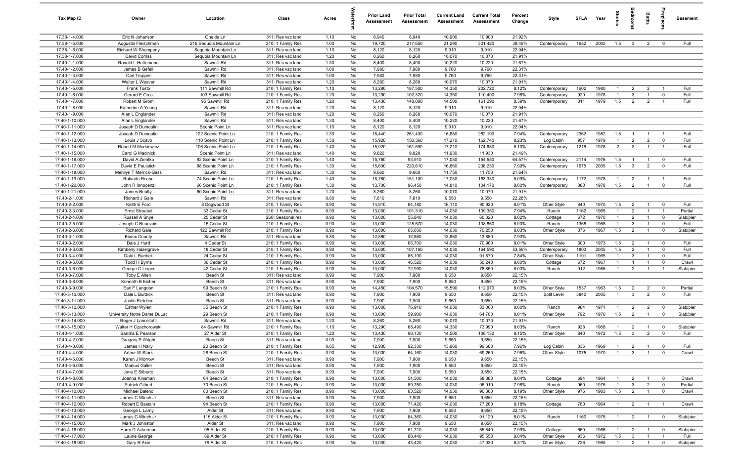| Tax Map ID | Owner | Location | Class | Acres | Waterfront | Prior Land Assessment | Prior Total Assessment | Current Land Assessment | Current Total Assessment | Percent Change | Style | SFLA | Year | Stories | Bedrooms | Baths | Fireplaces | Basement |
|---|---|---|---|---|---|---|---|---|---|---|---|---|---|---|---|---|---|---|
| 17.38-1-4.000 | Eric N Johanson | Oneida Ln | 311: Res vac land | 1.10 | No | 8,940 | 8,940 | 10,900 | 10,900 | 21.92% | | | | | | | | |
| 17.38-1-5.000 | Augustin Fleischman | 216 Sequoia Mountain Ln | 210: 1 Family Res | 1.00 | No | 19,720 | 217,650 | 21,290 | 301,420 | 38.49% | Contemporary | 1652 | 2005 | 1.5 | 3 | 2 | 0 | Full |
| 17.38-1-6.000 | Richard W Shampeny | Sequoia Mountain Ln | 311: Res vac land | 1.10 | No | 8,120 | 8,120 | 9,910 | 9,910 | 22.04% | | | | | | | | |
| 17.38-1-7.000 | David Corriss | Sequoia Mountain Ln | 311: Res vac land | 1.20 | No | 8,260 | 8,260 | 10,070 | 10,070 | 21.91% | | | | | | | | |
| 17.40-1-1.000 | Ronald L Huttemann | Sawmill Rd | 311: Res vac land | 1.30 | No | 8,400 | 8,400 | 10,220 | 10,220 | 21.67% | | | | | | | | |
| 17.40-1-2.000 | James B Gefell | Sawmill Rd | 311: Res vac land | 1.00 | No | 7,980 | 7,980 | 9,760 | 9,760 | 22.31% | | | | | | | | |
| 17.40-1-3.000 | Carl Tropper | Sawmill Rd | 311: Res vac land | 1.00 | No | 7,980 | 7,980 | 9,760 | 9,760 | 22.31% | | | | | | | | |
| 17.40-1-4.000 | Walter L Weaver | Sawmill Rd | 311: Res vac land | 1.20 | No | 8,260 | 8,260 | 10,070 | 10,070 | 21.91% | | | | | | | | |
| 17.40-1-5.000 | Frank Tosto | 111 Sawmill Rd | 210: 1 Family Res | 1.10 | No | 13,290 | 187,500 | 14,350 | 202,720 | 8.12% | Contemporary | 1602 | 1980 | 1 | 2 | 2 | 1 | Full |
| 17.40-1-6.000 | Gerard E Gros | 103 Sawmill Rd | 210: 1 Family Res | 1.20 | No | 13,290 | 102,320 | 14,350 | 110,490 | 7.98% | Contemporary | 920 | 1978 | 1 | 3 | 1 | 0 | Full |
| 17.40-1-7.000 | Robert M Grom | 95 Sawmill Rd | 210: 1 Family Res | 1.20 | No | 13,430 | 148,800 | 14,500 | 161,290 | 8.39% | Contemporary | 811 | 1979 | 1.5 | 2 | 2 | 1 | Full |
| 17.40-1-8.000 | Katherine A Young | Sawmill Rd | 311: Res vac land | 1.20 | No | 8,120 | 8,120 | 9,910 | 9,910 | 22.04% | | | | | | | | |
| 17.40-1-9.000 | Alan L Englander | Sawmill Rd | 311: Res vac land | 1.20 | No | 8,260 | 8,260 | 10,070 | 10,070 | 21.91% | | | | | | | | |
| 17.40-1-10.000 | Alan L Englander | Sawmill Rd | 311: Res vac land | 1.30 | No | 8,400 | 8,400 | 10,220 | 10,220 | 21.67% | | | | | | | | |
| 17.40-1-11.000 | Joseph D Dumoulin | Scenic Point Ln | 311: Res vac land | 1.10 | No | 8,120 | 8,120 | 9,910 | 9,910 | 22.04% | | | | | | | | |
| 17.40-1-12.000 | Joseph D Dumoulin | 122 Scenic Point Ln | 210: 1 Family Res | 1.30 | No | 15,440 | 261,430 | 16,680 | 282,190 | 7.94% | Contemporary | 2362 | 1982 | 1.5 | 1 | 1 | 1 | Full |
| 17.40-1-13.000 | Louis J Scavo | 110 Scenic Point Ln | 210: 1 Family Res | 1.50 | No | 15,920 | 150,360 | 17,210 | 162,740 | 8.23% | Log Cabin | 957 | 1979 | 1 | 2 | 2 | 0 | Full |
| 17.40-1-14.000 | Robert M Markiewicz | 106 Scenic Point Ln | 210: 1 Family Res | 1.40 | No | 15,920 | 161,590 | 17,210 | 174,680 | 8.10% | Contemporary | 1216 | 1978 | 2 | 3 | 1 | 1 | Full |
| 17.40-1-15.000 | Carol G Macinick | Scenic Point Ln | 311: Res vac land | 1.40 | No | 9,820 | 9,820 | 11,930 | 11,930 | 21.49% | | | | | | | | |
| 17.40-1-16.000 | David A Zientko | 92 Scenic Point Ln | 210: 1 Family Res | 1.40 | No | 15,760 | 93,910 | 17,030 | 154,550 | 64.57% | Contemporary | 2114 | 1976 | 1.5 | 1 | 1 | 0 | Full |
| 17.40-1-17.000 | David E Paulstich | 88 Scenic Point Ln | 210: 1 Family Res | 1.30 | No | 15,600 | 220,610 | 16,860 | 238,230 | 7.99% | Contemporary | 1675 | 2005 | 1.5 | 3 | 2 | 0 | Full |
| 17.40-1-18.000 | Menilyn T Merrick-Gass | Sawmill Rd | 311: Res vac land | 1.30 | No | 9,660 | 9,660 | 11,750 | 11,750 | 21.64% | | | | | | | | |
| 17.40-1-19.000 | Rolando Roche | 74 Scenic Point Ln | 210: 1 Family Res | 1.40 | No | 15,760 | 151,100 | 17,030 | 163,330 | 8.09% | Contemporary | 1172 | 1978 | 1 | 2 | 1 | 1 | Full |
| 17.40-1-20.000 | John R Innocenzi | 66 Scenic Point Ln | 210: 1 Family Res | 1.30 | No | 13,700 | 96,450 | 14,810 | 104,170 | 8.00% | Contemporary | 880 | 1978 | 1.5 | 2 | 1 | 0 | Full |
| 17.40-1-21.000 | James Beatty | 60 Scenic Point Ln | 311: Res vac land | 1.20 | No | 8,260 | 8,260 | 10,070 | 10,070 | 21.91% | | | | | | | | |
| 17.40-2-1.000 | Richard J Gale | Sawmill Rd | 311: Res vac land | 0.80 | No | 7,810 | 7,810 | 9,550 | 9,550 | 22.28% | | | | | | | | |
| 17.40-2-2.000 | Keith E Ford | 8 Dogwood St | 210: 1 Family Res | 0.90 | No | 14,910 | 84,180 | 16,110 | 90,920 | 8.01% | Other Style | 840 | 1970 | 1.5 | 2 | 1 | 0 | Full |
| 17.40-2-3.000 | Ernst Stroebel | 33 Cedar St | 210: 1 Family Res | 0.90 | No | 13,000 | 101,310 | 14,030 | 109,350 | 7.94% | Ranch | 1162 | 1965 | 1 | 2 | 1 | 1 | Partial |
| 17.40-2-4.000 | Russell A Snye | 25 Cedar St | 260: Seasonal res | 0.90 | No | 13,000 | 55,840 | 14,030 | 60,320 | 8.02% | Cottage | 672 | 1970 | 1 | 2 | 1 | 0 | Slab/pier |
| 17.40-2-5.000 | Joseph C Beauvais | 15 Cedar St | 210: 1 Family Res | 0.90 | No | 13,000 | 128,570 | 14,030 | 138,860 | 8.00% | Ranch | 1368 | 1968 | 1 | 3 | 1 | 0 | Full |
| 17.40-2-6.000 | Richard Gale | 122 Sawmill Rd | 210: 1 Family Res | 0.90 | No | 13,000 | 65,030 | 14,030 | 70,250 | 8.03% | Other Style | 876 | 1967 | 1.5 | 2 | 1 | 0 | Slab/pier |
| 17.40-3-1.000 | Essex County | Sawmill Rd | 311: Res vac land | 0.80 | No | 12,860 | 12,860 | 13,880 | 13,880 | 7.93% | | | | | | | | |
| 17.40-3-2.000 | Dale J Hurd | 4 Cedar St | 210: 1 Family Res | 0.90 | No | 13,000 | 65,700 | 14,030 | 70,960 | 8.01% | Other Style | 600 | 1973 | 1.5 | 2 | 1 | 0 | Full |
| 17.40-3-3.000 | Kimberly Hazelgrove | 18 Cedar St | 210: 1 Family Res | 0.90 | No | 13,000 | 107,160 | 14,030 | 164,590 | 53.59% | Contemporary | 1800 | 2005 | 1.5 | 2 | 1 | 0 | Full |
| 17.40-3-4.000 | Dale L Burdick | 24 Cedar St | 210: 1 Family Res | 0.90 | No | 13,000 | 85,190 | 14,030 | 91,870 | 7.84% | Other Style | 1191 | 1965 | 1 | 3 | 1 | 0 | Full |
| 17.40-3-5.000 | Todd H Byrns | 36 Cedar St | 210: 1 Family Res | 0.90 | No | 13,000 | 46,520 | 14,030 | 50,240 | 8.00% | Cottage | 672 | 1967 | 1 | 1 | 1 | 0 | Crawl |
| 17.40-3-6.000 | George C Leiper | 42 Cedar St | 210: 1 Family Res | 0.90 | No | 13,000 | 72,990 | 14,030 | 78,850 | 8.03% | Ranch | 912 | 1965 | 1 | 2 | 1 | 1 | Slab/pier |
| 17.40-3-7.000 | Toby E Allen | Beech St | 311: Res vac land | 0.90 | No | 7,900 | 7,900 | 9,650 | 9,650 | 22.15% | | | | | | | | |
| 17.40-3-8.000 | Kenneth B Eicher | Beech St | 311: Res vac land | 0.90 | No | 7,900 | 7,900 | 9,650 | 9,650 | 22.15% | | | | | | | | |
| 17.40-3-9.000 | Earl F Langdon | 59 Beech St | 210: 1 Family Res | 0.90 | No | 14,450 | 104,570 | 15,590 | 112,970 | 8.03% | Other Style | 1537 | 1963 | 1.5 | 2 | 2 | 0 | Partial |
| 17.40-3-10.000 | Dale L Burdick | Beech St | 210: 1 Family Res | 0.90 | No | 7,900 | 7,900 | 9,650 | 9,650 | 22.15% | Split Level | 3840 | 2005 | 1 | 3 | 2 | 0 | Full |
| 17.40-3-11.000 | Justin Fletcher | Beech St | 311: Res vac land | 0.90 | No | 7,900 | 7,900 | 9,650 | 9,650 | 22.15% | | | | | | | | |
| 17.40-3-12.000 | Esther Wylen | 35 Beech St | 210: 1 Family Res | 0.90 | No | 13,000 | 76,910 | 14,030 | 83,060 | 8.00% | Ranch | 984 | 1971 | 1 | 2 | 2 | 0 | Slab/pier |
| 17.40-3-13.000 | University Notre Dame DuLac | 29 Beech St | 210: 1 Family Res | 0.90 | No | 13,000 | 59,900 | 14,030 | 64,700 | 8.01% | Other Style | 792 | 1970 | 1.5 | 2 | 1 | 0 | Slab/pier |
| 17.40-3-14.000 | Roger J Lancellotti | Sawmill Rd | 311: Res vac land | 1.20 | No | 8,260 | 8,260 | 10,070 | 10,070 | 21.91% | | | | | | | | |
| 17.40-3-15.000 | Walter H Czachorowski | 84 Sawmill Rd | 210: 1 Family Res | 1.10 | No | 13,290 | 68,490 | 14,350 | 73,990 | 8.03% | Ranch | 928 | 1968 | 1 | 2 | 1 | 0 | Slab/pier |
| 17.40-4-1.000 | Sandra E Pearson | 27 Alder St | 210: 1 Family Res | 1.20 | No | 13,430 | 98,130 | 14,500 | 106,130 | 8.15% | Other Style | 840 | 1972 | 1.5 | 3 | 2 | 0 | Full |
| 17.40-4-2.000 | Gregory P Wright | Beech St | 311: Res vac land | 0.90 | No | 7,900 | 7,900 | 9,650 | 9,650 | 22.15% | | | | | | | | |
| 17.40-4-3.000 | James H Nally | 20 Beech St | 210: 1 Family Res | 0.85 | No | 12,930 | 92,330 | 13,960 | 99,680 | 7.96% | Log Cabin | 836 | 1969 | 1 | 2 | 1 | 0 | Full |
| 17.40-4-4.000 | Arthur W Stark | 28 Beech St | 210: 1 Family Res | 0.90 | No | 13,000 | 64,160 | 14,030 | 69,260 | 7.95% | Other Style | 1075 | 1970 | 1 | 3 | 1 | 0 | Crawl |
| 17.40-4-5.000 | Karen J Morrow | Beech St | 311: Res vac land | 0.90 | No | 7,900 | 7,900 | 9,650 | 9,650 | 22.15% | | | | | | | | |
| 17.40-4-6.000 | Markus Galler | Beech St | 311: Res vac land | 0.90 | No | 7,900 | 7,900 | 9,650 | 9,650 | 22.15% | | | | | | | | |
| 17.40-4-7.000 | Jane E Silberto | Beech St | 311: Res vac land | 0.90 | No | 7,900 | 7,900 | 9,650 | 9,650 | 22.15% | | | | | | | | |
| 17.40-4-8.000 | Joanna Kinsman | 64 Beech St | 210: 1 Family Res | 0.90 | No | 13,000 | 54,500 | 14,030 | 58,880 | 8.04% | Cottage | 694 | 1964 | 1 | 2 | 1 | 0 | Crawl |
| 17.40-4-9.000 | Patrick Gilbert | 70 Beech St | 210: 1 Family Res | 0.90 | No | 13,000 | 89,750 | 14,030 | 96,910 | 7.98% | Ranch | 960 | 1975 | 1 | 3 | 2 | 0 | Partial |
| 17.40-4-10.000 | Michael Baleno | 80 Beech St | 210: 1 Family Res | 0.90 | No | 13,000 | 83,520 | 14,030 | 90,360 | 8.19% | Other Style | 976 | 1983 | 1.5 | 2 | 1 | 0 | Crawl |
| 17.40-4-11.000 | James C Winch Jr | Beech St | 311: Res vac land | 0.90 | No | 7,900 | 7,900 | 9,650 | 9,650 | 22.15% | | | | | | | | |
| 17.40-4-12.000 | Robert E Bastain | 94 Beech St | 210: 1 Family Res | 0.90 | No | 13,000 | 71,420 | 14,030 | 77,260 | 8.18% | Cottage | 780 | 1964 | 1 | 2 | 1 | 1 | Crawl |
| 17.40-4-13.000 | George L Lamy | Alder St | 311: Res vac land | 0.90 | No | 7,900 | 7,900 | 9,650 | 9,650 | 22.15% | | | | | | | | |
| 17.40-4-14.000 | James C Winch Jr | 115 Alder St | 210: 1 Family Res | 0.90 | No | 13,000 | 84,360 | 14,030 | 91,120 | 8.01% | Ranch | 1160 | 1975 | 1 | 2 | 1 | 0 | Slab/pier |
| 17.40-4-15.000 | Mark J Johnston | Alder St | 311: Res vac land | 0.90 | No | 7,900 | 7,900 | 9,650 | 9,650 | 22.15% | | | | | | | | |
| 17.40-4-16.000 | Harry D Ackerman | 95 Alder St | 210: 1 Family Res | 0.90 | No | 13,000 | 51,710 | 14,030 | 55,840 | 7.99% | Cottage | 660 | 1966 | 1 | 2 | 1 | 0 | Slab/pier |
| 17.40-4-17.000 | Laurie George | 89 Alder St | 210: 1 Family Res | 0.90 | No | 13,000 | 88,440 | 14,030 | 95,550 | 8.04% | Other Style | 936 | 1972 | 1.5 | 3 | 1 | 1 | Full |
| 17.40-4-18.000 | Gary R Akin | 79 Alder St | 210: 1 Family Res | 0.90 | No | 13,000 | 43,420 | 14,030 | 47,030 | 8.31% | Other Style | 726 | 1965 | 1 | 2 | 1 | 0 | Slab/pier |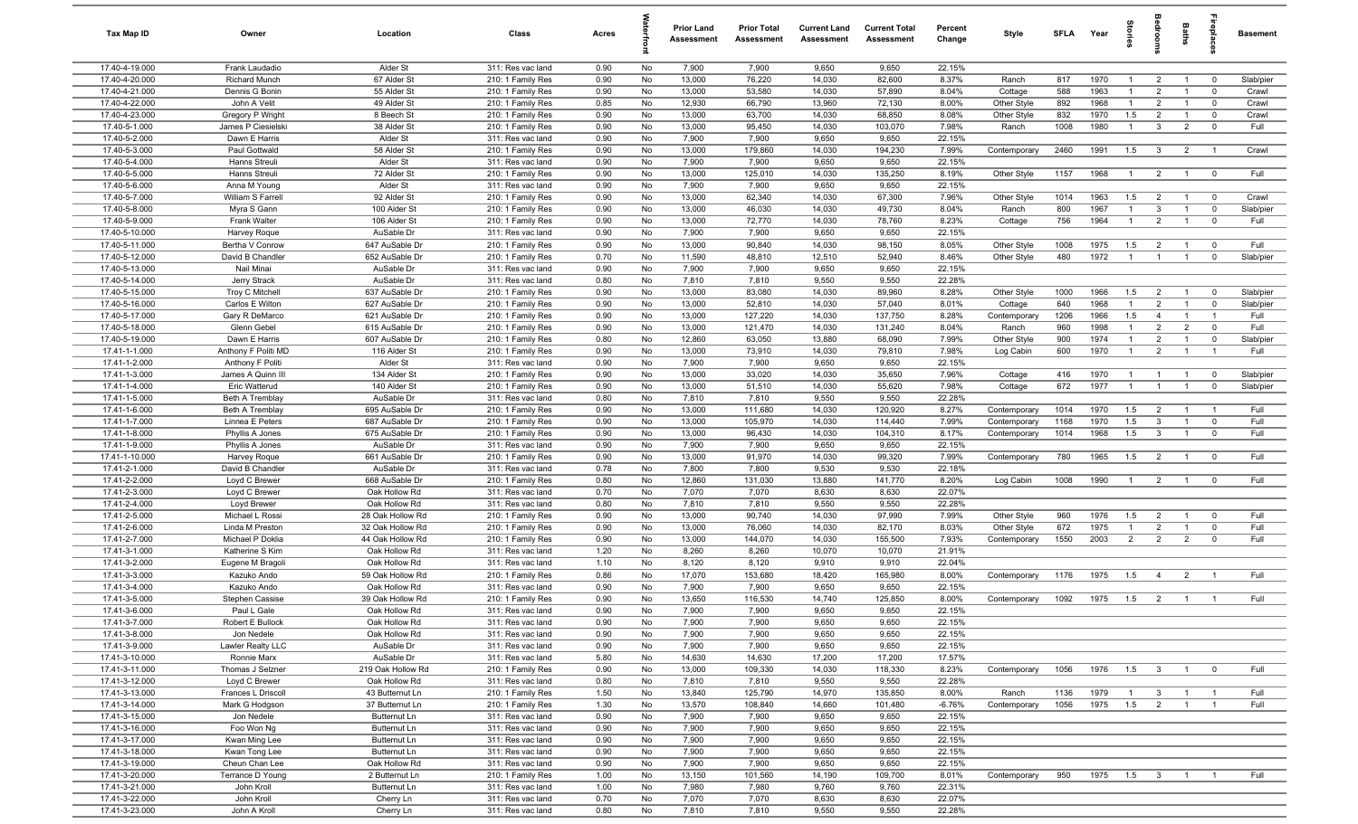| Tax Map ID | Owner | Location | Class | Acres | Waterfront | Prior Land Assessment | Prior Total Assessment | Current Land Assessment | Current Total Assessment | Percent Change | Style | SFLA | Year | Stories | Bedrooms | Baths | Fireplaces | Basement |
|---|---|---|---|---|---|---|---|---|---|---|---|---|---|---|---|---|---|---|
| 17.40-4-19.000 | Frank Laudadio | Alder St | 311: Res vac land | 0.90 | No | 7,900 | 7,900 | 9,650 | 9,650 | 22.15% | | | | | | | | |
| 17.40-4-20.000 | Richard Munch | 67 Alder St | 210: 1 Family Res | 0.90 | No | 13,000 | 76,220 | 14,030 | 82,600 | 8.37% | Ranch | 817 | 1970 | 1 | 2 | 1 | 0 | Slab/pier |
| 17.40-4-21.000 | Dennis G Bonin | 55 Alder St | 210: 1 Family Res | 0.90 | No | 13,000 | 53,580 | 14,030 | 57,890 | 8.04% | Cottage | 588 | 1963 | 1 | 2 | 1 | 0 | Crawl |
| 17.40-4-22.000 | John A Velit | 49 Alder St | 210: 1 Family Res | 0.85 | No | 12,930 | 66,790 | 13,960 | 72,130 | 8.00% | Other Style | 892 | 1968 | 1 | 2 | 1 | 0 | Crawl |
| 17.40-4-23.000 | Gregory P Wright | 8 Beech St | 210: 1 Family Res | 0.90 | No | 13,000 | 63,700 | 14,030 | 68,850 | 8.08% | Other Style | 832 | 1970 | 1.5 | 2 | 1 | 0 | Crawl |
| 17.40-5-1.000 | James P Ciesielski | 38 Alder St | 210: 1 Family Res | 0.90 | No | 13,000 | 95,450 | 14,030 | 103,070 | 7.98% | Ranch | 1008 | 1980 | 1 | 3 | 2 | 0 | Full |
| 17.40-5-2.000 | Dawn E Harris | Alder St | 311: Res vac land | 0.90 | No | 7,900 | 7,900 | 9,650 | 9,650 | 22.15% | | | | | | | | |
| 17.40-5-3.000 | Paul Gottwald | 58 Alder St | 210: 1 Family Res | 0.90 | No | 13,000 | 179,860 | 14,030 | 194,230 | 7.99% | Contemporary | 2460 | 1991 | 1.5 | 3 | 2 | 1 | Crawl |
| 17.40-5-4.000 | Hanns Streuli | Alder St | 311: Res vac land | 0.90 | No | 7,900 | 7,900 | 9,650 | 9,650 | 22.15% | | | | | | | | |
| 17.40-5-5.000 | Hanns Streuli | 72 Alder St | 210: 1 Family Res | 0.90 | No | 13,000 | 125,010 | 14,030 | 135,250 | 8.19% | Other Style | 1157 | 1968 | 1 | 2 | 1 | 0 | Full |
| 17.40-5-6.000 | Anna M Young | Alder St | 311: Res vac land | 0.90 | No | 7,900 | 7,900 | 9,650 | 9,650 | 22.15% | | | | | | | | |
| 17.40-5-7.000 | William S Farrell | 92 Alder St | 210: 1 Family Res | 0.90 | No | 13,000 | 62,340 | 14,030 | 67,300 | 7.96% | Other Style | 1014 | 1963 | 1.5 | 2 | 1 | 0 | Crawl |
| 17.40-5-8.000 | Myra S Gann | 100 Alder St | 210: 1 Family Res | 0.90 | No | 13,000 | 46,030 | 14,030 | 49,730 | 8.04% | Ranch | 800 | 1967 | 1 | 3 | 1 | 0 | Slab/pier |
| 17.40-5-9.000 | Frank Walter | 106 Alder St | 210: 1 Family Res | 0.90 | No | 13,000 | 72,770 | 14,030 | 78,760 | 8.23% | Cottage | 756 | 1964 | 1 | 2 | 1 | 0 | Full |
| 17.40-5-10.000 | Harvey Roque | AuSable Dr | 311: Res vac land | 0.90 | No | 7,900 | 7,900 | 9,650 | 9,650 | 22.15% | | | | | | | | |
| 17.40-5-11.000 | Bertha V Conrow | 647 AuSable Dr | 210: 1 Family Res | 0.90 | No | 13,000 | 90,840 | 14,030 | 98,150 | 8.05% | Other Style | 1008 | 1975 | 1.5 | 2 | 1 | 0 | Full |
| 17.40-5-12.000 | David B Chandler | 652 AuSable Dr | 210: 1 Family Res | 0.70 | No | 11,590 | 48,810 | 12,510 | 52,940 | 8.46% | Other Style | 480 | 1972 | 1 | 1 | 1 | 0 | Slab/pier |
| 17.40-5-13.000 | Nail Minai | AuSable Dr | 311: Res vac land | 0.90 | No | 7,900 | 7,900 | 9,650 | 9,650 | 22.15% | | | | | | | | |
| 17.40-5-14.000 | Jerry Strack | AuSable Dr | 311: Res vac land | 0.80 | No | 7,810 | 7,810 | 9,550 | 9,550 | 22.28% | | | | | | | | |
| 17.40-5-15.000 | Troy C Mitchell | 637 AuSable Dr | 210: 1 Family Res | 0.90 | No | 13,000 | 83,080 | 14,030 | 89,960 | 8.28% | Other Style | 1000 | 1966 | 1.5 | 2 | 1 | 0 | Slab/pier |
| 17.40-5-16.000 | Carlos E Wilton | 627 AuSable Dr | 210: 1 Family Res | 0.90 | No | 13,000 | 52,810 | 14,030 | 57,040 | 8.01% | Cottage | 640 | 1968 | 1 | 2 | 1 | 0 | Slab/pier |
| 17.40-5-17.000 | Gary R DeMarco | 621 AuSable Dr | 210: 1 Family Res | 0.90 | No | 13,000 | 127,220 | 14,030 | 137,750 | 8.28% | Contemporary | 1206 | 1966 | 1.5 | 4 | 1 | 1 | Full |
| 17.40-5-18.000 | Glenn Gebel | 615 AuSable Dr | 210: 1 Family Res | 0.90 | No | 13,000 | 121,470 | 14,030 | 131,240 | 8.04% | Ranch | 960 | 1998 | 1 | 2 | 2 | 0 | Full |
| 17.40-5-19.000 | Dawn E Harris | 607 AuSable Dr | 210: 1 Family Res | 0.80 | No | 12,860 | 63,050 | 13,880 | 68,090 | 7.99% | Other Style | 900 | 1974 | 1 | 2 | 1 | 0 | Slab/pier |
| 17.41-1-1.000 | Anthony F Politi MD | 116 Alder St | 210: 1 Family Res | 0.90 | No | 13,000 | 73,910 | 14,030 | 79,810 | 7.98% | Log Cabin | 600 | 1970 | 1 | 2 | 1 | 1 | Full |
| 17.41-1-2.000 | Anthony F Politi | Alder St | 311: Res vac land | 0.90 | No | 7,900 | 7,900 | 9,650 | 9,650 | 22.15% | | | | | | | | |
| 17.41-1-3.000 | James A Quinn III | 134 Alder St | 210: 1 Family Res | 0.90 | No | 13,000 | 33,020 | 14,030 | 35,650 | 7.96% | Cottage | 416 | 1970 | 1 | 1 | 1 | 0 | Slab/pier |
| 17.41-1-4.000 | Eric Watterud | 140 Alder St | 210: 1 Family Res | 0.90 | No | 13,000 | 51,510 | 14,030 | 55,620 | 7.98% | Cottage | 672 | 1977 | 1 | 1 | 1 | 0 | Slab/pier |
| 17.41-1-5.000 | Beth A Tremblay | AuSable Dr | 311: Res vac land | 0.80 | No | 7,810 | 7,810 | 9,550 | 9,550 | 22.28% | | | | | | | | |
| 17.41-1-6.000 | Beth A Tremblay | 695 AuSable Dr | 210: 1 Family Res | 0.90 | No | 13,000 | 111,680 | 14,030 | 120,920 | 8.27% | Contemporary | 1014 | 1970 | 1.5 | 2 | 1 | 1 | Full |
| 17.41-1-7.000 | Linnea E Peters | 687 AuSable Dr | 210: 1 Family Res | 0.90 | No | 13,000 | 105,970 | 14,030 | 114,440 | 7.99% | Contemporary | 1168 | 1970 | 1.5 | 3 | 1 | 0 | Full |
| 17.41-1-8.000 | Phyllis A Jones | 675 AuSable Dr | 210: 1 Family Res | 0.90 | No | 13,000 | 96,430 | 14,030 | 104,310 | 8.17% | Contemporary | 1014 | 1968 | 1.5 | 3 | 1 | 0 | Full |
| 17.41-1-9.000 | Phyllis A Jones | AuSable Dr | 311: Res vac land | 0.90 | No | 7,900 | 7,900 | 9,650 | 9,650 | 22.15% | | | | | | | | |
| 17.41-1-10.000 | Harvey Roque | 661 AuSable Dr | 210: 1 Family Res | 0.90 | No | 13,000 | 91,970 | 14,030 | 99,320 | 7.99% | Contemporary | 780 | 1965 | 1.5 | 2 | 1 | 0 | Full |
| 17.41-2-1.000 | David B Chandler | AuSable Dr | 311: Res vac land | 0.78 | No | 7,800 | 7,800 | 9,530 | 9,530 | 22.18% | | | | | | | | |
| 17.41-2-2.000 | Loyd C Brewer | 668 AuSable Dr | 210: 1 Family Res | 0.80 | No | 12,860 | 131,030 | 13,880 | 141,770 | 8.20% | Log Cabin | 1008 | 1990 | 1 | 2 | 1 | 0 | Full |
| 17.41-2-3.000 | Loyd C Brewer | Oak Hollow Rd | 311: Res vac land | 0.70 | No | 7,070 | 7,070 | 8,630 | 8,630 | 22.07% | | | | | | | | |
| 17.41-2-4.000 | Loyd Brewer | Oak Hollow Rd | 311: Res vac land | 0.80 | No | 7,810 | 7,810 | 9,550 | 9,550 | 22.28% | | | | | | | | |
| 17.41-2-5.000 | Michael L Rossi | 28 Oak Hollow Rd | 210: 1 Family Res | 0.90 | No | 13,000 | 90,740 | 14,030 | 97,990 | 7.99% | Other Style | 960 | 1976 | 1.5 | 2 | 1 | 0 | Full |
| 17.41-2-6.000 | Linda M Preston | 32 Oak Hollow Rd | 210: 1 Family Res | 0.90 | No | 13,000 | 76,060 | 14,030 | 82,170 | 8.03% | Other Style | 672 | 1975 | 1 | 2 | 1 | 0 | Full |
| 17.41-2-7.000 | Michael P Doklia | 44 Oak Hollow Rd | 210: 1 Family Res | 0.90 | No | 13,000 | 144,070 | 14,030 | 155,500 | 7.93% | Contemporary | 1550 | 2003 | 2 | 2 | 2 | 0 | Full |
| 17.41-3-1.000 | Katherine S Kim | Oak Hollow Rd | 311: Res vac land | 1.20 | No | 8,260 | 8,260 | 10,070 | 10,070 | 21.91% | | | | | | | | |
| 17.41-3-2.000 | Eugene M Bragoli | Oak Hollow Rd | 311: Res vac land | 1.10 | No | 8,120 | 8,120 | 9,910 | 9,910 | 22.04% | | | | | | | | |
| 17.41-3-3.000 | Kazuko Ando | 59 Oak Hollow Rd | 210: 1 Family Res | 0.86 | No | 17,070 | 153,680 | 18,420 | 165,980 | 8.00% | Contemporary | 1176 | 1975 | 1.5 | 4 | 2 | 1 | Full |
| 17.41-3-4.000 | Kazuko Ando | Oak Hollow Rd | 311: Res vac land | 0.90 | No | 7,900 | 7,900 | 9,650 | 9,650 | 22.15% | | | | | | | | |
| 17.41-3-5.000 | Stephen Cassise | 39 Oak Hollow Rd | 210: 1 Family Res | 0.90 | No | 13,650 | 116,530 | 14,740 | 125,850 | 8.00% | Contemporary | 1092 | 1975 | 1.5 | 2 | 1 | 1 | Full |
| 17.41-3-6.000 | Paul L Gale | Oak Hollow Rd | 311: Res vac land | 0.90 | No | 7,900 | 7,900 | 9,650 | 9,650 | 22.15% | | | | | | | | |
| 17.41-3-7.000 | Robert E Bullock | Oak Hollow Rd | 311: Res vac land | 0.90 | No | 7,900 | 7,900 | 9,650 | 9,650 | 22.15% | | | | | | | | |
| 17.41-3-8.000 | Jon Nedele | Oak Hollow Rd | 311: Res vac land | 0.90 | No | 7,900 | 7,900 | 9,650 | 9,650 | 22.15% | | | | | | | | |
| 17.41-3-9.000 | Lawler Realty LLC | AuSable Dr | 311: Res vac land | 0.90 | No | 7,900 | 7,900 | 9,650 | 9,650 | 22.15% | | | | | | | | |
| 17.41-3-10.000 | Ronnie Marx | AuSable Dr | 311: Res vac land | 5.80 | No | 14,630 | 14,630 | 17,200 | 17,200 | 17.57% | | | | | | | | |
| 17.41-3-11.000 | Thomas J Seltzner | 219 Oak Hollow Rd | 210: 1 Family Res | 0.90 | No | 13,000 | 109,330 | 14,030 | 118,330 | 8.23% | Contemporary | 1056 | 1976 | 1.5 | 3 | 1 | 0 | Full |
| 17.41-3-12.000 | Loyd C Brewer | Oak Hollow Rd | 311: Res vac land | 0.80 | No | 7,810 | 7,810 | 9,550 | 9,550 | 22.28% | | | | | | | | |
| 17.41-3-13.000 | Frances L Driscoll | 43 Butternut Ln | 210: 1 Family Res | 1.50 | No | 13,840 | 125,790 | 14,970 | 135,850 | 8.00% | Ranch | 1136 | 1979 | 1 | 3 | 1 | 1 | Full |
| 17.41-3-14.000 | Mark G Hodgson | 37 Butternut Ln | 210: 1 Family Res | 1.30 | No | 13,570 | 108,840 | 14,660 | 101,480 | -6.76% | Contemporary | 1056 | 1975 | 1.5 | 2 | 1 | 1 | Full |
| 17.41-3-15.000 | Jon Nedele | Butternut Ln | 311: Res vac land | 0.90 | No | 7,900 | 7,900 | 9,650 | 9,650 | 22.15% | | | | | | | | |
| 17.41-3-16.000 | Foo Won Ng | Butternut Ln | 311: Res vac land | 0.90 | No | 7,900 | 7,900 | 9,650 | 9,650 | 22.15% | | | | | | | | |
| 17.41-3-17.000 | Kwan Ming Lee | Butternut Ln | 311: Res vac land | 0.90 | No | 7,900 | 7,900 | 9,650 | 9,650 | 22.15% | | | | | | | | |
| 17.41-3-18.000 | Kwan Tong Lee | Butternut Ln | 311: Res vac land | 0.90 | No | 7,900 | 7,900 | 9,650 | 9,650 | 22.15% | | | | | | | | |
| 17.41-3-19.000 | Cheun Chan Lee | Oak Hollow Rd | 311: Res vac land | 0.90 | No | 7,900 | 7,900 | 9,650 | 9,650 | 22.15% | | | | | | | | |
| 17.41-3-20.000 | Terrance D Young | 2 Butternut Ln | 210: 1 Family Res | 1.00 | No | 13,150 | 101,560 | 14,190 | 109,700 | 8.01% | Contemporary | 950 | 1975 | 1.5 | 3 | 1 | 1 | Full |
| 17.41-3-21.000 | John Kroll | Butternut Ln | 311: Res vac land | 1.00 | No | 7,980 | 7,980 | 9,760 | 9,760 | 22.31% | | | | | | | | |
| 17.41-3-22.000 | John Kroll | Cherry Ln | 311: Res vac land | 0.70 | No | 7,070 | 7,070 | 8,630 | 8,630 | 22.07% | | | | | | | | |
| 17.41-3-23.000 | John A Kroll | Cherry Ln | 311: Res vac land | 0.80 | No | 7,810 | 7,810 | 9,550 | 9,550 | 22.28% | | | | | | | | |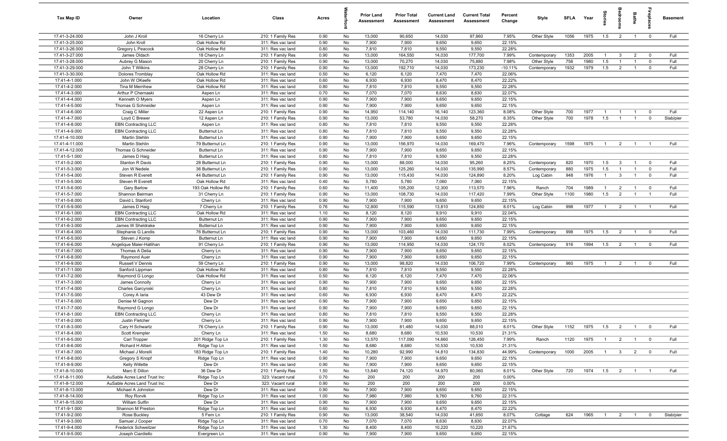| Tax Map ID | Owner | Location | Class | Acres | Waterfront | Prior Land Assessment | Prior Total Assessment | Current Land Assessment | Current Total Assessment | Percent Change | Style | SFLA | Year | Stories | Bedrooms | Baths | Fireplaces | Basement |
|---|---|---|---|---|---|---|---|---|---|---|---|---|---|---|---|---|---|---|
| 17.41-3-24.000 | John J Kroll | 16 Cherry Ln | 210: 1 Family Res | 0.90 | No | 13,000 | 90,650 | 14,030 | 97,860 | 7.95% | Other Style | 1056 | 1975 | 1.5 | 2 | 1 | 0 | Full |
| 17.41-3-25.000 | John Kroll | Oak Hollow Rd | 311: Res vac land | 0.90 | No | 7,900 | 7,900 | 9,650 | 9,650 | 22.15% | | | | | | | | |
| 17.41-3-26.000 | Gregory L Peacock | Oak Hollow Rd | 311: Res vac land | 0.80 | No | 7,810 | 7,810 | 9,550 | 9,550 | 22.28% | | | | | | | | |
| 17.41-3-27.000 | James Oldach | 18 Cherry Ln | 210: 1 Family Res | 0.90 | No | 13,000 | 164,550 | 14,030 | 177,700 | 7.99% | Contemporary | 1353 | 2005 | 1 | 3 | 2 | 0 | Full |
| 17.41-3-28.000 | Aubrey G Mason | 20 Cherry Ln | 210: 1 Family Res | 0.90 | No | 13,000 | 70,270 | 14,030 | 75,880 | 7.98% | Other Style | 756 | 1980 | 1.5 | 1 | 1 | 0 | Full |
| 17.41-3-29.000 | John T Wilkins | 28 Cherry Ln | 210: 1 Family Res | 0.90 | No | 13,000 | 192,710 | 14,030 | 173,230 | -10.11% | Contemporary | 1932 | 1979 | 1.5 | 2 | 1 | 0 | Full |
| 17.41-3-30.000 | Dolores Tromblay | Oak Hollow Rd | 311: Res vac land | 0.50 | No | 6,120 | 6,120 | 7,470 | 7,470 | 22.06% | | | | | | | | |
| 17.41-4-1.000 | John W OKeefe | Oak Hollow Rd | 311: Res vac land | 0.60 | No | 6,930 | 6,930 | 8,470 | 8,470 | 22.22% | | | | | | | | |
| 17.41-4-2.000 | Tina M Merrihew | Oak Hollow Rd | 311: Res vac land | 0.80 | No | 7,810 | 7,810 | 9,550 | 9,550 | 22.28% | | | | | | | | |
| 17.41-4-3.000 | Arthur P Chernaski | Aspen Ln | 311: Res vac land | 0.70 | No | 7,070 | 7,070 | 8,630 | 8,630 | 22.07% | | | | | | | | |
| 17.41-4-4.000 | Kenneth O Myers | Aspen Ln | 311: Res vac land | 0.90 | No | 7,900 | 7,900 | 9,650 | 9,650 | 22.15% | | | | | | | | |
| 17.41-4-5.000 | Thomas G Schneider | Aspen Ln | 311: Res vac land | 0.90 | No | 7,900 | 7,900 | 9,650 | 9,650 | 22.15% | | | | | | | | |
| 17.41-4-6.000 | Craig C Miller | 22 Aspen Ln | 210: 1 Family Res | 0.90 | No | 14,950 | 114,140 | 16,140 | 123,360 | 8.08% | Other Style | 700 | 1977 | 1 | 1 | 1 | 0 | Full |
| 17.41-4-7.000 | Loyd C Brewer | 12 Aspen Ln | 210: 1 Family Res | 0.90 | No | 13,000 | 53,780 | 14,030 | 58,270 | 8.35% | Other Style | 700 | 1978 | 1.5 | 1 | 1 | 0 | Slab/pier |
| 17.41-4-8.000 | EBN Contracting LLC | Aspen Ln | 311: Res vac land | 0.80 | No | 7,810 | 7,810 | 9,550 | 9,550 | 22.28% | | | | | | | | |
| 17.41-4-9.000 | EBN Contracting LLC | Butternut Ln | 311: Res vac land | 0.80 | No | 7,810 | 7,810 | 9,550 | 9,550 | 22.28% | | | | | | | | |
| 17.41-4-10.000 | Martin Stehlin | Butternut Ln | 311: Res vac land | 0.90 | No | 7,900 | 7,900 | 9,650 | 9,650 | 22.15% | | | | | | | | |
| 17.41-4-11.000 | Martin Stehlin | 79 Butternut Ln | 210: 1 Family Res | 0.90 | No | 13,000 | 156,970 | 14,030 | 169,470 | 7.96% | Contemporary | 1598 | 1975 | 1 | 2 | 1 | 1 | Full |
| 17.41-4-12.000 | Thomas G Schneider | Butternut Ln | 311: Res vac land | 0.90 | No | 7,900 | 7,900 | 9,650 | 9,650 | 22.15% | | | | | | | | |
| 17.41-5-1.000 | James D Haig | Butternut Ln | 311: Res vac land | 0.80 | No | 7,810 | 7,810 | 9,550 | 9,550 | 22.28% | | | | | | | | |
| 17.41-5-2.000 | Stanton R Davis | 28 Butternut Ln | 210: 1 Family Res | 0.90 | No | 13,000 | 88,000 | 14,030 | 95,260 | 8.25% | Contemporary | 820 | 1970 | 1.5 | 3 | 1 | 0 | Full |
| 17.41-5-3.000 | Jon W Nedele | 36 Butternut Ln | 210: 1 Family Res | 0.90 | No | 13,000 | 125,260 | 14,030 | 135,990 | 8.57% | Contemporary | 880 | 1975 | 1.5 | 1 | 1 | 0 | Full |
| 17.41-5-4.000 | Steven R Everett | 44 Butternut Ln | 210: 1 Family Res | 0.90 | No | 13,000 | 115,430 | 14,030 | 124,890 | 8.20% | Log Cabin | 948 | 1976 | 1 | 3 | 1 | 0 | Full |
| 17.41-5-5.000 | Steven R Everett | Oak Hollow Rd | 311: Res vac land | 0.40 | No | 5,780 | 5,780 | 7,060 | 7,060 | 22.15% | | | | | | | | |
| 17.41-5-6.000 | Gary Barlow | 193 Oak Hollow Rd | 210: 1 Family Res | 0.60 | No | 11,400 | 105,200 | 12,300 | 113,570 | 7.96% | Ranch | 704 | 1989 | 1 | 2 | 1 | 0 | Full |
| 17.41-5-7.000 | Shannon Beirman | 31 Cherry Ln | 210: 1 Family Res | 0.90 | No | 13,000 | 108,730 | 14,030 | 117,420 | 7.99% | Other Style | 1100 | 1980 | 1.5 | 2 | 1 | 1 | Full |
| 17.41-5-8.000 | David L Stanford | Cherry Ln | 311: Res vac land | 0.90 | No | 7,900 | 7,900 | 9,650 | 9,650 | 22.15% | | | | | | | | |
| 17.41-5-9.000 | James D Haig | 7 Cherry Ln | 210: 1 Family Res | 0.76 | No | 12,800 | 115,590 | 13,810 | 124,850 | 8.01% | Log Cabin | 998 | 1977 | 1 | 2 | 1 | 1 | Full |
| 17.41-6-1.000 | EBN Contracting LLC | Oak Hollow Rd | 311: Res vac land | 1.10 | No | 8,120 | 8,120 | 9,910 | 9,910 | 22.04% | | | | | | | | |
| 17.41-6-2.000 | EBN Contracting LLC | Butternut Ln | 311: Res vac land | 0.90 | No | 7,900 | 7,900 | 9,650 | 9,650 | 22.15% | | | | | | | | |
| 17.41-6-3.000 | James W Sheldrake | Butternut Ln | 311: Res vac land | 0.90 | No | 7,900 | 7,900 | 9,650 | 9,650 | 22.15% | | | | | | | | |
| 17.41-6-4.000 | Stephanie G Landis | 76 Butternut Ln | 210: 1 Family Res | 0.90 | No | 13,000 | 103,460 | 14,030 | 111,730 | 7.99% | Contemporary | 998 | 1975 | 1.5 | 2 | 1 | 0 | Full |
| 17.41-6-5.000 | Steven J Komp | Butternut Ln | 311: Res vac land | 0.90 | No | 7,900 | 7,900 | 9,650 | 9,650 | 22.15% | | | | | | | | |
| 17.41-6-6.000 | Angelique Maier-Hallihan | 91 Cherry Ln | 210: 1 Family Res | 0.90 | No | 13,000 | 114,950 | 14,030 | 124,170 | 8.02% | Contemporary | 916 | 1994 | 1.5 | 2 | 1 | 0 | Full |
| 17.41-6-7.000 | Thomas A Delia | Cherry Ln | 311: Res vac land | 0.90 | No | 7,900 | 7,900 | 9,650 | 9,650 | 22.15% | | | | | | | | |
| 17.41-6-8.000 | Raymond Auer | Cherry Ln | 311: Res vac land | 0.90 | No | 7,900 | 7,900 | 9,650 | 9,650 | 22.15% | | | | | | | | |
| 17.41-6-9.000 | Russell V Dennis | 59 Cherry Ln | 210: 1 Family Res | 0.90 | No | 13,000 | 98,820 | 14,030 | 106,720 | 7.99% | Contemporary | 960 | 1975 | 1 | 2 | 1 | 0 | Full |
| 17.41-7-1.000 | Sanford Lippman | Oak Hollow Rd | 311: Res vac land | 0.80 | No | 7,810 | 7,810 | 9,550 | 9,550 | 22.28% | | | | | | | | |
| 17.41-7-2.000 | Raymond G Longo | Oak Hollow Rd | 311: Res vac land | 0.50 | No | 6,120 | 6,120 | 7,470 | 7,470 | 22.06% | | | | | | | | |
| 17.41-7-3.000 | James Connolly | Cherry Ln | 311: Res vac land | 0.90 | No | 7,900 | 7,900 | 9,650 | 9,650 | 22.15% | | | | | | | | |
| 17.41-7-4.000 | Charles Garcynski | Cherry Ln | 311: Res vac land | 0.80 | No | 7,810 | 7,810 | 9,550 | 9,550 | 22.28% | | | | | | | | |
| 17.41-7-5.000 | Corey A Iaria | 43 Dew Dr | 311: Res vac land | 0.60 | No | 6,930 | 6,930 | 8,470 | 8,470 | 22.22% | | | | | | | | |
| 17.41-7-6.000 | Denise M Gagnon | Dew Dr | 311: Res vac land | 0.90 | No | 7,900 | 7,900 | 9,650 | 9,650 | 22.15% | | | | | | | | |
| 17.41-7-7.000 | Raymond G Longo | Dew Dr | 311: Res vac land | 0.90 | No | 7,900 | 7,900 | 9,650 | 9,650 | 22.15% | | | | | | | | |
| 17.41-8-1.000 | EBN Contracting LLC | Cherry Ln | 311: Res vac land | 0.80 | No | 7,810 | 7,810 | 9,550 | 9,550 | 22.28% | | | | | | | | |
| 17.41-8-2.000 | Justin Fletcher | Cherry Ln | 311: Res vac land | 0.90 | No | 7,900 | 7,900 | 9,650 | 9,650 | 22.15% | | | | | | | | |
| 17.41-8-3.000 | Cary H Schwartz | 76 Cherry Ln | 210: 1 Family Res | 0.90 | No | 13,000 | 81,480 | 14,030 | 88,010 | 8.01% | Other Style | 1152 | 1975 | 1.5 | 2 | 1 | 0 | Full |
| 17.41-8-4.000 | Scott Krempler | Cherry Ln | 311: Res vac land | 1.50 | No | 8,680 | 8,680 | 10,530 | 10,530 | 21.31% | | | | | | | | |
| 17.41-8-5.000 | Carl Tropper | 201 Ridge Top Ln | 210: 1 Family Res | 1.30 | No | 13,570 | 117,090 | 14,660 | 126,450 | 7.99% | Ranch | 1120 | 1975 | 1 | 2 | 1 | 0 | Full |
| 17.41-8-6.000 | Richard H Altieri | Ridge Top Ln | 311: Res vac land | 1.50 | No | 8,680 | 8,680 | 10,530 | 10,530 | 21.31% | | | | | | | | |
| 17.41-8-7.000 | Michael J Morelli | 183 Ridge Top Ln | 210: 1 Family Res | 1.40 | No | 10,280 | 92,990 | 14,810 | 134,830 | 44.99% | Contemporary | 1000 | 2005 | 1 | 3 | 2 | 0 | Full |
| 17.41-8-8.000 | Gregory S Knopf | Ridge Top Ln | 311: Res vac land | 0.90 | No | 7,900 | 7,900 | 9,650 | 9,650 | 22.15% | | | | | | | | |
| 17.41-8-9.000 | Kelly Willette | Dew Dr | 311: Res vac land | 0.90 | No | 7,900 | 7,900 | 9,650 | 9,650 | 22.15% | | | | | | | | |
| 17.41-8-10.000 | Marc E Dillon | 36 Dew Dr | 210: 1 Family Res | 1.50 | No | 13,840 | 74,120 | 14,970 | 80,060 | 8.01% | Other Style | 720 | 1974 | 1.5 | 2 | 1 | 1 | Full |
| 17.41-8-11.000 | AuSable Acres Land Trust Inc | Ridge Top Ln | 323: Vacant rural | 0.70 | No | 200 | 200 | 200 | 200 | 0.00% | | | | | | | | |
| 17.41-8-12.000 | AuSable Acres Land Trust Inc | Dew Dr | 323: Vacant rural | 0.90 | No | 200 | 200 | 200 | 200 | 0.00% | | | | | | | | |
| 17.41-8-13.000 | Michael A Johnston | Dew Dr | 311: Res vac land | 0.90 | No | 7,900 | 7,900 | 9,650 | 9,650 | 22.15% | | | | | | | | |
| 17.41-8-14.000 | Roy Rorvik | Ridge Top Ln | 311: Res vac land | 1.00 | No | 7,980 | 7,980 | 9,760 | 9,760 | 22.31% | | | | | | | | |
| 17.41-8-15.000 | William Sutfin | Dew Dr | 311: Res vac land | 0.90 | No | 7,900 | 7,900 | 9,650 | 9,650 | 22.15% | | | | | | | | |
| 17.41-9-1.000 | Shannon M Preston | Ridge Top Ln | 311: Res vac land | 0.60 | No | 6,930 | 6,930 | 8,470 | 8,470 | 22.22% | | | | | | | | |
| 17.41-9-2.000 | Rose Buckley | 5 Fern Ln | 210: 1 Family Res | 0.90 | No | 13,000 | 38,540 | 14,030 | 41,650 | 8.07% | Cottage | 624 | 1965 | 1 | 2 | 1 | 0 | Slab/pier |
| 17.41-9-3.000 | Samuel J Cooper | Ridge Top Ln | 311: Res vac land | 0.70 | No | 7,070 | 7,070 | 8,630 | 8,630 | 22.07% | | | | | | | | |
| 17.41-9-4.000 | Frederick Schweitzer | Ridge Top Ln | 311: Res vac land | 1.30 | No | 8,400 | 8,400 | 10,220 | 10,220 | 21.67% | | | | | | | | |
| 17.41-9-5.000 | Joseph Ciardiello | Evergreen Ln | 311: Res vac land | 0.90 | No | 7,900 | 7,900 | 9,650 | 9,650 | 22.15% | | | | | | | | |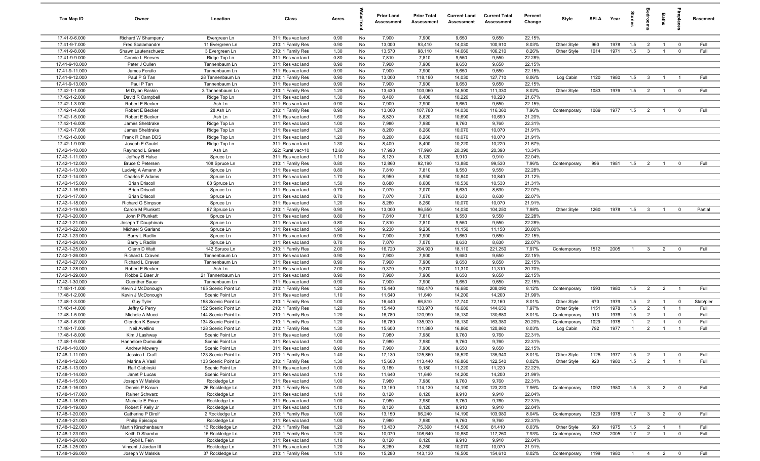| Tax Map ID | Owner | Location | Class | Acres | Waterfront | Prior Land Assessment | Prior Total Assessment | Current Land Assessment | Current Total Assessment | Percent Change | Style | SFLA | Year | Stories | Bedrooms | Baths | Fireplaces | Basement |
|---|---|---|---|---|---|---|---|---|---|---|---|---|---|---|---|---|---|---|
| 17.41-9-6.000 | Richard W Shampeny | Evergreen Ln | 311: Res vac land | 0.90 | No | 7,900 | 7,900 | 9,650 | 9,650 | 22.15% | | | | | | | | |
| 17.41-9-7.000 | Fred Scalamandre | 11 Evergreen Ln | 210: 1 Family Res | 0.90 | No | 13,000 | 93,410 | 14,030 | 100,910 | 8.03% | Other Style | 960 | 1978 | 1.5 | 2 | 1 | 0 | Full |
| 17.41-9-8.000 | Shawn Lautenschuetz | 3 Evergreen Ln | 210: 1 Family Res | 1.30 | No | 13,570 | 98,110 | 14,660 | 106,210 | 8.26% | Other Style | 1014 | 1971 | 1.5 | 3 | 1 | 0 | Full |
| 17.41-9-9.000 | Connie L Reeves | Ridge Top Ln | 311: Res vac land | 0.80 | No | 7,810 | 7,810 | 9,550 | 9,550 | 22.28% | | | | | | | | |
| 17.41-9-10.000 | Peter J Cullen | Tannenbaum Ln | 311: Res vac land | 0.90 | No | 7,900 | 7,900 | 9,650 | 9,650 | 22.15% | | | | | | | | |
| 17.41-9-11.000 | James Ferullo | Tannenbaum Ln | 311: Res vac land | 0.90 | No | 7,900 | 7,900 | 9,650 | 9,650 | 22.15% | | | | | | | | |
| 17.41-9-12.000 | Paul P G Tan | 28 Tannenbaum Ln | 210: 1 Family Res | 0.90 | No | 13,000 | 118,180 | 14,030 | 127,710 | 8.06% | Log Cabin | 1120 | 1980 | 1.5 | 3 | 1 | 1 | Full |
| 17.41-9-13.000 | Paul P Tan | Tannenbaum Ln | 311: Res vac land | 0.90 | No | 7,900 | 7,900 | 9,650 | 9,650 | 22.15% | | | | | | | | |
| 17.42-1-1.000 | M Dylan Raskin | 3 Tannenbaum Ln | 210: 1 Family Res | 1.20 | No | 13,430 | 103,060 | 14,500 | 111,330 | 8.02% | Other Style | 1083 | 1976 | 1.5 | 2 | 1 | 0 | Full |
| 17.42-1-2.000 | David R Campbell | Ridge Top Ln | 311: Res vac land | 1.30 | No | 8,400 | 8,400 | 10,220 | 10,220 | 21.67% | | | | | | | | |
| 17.42-1-3.000 | Robert E Becker | Ash Ln | 311: Res vac land | 0.90 | No | 7,900 | 7,900 | 9,650 | 9,650 | 22.15% | | | | | | | | |
| 17.42-1-4.000 | Robert E Becker | 28 Ash Ln | 210: 1 Family Res | 0.90 | No | 13,000 | 107,780 | 14,030 | 116,360 | 7.96% | Contemporary | 1089 | 1977 | 1.5 | 2 | 1 | 0 | Full |
| 17.42-1-5.000 | Robert E Becker | Ash Ln | 311: Res vac land | 1.60 | No | 8,820 | 8,820 | 10,690 | 10,690 | 21.20% | | | | | | | | |
| 17.42-1-6.000 | James Sheldrake | Ridge Top Ln | 311: Res vac land | 1.00 | No | 7,980 | 7,980 | 9,760 | 9,760 | 22.31% | | | | | | | | |
| 17.42-1-7.000 | James Sheldrake | Ridge Top Ln | 311: Res vac land | 1.20 | No | 8,260 | 8,260 | 10,070 | 10,070 | 21.91% | | | | | | | | |
| 17.42-1-8.000 | Frank R Chan DDS | Ridge Top Ln | 311: Res vac land | 1.20 | No | 8,260 | 8,260 | 10,070 | 10,070 | 21.91% | | | | | | | | |
| 17.42-1-9.000 | Joseph E Goulet | Ridge Top Ln | 311: Res vac land | 1.30 | No | 8,400 | 8,400 | 10,220 | 10,220 | 21.67% | | | | | | | | |
| 17.42-1-10.000 | Raymond L Green | Ash Ln | 322: Rural vac>10 | 12.60 | No | 17,990 | 17,990 | 20,390 | 20,390 | 13.34% | | | | | | | | |
| 17.42-1-11.000 | Jeffrey B Hulse | Spruce Ln | 311: Res vac land | 1.10 | No | 8,120 | 8,120 | 9,910 | 9,910 | 22.04% | | | | | | | | |
| 17.42-1-12.000 | Bruce C Petersen | 108 Spruce Ln | 210: 1 Family Res | 0.80 | No | 12,860 | 92,190 | 13,880 | 99,530 | 7.96% | Contemporary | 996 | 1981 | 1.5 | 2 | 1 | 0 | Full |
| 17.42-1-13.000 | Ludwig A Amann Jr | Spruce Ln | 311: Res vac land | 0.80 | No | 7,810 | 7,810 | 9,550 | 9,550 | 22.28% | | | | | | | | |
| 17.42-1-14.000 | Charles F Adams | Spruce Ln | 311: Res vac land | 1.70 | No | 8,950 | 8,950 | 10,840 | 10,840 | 21.12% | | | | | | | | |
| 17.42-1-15.000 | Brian Driscoll | 88 Spruce Ln | 311: Res vac land | 1.50 | No | 8,680 | 8,680 | 10,530 | 10,530 | 21.31% | | | | | | | | |
| 17.42-1-16.000 | Brian Driscoll | Spruce Ln | 311: Res vac land | 0.70 | No | 7,070 | 7,070 | 8,630 | 8,630 | 22.07% | | | | | | | | |
| 17.42-1-17.000 | Brian Driscoll | Spruce Ln | 311: Res vac land | 0.70 | No | 7,070 | 7,070 | 8,630 | 8,630 | 22.07% | | | | | | | | |
| 17.42-1-18.000 | Richard G Simpson | Spruce Ln | 311: Res vac land | 1.20 | No | 8,260 | 8,260 | 10,070 | 10,070 | 21.91% | | | | | | | | |
| 17.42-1-19.000 | Carole M Plunkett | 87 Spruce Ln | 210: 1 Family Res | 0.90 | No | 13,000 | 96,550 | 14,030 | 104,250 | 7.98% | Other Style | 1260 | 1978 | 1.5 | 3 | 1 | 0 | Partial |
| 17.42-1-20.000 | John P Plunkett | Spruce Ln | 311: Res vac land | 0.80 | No | 7,810 | 7,810 | 9,550 | 9,550 | 22.28% | | | | | | | | |
| 17.42-1-21.000 | Joseph T Dauphinais | Spruce Ln | 311: Res vac land | 0.80 | No | 7,810 | 7,810 | 9,550 | 9,550 | 22.28% | | | | | | | | |
| 17.42-1-22.000 | Michael S Garland | Spruce Ln | 311: Res vac land | 1.90 | No | 9,230 | 9,230 | 11,150 | 11,150 | 20.80% | | | | | | | | |
| 17.42-1-23.000 | Barry L Radlin | Spruce Ln | 311: Res vac land | 0.90 | No | 7,900 | 7,900 | 9,650 | 9,650 | 22.15% | | | | | | | | |
| 17.42-1-24.000 | Barry L Radlin | Spruce Ln | 311: Res vac land | 0.70 | No | 7,070 | 7,070 | 8,630 | 8,630 | 22.07% | | | | | | | | |
| 17.42-1-25.000 | Glenn D Watt | 142 Spruce Ln | 210: 1 Family Res | 2.00 | No | 16,720 | 204,920 | 18,110 | 221,250 | 7.97% | Contemporary | 1512 | 2005 | 1 | 3 | 2 | 0 | Full |
| 17.42-1-26.000 | Richard L Craven | Tannenbaum Ln | 311: Res vac land | 0.90 | No | 7,900 | 7,900 | 9,650 | 9,650 | 22.15% | | | | | | | | |
| 17.42-1-27.000 | Richard L Craven | Tannenbaum Ln | 311: Res vac land | 0.90 | No | 7,900 | 7,900 | 9,650 | 9,650 | 22.15% | | | | | | | | |
| 17.42-1-28.000 | Robert E Becker | Ash Ln | 311: Res vac land | 2.00 | No | 9,370 | 9,370 | 11,310 | 11,310 | 20.70% | | | | | | | | |
| 17.42-1-29.000 | Robbe E Baer Jr | 21 Tannenbaum Ln | 311: Res vac land | 0.90 | No | 7,900 | 7,900 | 9,650 | 9,650 | 22.15% | | | | | | | | |
| 17.42-1-30.000 | Guenther Bauer | Tannenbaum Ln | 311: Res vac land | 0.90 | No | 7,900 | 7,900 | 9,650 | 9,650 | 22.15% | | | | | | | | |
| 17.48-1-1.000 | Kevin J McDonough | 165 Scenic Point Ln | 210: 1 Family Res | 1.20 | No | 15,440 | 192,470 | 16,680 | 208,090 | 8.12% | Contemporary | 1593 | 1980 | 1.5 | 2 | 2 | 1 | Full |
| 17.48-1-2.000 | Kevin J McDonough | Scenic Point Ln | 311: Res vac land | 1.10 | No | 11,640 | 11,640 | 14,200 | 14,200 | 21.99% | | | | | | | | |
| 17.48-1-3.000 | Guy Tyler | 158 Scenic Point Ln | 210: 1 Family Res | 1.00 | No | 16,440 | 66,810 | 17,740 | 72,160 | 8.01% | Other Style | 670 | 1979 | 1.5 | 2 | 1 | 0 | Slab/pier |
| 17.48-1-4.000 | Jeffry G Perry | 152 Scenic Point Ln | 210: 1 Family Res | 1.20 | No | 15,440 | 133,970 | 16,680 | 144,650 | 7.97% | Other Style | 1151 | 1978 | 1.5 | 2 | 1 | 1 | Full |
| 17.48-1-5.000 | Michele A Mucci | 144 Scenic Point Ln | 210: 1 Family Res | 1.20 | No | 16,780 | 120,990 | 18,130 | 130,680 | 8.01% | Contemporary | 913 | 1976 | 1.5 | 2 | 1 | 0 | Full |
| 17.48-1-6.000 | Glendon K Bower | 134 Scenic Point Ln | 210: 1 Family Res | 1.20 | No | 16,780 | 135,920 | 18,130 | 163,380 | 20.20% | Contemporary | 1029 | 1978 | 1 | 2 | 1 | 0 | Full |
| 17.48-1-7.000 | Neil Avellino | 128 Scenic Point Ln | 210: 1 Family Res | 1.30 | No | 15,600 | 111,880 | 16,860 | 120,860 | 8.03% | Log Cabin | 792 | 1977 | 1 | 2 | 1 | 1 | Full |
| 17.48-1-8.000 | Kim J Lashway | Scenic Point Ln | 311: Res vac land | 1.00 | No | 7,980 | 7,980 | 9,760 | 9,760 | 22.31% | | | | | | | | |
| 17.48-1-9.000 | Hannelore Dumoulin | Scenic Point Ln | 311: Res vac land | 1.00 | No | 7,980 | 7,980 | 9,760 | 9,760 | 22.31% | | | | | | | | |
| 17.48-1-10.000 | Andrew Mowery | Scenic Point Ln | 311: Res vac land | 0.90 | No | 7,900 | 7,900 | 9,650 | 9,650 | 22.15% | | | | | | | | |
| 17.48-1-11.000 | Jessica L Craft | 123 Scenic Point Ln | 210: 1 Family Res | 1.40 | No | 17,130 | 125,860 | 18,520 | 135,940 | 8.01% | Other Style | 1125 | 1977 | 1.5 | 2 | 1 | 0 | Full |
| 17.48-1-12.000 | Marina A Vasil | 133 Scenic Point Ln | 210: 1 Family Res | 1.30 | No | 15,600 | 113,440 | 16,860 | 122,540 | 8.02% | Other Style | 920 | 1980 | 1.5 | 2 | 1 | 1 | Full |
| 17.48-1-13.000 | Ralf Glebinski | Scenic Point Ln | 311: Res vac land | 1.00 | No | 9,180 | 9,180 | 11,220 | 11,220 | 22.22% | | | | | | | | |
| 17.48-1-14.000 | Janet P Lucas | Scenic Point Ln | 311: Res vac land | 1.10 | No | 11,640 | 11,640 | 14,200 | 14,200 | 21.99% | | | | | | | | |
| 17.48-1-15.000 | Joseph W Malskis | Rockledge Ln | 311: Res vac land | 1.00 | No | 7,980 | 7,980 | 9,760 | 9,760 | 22.31% | | | | | | | | |
| 17.48-1-16.000 | Dennis P Kasun | 26 Rockledge Ln | 210: 1 Family Res | 1.00 | No | 13,150 | 114,130 | 14,190 | 123,220 | 7.96% | Contemporary | 1092 | 1980 | 1.5 | 3 | 2 | 0 | Full |
| 17.48-1-17.000 | Rainer Schwarz | Rockledge Ln | 311: Res vac land | 1.10 | No | 8,120 | 8,120 | 9,910 | 9,910 | 22.04% | | | | | | | | |
| 17.48-1-18.000 | Michelle E Price | Rockledge Ln | 311: Res vac land | 1.00 | No | 7,980 | 7,980 | 9,760 | 9,760 | 22.31% | | | | | | | | |
| 17.48-1-19.000 | Robert F Kelly Jr | Rockledge Ln | 311: Res vac land | 1.10 | No | 8,120 | 8,120 | 9,910 | 9,910 | 22.04% | | | | | | | | |
| 17.48-1-20.000 | Catherine P Dirolf | 2 Rockledge Ln | 210: 1 Family Res | 1.00 | No | 13,150 | 96,240 | 14,190 | 103,980 | 8.04% | Contemporary | 1229 | 1978 | 1.7 | 3 | 2 | 0 | Full |
| 17.48-1-21.000 | Philip Episcopo | Rockledge Ln | 311: Res vac land | 1.00 | No | 7,980 | 7,980 | 9,760 | 9,760 | 22.31% | | | | | | | | |
| 17.48-1-22.000 | Martin Kirschenbaum | 13 Rockledge Ln | 210: 1 Family Res | 1.20 | No | 13,430 | 75,360 | 14,500 | 81,410 | 8.03% | Other Style | 690 | 1975 | 1.5 | 2 | 1 | 1 | Full |
| 17.48-1-23.000 | Keith D Shambo | 15 Rockledge Ln | 210: 1 Family Res | 1.20 | No | 10,070 | 108,640 | 10,880 | 117,260 | 7.93% | Contemporary | 1762 | 2005 | 1.7 | 2 | 1 | 0 | Full |
| 17.48-1-24.000 | Sybil L Fein | Rockledge Ln | 311: Res vac land | 1.10 | No | 8,120 | 8,120 | 9,910 | 9,910 | 22.04% | | | | | | | | |
| 17.48-1-25.000 | Vincent J Jordan III | Rockledge Ln | 311: Res vac land | 1.20 | No | 8,260 | 8,260 | 10,070 | 10,070 | 21.91% | | | | | | | | |
| 17.48-1-26.000 | Joseph W Malskis | 37 Rockledge Ln | 210: 1 Family Res | 1.10 | No | 15,280 | 143,130 | 16,500 | 154,610 | 8.02% | Contemporary | 1199 | 1980 | 1 | 4 | 2 | 0 | Full |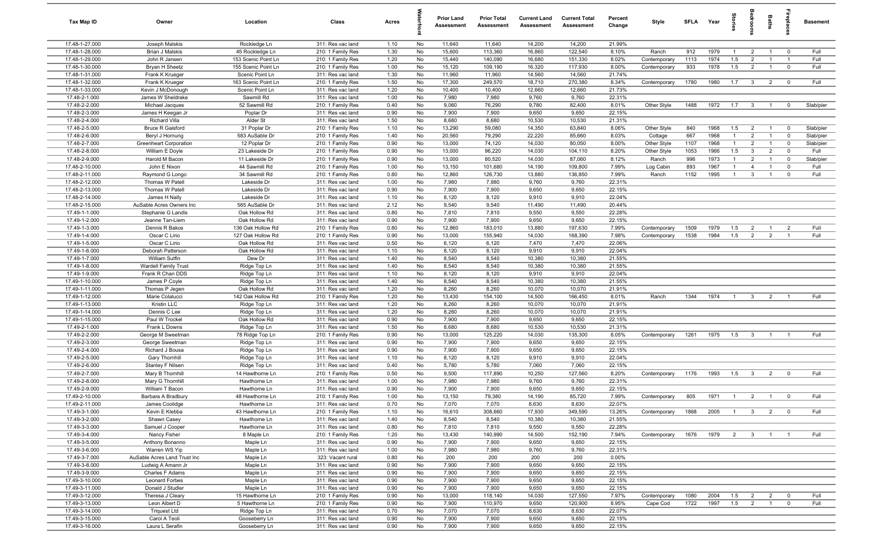| Tax Map ID | Owner | Location | Class | Acres | Waterfront | Prior Land Assessment | Prior Total Assessment | Current Land Assessment | Current Total Assessment | Percent Change | Style | SFLA | Year | Stories | Bedrooms | Baths | Fireplaces | Basement |
|---|---|---|---|---|---|---|---|---|---|---|---|---|---|---|---|---|---|---|
| 17.48-1-27.000 | Joseph Malskis | Rockledge Ln | 311: Res vac land | 1.10 | No | 11,640 | 11,640 | 14,200 | 14,200 | 21.99% | | | | | | | | |
| 17.48-1-28.000 | Brian J Malskis | 45 Rockledge Ln | 210: 1 Family Res | 1.30 | No | 15,600 | 113,360 | 16,860 | 122,540 | 8.10% | Ranch | 912 | 1979 | 1 | 2 | 1 | 0 | Full |
| 17.48-1-29.000 | John R Jansen | 153 Scenic Point Ln | 210: 1 Family Res | 1.20 | No | 15,440 | 140,090 | 16,680 | 151,330 | 8.02% | Contemporary | 1113 | 1974 | 1.5 | 2 | 1 | 1 | Full |
| 17.48-1-30.000 | Bryan H Sheetz | 155 Scenic Point Ln | 210: 1 Family Res | 1.00 | No | 15,120 | 109,190 | 16,320 | 117,930 | 8.00% | Contemporary | 933 | 1978 | 1.5 | 2 | 1 | 0 | Full |
| 17.48-1-31.000 | Frank K Krueger | Scenic Point Ln | 311: Res vac land | 1.30 | No | 11,960 | 11,960 | 14,560 | 14,560 | 21.74% | | | | | | | | |
| 17.48-1-32.000 | Frank K Krueger | 163 Scenic Point Ln | 210: 1 Family Res | 1.50 | No | 17,300 | 249,570 | 18,710 | 270,380 | 8.34% | Contemporary | 1780 | 1980 | 1.7 | 3 | 2 | 0 | Full |
| 17.48-1-33.000 | Kevin J McDonough | Scenic Point Ln | 311: Res vac land | 1.20 | No | 10,400 | 10,400 | 12,660 | 12,660 | 21.73% | | | | | | | | |
| 17.48-2-1.000 | James W Sheldrake | Sawmill Rd | 311: Res vac land | 1.00 | No | 7,980 | 7,980 | 9,760 | 9,760 | 22.31% | | | | | | | | |
| 17.48-2-2.000 | Michael Jacques | 52 Sawmill Rd | 210: 1 Family Res | 0.40 | No | 9,060 | 76,290 | 9,780 | 82,400 | 8.01% | Other Style | 1488 | 1972 | 1.7 | 3 | 1 | 0 | Slab/pier |
| 17.48-2-3.000 | James H Keegan Jr | Poplar Dr | 311: Res vac land | 0.90 | No | 7,900 | 7,900 | 9,650 | 9,650 | 22.15% | | | | | | | | |
| 17.48-2-4.000 | Richard Villa | Alder St | 311: Res vac land | 1.50 | No | 8,680 | 8,680 | 10,530 | 10,530 | 21.31% | | | | | | | | |
| 17.48-2-5.000 | Bruce R Gaisford | 31 Poplar Dr | 210: 1 Family Res | 1.10 | No | 13,290 | 59,080 | 14,350 | 63,840 | 8.06% | Other Style | 840 | 1968 | 1.5 | 2 | 1 | 0 | Slab/pier |
| 17.48-2-6.000 | Beryl J Hornung | 583 AuSable Dr | 210: 1 Family Res | 1.40 | No | 20,560 | 79,290 | 22,220 | 85,660 | 8.03% | Cottage | 667 | 1968 | 1 | 2 | 1 | 0 | Slab/pier |
| 17.48-2-7.000 | Greenheart Corporation | 12 Poplar Dr | 210: 1 Family Res | 0.90 | No | 13,000 | 74,120 | 14,030 | 80,050 | 8.00% | Other Style | 1107 | 1968 | 1 | 2 | 1 | 0 | Slab/pier |
| 17.48-2-8.000 | William E Doyle | 23 Lakeside Dr | 210: 1 Family Res | 0.90 | No | 13,000 | 96,220 | 14,030 | 104,110 | 8.20% | Other Style | 1053 | 1966 | 1.5 | 3 | 2 | 0 | Full |
| 17.48-2-9.000 | Harold M Bacon | 11 Lakeside Dr | 210: 1 Family Res | 0.90 | No | 13,000 | 80,520 | 14,030 | 87,060 | 8.12% | Ranch | 996 | 1973 | 1 | 2 | 1 | 0 | Slab/pier |
| 17.48-2-10.000 | John E Nixon | 44 Sawmill Rd | 210: 1 Family Res | 1.00 | No | 13,150 | 101,680 | 14,190 | 109,800 | 7.99% | Log Cabin | 893 | 1967 | 1 | 4 | 1 | 0 | Full |
| 17.48-2-11.000 | Raymond G Longo | 34 Sawmill Rd | 210: 1 Family Res | 0.80 | No | 12,860 | 126,730 | 13,880 | 136,850 | 7.99% | Ranch | 1152 | 1995 | 1 | 3 | 1 | 0 | Full |
| 17.48-2-12.000 | Thomas W Patell | Lakeside Dr | 311: Res vac land | 1.00 | No | 7,980 | 7,980 | 9,760 | 9,760 | 22.31% | | | | | | | | |
| 17.48-2-13.000 | Thomas W Patell | Lakeside Dr | 311: Res vac land | 0.90 | No | 7,900 | 7,900 | 9,650 | 9,650 | 22.15% | | | | | | | | |
| 17.48-2-14.000 | James H Nally | Lakeside Dr | 311: Res vac land | 1.10 | No | 8,120 | 8,120 | 9,910 | 9,910 | 22.04% | | | | | | | | |
| 17.48-2-15.000 | AuSable Acres Owners Inc | 565 AuSable Dr | 311: Res vac land | 2.12 | No | 9,540 | 9,540 | 11,490 | 11,490 | 20.44% | | | | | | | | |
| 17.49-1-1.000 | Stephanie G Landis | Oak Hollow Rd | 311: Res vac land | 0.80 | No | 7,810 | 7,810 | 9,550 | 9,550 | 22.28% | | | | | | | | |
| 17.49-1-2.000 | Jeanne Tan-Liem | Oak Hollow Rd | 311: Res vac land | 0.90 | No | 7,900 | 7,900 | 9,650 | 9,650 | 22.15% | | | | | | | | |
| 17.49-1-3.000 | Dennis R Bakos | 136 Oak Hollow Rd | 210: 1 Family Res | 0.80 | No | 12,860 | 183,010 | 13,880 | 197,630 | 7.99% | Contemporary | 1509 | 1979 | 1.5 | 2 | 1 | 2 | Full |
| 17.49-1-4.000 | Oscar C Lirio | 127 Oak Hollow Rd | 210: 1 Family Res | 0.90 | No | 13,000 | 155,940 | 14,030 | 168,390 | 7.98% | Contemporary | 1538 | 1984 | 1.5 | 2 | 2 | 1 | Full |
| 17.49-1-5.000 | Oscar C Lirio | Oak Hollow Rd | 311: Res vac land | 0.50 | No | 6,120 | 6,120 | 7,470 | 7,470 | 22.06% | | | | | | | | |
| 17.49-1-6.000 | Deborah Patterson | Oak Hollow Rd | 311: Res vac land | 1.10 | No | 8,120 | 8,120 | 9,910 | 9,910 | 22.04% | | | | | | | | |
| 17.49-1-7.000 | William Sutfin | Dew Dr | 311: Res vac land | 1.40 | No | 8,540 | 8,540 | 10,380 | 10,380 | 21.55% | | | | | | | | |
| 17.49-1-8.000 | Wardell Family Trust | Ridge Top Ln | 311: Res vac land | 1.40 | No | 8,540 | 8,540 | 10,380 | 10,380 | 21.55% | | | | | | | | |
| 17.49-1-9.000 | Frank R Chan DDS | Ridge Top Ln | 311: Res vac land | 1.10 | No | 8,120 | 8,120 | 9,910 | 9,910 | 22.04% | | | | | | | | |
| 17.49-1-10.000 | James P Coyle | Ridge Top Ln | 311: Res vac land | 1.40 | No | 8,540 | 8,540 | 10,380 | 10,380 | 21.55% | | | | | | | | |
| 17.49-1-11.000 | Thomas P Jegen | Oak Hollow Rd | 311: Res vac land | 1.20 | No | 8,260 | 8,260 | 10,070 | 10,070 | 21.91% | | | | | | | | |
| 17.49-1-12.000 | Marie Colalucci | 142 Oak Hollow Rd | 210: 1 Family Res | 1.20 | No | 13,430 | 154,100 | 14,500 | 166,450 | 8.01% | Ranch | 1344 | 1974 | 1 | 3 | 2 | 1 | Full |
| 17.49-1-13.000 | Kristin LLC | Ridge Top Ln | 311: Res vac land | 1.20 | No | 8,260 | 8,260 | 10,070 | 10,070 | 21.91% | | | | | | | | |
| 17.49-1-14.000 | Dennis C Lee | Ridge Top Ln | 311: Res vac land | 1.20 | No | 8,260 | 8,260 | 10,070 | 10,070 | 21.91% | | | | | | | | |
| 17.49-1-15.000 | Paul W Trockel | Oak Hollow Rd | 311: Res vac land | 0.90 | No | 7,900 | 7,900 | 9,650 | 9,650 | 22.15% | | | | | | | | |
| 17.49-2-1.000 | Frank L Downs | Ridge Top Ln | 311: Res vac land | 1.50 | No | 8,680 | 8,680 | 10,530 | 10,530 | 21.31% | | | | | | | | |
| 17.49-2-2.000 | George M Sweetman | 78 Ridge Top Ln | 210: 1 Family Res | 0.90 | No | 13,000 | 125,220 | 14,030 | 135,300 | 8.05% | Contemporary | 1261 | 1975 | 1.5 | 3 | 1 | 1 | Full |
| 17.49-2-3.000 | George Sweetman | Ridge Top Ln | 311: Res vac land | 0.90 | No | 7,900 | 7,900 | 9,650 | 9,650 | 22.15% | | | | | | | | |
| 17.49-2-4.000 | Richard J Bousa | Ridge Top Ln | 311: Res vac land | 0.90 | No | 7,900 | 7,900 | 9,650 | 9,650 | 22.15% | | | | | | | | |
| 17.49-2-5.000 | Gary Thornhill | Ridge Top Ln | 311: Res vac land | 1.10 | No | 8,120 | 8,120 | 9,910 | 9,910 | 22.04% | | | | | | | | |
| 17.49-2-6.000 | Stanley F Nilsen | Ridge Top Ln | 311: Res vac land | 0.40 | No | 5,780 | 5,780 | 7,060 | 7,060 | 22.15% | | | | | | | | |
| 17.49-2-7.000 | Mary B Thornhill | 14 Hawthorne Ln | 210: 1 Family Res | 0.50 | No | 9,500 | 117,890 | 10,250 | 127,560 | 8.20% | Contemporary | 1176 | 1993 | 1.5 | 3 | 2 | 0 | Full |
| 17.49-2-8.000 | Mary G Thornhill | Hawthorne Ln | 311: Res vac land | 1.00 | No | 7,980 | 7,980 | 9,760 | 9,760 | 22.31% | | | | | | | | |
| 17.49-2-9.000 | William T Bacon | Hawthorne Ln | 311: Res vac land | 0.90 | No | 7,900 | 7,900 | 9,650 | 9,650 | 22.15% | | | | | | | | |
| 17.49-2-10.000 | Barbara A Bradbury | 48 Hawthorne Ln | 210: 1 Family Res | 1.00 | No | 13,150 | 79,380 | 14,190 | 85,720 | 7.99% | Contemporary | 805 | 1971 | 1 | 2 | 1 | 0 | Full |
| 17.49-2-11.000 | James Coolidge | Hawthorne Ln | 311: Res vac land | 0.70 | No | 7,070 | 7,070 | 8,630 | 8,630 | 22.07% | | | | | | | | |
| 17.49-3-1.000 | Kevin E Klebba | 43 Hawthorne Ln | 210: 1 Family Res | 1.10 | No | 16,610 | 308,660 | 17,930 | 349,590 | 13.26% | Contemporary | 1868 | 2005 | 1 | 3 | 2 | 0 | Full |
| 17.49-3-2.000 | Shawn Casey | Hawthorne Ln | 311: Res vac land | 1.40 | No | 8,540 | 8,540 | 10,380 | 10,380 | 21.55% | | | | | | | | |
| 17.49-3-3.000 | Samuel J Cooper | Hawthorne Ln | 311: Res vac land | 0.80 | No | 7,810 | 7,810 | 9,550 | 9,550 | 22.28% | | | | | | | | |
| 17.49-3-4.000 | Nancy Fisher | 8 Maple Ln | 210: 1 Family Res | 1.20 | No | 13,430 | 140,990 | 14,500 | 152,190 | 7.94% | Contemporary | 1676 | 1979 | 2 | 3 | 1 | 1 | Full |
| 17.49-3-5.000 | Anthony Bonanno | Maple Ln | 311: Res vac land | 0.90 | No | 7,900 | 7,900 | 9,650 | 9,650 | 22.15% | | | | | | | | |
| 17.49-3-6.000 | Warren WS Yip | Maple Ln | 311: Res vac land | 1.00 | No | 7,980 | 7,980 | 9,760 | 9,760 | 22.31% | | | | | | | | |
| 17.49-3-7.000 | AuSable Acres Land Trust Inc | Maple Ln | 323: Vacant rural | 0.80 | No | 200 | 200 | 200 | 200 | 0.00% | | | | | | | | |
| 17.49-3-8.000 | Ludwig A Amann Jr | Maple Ln | 311: Res vac land | 0.90 | No | 7,900 | 7,900 | 9,650 | 9,650 | 22.15% | | | | | | | | |
| 17.49-3-9.000 | Charles F Adams | Maple Ln | 311: Res vac land | 0.90 | No | 7,900 | 7,900 | 9,650 | 9,650 | 22.15% | | | | | | | | |
| 17.49-3-10.000 | Leonard Forbes | Maple Ln | 311: Res vac land | 0.90 | No | 7,900 | 7,900 | 9,650 | 9,650 | 22.15% | | | | | | | | |
| 17.49-3-11.000 | Donald J Studler | Maple Ln | 311: Res vac land | 0.90 | No | 7,900 | 7,900 | 9,650 | 9,650 | 22.15% | | | | | | | | |
| 17.49-3-12.000 | Theresa J Cleary | 15 Hawthorne Ln | 210: 1 Family Res | 0.90 | No | 13,000 | 118,140 | 14,030 | 127,550 | 7.97% | Contemporary | 1080 | 2004 | 1.5 | 2 | 2 | 0 | Full |
| 17.49-3-13.000 | Leon Albert D | 5 Hawthorne Ln | 210: 1 Family Res | 0.90 | No | 7,900 | 110,970 | 9,650 | 120,900 | 8.95% | Cape Cod | 1722 | 1997 | 1.5 | 2 | 1 | 0 | Full |
| 17.49-3-14.000 | Triquest Ltd | Ridge Top Ln | 311: Res vac land | 0.70 | No | 7,070 | 7,070 | 8,630 | 8,630 | 22.07% | | | | | | | | |
| 17.49-3-15.000 | Carol A Teoli | Gooseberry Ln | 311: Res vac land | 0.90 | No | 7,900 | 7,900 | 9,650 | 9,650 | 22.15% | | | | | | | | |
| 17.49-3-16.000 | Laura L Serafin | Gooseberry Ln | 311: Res vac land | 0.90 | No | 7,900 | 7,900 | 9,650 | 9,650 | 22.15% | | | | | | | | |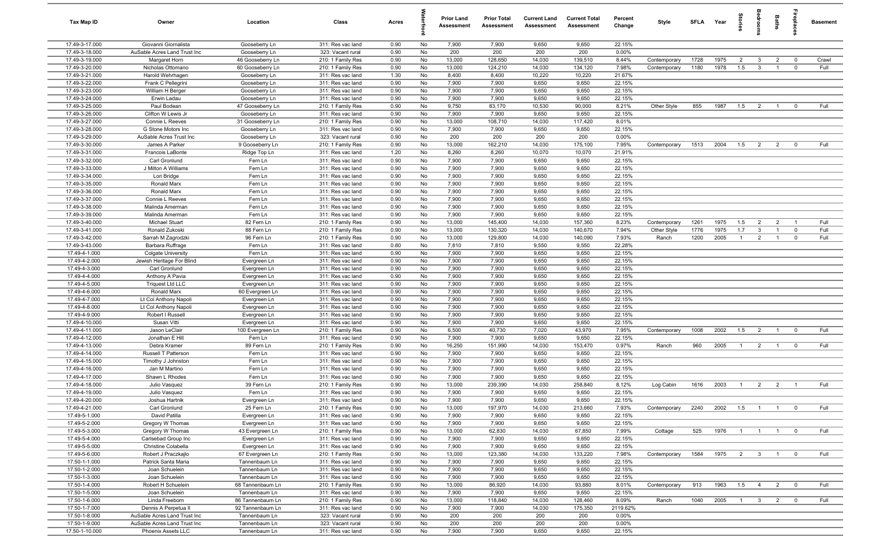| Tax Map ID | Owner | Location | Class | Acres | Waterfront | Prior Land Assessment | Prior Total Assessment | Current Land Assessment | Current Total Assessment | Percent Change | Style | SFLA | Year | Stories | Bedrooms | Baths | Fireplaces | Basement |
|---|---|---|---|---|---|---|---|---|---|---|---|---|---|---|---|---|---|---|
| 17.49-3-17.000 | Giovanni Giornalista | Gooseberry Ln | 311: Res vac land | 0.90 | No | 7,900 | 7,900 | 9,650 | 9,650 | 22.15% | | | | | | | | |
| 17.49-3-18.000 | AuSable Acres Land Trust Inc | Gooseberry Ln | 323: Vacant rural | 0.90 | No | 200 | 200 | 200 | 200 | 0.00% | | | | | | | | |
| 17.49-3-19.000 | Margaret Horn | 46 Gooseberry Ln | 210: 1 Family Res | 0.90 | No | 13,000 | 128,650 | 14,030 | 139,510 | 8.44% | Contemporary | 1728 | 1975 | 2 | 3 | 2 | 0 | Crawl |
| 17.49-3-20.000 | Nicholas Ottomano | 60 Gooseberry Ln | 210: 1 Family Res | 0.90 | No | 13,000 | 124,210 | 14,030 | 134,120 | 7.98% | Contemporary | 1180 | 1978 | 1.5 | 3 | 1 | 0 | Full |
| 17.49-3-21.000 | Harold Wehrhagen | Gooseberry Ln | 311: Res vac land | 1.30 | No | 8,400 | 8,400 | 10,220 | 10,220 | 21.67% | | | | | | | | |
| 17.49-3-22.000 | Frank C Pellegrini | Gooseberry Ln | 311: Res vac land | 0.90 | No | 7,900 | 7,900 | 9,650 | 9,650 | 22.15% | | | | | | | | |
| 17.49-3-23.000 | William H Berger | Gooseberry Ln | 311: Res vac land | 0.90 | No | 7,900 | 7,900 | 9,650 | 9,650 | 22.15% | | | | | | | | |
| 17.49-3-24.000 | Erwin Ladau | Gooseberry Ln | 311: Res vac land | 0.90 | No | 7,900 | 7,900 | 9,650 | 9,650 | 22.15% | | | | | | | | |
| 17.49-3-25.000 | Paul Bodean | 47 Gooseberry Ln | 210: 1 Family Res | 0.90 | No | 9,750 | 83,170 | 10,530 | 90,000 | 8.21% | Other Style | 855 | 1987 | 1.5 | 2 | 1 | 0 | Full |
| 17.49-3-26.000 | Clifton W Lewis Jr | Gooseberry Ln | 311: Res vac land | 0.90 | No | 7,900 | 7,900 | 9,650 | 9,650 | 22.15% | | | | | | | | |
| 17.49-3-27.000 | Connie L Reeves | 31 Gooseberry Ln | 210: 1 Family Res | 0.90 | No | 13,000 | 108,710 | 14,030 | 117,420 | 8.01% | | | | | | | | |
| 17.49-3-28.000 | G Stone Motors Inc | Gooseberry Ln | 311: Res vac land | 0.90 | No | 7,900 | 7,900 | 9,650 | 9,650 | 22.15% | | | | | | | | |
| 17.49-3-29.000 | AuSable Acres Trust Inc | Gooseberry Ln | 323: Vacant rural | 0.90 | No | 200 | 200 | 200 | 200 | 0.00% | | | | | | | | |
| 17.49-3-30.000 | James A Parker | 9 Gooseberry Ln | 210: 1 Family Res | 0.90 | No | 13,000 | 162,210 | 14,030 | 175,100 | 7.95% | Contemporary | 1513 | 2004 | 1.5 | 2 | 2 | 0 | Full |
| 17.49-3-31.000 | Francois LaBonte | Ridge Top Ln | 311: Res vac land | 1.20 | No | 8,260 | 8,260 | 10,070 | 10,070 | 21.91% | | | | | | | | |
| 17.49-3-32.000 | Carl Gronlund | Fern Ln | 311: Res vac land | 0.90 | No | 7,900 | 7,900 | 9,650 | 9,650 | 22.15% | | | | | | | | |
| 17.49-3-33.000 | J Milton A Williams | Fern Ln | 311: Res vac land | 0.90 | No | 7,900 | 7,900 | 9,650 | 9,650 | 22.15% | | | | | | | | |
| 17.49-3-34.000 | Lori Bridge | Fern Ln | 311: Res vac land | 0.90 | No | 7,900 | 7,900 | 9,650 | 9,650 | 22.15% | | | | | | | | |
| 17.49-3-35.000 | Ronald Marx | Fern Ln | 311: Res vac land | 0.90 | No | 7,900 | 7,900 | 9,650 | 9,650 | 22.15% | | | | | | | | |
| 17.49-3-36.000 | Ronald Marx | Fern Ln | 311: Res vac land | 0.90 | No | 7,900 | 7,900 | 9,650 | 9,650 | 22.15% | | | | | | | | |
| 17.49-3-37.000 | Connie L Reeves | Fern Ln | 311: Res vac land | 0.90 | No | 7,900 | 7,900 | 9,650 | 9,650 | 22.15% | | | | | | | | |
| 17.49-3-38.000 | Malinda Amerman | Fern Ln | 311: Res vac land | 0.90 | No | 7,900 | 7,900 | 9,650 | 9,650 | 22.15% | | | | | | | | |
| 17.49-3-39.000 | Malinda Amerman | Fern Ln | 311: Res vac land | 0.90 | No | 7,900 | 7,900 | 9,650 | 9,650 | 22.15% | | | | | | | | |
| 17.49-3-40.000 | Michael Stuart | 82 Fern Ln | 210: 1 Family Res | 0.90 | No | 13,000 | 145,400 | 14,030 | 157,360 | 8.23% | Contemporary | 1261 | 1975 | 1.5 | 2 | 2 | 1 | Full |
| 17.49-3-41.000 | Ronald Zukoski | 88 Fern Ln | 210: 1 Family Res | 0.90 | No | 13,000 | 130,320 | 14,030 | 140,670 | 7.94% | Other Style | 1776 | 1975 | 1.7 | 3 | 1 | 0 | Full |
| 17.49-3-42.000 | Sarrah M Zagrodzki | 96 Fern Ln | 210: 1 Family Res | 0.90 | No | 13,000 | 129,800 | 14,030 | 140,090 | 7.93% | Ranch | 1200 | 2005 | 1 | 2 | 1 | 0 | Full |
| 17.49-3-43.000 | Barbara Ruffrage | Fern Ln | 311: Res vac land | 0.80 | No | 7,810 | 7,810 | 9,550 | 9,550 | 22.28% | | | | | | | | |
| 17.49-4-1.000 | Colgate University | Fern Ln | 311: Res vac land | 0.90 | No | 7,900 | 7,900 | 9,650 | 9,650 | 22.15% | | | | | | | | |
| 17.49-4-2.000 | Jewish Heritage For Blind | Evergreen Ln | 311: Res vac land | 0.90 | No | 7,900 | 7,900 | 9,650 | 9,650 | 22.15% | | | | | | | | |
| 17.49-4-3.000 | Carl Gronlund | Evergreen Ln | 311: Res vac land | 0.90 | No | 7,900 | 7,900 | 9,650 | 9,650 | 22.15% | | | | | | | | |
| 17.49-4-4.000 | Anthony A Pavia | Evergreen Ln | 311: Res vac land | 0.90 | No | 7,900 | 7,900 | 9,650 | 9,650 | 22.15% | | | | | | | | |
| 17.49-4-5.000 | Triquest Ltd LLC | Evergreen Ln | 311: Res vac land | 0.90 | No | 7,900 | 7,900 | 9,650 | 9,650 | 22.15% | | | | | | | | |
| 17.49-4-6.000 | Ronald Marx | 60 Evergreen Ln | 311: Res vac land | 0.90 | No | 7,900 | 7,900 | 9,650 | 9,650 | 22.15% | | | | | | | | |
| 17.49-4-7.000 | Lt Col Anthony Napoli | Evergreen Ln | 311: Res vac land | 0.90 | No | 7,900 | 7,900 | 9,650 | 9,650 | 22.15% | | | | | | | | |
| 17.49-4-8.000 | Lt Col Anthony Napoli | Evergreen Ln | 311: Res vac land | 0.90 | No | 7,900 | 7,900 | 9,650 | 9,650 | 22.15% | | | | | | | | |
| 17.49-4-9.000 | Robert I Russell | Evergreen Ln | 311: Res vac land | 0.90 | No | 7,900 | 7,900 | 9,650 | 9,650 | 22.15% | | | | | | | | |
| 17.49-4-10.000 | Susan Vitti | Evergreen Ln | 311: Res vac land | 0.90 | No | 7,900 | 7,900 | 9,650 | 9,650 | 22.15% | | | | | | | | |
| 17.49-4-11.000 | Jason LeClair | 100 Evergreen Ln | 210: 1 Family Res | 0.90 | No | 6,500 | 40,730 | 7,020 | 43,970 | 7.95% | Contemporary | 1008 | 2002 | 1.5 | 2 | 1 | 0 | Full |
| 17.49-4-12.000 | Jonathan E Hill | Fern Ln | 311: Res vac land | 0.90 | No | 7,900 | 7,900 | 9,650 | 9,650 | 22.15% | | | | | | | | |
| 17.49-4-13.000 | Debra Kramer | 89 Fern Ln | 210: 1 Family Res | 0.90 | No | 16,250 | 151,990 | 14,030 | 153,470 | 0.97% | Ranch | 960 | 2005 | 1 | 2 | 1 | 0 | Full |
| 17.49-4-14.000 | Russell T Patterson | Fern Ln | 311: Res vac land | 0.90 | No | 7,900 | 7,900 | 9,650 | 9,650 | 22.15% | | | | | | | | |
| 17.49-4-15.000 | Timothy J Johnston | Fern Ln | 311: Res vac land | 0.90 | No | 7,900 | 7,900 | 9,650 | 9,650 | 22.15% | | | | | | | | |
| 17.49-4-16.000 | Jan M Martino | Fern Ln | 311: Res vac land | 0.90 | No | 7,900 | 7,900 | 9,650 | 9,650 | 22.15% | | | | | | | | |
| 17.49-4-17.000 | Shawn L Rhodes | Fern Ln | 311: Res vac land | 0.90 | No | 7,900 | 7,900 | 9,650 | 9,650 | 22.15% | | | | | | | | |
| 17.49-4-18.000 | Julio Vasquez | 39 Fern Ln | 210: 1 Family Res | 0.90 | No | 13,000 | 239,390 | 14,030 | 258,840 | 8.12% | Log Cabin | 1616 | 2003 | 1 | 2 | 2 | 1 | Full |
| 17.49-4-19.000 | Julio Vasquez | Fern Ln | 311: Res vac land | 0.90 | No | 7,900 | 7,900 | 9,650 | 9,650 | 22.15% | | | | | | | | |
| 17.49-4-20.000 | Joshua Hartnik | Evergreen Ln | 311: Res vac land | 0.90 | No | 7,900 | 7,900 | 9,650 | 9,650 | 22.15% | | | | | | | | |
| 17.49-4-21.000 | Carl Gronlund | 25 Fern Ln | 210: 1 Family Res | 0.90 | No | 13,000 | 197,970 | 14,030 | 213,660 | 7.93% | Contemporary | 2240 | 2002 | 1.5 | 1 | 1 | 0 | Full |
| 17.49-5-1.000 | David Patilla | Evergreen Ln | 311: Res vac land | 0.90 | No | 7,900 | 7,900 | 9,650 | 9,650 | 22.15% | | | | | | | | |
| 17.49-5-2.000 | Gregory W Thomas | Evergreen Ln | 311: Res vac land | 0.90 | No | 7,900 | 7,900 | 9,650 | 9,650 | 22.15% | | | | | | | | |
| 17.49-5-3.000 | Gregory W Thomas | 43 Evergreen Ln | 210: 1 Family Res | 0.90 | No | 13,000 | 62,830 | 14,030 | 67,850 | 7.99% | Cottage | 525 | 1976 | 1 | 1 | 1 | 0 | Full |
| 17.49-5-4.000 | Carlsebad Group Inc | Evergreen Ln | 311: Res vac land | 0.90 | No | 7,900 | 7,900 | 9,650 | 9,650 | 22.15% | | | | | | | | |
| 17.49-5-5.000 | Christine Colabella | Evergreen Ln | 311: Res vac land | 0.90 | No | 7,900 | 7,900 | 9,650 | 9,650 | 22.15% | | | | | | | | |
| 17.49-5-6.000 | Robert J Praczkajlo | 67 Evergreen Ln | 210: 1 Family Res | 0.90 | No | 13,000 | 123,380 | 14,030 | 133,220 | 7.98% | Contemporary | 1584 | 1975 | 2 | 3 | 1 | 0 | Full |
| 17.50-1-1.000 | Patrick Santa Maria | Tannenbaum Ln | 311: Res vac land | 0.90 | No | 7,900 | 7,900 | 9,650 | 9,650 | 22.15% | | | | | | | | |
| 17.50-1-2.000 | Joan Schuelein | Tannenbaum Ln | 311: Res vac land | 0.90 | No | 7,900 | 7,900 | 9,650 | 9,650 | 22.15% | | | | | | | | |
| 17.50-1-3.000 | Joan Schuelein | Tannenbaum Ln | 311: Res vac land | 0.90 | No | 7,900 | 7,900 | 9,650 | 9,650 | 22.15% | | | | | | | | |
| 17.50-1-4.000 | Robert H Schuelein | 68 Tannenbaum Ln | 210: 1 Family Res | 0.90 | No | 13,000 | 86,920 | 14,030 | 93,880 | 8.01% | Contemporary | 913 | 1963 | 1.5 | 4 | 2 | 0 | Full |
| 17.50-1-5.000 | Joan Schuelein | Tannenbaum Ln | 311: Res vac land | 0.90 | No | 7,900 | 7,900 | 9,650 | 9,650 | 22.15% | | | | | | | | |
| 17.50-1-6.000 | Linda Freeborn | 86 Tannenbaum Ln | 210: 1 Family Res | 0.90 | No | 13,000 | 118,840 | 14,030 | 128,460 | 8.09% | Ranch | 1040 | 2005 | 1 | 3 | 2 | 0 | Full |
| 17.50-1-7.000 | Dennis A Perpetua II | 92 Tannenbaum Ln | 311: Res vac land | 0.90 | No | 7,900 | 7,900 | 14,030 | 175,350 | 2119.62% | | | | | | | | |
| 17.50-1-8.000 | AuSable Acres Land Trust Inc | Tannenbaum Ln | 323: Vacant rural | 0.90 | No | 200 | 200 | 200 | 200 | 0.00% | | | | | | | | |
| 17.50-1-9.000 | AuSable Acres Land Trust Inc | Tannenbaum Ln | 323: Vacant rural | 0.90 | No | 200 | 200 | 200 | 200 | 0.00% | | | | | | | | |
| 17.50-1-10.000 | Phoenix Assets LLC | Tannenbaum Ln | 311: Res vac land | 0.90 | No | 7,900 | 7,900 | 9,650 | 9,650 | 22.15% | | | | | | | | |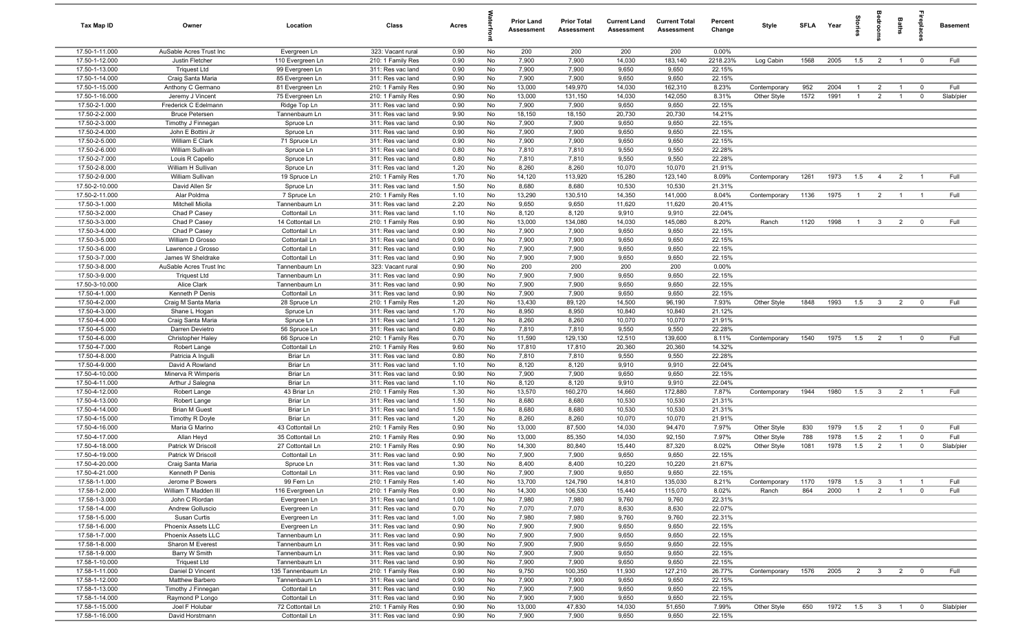| Tax Map ID | Owner | Location | Class | Acres | Waterfront | Prior Land Assessment | Prior Total Assessment | Current Land Assessment | Current Total Assessment | Percent Change | Style | SFLA | Year | Stories | Bedrooms | Baths | Fireplaces | Basement |
|---|---|---|---|---|---|---|---|---|---|---|---|---|---|---|---|---|---|---|
| 17.50-1-11.000 | AuSable Acres Trust Inc | Evergreen Ln | 323: Vacant rural | 0.90 | No | 200 | 200 | 200 | 200 | 0.00% | | | | | | | | |
| 17.50-1-12.000 | Justin Fletcher | 110 Evergreen Ln | 210: 1 Family Res | 0.90 | No | 7,900 | 7,900 | 14,030 | 183,140 | 2218.23% | Log Cabin | 1568 | 2005 | 1.5 | 2 | 1 | 0 | Full |
| 17.50-1-13.000 | Triquest Ltd | 99 Evergreen Ln | 311: Res vac land | 0.90 | No | 7,900 | 7,900 | 9,650 | 9,650 | 22.15% | | | | | | | | |
| 17.50-1-14.000 | Craig Santa Maria | 85 Evergreen Ln | 311: Res vac land | 0.90 | No | 7,900 | 7,900 | 9,650 | 9,650 | 22.15% | | | | | | | | |
| 17.50-1-15.000 | Anthony C Germano | 81 Evergreen Ln | 210: 1 Family Res | 0.90 | No | 13,000 | 149,970 | 14,030 | 162,310 | 8.23% | Contemporary | 952 | 2004 | 1 | 2 | 1 | 0 | Full |
| 17.50-1-16.000 | Jeremy J Vincent | 75 Evergreen Ln | 210: 1 Family Res | 0.90 | No | 13,000 | 131,150 | 14,030 | 142,050 | 8.31% | Other Style | 1572 | 1991 | 1 | 2 | 1 | 0 | Slab/pier |
| 17.50-2-1.000 | Frederick C Edelmann | Ridge Top Ln | 311: Res vac land | 0.90 | No | 7,900 | 7,900 | 9,650 | 9,650 | 22.15% | | | | | | | | |
| 17.50-2-2.000 | Bruce Petersen | Tannenbaum Ln | 311: Res vac land | 9.90 | No | 18,150 | 18,150 | 20,730 | 20,730 | 14.21% | | | | | | | | |
| 17.50-2-3.000 | Timothy J Finnegan | Spruce Ln | 311: Res vac land | 0.90 | No | 7,900 | 7,900 | 9,650 | 9,650 | 22.15% | | | | | | | | |
| 17.50-2-4.000 | John E Bottini Jr | Spruce Ln | 311: Res vac land | 0.90 | No | 7,900 | 7,900 | 9,650 | 9,650 | 22.15% | | | | | | | | |
| 17.50-2-5.000 | William E Clark | 71 Spruce Ln | 311: Res vac land | 0.90 | No | 7,900 | 7,900 | 9,650 | 9,650 | 22.15% | | | | | | | | |
| 17.50-2-6.000 | William Sullivan | Spruce Ln | 311: Res vac land | 0.80 | No | 7,810 | 7,810 | 9,550 | 9,550 | 22.28% | | | | | | | | |
| 17.50-2-7.000 | Louis R Capello | Spruce Ln | 311: Res vac land | 0.80 | No | 7,810 | 7,810 | 9,550 | 9,550 | 22.28% | | | | | | | | |
| 17.50-2-8.000 | William H Sullivan | Spruce Ln | 311: Res vac land | 1.20 | No | 8,260 | 8,260 | 10,070 | 10,070 | 21.91% | | | | | | | | |
| 17.50-2-9.000 | William Sullivan | 19 Spruce Ln | 210: 1 Family Res | 1.70 | No | 14,120 | 113,920 | 15,280 | 123,140 | 8.09% | Contemporary | 1261 | 1973 | 1.5 | 4 | 2 | 1 | Full |
| 17.50-2-10.000 | David Allen Sr | Spruce Ln | 311: Res vac land | 1.50 | No | 8,680 | 8,680 | 10,530 | 10,530 | 21.31% | | | | | | | | |
| 17.50-2-11.000 | Alar Poldma | 7 Spruce Ln | 210: 1 Family Res | 1.10 | No | 13,290 | 130,510 | 14,350 | 141,000 | 8.04% | Contemporary | 1136 | 1975 | 1 | 2 | 1 | 1 | Full |
| 17.50-3-1.000 | Mitchell Miolla | Tannenbaum Ln | 311: Res vac land | 2.20 | No | 9,650 | 9,650 | 11,620 | 11,620 | 20.41% | | | | | | | | |
| 17.50-3-2.000 | Chad P Casey | Cottontail Ln | 311: Res vac land | 1.10 | No | 8,120 | 8,120 | 9,910 | 9,910 | 22.04% | | | | | | | | |
| 17.50-3-3.000 | Chad P Casey | 14 Cottontail Ln | 210: 1 Family Res | 0.90 | No | 13,000 | 134,080 | 14,030 | 145,080 | 8.20% | Ranch | 1120 | 1998 | 1 | 3 | 2 | 0 | Full |
| 17.50-3-4.000 | Chad P Casey | Cottontail Ln | 311: Res vac land | 0.90 | No | 7,900 | 7,900 | 9,650 | 9,650 | 22.15% | | | | | | | | |
| 17.50-3-5.000 | William D Grosso | Cottontail Ln | 311: Res vac land | 0.90 | No | 7,900 | 7,900 | 9,650 | 9,650 | 22.15% | | | | | | | | |
| 17.50-3-6.000 | Lawrence J Grosso | Cottontail Ln | 311: Res vac land | 0.90 | No | 7,900 | 7,900 | 9,650 | 9,650 | 22.15% | | | | | | | | |
| 17.50-3-7.000 | James W Sheldrake | Cottontail Ln | 311: Res vac land | 0.90 | No | 7,900 | 7,900 | 9,650 | 9,650 | 22.15% | | | | | | | | |
| 17.50-3-8.000 | AuSable Acres Trust Inc | Tannenbaum Ln | 323: Vacant rural | 0.90 | No | 200 | 200 | 200 | 200 | 0.00% | | | | | | | | |
| 17.50-3-9.000 | Triquest Ltd | Tannenbaum Ln | 311: Res vac land | 0.90 | No | 7,900 | 7,900 | 9,650 | 9,650 | 22.15% | | | | | | | | |
| 17.50-3-10.000 | Alice Clark | Tannenbaum Ln | 311: Res vac land | 0.90 | No | 7,900 | 7,900 | 9,650 | 9,650 | 22.15% | | | | | | | | |
| 17.50-4-1.000 | Kenneth P Denis | Cottontail Ln | 311: Res vac land | 0.90 | No | 7,900 | 7,900 | 9,650 | 9,650 | 22.15% | | | | | | | | |
| 17.50-4-2.000 | Craig M Santa Maria | 28 Spruce Ln | 210: 1 Family Res | 1.20 | No | 13,430 | 89,120 | 14,500 | 96,190 | 7.93% | Other Style | 1848 | 1993 | 1.5 | 3 | 2 | 0 | Full |
| 17.50-4-3.000 | Shane L Hogan | Spruce Ln | 311: Res vac land | 1.70 | No | 8,950 | 8,950 | 10,840 | 10,840 | 21.12% | | | | | | | | |
| 17.50-4-4.000 | Craig Santa Maria | Spruce Ln | 311: Res vac land | 1.20 | No | 8,260 | 8,260 | 10,070 | 10,070 | 21.91% | | | | | | | | |
| 17.50-4-5.000 | Darren Devietro | 56 Spruce Ln | 311: Res vac land | 0.80 | No | 7,810 | 7,810 | 9,550 | 9,550 | 22.28% | | | | | | | | |
| 17.50-4-6.000 | Christopher Haley | 66 Spruce Ln | 210: 1 Family Res | 0.70 | No | 11,590 | 129,130 | 12,510 | 139,600 | 8.11% | Contemporary | 1540 | 1975 | 1.5 | 2 | 1 | 0 | Full |
| 17.50-4-7.000 | Robert Lange | Cottontail Ln | 311: Res vac land | 9.60 | No | 17,810 | 17,810 | 20,360 | 20,360 | 14.32% | | | | | | | | |
| 17.50-4-8.000 | Patricia A Ingulli | Briar Ln | 311: Res vac land | 0.80 | No | 7,810 | 7,810 | 9,550 | 9,550 | 22.28% | | | | | | | | |
| 17.50-4-9.000 | David A Rowland | Briar Ln | 311: Res vac land | 1.10 | No | 8,120 | 8,120 | 9,910 | 9,910 | 22.04% | | | | | | | | |
| 17.50-4-10.000 | Minerva R Wimperis | Briar Ln | 311: Res vac land | 0.90 | No | 7,900 | 7,900 | 9,650 | 9,650 | 22.15% | | | | | | | | |
| 17.50-4-11.000 | Arthur J Salegna | Briar Ln | 311: Res vac land | 1.10 | No | 8,120 | 8,120 | 9,910 | 9,910 | 22.04% | | | | | | | | |
| 17.50-4-12.000 | Robert Lange | 43 Briar Ln | 210: 1 Family Res | 1.30 | No | 13,570 | 160,270 | 14,660 | 172,880 | 7.87% | Contemporary | 1944 | 1980 | 1.5 | 3 | 2 | 1 | Full |
| 17.50-4-13.000 | Robert Lange | Briar Ln | 311: Res vac land | 1.50 | No | 8,680 | 8,680 | 10,530 | 10,530 | 21.31% | | | | | | | | |
| 17.50-4-14.000 | Brian M Guest | Briar Ln | 311: Res vac land | 1.50 | No | 8,680 | 8,680 | 10,530 | 10,530 | 21.31% | | | | | | | | |
| 17.50-4-15.000 | Timothy R Doyle | Briar Ln | 311: Res vac land | 1.20 | No | 8,260 | 8,260 | 10,070 | 10,070 | 21.91% | | | | | | | | |
| 17.50-4-16.000 | Maria G Marino | 43 Cottontail Ln | 210: 1 Family Res | 0.90 | No | 13,000 | 87,500 | 14,030 | 94,470 | 7.97% | Other Style | 830 | 1979 | 1.5 | 2 | 1 | 0 | Full |
| 17.50-4-17.000 | Allan Heyd | 35 Cottontail Ln | 210: 1 Family Res | 0.90 | No | 13,000 | 85,350 | 14,030 | 92,150 | 7.97% | Other Style | 788 | 1978 | 1.5 | 2 | 1 | 0 | Full |
| 17.50-4-18.000 | Patrick W Driscoll | 27 Cottontail Ln | 210: 1 Family Res | 0.90 | No | 14,300 | 80,840 | 15,440 | 87,320 | 8.02% | Other Style | 1081 | 1978 | 1.5 | 2 | 1 | 0 | Slab/pier |
| 17.50-4-19.000 | Patrick W Driscoll | Cottontail Ln | 311: Res vac land | 0.90 | No | 7,900 | 7,900 | 9,650 | 9,650 | 22.15% | | | | | | | | |
| 17.50-4-20.000 | Craig Santa Maria | Spruce Ln | 311: Res vac land | 1.30 | No | 8,400 | 8,400 | 10,220 | 10,220 | 21.67% | | | | | | | | |
| 17.50-4-21.000 | Kenneth P Denis | Cottontail Ln | 311: Res vac land | 0.90 | No | 7,900 | 7,900 | 9,650 | 9,650 | 22.15% | | | | | | | | |
| 17.58-1-1.000 | Jerome P Bowers | 99 Fern Ln | 210: 1 Family Res | 1.40 | No | 13,700 | 124,790 | 14,810 | 135,030 | 8.21% | Contemporary | 1170 | 1978 | 1.5 | 3 | 1 | 1 | Full |
| 17.58-1-2.000 | William T Madden III | 116 Evergreen Ln | 210: 1 Family Res | 0.90 | No | 14,300 | 106,530 | 15,440 | 115,070 | 8.02% | Ranch | 864 | 2000 | 1 | 2 | 1 | 0 | Full |
| 17.58-1-3.000 | John C Riordan | Evergreen Ln | 311: Res vac land | 1.00 | No | 7,980 | 7,980 | 9,760 | 9,760 | 22.31% | | | | | | | | |
| 17.58-1-4.000 | Andrew Golluscio | Evergreen Ln | 311: Res vac land | 0.70 | No | 7,070 | 7,070 | 8,630 | 8,630 | 22.07% | | | | | | | | |
| 17.58-1-5.000 | Susan Curtis | Evergreen Ln | 311: Res vac land | 1.00 | No | 7,980 | 7,980 | 9,760 | 9,760 | 22.31% | | | | | | | | |
| 17.58-1-6.000 | Phoenix Assets LLC | Evergreen Ln | 311: Res vac land | 0.90 | No | 7,900 | 7,900 | 9,650 | 9,650 | 22.15% | | | | | | | | |
| 17.58-1-7.000 | Phoenix Assets LLC | Tannenbaum Ln | 311: Res vac land | 0.90 | No | 7,900 | 7,900 | 9,650 | 9,650 | 22.15% | | | | | | | | |
| 17.58-1-8.000 | Sharon M Everest | Tannenbaum Ln | 311: Res vac land | 0.90 | No | 7,900 | 7,900 | 9,650 | 9,650 | 22.15% | | | | | | | | |
| 17.58-1-9.000 | Barry W Smith | Tannenbaum Ln | 311: Res vac land | 0.90 | No | 7,900 | 7,900 | 9,650 | 9,650 | 22.15% | | | | | | | | |
| 17.58-1-10.000 | Triquest Ltd | Tannenbaum Ln | 311: Res vac land | 0.90 | No | 7,900 | 7,900 | 9,650 | 9,650 | 22.15% | | | | | | | | |
| 17.58-1-11.000 | Daniel D Vincent | 135 Tannenbaum Ln | 210: 1 Family Res | 0.90 | No | 9,750 | 100,350 | 11,930 | 127,210 | 26.77% | Contemporary | 1576 | 2005 | 2 | 3 | 2 | 0 | Full |
| 17.58-1-12.000 | Matthew Barbero | Tannenbaum Ln | 311: Res vac land | 0.90 | No | 7,900 | 7,900 | 9,650 | 9,650 | 22.15% | | | | | | | | |
| 17.58-1-13.000 | Timothy J Finnegan | Cottontail Ln | 311: Res vac land | 0.90 | No | 7,900 | 7,900 | 9,650 | 9,650 | 22.15% | | | | | | | | |
| 17.58-1-14.000 | Raymond P Longo | Cottontail Ln | 311: Res vac land | 0.90 | No | 7,900 | 7,900 | 9,650 | 9,650 | 22.15% | | | | | | | | |
| 17.58-1-15.000 | Joel F Holubar | 72 Cottontail Ln | 210: 1 Family Res | 0.90 | No | 13,000 | 47,830 | 14,030 | 51,650 | 7.99% | Other Style | 650 | 1972 | 1.5 | 3 | 1 | 0 | Slab/pier |
| 17.58-1-16.000 | David Horstmann | Cottontail Ln | 311: Res vac land | 0.90 | No | 7,900 | 7,900 | 9,650 | 9,650 | 22.15% | | | | | | | | |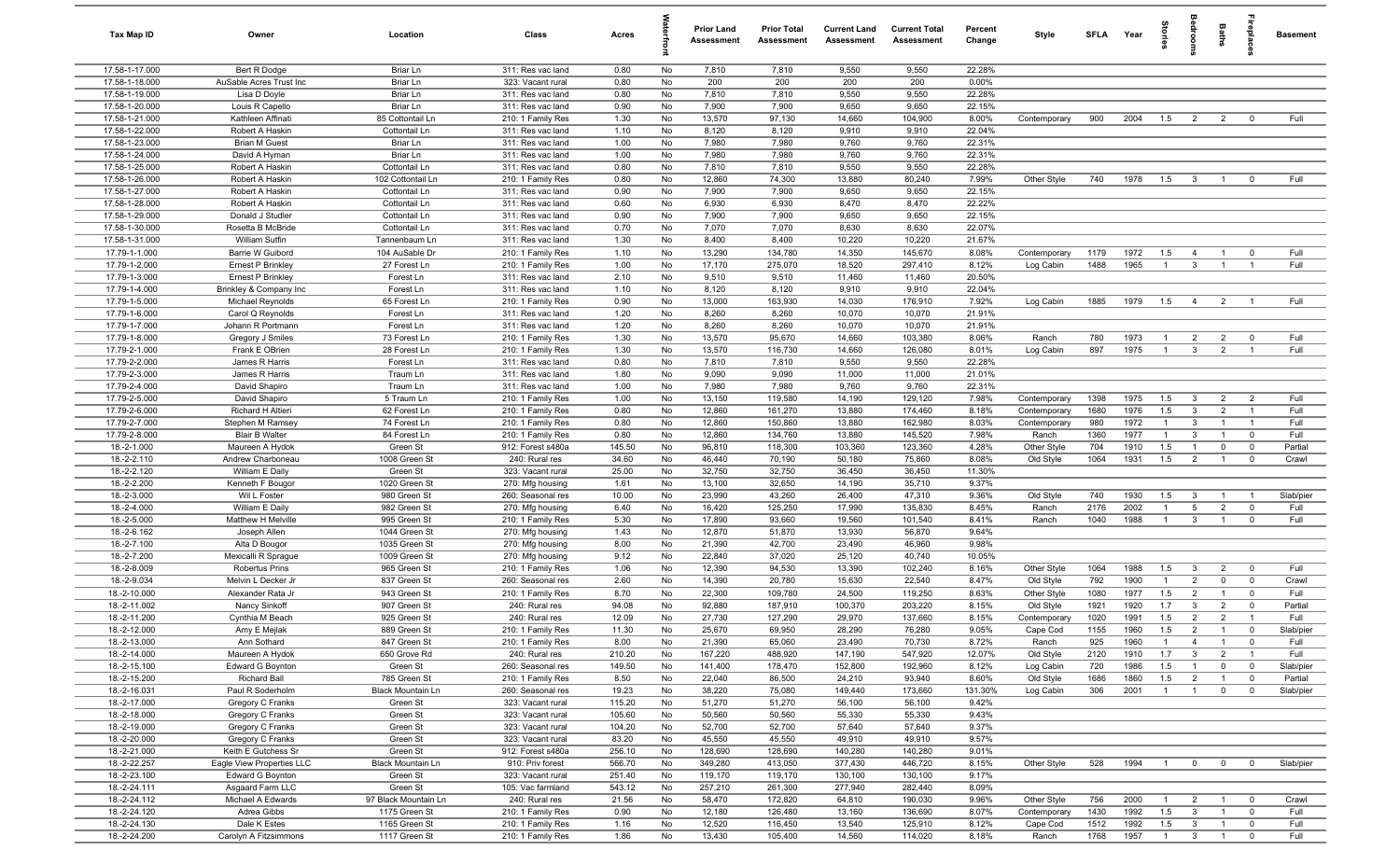| Tax Map ID | Owner | Location | Class | Acres | Waterfront | Prior Land Assessment | Prior Total Assessment | Current Land Assessment | Current Total Assessment | Percent Change | Style | SFLA | Year | Stories | Bedrooms | Baths | Fireplaces | Basement |
|---|---|---|---|---|---|---|---|---|---|---|---|---|---|---|---|---|---|---|
| 17.58-1-17.000 | Bert R Dodge | Briar Ln | 311: Res vac land | 0.80 | No | 7,810 | 7,810 | 9,550 | 9,550 | 22.28% | | | | | | | | |
| 17.58-1-18.000 | AuSable Acres Trust Inc | Briar Ln | 323: Vacant rural | 0.80 | No | 200 | 200 | 200 | 200 | 0.00% | | | | | | | | |
| 17.58-1-19.000 | Lisa D Doyle | Briar Ln | 311: Res vac land | 0.80 | No | 7,810 | 7,810 | 9,550 | 9,550 | 22.28% | | | | | | | | |
| 17.58-1-20.000 | Louis R Capello | Briar Ln | 311: Res vac land | 0.90 | No | 7,900 | 7,900 | 9,650 | 9,650 | 22.15% | | | | | | | | |
| 17.58-1-21.000 | Kathleen Affinati | 85 Cottontail Ln | 210: 1 Family Res | 1.30 | No | 13,570 | 97,130 | 14,660 | 104,900 | 8.00% | Contemporary | 900 | 2004 | 1.5 | 2 | 2 | 0 | Full |
| 17.58-1-22.000 | Robert A Haskin | Cottontail Ln | 311: Res vac land | 1.10 | No | 8,120 | 8,120 | 9,910 | 9,910 | 22.04% | | | | | | | | |
| 17.58-1-23.000 | Brian M Guest | Briar Ln | 311: Res vac land | 1.00 | No | 7,980 | 7,980 | 9,760 | 9,760 | 22.31% | | | | | | | | |
| 17.58-1-24.000 | David A Hyman | Briar Ln | 311: Res vac land | 1.00 | No | 7,980 | 7,980 | 9,760 | 9,760 | 22.31% | | | | | | | | |
| 17.58-1-25.000 | Robert A Haskin | Cottontail Ln | 311: Res vac land | 0.80 | No | 7,810 | 7,810 | 9,550 | 9,550 | 22.28% | | | | | | | | |
| 17.58-1-26.000 | Robert A Haskin | 102 Cottontail Ln | 210: 1 Family Res | 0.80 | No | 12,860 | 74,300 | 13,880 | 80,240 | 7.99% | Other Style | 740 | 1978 | 1.5 | 3 | 1 | 0 | Full |
| 17.58-1-27.000 | Robert A Haskin | Cottontail Ln | 311: Res vac land | 0.90 | No | 7,900 | 7,900 | 9,650 | 9,650 | 22.15% | | | | | | | | |
| 17.58-1-28.000 | Robert A Haskin | Cottontail Ln | 311: Res vac land | 0.60 | No | 6,930 | 6,930 | 8,470 | 8,470 | 22.22% | | | | | | | | |
| 17.58-1-29.000 | Donald J Studler | Cottontail Ln | 311: Res vac land | 0.90 | No | 7,900 | 7,900 | 9,650 | 9,650 | 22.15% | | | | | | | | |
| 17.58-1-30.000 | Rosetta B McBride | Cottontail Ln | 311: Res vac land | 0.70 | No | 7,070 | 7,070 | 8,630 | 8,630 | 22.07% | | | | | | | | |
| 17.58-1-31.000 | William Sutfin | Tannenbaum Ln | 311: Res vac land | 1.30 | No | 8,400 | 8,400 | 10,220 | 10,220 | 21.67% | | | | | | | | |
| 17.79-1-1.000 | Barrie W Guibord | 104 AuSable Dr | 210: 1 Family Res | 1.10 | No | 13,290 | 134,780 | 14,350 | 145,670 | 8.08% | Contemporary | 1179 | 1972 | 1.5 | 4 | 1 | 0 | Full |
| 17.79-1-2.000 | Ernest P Brinkley | 27 Forest Ln | 210: 1 Family Res | 1.00 | No | 17,170 | 275,070 | 18,520 | 297,410 | 8.12% | Log Cabin | 1488 | 1965 | 1 | 3 | 1 | 1 | Full |
| 17.79-1-3.000 | Ernest P Brinkley | Forest Ln | 311: Res vac land | 2.10 | No | 9,510 | 9,510 | 11,460 | 11,460 | 20.50% | | | | | | | | |
| 17.79-1-4.000 | Brinkley & Company Inc | Forest Ln | 311: Res vac land | 1.10 | No | 8,120 | 8,120 | 9,910 | 9,910 | 22.04% | | | | | | | | |
| 17.79-1-5.000 | Michael Reynolds | 65 Forest Ln | 210: 1 Family Res | 0.90 | No | 13,000 | 163,930 | 14,030 | 176,910 | 7.92% | Log Cabin | 1885 | 1979 | 1.5 | 4 | 2 | 1 | Full |
| 17.79-1-6.000 | Carol Q Reynolds | Forest Ln | 311: Res vac land | 1.20 | No | 8,260 | 8,260 | 10,070 | 10,070 | 21.91% | | | | | | | | |
| 17.79-1-7.000 | Johann R Portmann | Forest Ln | 311: Res vac land | 1.20 | No | 8,260 | 8,260 | 10,070 | 10,070 | 21.91% | | | | | | | | |
| 17.79-1-8.000 | Gregory J Smiles | 73 Forest Ln | 210: 1 Family Res | 1.30 | No | 13,570 | 95,670 | 14,660 | 103,380 | 8.06% | Ranch | 780 | 1973 | 1 | 2 | 2 | 0 | Full |
| 17.79-2-1.000 | Frank E OBrien | 28 Forest Ln | 210: 1 Family Res | 1.30 | No | 13,570 | 116,730 | 14,660 | 126,080 | 8.01% | Log Cabin | 897 | 1975 | 1 | 3 | 2 | 1 | Full |
| 17.79-2-2.000 | James R Harris | Forest Ln | 311: Res vac land | 0.80 | No | 7,810 | 7,810 | 9,550 | 9,550 | 22.28% | | | | | | | | |
| 17.79-2-3.000 | James R Harris | Traum Ln | 311: Res vac land | 1.80 | No | 9,090 | 9,090 | 11,000 | 11,000 | 21.01% | | | | | | | | |
| 17.79-2-4.000 | David Shapiro | Traum Ln | 311: Res vac land | 1.00 | No | 7,980 | 7,980 | 9,760 | 9,760 | 22.31% | | | | | | | | |
| 17.79-2-5.000 | David Shapiro | 5 Traum Ln | 210: 1 Family Res | 1.00 | No | 13,150 | 119,580 | 14,190 | 129,120 | 7.98% | Contemporary | 1398 | 1975 | 1.5 | 3 | 2 | 2 | Full |
| 17.79-2-6.000 | Richard H Altieri | 62 Forest Ln | 210: 1 Family Res | 0.80 | No | 12,860 | 161,270 | 13,880 | 174,460 | 8.18% | Contemporary | 1680 | 1976 | 1.5 | 3 | 2 | 1 | Full |
| 17.79-2-7.000 | Stephen M Ramsey | 74 Forest Ln | 210: 1 Family Res | 0.80 | No | 12,860 | 150,860 | 13,880 | 162,980 | 8.03% | Contemporary | 980 | 1972 | 1 | 3 | 1 | 1 | Full |
| 17.79-2-8.000 | Blair B Walter | 84 Forest Ln | 210: 1 Family Res | 0.80 | No | 12,860 | 134,760 | 13,880 | 145,520 | 7.98% | Ranch | 1360 | 1977 | 1 | 3 | 1 | 0 | Full |
| 18.-2-1.000 | Maureen A Hydok | Green St | 912: Forest s480a | 145.50 | No | 96,810 | 118,300 | 103,360 | 123,360 | 4.28% | Other Style | 704 | 1910 | 1.5 | 1 | 0 | 0 | Partial |
| 18.-2-2.110 | Andrew Charboneau | 1008 Green St | 240: Rural res | 34.60 | No | 46,440 | 70,190 | 50,180 | 75,860 | 8.08% | Old Style | 1064 | 1931 | 1.5 | 2 | 1 | 0 | Crawl |
| 18.-2-2.120 | William E Daily | Green St | 323: Vacant rural | 25.00 | No | 32,750 | 32,750 | 36,450 | 36,450 | 11.30% | | | | | | | | |
| 18.-2-2.200 | Kenneth F Bougor | 1020 Green St | 270: Mfg housing | 1.61 | No | 13,100 | 32,650 | 14,190 | 35,710 | 9.37% | | | | | | | | |
| 18.-2-3.000 | Wil L Foster | 980 Green St | 260: Seasonal res | 10.00 | No | 23,990 | 43,260 | 26,400 | 47,310 | 9.36% | Old Style | 740 | 1930 | 1.5 | 3 | 1 | 1 | Slab/pier |
| 18.-2-4.000 | William E Daily | 982 Green St | 270: Mfg housing | 6.40 | No | 16,420 | 125,250 | 17,990 | 135,830 | 8.45% | Ranch | 2176 | 2002 | 1 | 5 | 2 | 0 | Full |
| 18.-2-5.000 | Matthew H Melville | 995 Green St | 210: 1 Family Res | 5.30 | No | 17,890 | 93,660 | 19,560 | 101,540 | 8.41% | Ranch | 1040 | 1988 | 1 | 3 | 1 | 0 | Full |
| 18.-2-6.162 | Joseph Allen | 1044 Green St | 270: Mfg housing | 1.43 | No | 12,870 | 51,870 | 13,930 | 56,870 | 9.64% | | | | | | | | |
| 18.-2-7.100 | Alta D Bougor | 1035 Green St | 270: Mfg housing | 8.00 | No | 21,390 | 42,700 | 23,490 | 46,960 | 9.98% | | | | | | | | |
| 18.-2-7.200 | Mexicalli R Sprague | 1009 Green St | 270: Mfg housing | 9.12 | No | 22,840 | 37,020 | 25,120 | 40,740 | 10.05% | | | | | | | | |
| 18.-2-8.009 | Robertus Prins | 965 Green St | 210: 1 Family Res | 1.06 | No | 12,390 | 94,530 | 13,390 | 102,240 | 8.16% | Other Style | 1064 | 1988 | 1.5 | 3 | 2 | 0 | Full |
| 18.-2-9.034 | Melvin L Decker Jr | 837 Green St | 260: Seasonal res | 2.60 | No | 14,390 | 20,780 | 15,630 | 22,540 | 8.47% | Old Style | 792 | 1900 | 1 | 2 | 0 | 0 | Crawl |
| 18.-2-10.000 | Alexander Rata Jr | 943 Green St | 210: 1 Family Res | 8.70 | No | 22,300 | 109,780 | 24,500 | 119,250 | 8.63% | Other Style | 1080 | 1977 | 1.5 | 2 | 1 | 0 | Full |
| 18.-2-11.002 | Nancy Sinkoff | 907 Green St | 240: Rural res | 94.08 | No | 92,880 | 187,910 | 100,370 | 203,220 | 8.15% | Old Style | 1921 | 1920 | 1.7 | 3 | 2 | 0 | Partial |
| 18.-2-11.200 | Cynthia M Beach | 925 Green St | 240: Rural res | 12.09 | No | 27,730 | 127,290 | 29,970 | 137,660 | 8.15% | Contemporary | 1020 | 1991 | 1.5 | 2 | 2 | 1 | Full |
| 18.-2-12.000 | Amy E Mejlak | 889 Green St | 210: 1 Family Res | 11.30 | No | 25,670 | 69,950 | 28,290 | 76,280 | 9.05% | Cape Cod | 1155 | 1960 | 1.5 | 2 | 1 | 0 | Slab/pier |
| 18.-2-13.000 | Ann Sothard | 847 Green St | 210: 1 Family Res | 8.00 | No | 21,390 | 65,060 | 23,490 | 70,730 | 8.72% | Ranch | 925 | 1960 | 1 | 4 | 1 | 0 | Full |
| 18.-2-14.000 | Maureen A Hydok | 650 Grove Rd | 240: Rural res | 210.20 | No | 167,220 | 488,920 | 147,190 | 547,920 | 12.07% | Old Style | 2120 | 1910 | 1.7 | 3 | 2 | 1 | Full |
| 18.-2-15.100 | Edward G Boynton | Green St | 260: Seasonal res | 149.50 | No | 141,400 | 178,470 | 152,800 | 192,960 | 8.12% | Log Cabin | 720 | 1986 | 1.5 | 1 | 0 | 0 | Slab/pier |
| 18.-2-15.200 | Richard Ball | 785 Green St | 210: 1 Family Res | 8.50 | No | 22,040 | 86,500 | 24,210 | 93,940 | 8.60% | Old Style | 1686 | 1860 | 1.5 | 2 | 1 | 0 | Partial |
| 18.-2-16.031 | Paul R Soderholm | Black Mountain Ln | 260: Seasonal res | 19.23 | No | 38,220 | 75,080 | 149,440 | 173,660 | 131.30% | Log Cabin | 306 | 2001 | 1 | 1 | 0 | 0 | Slab/pier |
| 18.-2-17.000 | Gregory C Franks | Green St | 323: Vacant rural | 115.20 | No | 51,270 | 51,270 | 56,100 | 56,100 | 9.42% | | | | | | | | |
| 18.-2-18.000 | Gregory C Franks | Green St | 323: Vacant rural | 105.60 | No | 50,560 | 50,560 | 55,330 | 55,330 | 9.43% | | | | | | | | |
| 18.-2-19.000 | Gregory C Franks | Green St | 323: Vacant rural | 104.20 | No | 52,700 | 52,700 | 57,640 | 57,640 | 9.37% | | | | | | | | |
| 18.-2-20.000 | Gregory C Franks | Green St | 323: Vacant rural | 83.20 | No | 45,550 | 45,550 | 49,910 | 49,910 | 9.57% | | | | | | | | |
| 18.-2-21.000 | Keith E Gutchess Sr | Green St | 912: Forest s480a | 256.10 | No | 128,690 | 128,690 | 140,280 | 140,280 | 9.01% | | | | | | | | |
| 18.-2-22.257 | Eagle View Properties LLC | Black Mountain Ln | 910: Priv forest | 566.70 | No | 349,280 | 413,050 | 377,430 | 446,720 | 8.15% | Other Style | 528 | 1994 | 1 | 0 | 0 | 0 | Slab/pier |
| 18.-2-23.100 | Edward G Boynton | Green St | 323: Vacant rural | 251.40 | No | 119,170 | 119,170 | 130,100 | 130,100 | 9.17% | | | | | | | | |
| 18.-2-24.111 | Asgaard Farm LLC | Green St | 105: Vac farmland | 543.12 | No | 257,210 | 261,300 | 277,940 | 282,440 | 8.09% | | | | | | | | |
| 18.-2-24.112 | Michael A Edwards | 97 Black Mountain Ln | 240: Rural res | 21.56 | No | 58,470 | 172,820 | 64,810 | 190,030 | 9.96% | Other Style | 756 | 2000 | 1 | 2 | 1 | 0 | Crawl |
| 18.-2-24.120 | Adrea Gibbs | 1175 Green St | 210: 1 Family Res | 0.90 | No | 12,180 | 126,480 | 13,160 | 136,690 | 8.07% | Contemporary | 1430 | 1992 | 1.5 | 3 | 1 | 0 | Full |
| 18.-2-24.130 | Dale K Estes | 1165 Green St | 210: 1 Family Res | 1.16 | No | 12,520 | 116,450 | 13,540 | 125,910 | 8.12% | Cape Cod | 1512 | 1992 | 1.5 | 3 | 1 | 0 | Full |
| 18.-2-24.200 | Carolyn A Fitzsimmons | 1117 Green St | 210: 1 Family Res | 1.86 | No | 13,430 | 105,400 | 14,560 | 114,020 | 8.18% | Ranch | 1768 | 1957 | 1 | 3 | 1 | 0 | Full |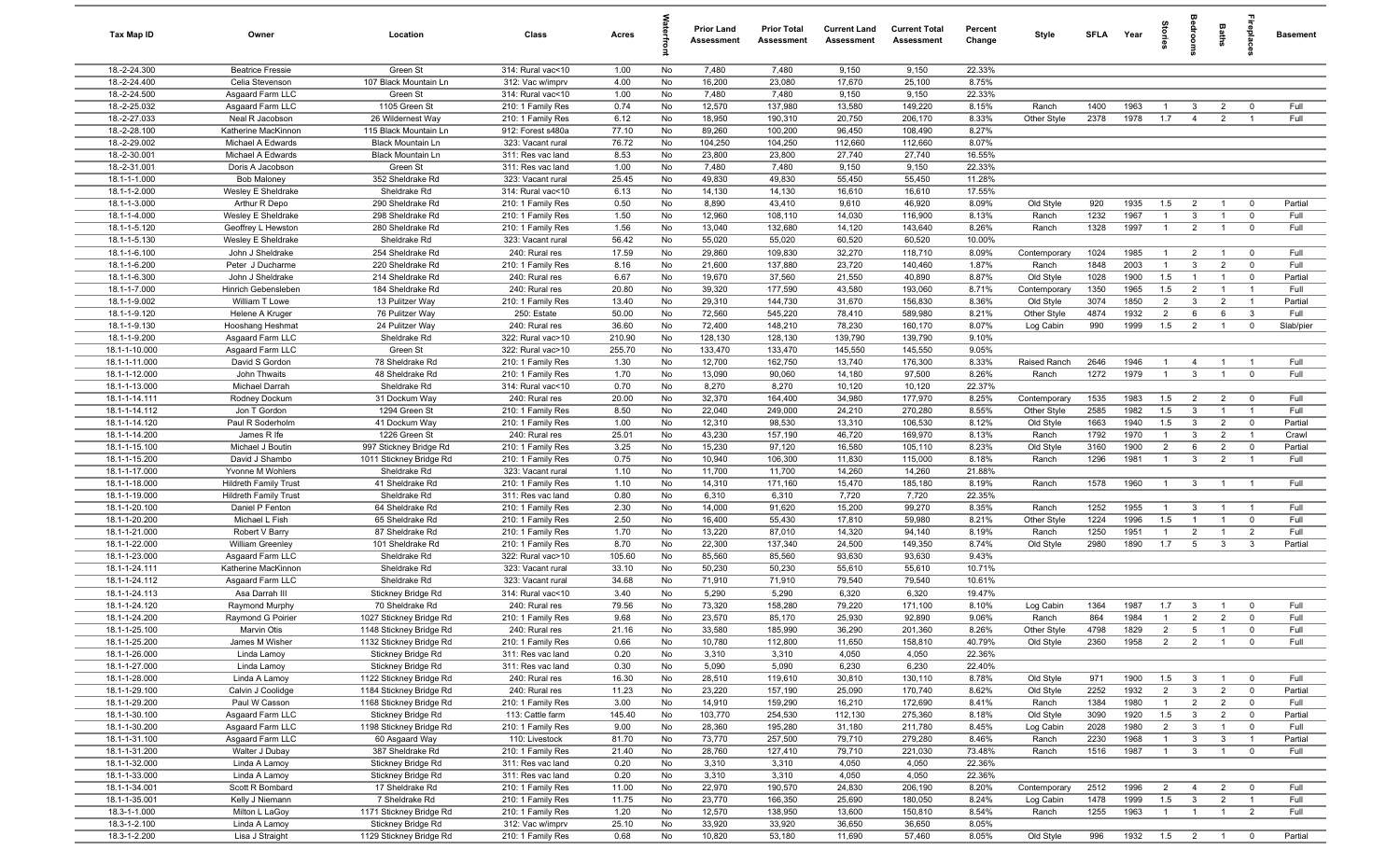| Tax Map ID | Owner | Location | Class | Acres | Waterfront | Prior Land Assessment | Prior Total Assessment | Current Land Assessment | Current Total Assessment | Percent Change | Style | SFLA | Year | Stories | Bedrooms | Baths | Fireplaces | Basement |
|---|---|---|---|---|---|---|---|---|---|---|---|---|---|---|---|---|---|---|
| 18.-2-24.300 | Beatrice Fressie | Green St | 314: Rural vac<10 | 1.00 | No | 7,480 | 7,480 | 9,150 | 9,150 | 22.33% | | | | | | | | |
| 18.-2-24.400 | Celia Stevenson | 107 Black Mountain Ln | 312: Vac w/imprv | 4.00 | No | 16,200 | 23,080 | 17,670 | 25,100 | 8.75% | | | | | | | | |
| 18.-2-24.500 | Asgaard Farm LLC | Green St | 314: Rural vac<10 | 1.00 | No | 7,480 | 7,480 | 9,150 | 9,150 | 22.33% | | | | | | | | |
| 18.-2-25.032 | Asgaard Farm LLC | 1105 Green St | 210: 1 Family Res | 0.74 | No | 12,570 | 137,980 | 13,580 | 149,220 | 8.15% | Ranch | 1400 | 1963 | 1 | 3 | 2 | 0 | Full |
| 18.-2-27.033 | Neal R Jacobson | 26 Wildernest Way | 210: 1 Family Res | 6.12 | No | 18,950 | 190,310 | 20,750 | 206,170 | 8.33% | Other Style | 2378 | 1978 | 1.7 | 4 | 2 | 1 | Full |
| 18.-2-28.100 | Katherine MacKinnon | 115 Black Mountain Ln | 912: Forest s480a | 77.10 | No | 89,260 | 100,200 | 96,450 | 108,490 | 8.27% | | | | | | | | |
| 18.-2-29.002 | Michael A Edwards | Black Mountain Ln | 323: Vacant rural | 76.72 | No | 104,250 | 104,250 | 112,660 | 112,660 | 8.07% | | | | | | | | |
| 18.-2-30.001 | Michael A Edwards | Black Mountain Ln | 311: Res vac land | 8.53 | No | 23,800 | 23,800 | 27,740 | 27,740 | 16.55% | | | | | | | | |
| 18.-2-31.001 | Doris A Jacobson | Green St | 311: Res vac land | 1.00 | No | 7,480 | 7,480 | 9,150 | 9,150 | 22.33% | | | | | | | | |
| 18.1-1-1.000 | Bob Maloney | 352 Sheldrake Rd | 323: Vacant rural | 25.45 | No | 49,830 | 49,830 | 55,450 | 55,450 | 11.28% | | | | | | | | |
| 18.1-1-2.000 | Wesley E Sheldrake | Sheldrake Rd | 314: Rural vac<10 | 6.13 | No | 14,130 | 14,130 | 16,610 | 16,610 | 17.55% | | | | | | | | |
| 18.1-1-3.000 | Arthur R Depo | 290 Sheldrake Rd | 210: 1 Family Res | 0.50 | No | 8,890 | 43,410 | 9,610 | 46,920 | 8.09% | Old Style | 920 | 1935 | 1.5 | 2 | 1 | 0 | Partial |
| 18.1-1-4.000 | Wesley E Sheldrake | 298 Sheldrake Rd | 210: 1 Family Res | 1.50 | No | 12,960 | 108,110 | 14,030 | 116,900 | 8.13% | Ranch | 1232 | 1967 | 1 | 3 | 1 | 0 | Full |
| 18.1-1-5.120 | Geoffrey L Hewston | 280 Sheldrake Rd | 210: 1 Family Res | 1.56 | No | 13,040 | 132,680 | 14,120 | 143,640 | 8.26% | Ranch | 1328 | 1997 | 1 | 2 | 1 | 0 | Full |
| 18.1-1-5.130 | Wesley E Sheldrake | Sheldrake Rd | 323: Vacant rural | 56.42 | No | 55,020 | 55,020 | 60,520 | 60,520 | 10.00% | | | | | | | | |
| 18.1-1-6.100 | John J Sheldrake | 254 Sheldrake Rd | 240: Rural res | 17.59 | No | 29,860 | 109,830 | 32,270 | 118,710 | 8.09% | Contemporary | 1024 | 1985 | 1 | 2 | 1 | 0 | Full |
| 18.1-1-6.200 | Peter J Ducharme | 220 Sheldrake Rd | 210: 1 Family Res | 8.16 | No | 21,600 | 137,880 | 23,720 | 140,460 | 1.87% | Ranch | 1848 | 2003 | 1 | 3 | 2 | 0 | Full |
| 18.1-1-6.300 | John J Sheldrake | 214 Sheldrake Rd | 240: Rural res | 6.67 | No | 19,670 | 37,560 | 21,550 | 40,890 | 8.87% | Old Style | 1028 | 1900 | 1.5 | 1 | 1 | 0 | Partial |
| 18.1-1-7.000 | Hinrich Gebensleben | 184 Sheldrake Rd | 240: Rural res | 20.80 | No | 39,320 | 177,590 | 43,580 | 193,060 | 8.71% | Contemporary | 1350 | 1965 | 1.5 | 2 | 1 | 1 | Full |
| 18.1-1-9.002 | William T Lowe | 13 Pulitzer Way | 210: 1 Family Res | 13.40 | No | 29,310 | 144,730 | 31,670 | 156,830 | 8.36% | Old Style | 3074 | 1850 | 2 | 3 | 2 | 1 | Partial |
| 18.1-1-9.120 | Helene A Kruger | 76 Pulitzer Way | 250: Estate | 50.00 | No | 72,560 | 545,220 | 78,410 | 589,980 | 8.21% | Other Style | 4874 | 1932 | 2 | 6 | 6 | 3 | Full |
| 18.1-1-9.130 | Hooshang Heshmat | 24 Pulitzer Way | 240: Rural res | 36.60 | No | 72,400 | 148,210 | 78,230 | 160,170 | 8.07% | Log Cabin | 990 | 1999 | 1.5 | 2 | 1 | 0 | Slab/pier |
| 18.1-1-9.200 | Asgaard Farm LLC | Sheldrake Rd | 322: Rural vac>10 | 210.90 | No | 128,130 | 128,130 | 139,790 | 139,790 | 9.10% | | | | | | | | |
| 18.1-1-10.000 | Asgaard Farm LLC | Green St | 322: Rural vac>10 | 255.70 | No | 133,470 | 133,470 | 145,550 | 145,550 | 9.05% | | | | | | | | |
| 18.1-1-11.000 | David S Gordon | 78 Sheldrake Rd | 210: 1 Family Res | 1.30 | No | 12,700 | 162,750 | 13,740 | 176,300 | 8.33% | Raised Ranch | 2646 | 1946 | 1 | 4 | 1 | 1 | Full |
| 18.1-1-12.000 | John Thwaits | 48 Sheldrake Rd | 210: 1 Family Res | 1.70 | No | 13,090 | 90,060 | 14,180 | 97,500 | 8.26% | Ranch | 1272 | 1979 | 1 | 3 | 1 | 0 | Full |
| 18.1-1-13.000 | Michael Darrah | Sheldrake Rd | 314: Rural vac<10 | 0.70 | No | 8,270 | 8,270 | 10,120 | 10,120 | 22.37% | | | | | | | | |
| 18.1-1-14.111 | Rodney Dockum | 31 Dockum Way | 240: Rural res | 20.00 | No | 32,370 | 164,400 | 34,980 | 177,970 | 8.25% | Contemporary | 1535 | 1983 | 1.5 | 2 | 2 | 0 | Full |
| 18.1-1-14.112 | Jon T Gordon | 1294 Green St | 210: 1 Family Res | 8.50 | No | 22,040 | 249,000 | 24,210 | 270,280 | 8.55% | Other Style | 2585 | 1982 | 1.5 | 3 | 1 | 1 | Full |
| 18.1-1-14.120 | Paul R Soderholm | 41 Dockum Way | 210: 1 Family Res | 1.00 | No | 12,310 | 98,530 | 13,310 | 106,530 | 8.12% | Old Style | 1663 | 1940 | 1.5 | 3 | 2 | 0 | Partial |
| 18.1-1-14.200 | James R Ife | 1226 Green St | 240: Rural res | 25.01 | No | 43,230 | 157,190 | 46,720 | 169,970 | 8.13% | Ranch | 1792 | 1970 | 1 | 3 | 2 | 1 | Crawl |
| 18.1-1-15.100 | Michael J Boutin | 997 Stickney Bridge Rd | 210: 1 Family Res | 3.25 | No | 15,230 | 97,120 | 16,580 | 105,110 | 8.23% | Old Style | 3160 | 1900 | 2 | 6 | 2 | 0 | Partial |
| 18.1-1-15.200 | David J Shambo | 1011 Stickney Bridge Rd | 210: 1 Family Res | 0.75 | No | 10,940 | 106,300 | 11,830 | 115,000 | 8.18% | Ranch | 1296 | 1981 | 1 | 3 | 2 | 1 | Full |
| 18.1-1-17.000 | Yvonne M Wohlers | Sheldrake Rd | 323: Vacant rural | 1.10 | No | 11,700 | 11,700 | 14,260 | 14,260 | 21.88% | | | | | | | | |
| 18.1-1-18.000 | Hildreth Family Trust | 41 Sheldrake Rd | 210: 1 Family Res | 1.10 | No | 14,310 | 171,160 | 15,470 | 185,180 | 8.19% | Ranch | 1578 | 1960 | 1 | 3 | 1 | 1 | Full |
| 18.1-1-19.000 | Hildreth Family Trust | Sheldrake Rd | 311: Res vac land | 0.80 | No | 6,310 | 6,310 | 7,720 | 7,720 | 22.35% | | | | | | | | |
| 18.1-1-20.100 | Daniel P Fenton | 64 Sheldrake Rd | 210: 1 Family Res | 2.30 | No | 14,000 | 91,620 | 15,200 | 99,270 | 8.35% | Ranch | 1252 | 1955 | 1 | 3 | 1 | 1 | Full |
| 18.1-1-20.200 | Michael L Fish | 65 Sheldrake Rd | 210: 1 Family Res | 2.50 | No | 16,400 | 55,430 | 17,810 | 59,980 | 8.21% | Other Style | 1224 | 1996 | 1.5 | 1 | 1 | 0 | Full |
| 18.1-1-21.000 | Robert V Barry | 87 Sheldrake Rd | 210: 1 Family Res | 1.70 | No | 13,220 | 87,010 | 14,320 | 94,140 | 8.19% | Ranch | 1250 | 1951 | 1 | 2 | 1 | 2 | Full |
| 18.1-1-22.000 | William Greenley | 101 Sheldrake Rd | 210: 1 Family Res | 8.70 | No | 22,300 | 137,340 | 24,500 | 149,350 | 8.74% | Old Style | 2980 | 1890 | 1.7 | 5 | 3 | 3 | Partial |
| 18.1-1-23.000 | Asgaard Farm LLC | Sheldrake Rd | 322: Rural vac>10 | 105.60 | No | 85,560 | 85,560 | 93,630 | 93,630 | 9.43% | | | | | | | | |
| 18.1-1-24.111 | Katherine MacKinnon | Sheldrake Rd | 323: Vacant rural | 33.10 | No | 50,230 | 50,230 | 55,610 | 55,610 | 10.71% | | | | | | | | |
| 18.1-1-24.112 | Asgaard Farm LLC | Sheldrake Rd | 323: Vacant rural | 34.68 | No | 71,910 | 71,910 | 79,540 | 79,540 | 10.61% | | | | | | | | |
| 18.1-1-24.113 | Asa Darrah III | Stickney Bridge Rd | 314: Rural vac<10 | 3.40 | No | 5,290 | 5,290 | 6,320 | 6,320 | 19.47% | | | | | | | | |
| 18.1-1-24.120 | Raymond Murphy | 70 Sheldrake Rd | 240: Rural res | 79.56 | No | 73,320 | 158,280 | 79,220 | 171,100 | 8.10% | Log Cabin | 1364 | 1987 | 1.7 | 3 | 1 | 0 | Full |
| 18.1-1-24.200 | Raymond G Poirier | 1027 Stickney Bridge Rd | 210: 1 Family Res | 9.68 | No | 23,570 | 85,170 | 25,930 | 92,890 | 9.06% | Ranch | 864 | 1984 | 1 | 2 | 2 | 0 | Full |
| 18.1-1-25.100 | Marvin Otis | 1148 Stickney Bridge Rd | 240: Rural res | 21.16 | No | 33,580 | 185,990 | 36,290 | 201,360 | 8.26% | Other Style | 4798 | 1829 | 2 | 5 | 1 | 0 | Full |
| 18.1-1-25.200 | James M Wisher | 1132 Stickney Bridge Rd | 210: 1 Family Res | 0.66 | No | 10,780 | 112,800 | 11,650 | 158,810 | 40.79% | Old Style | 2360 | 1958 | 2 | 2 | 1 | 0 | Full |
| 18.1-1-26.000 | Linda Lamoy | Stickney Bridge Rd | 311: Res vac land | 0.20 | No | 3,310 | 3,310 | 4,050 | 4,050 | 22.36% | | | | | | | | |
| 18.1-1-27.000 | Linda Lamoy | Stickney Bridge Rd | 311: Res vac land | 0.30 | No | 5,090 | 5,090 | 6,230 | 6,230 | 22.40% | | | | | | | | |
| 18.1-1-28.000 | Linda A Lamoy | 1122 Stickney Bridge Rd | 240: Rural res | 16.30 | No | 28,510 | 119,610 | 30,810 | 130,110 | 8.78% | Old Style | 971 | 1900 | 1.5 | 3 | 1 | 0 | Full |
| 18.1-1-29.100 | Calvin J Coolidge | 1184 Stickney Bridge Rd | 240: Rural res | 11.23 | No | 23,220 | 157,190 | 25,090 | 170,740 | 8.62% | Old Style | 2252 | 1932 | 2 | 3 | 2 | 0 | Partial |
| 18.1-1-29.200 | Paul W Casson | 1168 Stickney Bridge Rd | 210: 1 Family Res | 3.00 | No | 14,910 | 159,290 | 16,210 | 172,690 | 8.41% | Ranch | 1384 | 1980 | 1 | 2 | 2 | 0 | Full |
| 18.1-1-30.100 | Asgaard Farm LLC | Stickney Bridge Rd | 113: Cattle farm | 145.40 | No | 103,770 | 254,530 | 112,130 | 275,360 | 8.18% | Old Style | 3090 | 1920 | 1.5 | 3 | 2 | 0 | Partial |
| 18.1-1-30.200 | Asgaard Farm LLC | 1198 Stickney Bridge Rd | 210: 1 Family Res | 9.00 | No | 28,360 | 195,280 | 31,180 | 211,780 | 8.45% | Log Cabin | 2028 | 1980 | 2 | 3 | 1 | 0 | Full |
| 18.1-1-31.100 | Asgaard Farm LLC | 60 Asgaard Way | 110: Livestock | 81.70 | No | 73,770 | 257,500 | 79,710 | 279,280 | 8.46% | Ranch | 2230 | 1968 | 1 | 3 | 3 | 1 | Partial |
| 18.1-1-31.200 | Walter J Dubay | 387 Sheldrake Rd | 210: 1 Family Res | 21.40 | No | 28,760 | 127,410 | 79,710 | 221,030 | 73.48% | Ranch | 1516 | 1987 | 1 | 3 | 1 | 0 | Full |
| 18.1-1-32.000 | Linda A Lamoy | Stickney Bridge Rd | 311: Res vac land | 0.20 | No | 3,310 | 3,310 | 4,050 | 4,050 | 22.36% | | | | | | | | |
| 18.1-1-33.000 | Linda A Lamoy | Stickney Bridge Rd | 311: Res vac land | 0.20 | No | 3,310 | 3,310 | 4,050 | 4,050 | 22.36% | | | | | | | | |
| 18.1-1-34.001 | Scott R Bombard | 17 Sheldrake Rd | 210: 1 Family Res | 11.00 | No | 22,970 | 190,570 | 24,830 | 206,190 | 8.20% | Contemporary | 2512 | 1996 | 2 | 4 | 2 | 0 | Full |
| 18.1-1-35.001 | Kelly J Niemann | 7 Sheldrake Rd | 210: 1 Family Res | 11.75 | No | 23,770 | 166,350 | 25,690 | 180,050 | 8.24% | Log Cabin | 1478 | 1999 | 1.5 | 3 | 2 | 1 | Full |
| 18.3-1-1.000 | Milton L LaGoy | 1171 Stickney Bridge Rd | 210: 1 Family Res | 1.20 | No | 12,570 | 138,950 | 13,600 | 150,810 | 8.54% | Ranch | 1255 | 1963 | 1 | 1 | 1 | 2 | Full |
| 18.3-1-2.100 | Linda A Lamoy | Stickney Bridge Rd | 312: Vac w/imprv | 25.10 | No | 33,920 | 33,920 | 36,650 | 36,650 | 8.05% | | | | | | | | |
| 18.3-1-2.200 | Lisa J Straight | 1129 Stickney Bridge Rd | 210: 1 Family Res | 0.68 | No | 10,820 | 53,180 | 11,690 | 57,460 | 8.05% | Old Style | 996 | 1932 | 1.5 | 2 | 1 | 0 | Partial |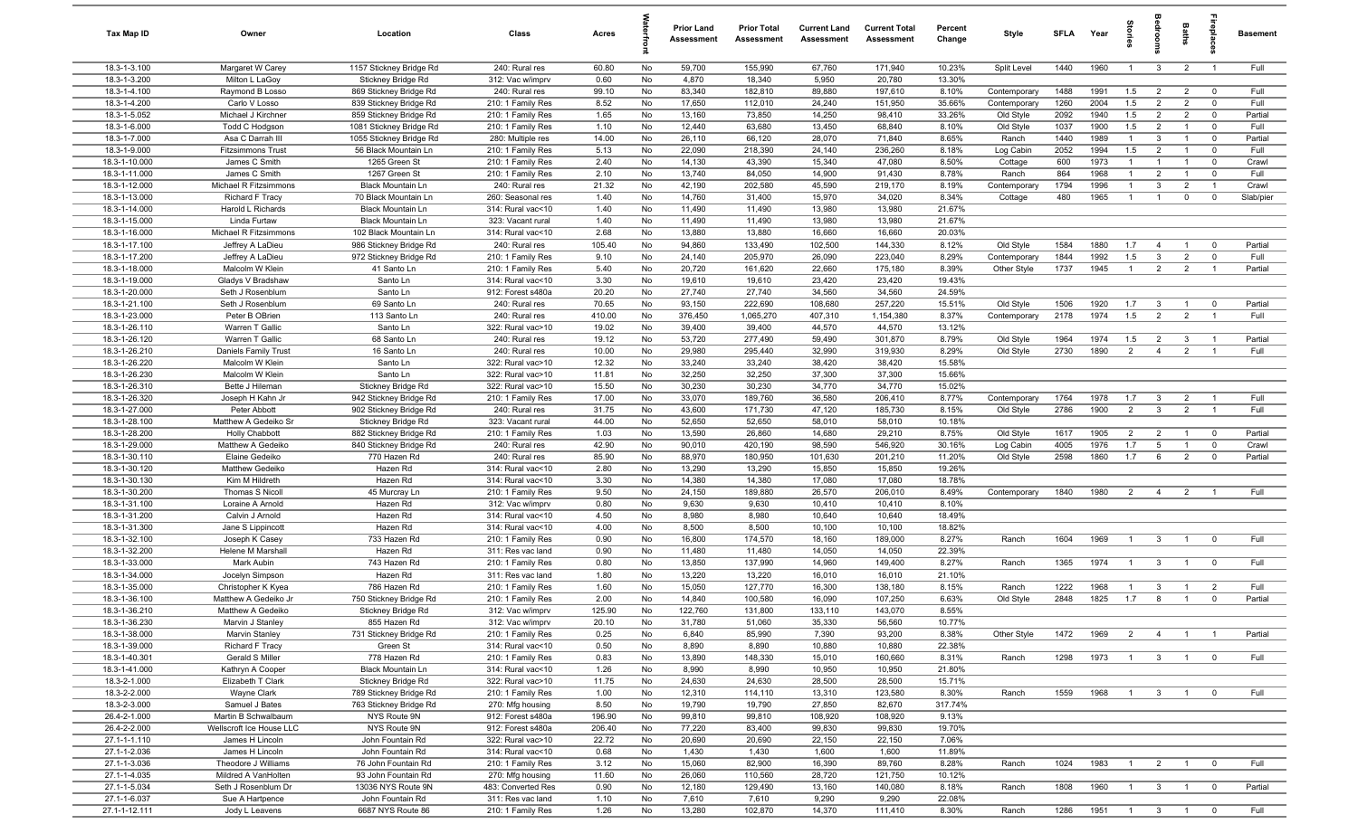| Tax Map ID | Owner | Location | Class | Acres | Waterfront | Prior Land Assessment | Prior Total Assessment | Current Land Assessment | Current Total Assessment | Percent Change | Style | SFLA | Year | Stories | Bedrooms | Baths | Fireplaces | Basement |
|---|---|---|---|---|---|---|---|---|---|---|---|---|---|---|---|---|---|---|
| 18.3-1-3.100 | Margaret W Carey | 1157 Stickney Bridge Rd | 240: Rural res | 60.80 | No | 59,700 | 155,990 | 67,760 | 171,940 | 10.23% | Split Level | 1440 | 1960 | 1 | 3 | 2 | 1 | Full |
| 18.3-1-3.200 | Milton L LaGoy | Stickney Bridge Rd | 312: Vac w/imprv | 0.60 | No | 4,870 | 18,340 | 5,950 | 20,780 | 13.30% | | | | | | | | |
| 18.3-1-4.100 | Raymond B Losso | 869 Stickney Bridge Rd | 240: Rural res | 99.10 | No | 83,340 | 182,810 | 89,880 | 197,610 | 8.10% | Contemporary | 1488 | 1991 | 1.5 | 2 | 2 | 0 | Full |
| 18.3-1-4.200 | Carlo V Losso | 839 Stickney Bridge Rd | 210: 1 Family Res | 8.52 | No | 17,650 | 112,010 | 24,240 | 151,950 | 35.66% | Contemporary | 1260 | 2004 | 1.5 | 2 | 2 | 0 | Full |
| 18.3-1-5.052 | Michael J Kirchner | 859 Stickney Bridge Rd | 210: 1 Family Res | 1.65 | No | 13,160 | 73,850 | 14,250 | 98,410 | 33.26% | Old Style | 2092 | 1940 | 1.5 | 2 | 2 | 0 | Partial |
| 18.3-1-6.000 | Todd C Hodgson | 1081 Stickney Bridge Rd | 210: 1 Family Res | 1.10 | No | 12,440 | 63,680 | 13,450 | 68,840 | 8.10% | Old Style | 1037 | 1900 | 1.5 | 2 | 1 | 0 | Full |
| 18.3-1-7.000 | Asa C Darrah III | 1055 Stickney Bridge Rd | 280: Multiple res | 14.00 | No | 26,110 | 66,120 | 28,070 | 71,840 | 8.65% | Ranch | 1440 | 1989 | 1 | 3 | 1 | 0 | Partial |
| 18.3-1-9.000 | Fitzsimmons Trust | 56 Black Mountain Ln | 210: 1 Family Res | 5.13 | No | 22,090 | 218,390 | 24,140 | 236,260 | 8.18% | Log Cabin | 2052 | 1994 | 1.5 | 2 | 1 | 0 | Full |
| 18.3-1-10.000 | James C Smith | 1265 Green St | 210: 1 Family Res | 2.40 | No | 14,130 | 43,390 | 15,340 | 47,080 | 8.50% | Cottage | 600 | 1973 | 1 | 1 | 1 | 0 | Crawl |
| 18.3-1-11.000 | James C Smith | 1267 Green St | 210: 1 Family Res | 2.10 | No | 13,740 | 84,050 | 14,900 | 91,430 | 8.78% | Ranch | 864 | 1968 | 1 | 2 | 1 | 0 | Full |
| 18.3-1-12.000 | Michael R Fitzsimmons | Black Mountain Ln | 240: Rural res | 21.32 | No | 42,190 | 202,580 | 45,590 | 219,170 | 8.19% | Contemporary | 1794 | 1996 | 1 | 3 | 2 | 1 | Crawl |
| 18.3-1-13.000 | Richard F Tracy | 70 Black Mountain Ln | 260: Seasonal res | 1.40 | No | 14,760 | 31,400 | 15,970 | 34,020 | 8.34% | Cottage | 480 | 1965 | 1 | 1 | 0 | 0 | Slab/pier |
| 18.3-1-14.000 | Harold L Richards | Black Mountain Ln | 314: Rural vac<10 | 1.40 | No | 11,490 | 11,490 | 13,980 | 13,980 | 21.67% | | | | | | | | |
| 18.3-1-15.000 | Linda Furtaw | Black Mountain Ln | 323: Vacant rural | 1.40 | No | 11,490 | 11,490 | 13,980 | 13,980 | 21.67% | | | | | | | | |
| 18.3-1-16.000 | Michael R Fitzsimmons | 102 Black Mountain Ln | 314: Rural vac<10 | 2.68 | No | 13,880 | 13,880 | 16,660 | 16,660 | 20.03% | | | | | | | | |
| 18.3-1-17.100 | Jeffrey A LaDieu | 986 Stickney Bridge Rd | 240: Rural res | 105.40 | No | 94,860 | 133,490 | 102,500 | 144,330 | 8.12% | Old Style | 1584 | 1880 | 1.7 | 4 | 1 | 0 | Partial |
| 18.3-1-17.200 | Jeffrey A LaDieu | 972 Stickney Bridge Rd | 210: 1 Family Res | 9.10 | No | 24,140 | 205,970 | 26,090 | 223,040 | 8.29% | Contemporary | 1844 | 1992 | 1.5 | 3 | 2 | 0 | Full |
| 18.3-1-18.000 | Malcolm W Klein | 41 Santo Ln | 210: 1 Family Res | 5.40 | No | 20,720 | 161,620 | 22,660 | 175,180 | 8.39% | Other Style | 1737 | 1945 | 1 | 2 | 2 | 1 | Partial |
| 18.3-1-19.000 | Gladys V Bradshaw | Santo Ln | 314: Rural vac<10 | 3.30 | No | 19,610 | 19,610 | 23,420 | 23,420 | 19.43% | | | | | | | | |
| 18.3-1-20.000 | Seth J Rosenblum | Santo Ln | 912: Forest s480a | 20.20 | No | 27,740 | 27,740 | 34,560 | 34,560 | 24.59% | | | | | | | | |
| 18.3-1-21.100 | Seth J Rosenblum | 69 Santo Ln | 240: Rural res | 70.65 | No | 93,150 | 222,690 | 108,680 | 257,220 | 15.51% | Old Style | 1506 | 1920 | 1.7 | 3 | 1 | 0 | Partial |
| 18.3-1-23.000 | Peter B OBrien | 113 Santo Ln | 240: Rural res | 410.00 | No | 376,450 | 1,065,270 | 407,310 | 1,154,380 | 8.37% | Contemporary | 2178 | 1974 | 1.5 | 2 | 2 | 1 | Full |
| 18.3-1-26.110 | Warren T Gallic | Santo Ln | 322: Rural vac>10 | 19.02 | No | 39,400 | 39,400 | 44,570 | 44,570 | 13.12% | | | | | | | | |
| 18.3-1-26.120 | Warren T Gallic | 68 Santo Ln | 240: Rural res | 19.12 | No | 53,720 | 277,490 | 59,490 | 301,870 | 8.79% | Old Style | 1964 | 1974 | 1.5 | 2 | 3 | 1 | Partial |
| 18.3-1-26.210 | Daniels Family Trust | 16 Santo Ln | 240: Rural res | 10.00 | No | 29,980 | 295,440 | 32,990 | 319,930 | 8.29% | Old Style | 2730 | 1890 | 2 | 4 | 2 | 1 | Full |
| 18.3-1-26.220 | Malcolm W Klein | Santo Ln | 322: Rural vac>10 | 12.32 | No | 33,240 | 33,240 | 38,420 | 38,420 | 15.58% | | | | | | | | |
| 18.3-1-26.230 | Malcolm W Klein | Santo Ln | 322: Rural vac>10 | 11.81 | No | 32,250 | 32,250 | 37,300 | 37,300 | 15.66% | | | | | | | | |
| 18.3-1-26.310 | Bette J Hileman | Stickney Bridge Rd | 322: Rural vac>10 | 15.50 | No | 30,230 | 30,230 | 34,770 | 34,770 | 15.02% | | | | | | | | |
| 18.3-1-26.320 | Joseph H Kahn Jr | 942 Stickney Bridge Rd | 210: 1 Family Res | 17.00 | No | 33,070 | 189,760 | 36,580 | 206,410 | 8.77% | Contemporary | 1764 | 1978 | 1.7 | 3 | 2 | 1 | Full |
| 18.3-1-27.000 | Peter Abbott | 902 Stickney Bridge Rd | 240: Rural res | 31.75 | No | 43,600 | 171,730 | 47,120 | 185,730 | 8.15% | Old Style | 2786 | 1900 | 2 | 3 | 2 | 1 | Full |
| 18.3-1-28.100 | Matthew A Gedeiko Sr | Stickney Bridge Rd | 323: Vacant rural | 44.00 | No | 52,650 | 52,650 | 58,010 | 58,010 | 10.18% | | | | | | | | |
| 18.3-1-28.200 | Holly Chabbott | 882 Stickney Bridge Rd | 210: 1 Family Res | 1.03 | No | 13,590 | 26,860 | 14,680 | 29,210 | 8.75% | Old Style | 1617 | 1905 | 2 | 2 | 1 | 0 | Partial |
| 18.3-1-29.000 | Matthew A Gedeiko | 840 Stickney Bridge Rd | 240: Rural res | 42.90 | No | 90,010 | 420,190 | 98,590 | 546,920 | 30.16% | Log Cabin | 4005 | 1976 | 1.7 | 5 | 1 | 0 | Crawl |
| 18.3-1-30.110 | Elaine Gedeiko | 770 Hazen Rd | 240: Rural res | 85.90 | No | 88,970 | 180,950 | 101,630 | 201,210 | 11.20% | Old Style | 2598 | 1860 | 1.7 | 6 | 2 | 0 | Partial |
| 18.3-1-30.120 | Matthew Gedeiko | Hazen Rd | 314: Rural vac<10 | 2.80 | No | 13,290 | 13,290 | 15,850 | 15,850 | 19.26% | | | | | | | | |
| 18.3-1-30.130 | Kim M Hildreth | Hazen Rd | 314: Rural vac<10 | 3.30 | No | 14,380 | 14,380 | 17,080 | 17,080 | 18.78% | | | | | | | | |
| 18.3-1-30.200 | Thomas S Nicoll | 45 Murcray Ln | 210: 1 Family Res | 9.50 | No | 24,150 | 189,880 | 26,570 | 206,010 | 8.49% | Contemporary | 1840 | 1980 | 2 | 4 | 2 | 1 | Full |
| 18.3-1-31.100 | Loraine A Arnold | Hazen Rd | 312: Vac w/imprv | 0.80 | No | 9,630 | 9,630 | 10,410 | 10,410 | 8.10% | | | | | | | | |
| 18.3-1-31.200 | Calvin J Arnold | Hazen Rd | 314: Rural vac<10 | 4.50 | No | 8,980 | 8,980 | 10,640 | 10,640 | 18.49% | | | | | | | | |
| 18.3-1-31.300 | Jane S Lippincott | Hazen Rd | 314: Rural vac<10 | 4.00 | No | 8,500 | 8,500 | 10,100 | 10,100 | 18.82% | | | | | | | | |
| 18.3-1-32.100 | Joseph K Casey | 733 Hazen Rd | 210: 1 Family Res | 0.90 | No | 16,800 | 174,570 | 18,160 | 189,000 | 8.27% | Ranch | 1604 | 1969 | 1 | 3 | 1 | 0 | Full |
| 18.3-1-32.200 | Helene M Marshall | Hazen Rd | 311: Res vac land | 0.90 | No | 11,480 | 11,480 | 14,050 | 14,050 | 22.39% | | | | | | | | |
| 18.3-1-33.000 | Mark Aubin | 743 Hazen Rd | 210: 1 Family Res | 0.80 | No | 13,850 | 137,990 | 14,960 | 149,400 | 8.27% | Ranch | 1365 | 1974 | 1 | 3 | 1 | 0 | Full |
| 18.3-1-34.000 | Jocelyn Simpson | Hazen Rd | 311: Res vac land | 1.80 | No | 13,220 | 13,220 | 16,010 | 16,010 | 21.10% | | | | | | | | |
| 18.3-1-35.000 | Christopher K Kyea | 786 Hazen Rd | 210: 1 Family Res | 1.60 | No | 15,050 | 127,770 | 16,300 | 138,180 | 8.15% | Ranch | 1222 | 1968 | 1 | 3 | 1 | 2 | Full |
| 18.3-1-36.100 | Matthew A Gedeiko Sr | 750 Stickney Bridge Rd | 210: 1 Family Res | 2.00 | No | 14,840 | 100,580 | 16,090 | 107,250 | 6.63% | Old Style | 2848 | 1825 | 1.7 | 8 | 1 | 0 | Partial |
| 18.3-1-36.210 | Matthew A Gedeiko | Stickney Bridge Rd | 312: Vac w/imprv | 125.90 | No | 122,760 | 131,800 | 133,110 | 143,070 | 8.55% | | | | | | | | |
| 18.3-1-36.230 | Marvin J Stanley | 855 Hazen Rd | 312: Vac w/imprv | 20.10 | No | 31,780 | 51,060 | 35,330 | 56,560 | 10.77% | | | | | | | | |
| 18.3-1-38.000 | Marvin Stanley | 731 Stickney Bridge Rd | 210: 1 Family Res | 0.25 | No | 6,840 | 85,990 | 7,390 | 93,200 | 8.38% | Other Style | 1472 | 1969 | 2 | 4 | 1 | 1 | Partial |
| 18.3-1-39.000 | Richard F Tracy | Green St | 314: Rural vac<10 | 0.50 | No | 8,890 | 8,890 | 10,880 | 10,880 | 22.38% | | | | | | | | |
| 18.3-1-40.301 | Gerald S Miller | 778 Hazen Rd | 210: 1 Family Res | 0.83 | No | 13,890 | 148,330 | 15,010 | 160,660 | 8.31% | Ranch | 1298 | 1973 | 1 | 3 | 1 | 0 | Full |
| 18.3-1-41.000 | Kathryn A Cooper | Black Mountain Ln | 314: Rural vac<10 | 1.26 | No | 8,990 | 8,990 | 10,950 | 10,950 | 21.80% | | | | | | | | |
| 18.3-2-1.000 | Elizabeth T Clark | Stickney Bridge Rd | 322: Rural vac>10 | 11.75 | No | 24,630 | 24,630 | 28,500 | 28,500 | 15.71% | | | | | | | | |
| 18.3-2-2.000 | Wayne Clark | 789 Stickney Bridge Rd | 210: 1 Family Res | 1.00 | No | 12,310 | 114,110 | 13,310 | 123,580 | 8.30% | Ranch | 1559 | 1968 | 1 | 3 | 1 | 0 | Full |
| 18.3-2-3.000 | Samuel J Bates | 763 Stickney Bridge Rd | 270: Mfg housing | 8.50 | No | 19,790 | 19,790 | 27,850 | 82,670 | 317.74% | | | | | | | | |
| 26.4-2-1.000 | Martin B Schwalbaum | NYS Route 9N | 912: Forest s480a | 196.90 | No | 99,810 | 99,810 | 108,920 | 108,920 | 9.13% | | | | | | | | |
| 26.4-2-2.000 | Wellscroft Ice House LLC | NYS Route 9N | 912: Forest s480a | 206.40 | No | 77,220 | 83,400 | 99,830 | 99,830 | 19.70% | | | | | | | | |
| 27.1-1-1.110 | James H Lincoln | John Fountain Rd | 322: Rural vac>10 | 22.72 | No | 20,690 | 20,690 | 22,150 | 22,150 | 7.06% | | | | | | | | |
| 27.1-1-2.036 | James H Lincoln | John Fountain Rd | 314: Rural vac<10 | 0.68 | No | 1,430 | 1,430 | 1,600 | 1,600 | 11.89% | | | | | | | | |
| 27.1-1-3.036 | Theodore J Williams | 76 John Fountain Rd | 210: 1 Family Res | 3.12 | No | 15,060 | 82,900 | 16,390 | 89,760 | 8.28% | Ranch | 1024 | 1983 | 1 | 2 | 1 | 0 | Full |
| 27.1-1-4.035 | Mildred A VanHolten | 93 John Fountain Rd | 270: Mfg housing | 11.60 | No | 26,060 | 110,560 | 28,720 | 121,750 | 10.12% | | | | | | | | |
| 27.1-1-5.034 | Seth J Rosenblum Dr | 13036 NYS Route 9N | 483: Converted Res | 0.90 | No | 12,180 | 129,490 | 13,160 | 140,080 | 8.18% | Ranch | 1808 | 1960 | 1 | 3 | 1 | 0 | Partial |
| 27.1-1-6.037 | Sue A Hartpence | John Fountain Rd | 311: Res vac land | 1.10 | No | 7,610 | 7,610 | 9,290 | 9,290 | 22.08% | | | | | | | | |
| 27.1-1-12.111 | Jody L Leavens | 6687 NYS Route 86 | 210: 1 Family Res | 1.26 | No | 13,280 | 102,870 | 14,370 | 111,410 | 8.30% | Ranch | 1286 | 1951 | 1 | 3 | 1 | 0 | Full |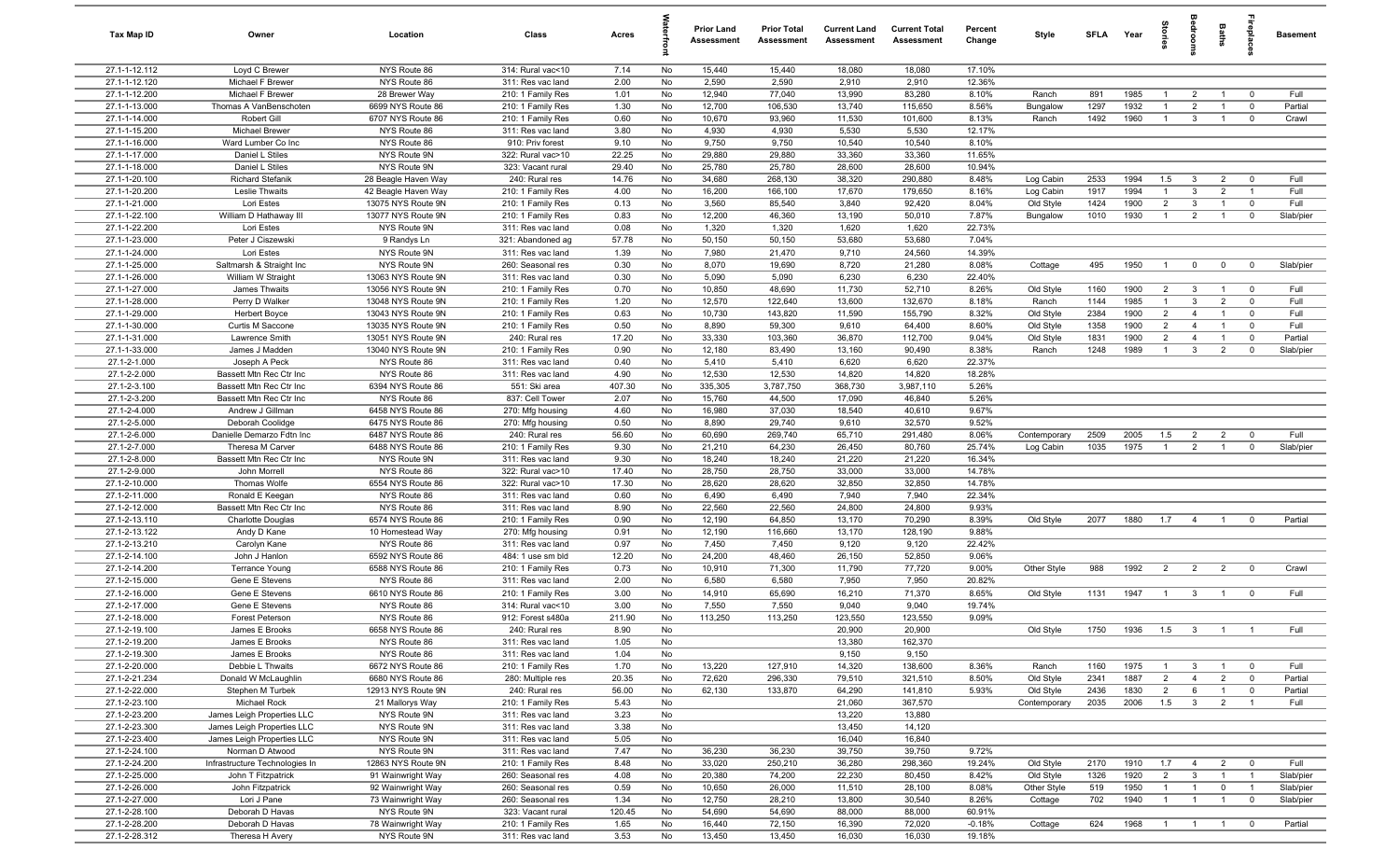| Tax Map ID | Owner | Location | Class | Acres | Waterfront | Prior Land Assessment | Prior Total Assessment | Current Land Assessment | Current Total Assessment | Percent Change | Style | SFLA | Year | Stories | Bedrooms | Baths | Fireplaces | Basement |
|---|---|---|---|---|---|---|---|---|---|---|---|---|---|---|---|---|---|---|
| 27.1-1-12.112 | Loyd C Brewer | NYS Route 86 | 314: Rural vac<10 | 7.14 | No | 15,440 | 15,440 | 18,080 | 18,080 | 17.10% | | | | | | | | |
| 27.1-1-12.120 | Michael F Brewer | NYS Route 86 | 311: Res vac land | 2.00 | No | 2,590 | 2,590 | 2,910 | 2,910 | 12.36% | | | | | | | | |
| 27.1-1-12.200 | Michael F Brewer | 28 Brewer Way | 210: 1 Family Res | 1.01 | No | 12,940 | 77,040 | 13,990 | 83,280 | 8.10% | Ranch | 891 | 1985 | 1 | 2 | 1 | 0 | Full |
| 27.1-1-13.000 | Thomas A VanBenschoten | 6699 NYS Route 86 | 210: 1 Family Res | 1.30 | No | 12,700 | 106,530 | 13,740 | 115,650 | 8.56% | Bungalow | 1297 | 1932 | 1 | 2 | 1 | 0 | Partial |
| 27.1-1-14.000 | Robert Gill | 6707 NYS Route 86 | 210: 1 Family Res | 0.60 | No | 10,670 | 93,960 | 11,530 | 101,600 | 8.13% | Ranch | 1492 | 1960 | 1 | 3 | 1 | 0 | Crawl |
| 27.1-1-15.200 | Michael Brewer | NYS Route 86 | 311: Res vac land | 3.80 | No | 4,930 | 4,930 | 5,530 | 5,530 | 12.17% | | | | | | | | |
| 27.1-1-16.000 | Ward Lumber Co Inc | NYS Route 86 | 910: Priv forest | 9.10 | No | 9,750 | 9,750 | 10,540 | 10,540 | 8.10% | | | | | | | | |
| 27.1-1-17.000 | Daniel L Stiles | NYS Route 9N | 322: Rural vac>10 | 22.25 | No | 29,880 | 29,880 | 33,360 | 33,360 | 11.65% | | | | | | | | |
| 27.1-1-18.000 | Daniel L Stiles | NYS Route 9N | 323: Vacant rural | 29.40 | No | 25,780 | 25,780 | 28,600 | 28,600 | 10.94% | | | | | | | | |
| 27.1-1-20.100 | Richard Stefanik | 28 Beagle Haven Way | 240: Rural res | 14.76 | No | 34,680 | 268,130 | 38,320 | 290,880 | 8.48% | Log Cabin | 2533 | 1994 | 1.5 | 3 | 2 | 0 | Full |
| 27.1-1-20.200 | Leslie Thwaits | 42 Beagle Haven Way | 210: 1 Family Res | 4.00 | No | 16,200 | 166,100 | 17,670 | 179,650 | 8.16% | Log Cabin | 1917 | 1994 | 1 | 3 | 2 | 1 | Full |
| 27.1-1-21.000 | Lori Estes | 13075 NYS Route 9N | 210: 1 Family Res | 0.13 | No | 3,560 | 85,540 | 3,840 | 92,420 | 8.04% | Old Style | 1424 | 1900 | 2 | 3 | 1 | 0 | Full |
| 27.1-1-22.100 | William D Hathaway III | 13077 NYS Route 9N | 210: 1 Family Res | 0.83 | No | 12,200 | 46,360 | 13,190 | 50,010 | 7.87% | Bungalow | 1010 | 1930 | 1 | 2 | 1 | 0 | Slab/pier |
| 27.1-1-22.200 | Lori Estes | NYS Route 9N | 311: Res vac land | 0.08 | No | 1,320 | 1,320 | 1,620 | 1,620 | 22.73% | | | | | | | | |
| 27.1-1-23.000 | Peter J Ciszewski | 9 Randys Ln | 321: Abandoned ag | 57.78 | No | 50,150 | 50,150 | 53,680 | 53,680 | 7.04% | | | | | | | | |
| 27.1-1-24.000 | Lori Estes | NYS Route 9N | 311: Res vac land | 1.39 | No | 7,980 | 21,470 | 9,710 | 24,560 | 14.39% | | | | | | | | |
| 27.1-1-25.000 | Saltmarsh & Straight Inc | NYS Route 9N | 260: Seasonal res | 0.30 | No | 8,070 | 19,690 | 8,720 | 21,280 | 8.08% | Cottage | 495 | 1950 | 1 | 0 | 0 | 0 | Slab/pier |
| 27.1-1-26.000 | William W Straight | 13063 NYS Route 9N | 311: Res vac land | 0.30 | No | 5,090 | 5,090 | 6,230 | 6,230 | 22.40% | | | | | | | | |
| 27.1-1-27.000 | James Thwaits | 13056 NYS Route 9N | 210: 1 Family Res | 0.70 | No | 10,850 | 48,690 | 11,730 | 52,710 | 8.26% | Old Style | 1160 | 1900 | 2 | 3 | 1 | 0 | Full |
| 27.1-1-28.000 | Perry D Walker | 13048 NYS Route 9N | 210: 1 Family Res | 1.20 | No | 12,570 | 122,640 | 13,600 | 132,670 | 8.18% | Ranch | 1144 | 1985 | 1 | 3 | 2 | 0 | Full |
| 27.1-1-29.000 | Herbert Boyce | 13043 NYS Route 9N | 210: 1 Family Res | 0.63 | No | 10,730 | 143,820 | 11,590 | 155,790 | 8.32% | Old Style | 2384 | 1900 | 2 | 4 | 1 | 0 | Full |
| 27.1-1-30.000 | Curtis M Saccone | 13035 NYS Route 9N | 210: 1 Family Res | 0.50 | No | 8,890 | 59,300 | 9,610 | 64,400 | 8.60% | Old Style | 1358 | 1900 | 2 | 4 | 1 | 0 | Full |
| 27.1-1-31.000 | Lawrence Smith | 13051 NYS Route 9N | 240: Rural res | 17.20 | No | 33,330 | 103,360 | 36,870 | 112,700 | 9.04% | Old Style | 1831 | 1900 | 2 | 4 | 1 | 0 | Partial |
| 27.1-1-33.000 | James J Madden | 13040 NYS Route 9N | 210: 1 Family Res | 0.90 | No | 12,180 | 83,490 | 13,160 | 90,490 | 8.38% | Ranch | 1248 | 1989 | 1 | 3 | 2 | 0 | Slab/pier |
| 27.1-2-1.000 | Joseph A Peck | NYS Route 86 | 311: Res vac land | 0.40 | No | 5,410 | 5,410 | 6,620 | 6,620 | 22.37% | | | | | | | | |
| 27.1-2-2.000 | Bassett Mtn Rec Ctr Inc | NYS Route 86 | 311: Res vac land | 4.90 | No | 12,530 | 12,530 | 14,820 | 14,820 | 18.28% | | | | | | | | |
| 27.1-2-3.100 | Bassett Mtn Rec Ctr Inc | 6394 NYS Route 86 | 551: Ski area | 407.30 | No | 335,305 | 3,787,750 | 368,730 | 3,987,110 | 5.26% | | | | | | | | |
| 27.1-2-3.200 | Bassett Mtn Rec Ctr Inc | NYS Route 86 | 837: Cell Tower | 2.07 | No | 15,760 | 44,500 | 17,090 | 46,840 | 5.26% | | | | | | | | |
| 27.1-2-4.000 | Andrew J Gillman | 6458 NYS Route 86 | 270: Mfg housing | 4.60 | No | 16,980 | 37,030 | 18,540 | 40,610 | 9.67% | | | | | | | | |
| 27.1-2-5.000 | Deborah Coolidge | 6475 NYS Route 86 | 270: Mfg housing | 0.50 | No | 8,890 | 29,740 | 9,610 | 32,570 | 9.52% | | | | | | | | |
| 27.1-2-6.000 | Danielle Demarzo Fdtn Inc | 6487 NYS Route 86 | 240: Rural res | 56.60 | No | 60,690 | 269,740 | 65,710 | 291,480 | 8.06% | Contemporary | 2509 | 2005 | 1.5 | 2 | 2 | 0 | Full |
| 27.1-2-7.000 | Theresa M Carver | 6488 NYS Route 86 | 210: 1 Family Res | 9.30 | No | 21,210 | 64,230 | 26,450 | 80,760 | 25.74% | Log Cabin | 1035 | 1975 | 1 | 2 | 1 | 0 | Slab/pier |
| 27.1-2-8.000 | Bassett Mtn Rec Ctr Inc | NYS Route 9N | 311: Res vac land | 9.30 | No | 18,240 | 18,240 | 21,220 | 21,220 | 16.34% | | | | | | | | |
| 27.1-2-9.000 | John Morrell | NYS Route 86 | 322: Rural vac>10 | 17.40 | No | 28,750 | 28,750 | 33,000 | 33,000 | 14.78% | | | | | | | | |
| 27.1-2-10.000 | Thomas Wolfe | 6554 NYS Route 86 | 322: Rural vac>10 | 17.30 | No | 28,620 | 28,620 | 32,850 | 32,850 | 14.78% | | | | | | | | |
| 27.1-2-11.000 | Ronald E Keegan | NYS Route 86 | 311: Res vac land | 0.60 | No | 6,490 | 6,490 | 7,940 | 7,940 | 22.34% | | | | | | | | |
| 27.1-2-12.000 | Bassett Mtn Rec Ctr Inc | NYS Route 86 | 311: Res vac land | 8.90 | No | 22,560 | 22,560 | 24,800 | 24,800 | 9.93% | | | | | | | | |
| 27.1-2-13.110 | Charlotte Douglas | 6574 NYS Route 86 | 210: 1 Family Res | 0.90 | No | 12,190 | 64,850 | 13,170 | 70,290 | 8.39% | Old Style | 2077 | 1880 | 1.7 | 4 | 1 | 0 | Partial |
| 27.1-2-13.122 | Andy D Kane | 10 Homestead Way | 270: Mfg housing | 0.91 | No | 12,190 | 116,660 | 13,170 | 128,190 | 9.88% | | | | | | | | |
| 27.1-2-13.210 | Carolyn Kane | NYS Route 86 | 311: Res vac land | 0.97 | No | 7,450 | 7,450 | 9,120 | 9,120 | 22.42% | | | | | | | | |
| 27.1-2-14.100 | John J Hanlon | 6592 NYS Route 86 | 484: 1 use sm bld | 12.20 | No | 24,200 | 48,460 | 26,150 | 52,850 | 9.06% | | | | | | | | |
| 27.1-2-14.200 | Terrance Young | 6588 NYS Route 86 | 210: 1 Family Res | 0.73 | No | 10,910 | 71,300 | 11,790 | 77,720 | 9.00% | Other Style | 988 | 1992 | 2 | 2 | 2 | 0 | Crawl |
| 27.1-2-15.000 | Gene E Stevens | NYS Route 86 | 311: Res vac land | 2.00 | No | 6,580 | 6,580 | 7,950 | 7,950 | 20.82% | | | | | | | | |
| 27.1-2-16.000 | Gene E Stevens | 6610 NYS Route 86 | 210: 1 Family Res | 3.00 | No | 14,910 | 65,690 | 16,210 | 71,370 | 8.65% | Old Style | 1131 | 1947 | 1 | 3 | 1 | 0 | Full |
| 27.1-2-17.000 | Gene E Stevens | NYS Route 86 | 314: Rural vac<10 | 3.00 | No | 7,550 | 7,550 | 9,040 | 9,040 | 19.74% | | | | | | | | |
| 27.1-2-18.000 | Forest Peterson | NYS Route 86 | 912: Forest s480a | 211.90 | No | 113,250 | 113,250 | 123,550 | 123,550 | 9.09% | | | | | | | | |
| 27.1-2-19.100 | James E Brooks | 6658 NYS Route 86 | 240: Rural res | 8.90 | No | | | 20,900 | 20,900 | | Old Style | 1750 | 1936 | 1.5 | 3 | 1 | 1 | Full |
| 27.1-2-19.200 | James E Brooks | NYS Route 86 | 311: Res vac land | 1.05 | No | | | 13,380 | 162,370 | | | | | | | | | |
| 27.1-2-19.300 | James E Brooks | NYS Route 86 | 311: Res vac land | 1.04 | No | | | 9,150 | 9,150 | | | | | | | | | |
| 27.1-2-20.000 | Debbie L Thwaits | 6672 NYS Route 86 | 210: 1 Family Res | 1.70 | No | 13,220 | 127,910 | 14,320 | 138,600 | 8.36% | Ranch | 1160 | 1975 | 1 | 3 | 1 | 0 | Full |
| 27.1-2-21.234 | Donald W McLaughlin | 6680 NYS Route 86 | 280: Multiple res | 20.35 | No | 72,620 | 296,330 | 79,510 | 321,510 | 8.50% | Old Style | 2341 | 1887 | 2 | 4 | 2 | 0 | Partial |
| 27.1-2-22.000 | Stephen M Turbek | 12913 NYS Route 9N | 240: Rural res | 56.00 | No | 62,130 | 133,870 | 64,290 | 141,810 | 5.93% | Old Style | 2436 | 1830 | 2 | 6 | 1 | 0 | Partial |
| 27.1-2-23.100 | Michael Rock | 21 Mallorys Way | 210: 1 Family Res | 5.43 | No | | | 21,060 | 367,570 | | Contemporary | 2035 | 2006 | 1.5 | 3 | 2 | 1 | Full |
| 27.1-2-23.200 | James Leigh Properties LLC | NYS Route 9N | 311: Res vac land | 3.23 | No | | | 13,220 | 13,880 | | | | | | | | | |
| 27.1-2-23.300 | James Leigh Properties LLC | NYS Route 9N | 311: Res vac land | 3.38 | No | | | 13,450 | 14,120 | | | | | | | | | |
| 27.1-2-23.400 | James Leigh Properties LLC | NYS Route 9N | 311: Res vac land | 5.05 | No | | | 16,040 | 16,840 | | | | | | | | | |
| 27.1-2-24.100 | Norman D Atwood | NYS Route 9N | 311: Res vac land | 7.47 | No | 36,230 | 36,230 | 39,750 | 39,750 | 9.72% | | | | | | | | |
| 27.1-2-24.200 | Infrastructure Technologies In | 12863 NYS Route 9N | 210: 1 Family Res | 8.48 | No | 33,020 | 250,210 | 36,280 | 298,360 | 19.24% | Old Style | 2170 | 1910 | 1.7 | 4 | 2 | 0 | Full |
| 27.1-2-25.000 | John T Fitzpatrick | 91 Wainwright Way | 260: Seasonal res | 4.08 | No | 20,380 | 74,200 | 22,230 | 80,450 | 8.42% | Old Style | 1326 | 1920 | 2 | 3 | 1 | 1 | Slab/pier |
| 27.1-2-26.000 | John Fitzpatrick | 92 Wainwright Way | 260: Seasonal res | 0.59 | No | 10,650 | 26,000 | 11,510 | 28,100 | 8.08% | Other Style | 519 | 1950 | 1 | 1 | 0 | 1 | Slab/pier |
| 27.1-2-27.000 | Lori J Pane | 73 Wainwright Way | 260: Seasonal res | 1.34 | No | 12,750 | 28,210 | 13,800 | 30,540 | 8.26% | Cottage | 702 | 1940 | 1 | 1 | 1 | 0 | Slab/pier |
| 27.1-2-28.100 | Deborah D Havas | NYS Route 9N | 323: Vacant rural | 120.45 | No | 54,690 | 54,690 | 88,000 | 88,000 | 60.91% | | | | | | | | |
| 27.1-2-28.200 | Deborah D Havas | 78 Wainwright Way | 210: 1 Family Res | 1.65 | No | 16,440 | 72,150 | 16,390 | 72,020 | -0.18% | Cottage | 624 | 1968 | 1 | 1 | 1 | 0 | Partial |
| 27.1-2-28.312 | Theresa H Avery | NYS Route 9N | 311: Res vac land | 3.53 | No | 13,450 | 13,450 | 16,030 | 16,030 | 19.18% | | | | | | | | |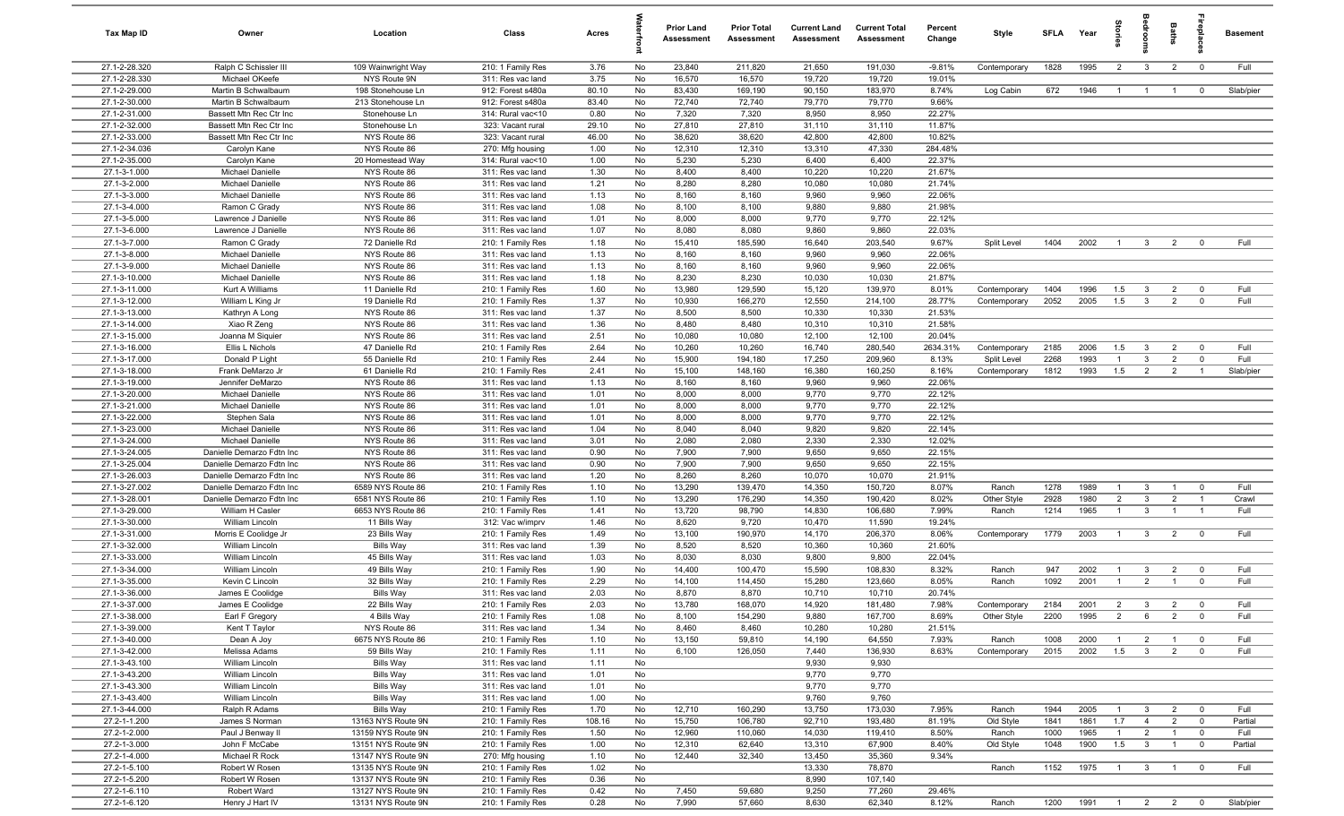| Tax Map ID | Owner | Location | Class | Acres | Waterfront | Prior Land Assessment | Prior Total Assessment | Current Land Assessment | Current Total Assessment | Percent Change | Style | SFLA | Year | Stories | Bedrooms | Baths | Fireplaces | Basement |
|---|---|---|---|---|---|---|---|---|---|---|---|---|---|---|---|---|---|---|
| 27.1-2-28.320 | Ralph C Schissler III | 109 Wainwright Way | 210: 1 Family Res | 3.76 | No | 23,840 | 211,820 | 21,650 | 191,030 | -9.81% | Contemporary | 1828 | 1995 | 2 | 3 | 2 | 0 | Full |
| 27.1-2-28.330 | Michael OKeefe | NYS Route 9N | 311: Res vac land | 3.75 | No | 16,570 | 16,570 | 19,720 | 19,720 | 19.01% | | | | | | | | |
| 27.1-2-29.000 | Martin B Schwalbaum | 198 Stonehouse Ln | 912: Forest s480a | 80.10 | No | 83,430 | 169,190 | 90,150 | 183,970 | 8.74% | Log Cabin | 672 | 1946 | 1 | 1 | 1 | 0 | Slab/pier |
| 27.1-2-30.000 | Martin B Schwalbaum | 213 Stonehouse Ln | 912: Forest s480a | 83.40 | No | 72,740 | 72,740 | 79,770 | 79,770 | 9.66% | | | | | | | | |
| 27.1-2-31.000 | Bassett Mtn Rec Ctr Inc | Stonehouse Ln | 314: Rural vac<10 | 0.80 | No | 7,320 | 7,320 | 8,950 | 8,950 | 22.27% | | | | | | | | |
| 27.1-2-32.000 | Bassett Mtn Rec Ctr Inc | Stonehouse Ln | 323: Vacant rural | 29.10 | No | 27,810 | 27,810 | 31,110 | 31,110 | 11.87% | | | | | | | | |
| 27.1-2-33.000 | Bassett Mtn Rec Ctr Inc | NYS Route 86 | 323: Vacant rural | 46.00 | No | 38,620 | 38,620 | 42,800 | 42,800 | 10.82% | | | | | | | | |
| 27.1-2-34.036 | Carolyn Kane | NYS Route 86 | 270: Mfg housing | 1.00 | No | 12,310 | 12,310 | 13,310 | 47,330 | 284.48% | | | | | | | | |
| 27.1-2-35.000 | Carolyn Kane | 20 Homestead Way | 314: Rural vac<10 | 1.00 | No | 5,230 | 5,230 | 6,400 | 6,400 | 22.37% | | | | | | | | |
| 27.1-3-1.000 | Michael Danielle | NYS Route 86 | 311: Res vac land | 1.30 | No | 8,400 | 8,400 | 10,220 | 10,220 | 21.67% | | | | | | | | |
| 27.1-3-2.000 | Michael Danielle | NYS Route 86 | 311: Res vac land | 1.21 | No | 8,280 | 8,280 | 10,080 | 10,080 | 21.74% | | | | | | | | |
| 27.1-3-3.000 | Michael Danielle | NYS Route 86 | 311: Res vac land | 1.13 | No | 8,160 | 8,160 | 9,960 | 9,960 | 22.06% | | | | | | | | |
| 27.1-3-4.000 | Ramon C Grady | NYS Route 86 | 311: Res vac land | 1.08 | No | 8,100 | 8,100 | 9,880 | 9,880 | 21.98% | | | | | | | | |
| 27.1-3-5.000 | Lawrence J Danielle | NYS Route 86 | 311: Res vac land | 1.01 | No | 8,000 | 8,000 | 9,770 | 9,770 | 22.12% | | | | | | | | |
| 27.1-3-6.000 | Lawrence J Danielle | NYS Route 86 | 311: Res vac land | 1.07 | No | 8,080 | 8,080 | 9,860 | 9,860 | 22.03% | | | | | | | | |
| 27.1-3-7.000 | Ramon C Grady | 72 Danielle Rd | 210: 1 Family Res | 1.18 | No | 15,410 | 185,590 | 16,640 | 203,540 | 9.67% | Split Level | 1404 | 2002 | 1 | 3 | 2 | 0 | Full |
| 27.1-3-8.000 | Michael Danielle | NYS Route 86 | 311: Res vac land | 1.13 | No | 8,160 | 8,160 | 9,960 | 9,960 | 22.06% | | | | | | | | |
| 27.1-3-9.000 | Michael Danielle | NYS Route 86 | 311: Res vac land | 1.13 | No | 8,160 | 8,160 | 9,960 | 9,960 | 22.06% | | | | | | | | |
| 27.1-3-10.000 | Michael Danielle | NYS Route 86 | 311: Res vac land | 1.18 | No | 8,230 | 8,230 | 10,030 | 10,030 | 21.87% | | | | | | | | |
| 27.1-3-11.000 | Kurt A Williams | 11 Danielle Rd | 210: 1 Family Res | 1.60 | No | 13,980 | 129,590 | 15,120 | 139,970 | 8.01% | Contemporary | 1404 | 1996 | 1.5 | 3 | 2 | 0 | Full |
| 27.1-3-12.000 | William L King Jr | 19 Danielle Rd | 210: 1 Family Res | 1.37 | No | 10,930 | 166,270 | 12,550 | 214,100 | 28.77% | Contemporary | 2052 | 2005 | 1.5 | 3 | 2 | 0 | Full |
| 27.1-3-13.000 | Kathryn A Long | NYS Route 86 | 311: Res vac land | 1.37 | No | 8,500 | 8,500 | 10,330 | 10,330 | 21.53% | | | | | | | | |
| 27.1-3-14.000 | Xiao R Zeng | NYS Route 86 | 311: Res vac land | 1.36 | No | 8,480 | 8,480 | 10,310 | 10,310 | 21.58% | | | | | | | | |
| 27.1-3-15.000 | Joanna M Siquier | NYS Route 86 | 311: Res vac land | 2.51 | No | 10,080 | 10,080 | 12,100 | 12,100 | 20.04% | | | | | | | | |
| 27.1-3-16.000 | Ellis L Nichols | 47 Danielle Rd | 210: 1 Family Res | 2.64 | No | 10,260 | 10,260 | 16,740 | 280,540 | 2634.31% | Contemporary | 2185 | 2006 | 1.5 | 3 | 2 | 0 | Full |
| 27.1-3-17.000 | Donald P Light | 55 Danielle Rd | 210: 1 Family Res | 2.44 | No | 15,900 | 194,180 | 17,250 | 209,960 | 8.13% | Split Level | 2268 | 1993 | 1 | 3 | 2 | 0 | Full |
| 27.1-3-18.000 | Frank DeMarzo Jr | 61 Danielle Rd | 210: 1 Family Res | 2.41 | No | 15,100 | 148,160 | 16,380 | 160,250 | 8.16% | Contemporary | 1812 | 1993 | 1.5 | 2 | 2 | 1 | Slab/pier |
| 27.1-3-19.000 | Jennifer DeMarzo | NYS Route 86 | 311: Res vac land | 1.13 | No | 8,160 | 8,160 | 9,960 | 9,960 | 22.06% | | | | | | | | |
| 27.1-3-20.000 | Michael Danielle | NYS Route 86 | 311: Res vac land | 1.01 | No | 8,000 | 8,000 | 9,770 | 9,770 | 22.12% | | | | | | | | |
| 27.1-3-21.000 | Michael Danielle | NYS Route 86 | 311: Res vac land | 1.01 | No | 8,000 | 8,000 | 9,770 | 9,770 | 22.12% | | | | | | | | |
| 27.1-3-22.000 | Stephen Sala | NYS Route 86 | 311: Res vac land | 1.01 | No | 8,000 | 8,000 | 9,770 | 9,770 | 22.12% | | | | | | | | |
| 27.1-3-23.000 | Michael Danielle | NYS Route 86 | 311: Res vac land | 1.04 | No | 8,040 | 8,040 | 9,820 | 9,820 | 22.14% | | | | | | | | |
| 27.1-3-24.000 | Michael Danielle | NYS Route 86 | 311: Res vac land | 3.01 | No | 2,080 | 2,080 | 2,330 | 2,330 | 12.02% | | | | | | | | |
| 27.1-3-24.005 | Danielle Demarzo Fdtn Inc | NYS Route 86 | 311: Res vac land | 0.90 | No | 7,900 | 7,900 | 9,650 | 9,650 | 22.15% | | | | | | | | |
| 27.1-3-25.004 | Danielle Demarzo Fdtn Inc | NYS Route 86 | 311: Res vac land | 0.90 | No | 7,900 | 7,900 | 9,650 | 9,650 | 22.15% | | | | | | | | |
| 27.1-3-26.003 | Danielle Demarzo Fdtn Inc | NYS Route 86 | 311: Res vac land | 1.20 | No | 8,260 | 8,260 | 10,070 | 10,070 | 21.91% | | | | | | | | |
| 27.1-3-27.002 | Danielle Demarzo Fdtn Inc | 6589 NYS Route 86 | 210: 1 Family Res | 1.10 | No | 13,290 | 139,470 | 14,350 | 150,720 | 8.07% | Ranch | 1278 | 1989 | 1 | 3 | 1 | 0 | Full |
| 27.1-3-28.001 | Danielle Demarzo Fdtn Inc | 6581 NYS Route 86 | 210: 1 Family Res | 1.10 | No | 13,290 | 176,290 | 14,350 | 190,420 | 8.02% | Other Style | 2928 | 1980 | 2 | 3 | 2 | 1 | Crawl |
| 27.1-3-29.000 | William H Casler | 6653 NYS Route 86 | 210: 1 Family Res | 1.41 | No | 13,720 | 98,790 | 14,830 | 106,680 | 7.99% | Ranch | 1214 | 1965 | 1 | 3 | 1 | 1 | Full |
| 27.1-3-30.000 | William Lincoln | 11 Bills Way | 312: Vac w/imprv | 1.46 | No | 8,620 | 9,720 | 10,470 | 11,590 | 19.24% | | | | | | | | |
| 27.1-3-31.000 | Morris E Coolidge Jr | 23 Bills Way | 210: 1 Family Res | 1.49 | No | 13,100 | 190,970 | 14,170 | 206,370 | 8.06% | Contemporary | 1779 | 2003 | 1 | 3 | 2 | 0 | Full |
| 27.1-3-32.000 | William Lincoln | Bills Way | 311: Res vac land | 1.39 | No | 8,520 | 8,520 | 10,360 | 10,360 | 21.60% | | | | | | | | |
| 27.1-3-33.000 | William Lincoln | 45 Bills Way | 311: Res vac land | 1.03 | No | 8,030 | 8,030 | 9,800 | 9,800 | 22.04% | | | | | | | | |
| 27.1-3-34.000 | William Lincoln | 49 Bills Way | 210: 1 Family Res | 1.90 | No | 14,400 | 100,470 | 15,590 | 108,830 | 8.32% | Ranch | 947 | 2002 | 1 | 3 | 2 | 0 | Full |
| 27.1-3-35.000 | Kevin C Lincoln | 32 Bills Way | 210: 1 Family Res | 2.29 | No | 14,100 | 114,450 | 15,280 | 123,660 | 8.05% | Ranch | 1092 | 2001 | 1 | 2 | 1 | 0 | Full |
| 27.1-3-36.000 | James E Coolidge | Bills Way | 311: Res vac land | 2.03 | No | 8,870 | 8,870 | 10,710 | 10,710 | 20.74% | | | | | | | | |
| 27.1-3-37.000 | James E Coolidge | 22 Bills Way | 210: 1 Family Res | 2.03 | No | 13,780 | 168,070 | 14,920 | 181,480 | 7.98% | Contemporary | 2184 | 2001 | 2 | 3 | 2 | 0 | Full |
| 27.1-3-38.000 | Earl F Gregory | 4 Bills Way | 210: 1 Family Res | 1.08 | No | 8,100 | 154,290 | 9,880 | 167,700 | 8.69% | Other Style | 2200 | 1995 | 2 | 6 | 2 | 0 | Full |
| 27.1-3-39.000 | Kent T Taylor | NYS Route 86 | 311: Res vac land | 1.34 | No | 8,460 | 8,460 | 10,280 | 10,280 | 21.51% | | | | | | | | |
| 27.1-3-40.000 | Dean A Joy | 6675 NYS Route 86 | 210: 1 Family Res | 1.10 | No | 13,150 | 59,810 | 14,190 | 64,550 | 7.93% | Ranch | 1008 | 2000 | 1 | 2 | 1 | 0 | Full |
| 27.1-3-42.000 | Melissa Adams | 59 Bills Way | 210: 1 Family Res | 1.11 | No | 6,100 | 126,050 | 7,440 | 136,930 | 8.63% | Contemporary | 2015 | 2002 | 1.5 | 3 | 2 | 0 | Full |
| 27.1-3-43.100 | William Lincoln | Bills Way | 311: Res vac land | 1.11 | No | | | 9,930 | 9,930 | | | | | | | | | |
| 27.1-3-43.200 | William Lincoln | Bills Way | 311: Res vac land | 1.01 | No | | | 9,770 | 9,770 | | | | | | | | | |
| 27.1-3-43.300 | William Lincoln | Bills Way | 311: Res vac land | 1.01 | No | | | 9,770 | 9,770 | | | | | | | | | |
| 27.1-3-43.400 | William Lincoln | Bills Way | 311: Res vac land | 1.00 | No | | | 9,760 | 9,760 | | | | | | | | | |
| 27.1-3-44.000 | Ralph R Adams | Bills Way | 210: 1 Family Res | 1.70 | No | 12,710 | 160,290 | 13,750 | 173,030 | 7.95% | Ranch | 1944 | 2005 | 1 | 3 | 2 | 0 | Full |
| 27.2-1-1.200 | James S Norman | 13163 NYS Route 9N | 210: 1 Family Res | 108.16 | No | 15,750 | 106,780 | 92,710 | 193,480 | 81.19% | Old Style | 1841 | 1861 | 1.7 | 4 | 2 | 0 | Partial |
| 27.2-1-2.000 | Paul J Benway II | 13159 NYS Route 9N | 210: 1 Family Res | 1.50 | No | 12,960 | 110,060 | 14,030 | 119,410 | 8.50% | Ranch | 1000 | 1965 | 1 | 2 | 1 | 0 | Full |
| 27.2-1-3.000 | John F McCabe | 13151 NYS Route 9N | 210: 1 Family Res | 1.00 | No | 12,310 | 62,640 | 13,310 | 67,900 | 8.40% | Old Style | 1048 | 1900 | 1.5 | 3 | 1 | 0 | Partial |
| 27.2-1-4.000 | Michael R Rock | 13147 NYS Route 9N | 270: Mfg housing | 1.10 | No | 12,440 | 32,340 | 13,450 | 35,360 | 9.34% | | | | | | | | |
| 27.2-1-5.100 | Robert W Rosen | 13135 NYS Route 9N | 210: 1 Family Res | 1.02 | No | | | 13,330 | 78,870 | | Ranch | 1152 | 1975 | 1 | 3 | 1 | 0 | Full |
| 27.2-1-5.200 | Robert W Rosen | 13137 NYS Route 9N | 210: 1 Family Res | 0.36 | No | | | 8,990 | 107,140 | | | | | | | | | |
| 27.2-1-6.110 | Robert Ward | 13127 NYS Route 9N | 210: 1 Family Res | 0.42 | No | 7,450 | 59,680 | 9,250 | 77,260 | 29.46% | | | | | | | | |
| 27.2-1-6.120 | Henry J Hart IV | 13131 NYS Route 9N | 210: 1 Family Res | 0.28 | No | 7,990 | 57,660 | 8,630 | 62,340 | 8.12% | Ranch | 1200 | 1991 | 1 | 2 | 2 | 0 | Slab/pier |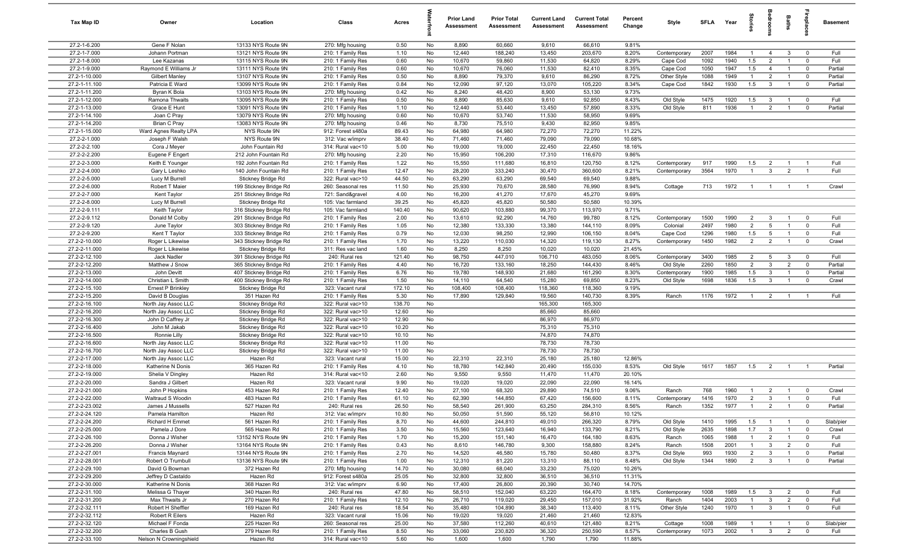| Tax Map ID | Owner | Location | Class | Acres | Waterfront | Prior Land Assessment | Prior Total Assessment | Current Land Assessment | Current Total Assessment | Percent Change | Style | SFLA | Year | Stories | Bedrooms | Baths | Fireplaces | Basement |
|---|---|---|---|---|---|---|---|---|---|---|---|---|---|---|---|---|---|---|
| 27.2-1-6.200 | Gene F Nolan | 13133 NYS Route 9N | 270: Mfg housing | 0.50 | No | 8,890 | 60,660 | 9,610 | 66,610 | 9.81% | | | | | | | | |
| 27.2-1-7.000 | Johann Portman | 13121 NYS Route 9N | 210: 1 Family Res | 1.10 | No | 12,440 | 188,240 | 13,450 | 203,670 | 8.20% | Contemporary | 2007 | 1984 | 1 | 4 | 3 | 0 | Full |
| 27.2-1-8.000 | Lee Kazanas | 13115 NYS Route 9N | 210: 1 Family Res | 0.60 | No | 10,670 | 59,860 | 11,530 | 64,820 | 8.29% | Cape Cod | 1092 | 1940 | 1.5 | 2 | 1 | 0 | Full |
| 27.2-1-9.000 | Raymond E Williams Jr | 13111 NYS Route 9N | 210: 1 Family Res | 0.60 | No | 10,670 | 76,060 | 11,530 | 82,410 | 8.35% | Cape Cod | 1050 | 1947 | 1.5 | 4 | 1 | 0 | Partial |
| 27.2-1-10.000 | Gilbert Manley | 13107 NYS Route 9N | 210: 1 Family Res | 0.50 | No | 8,890 | 79,370 | 9,610 | 86,290 | 8.72% | Other Style | 1088 | 1949 | 1 | 2 | 1 | 0 | Partial |
| 27.2-1-11.100 | Patricia E Ward | 13099 NYS Route 9N | 210: 1 Family Res | 0.84 | No | 12,090 | 97,120 | 13,070 | 105,220 | 8.34% | Cape Cod | 1842 | 1930 | 1.5 | 3 | 1 | 0 | Partial |
| 27.2-1-11.200 | Byran K Bola | 13103 NYS Route 9N | 270: Mfg housing | 0.42 | No | 8,240 | 48,420 | 8,900 | 53,130 | 9.73% | | | | | | | | |
| 27.2-1-12.000 | Ramona Thwaits | 13095 NYS Route 9N | 210: 1 Family Res | 0.50 | No | 8,890 | 85,630 | 9,610 | 92,850 | 8.43% | Old Style | 1475 | 1920 | 1.5 | 3 | 1 | 0 | Full |
| 27.2-1-13.000 | Grace E Hunt | 13091 NYS Route 9N | 210: 1 Family Res | 1.10 | No | 12,440 | 53,440 | 13,450 | 57,890 | 8.33% | Old Style | 811 | 1936 | 1 | 2 | 1 | 0 | Partial |
| 27.2-1-14.100 | Joan C Pray | 13079 NYS Route 9N | 270: Mfg housing | 0.60 | No | 10,670 | 53,740 | 11,530 | 58,950 | 9.69% | | | | | | | | |
| 27.2-1-14.200 | Brian C Pray | 13083 NYS Route 9N | 270: Mfg housing | 0.46 | No | 8,730 | 75,510 | 9,430 | 82,950 | 9.85% | | | | | | | | |
| 27.2-1-15.000 | Ward Agnes Realty LPA | NYS Route 9N | 912: Forest s480a | 89.43 | No | 64,980 | 64,980 | 72,270 | 72,270 | 11.22% | | | | | | | | |
| 27.2-2-1.000 | Joseph F Walsh | NYS Route 9N | 312: Vac w/imprv | 38.40 | No | 71,460 | 71,460 | 79,090 | 79,090 | 10.68% | | | | | | | | |
| 27.2-2-2.100 | Cora J Meyer | John Fountain Rd | 314: Rural vac<10 | 5.00 | No | 19,000 | 19,000 | 22,450 | 22,450 | 18.16% | | | | | | | | |
| 27.2-2-2.200 | Eugene F Engert | 212 John Fountain Rd | 270: Mfg housing | 2.20 | No | 15,950 | 106,200 | 17,310 | 116,670 | 9.86% | | | | | | | | |
| 27.2-2-3.000 | Keith E Younger | 192 John Fountain Rd | 210: 1 Family Res | 1.22 | No | 15,550 | 111,680 | 16,810 | 120,750 | 8.12% | Contemporary | 917 | 1990 | 1.5 | 2 | 1 | 1 | Full |
| 27.2-2-4.000 | Gary L Leshko | 140 John Fountain Rd | 210: 1 Family Res | 12.47 | No | 28,200 | 333,240 | 30,470 | 360,600 | 8.21% | Contemporary | 3564 | 1970 | 1 | 3 | 2 | 1 | Full |
| 27.2-2-5.000 | Lucy M Burrell | Stickney Bridge Rd | 322: Rural vac>10 | 44.50 | No | 63,290 | 63,290 | 69,540 | 69,540 | 9.88% | | | | | | | | |
| 27.2-2-6.000 | Robert T Maier | 199 Stickney Bridge Rd | 260: Seasonal res | 11.50 | No | 25,930 | 70,670 | 28,580 | 76,990 | 8.94% | Cottage | 713 | 1972 | 1 | 1 | 1 | 1 | Crawl |
| 27.2-2-7.000 | Kent Taylor | 251 Stickney Bridge Rd | 721: Sand&gravel | 4.00 | No | 16,200 | 41,270 | 17,670 | 45,270 | 9.69% | | | | | | | | |
| 27.2-2-8.000 | Lucy M Burrell | Stickney Bridge Rd | 105: Vac farmland | 39.25 | No | 45,820 | 45,820 | 50,580 | 50,580 | 10.39% | | | | | | | | |
| 27.2-2-9.111 | Keith Taylor | 316 Stickney Bridge Rd | 105: Vac farmland | 140.40 | No | 90,620 | 103,880 | 99,370 | 113,970 | 9.71% | | | | | | | | |
| 27.2-2-9.112 | Donald M Colby | 291 Stickney Bridge Rd | 210: 1 Family Res | 2.00 | No | 13,610 | 92,290 | 14,760 | 99,780 | 8.12% | Contemporary | 1500 | 1990 | 2 | 3 | 1 | 0 | Full |
| 27.2-2-9.120 | June Taylor | 303 Stickney Bridge Rd | 210: 1 Family Res | 1.05 | No | 12,380 | 133,330 | 13,380 | 144,110 | 8.09% | Colonial | 2497 | 1980 | 2 | 5 | 1 | 0 | Full |
| 27.2-2-9.200 | Kent T Taylor | 333 Stickney Bridge Rd | 210: 1 Family Res | 0.79 | No | 12,030 | 98,250 | 12,990 | 106,150 | 8.04% | Cape Cod | 1296 | 1980 | 1.5 | 5 | 1 | 0 | Full |
| 27.2-2-10.000 | Roger L Likewise | 343 Stickney Bridge Rd | 210: 1 Family Res | 1.70 | No | 13,220 | 110,030 | 14,320 | 119,130 | 8.27% | Contemporary | 1450 | 1982 | 2 | 2 | 1 | 0 | Crawl |
| 27.2-2-11.000 | Roger L Likewise | Stickney Bridge Rd | 311: Res vac land | 1.60 | No | 8,250 | 8,250 | 10,020 | 10,020 | 21.45% | | | | | | | | |
| 27.2-2-12.100 | Jack Nadler | 391 Stickney Bridge Rd | 240: Rural res | 121.40 | No | 98,750 | 447,010 | 106,710 | 483,050 | 8.06% | Contemporary | 3400 | 1985 | 2 | 5 | 3 | 0 | Full |
| 27.2-2-12.200 | Matthew J Snow | 365 Stickney Bridge Rd | 210: 1 Family Res | 4.40 | No | 16,720 | 133,160 | 18,250 | 144,430 | 8.46% | Old Style | 2260 | 1850 | 2 | 3 | 2 | 0 | Partial |
| 27.2-2-13.000 | John Devitt | 407 Stickney Bridge Rd | 210: 1 Family Res | 6.76 | No | 19,780 | 148,930 | 21,680 | 161,290 | 8.30% | Contemporary | 1900 | 1985 | 1.5 | 3 | 1 | 0 | Partial |
| 27.2-2-14.000 | Christian L Smith | 400 Stickney Bridge Rd | 210: 1 Family Res | 1.50 | No | 14,110 | 64,540 | 15,280 | 69,850 | 8.23% | Old Style | 1698 | 1836 | 1.5 | 3 | 1 | 0 | Crawl |
| 27.2-2-15.100 | Ernest P Brinkley | Stickney Bridge Rd | 323: Vacant rural | 172.10 | No | 108,400 | 108,400 | 118,360 | 118,360 | 9.19% | | | | | | | | |
| 27.2-2-15.200 | David B Douglas | 351 Hazen Rd | 210: 1 Family Res | 5.30 | No | 17,890 | 129,840 | 19,560 | 140,730 | 8.39% | Ranch | 1176 | 1972 | 1 | 2 | 1 | 1 | Full |
| 27.2-2-16.100 | North Jay Assoc LLC | Stickney Bridge Rd | 322: Rural vac>10 | 138.70 | No | | | 165,300 | 165,300 | | | | | | | | | |
| 27.2-2-16.200 | North Jay Assoc LLC | Stickney Bridge Rd | 322: Rural vac>10 | 12.60 | No | | | 85,660 | 85,660 | | | | | | | | | |
| 27.2-2-16.300 | John D Caffrey Jr | Stickney Bridge Rd | 322: Rural vac>10 | 12.90 | No | | | 86,970 | 86,970 | | | | | | | | | |
| 27.2-2-16.400 | John M Jakab | Stickney Bridge Rd | 322: Rural vac>10 | 10.20 | No | | | 75,310 | 75,310 | | | | | | | | | |
| 27.2-2-16.500 | Ronnie Lilly | Stickney Bridge Rd | 322: Rural vac>10 | 10.10 | No | | | 74,870 | 74,870 | | | | | | | | | |
| 27.2-2-16.600 | North Jay Assoc LLC | Stickney Bridge Rd | 322: Rural vac>10 | 11.00 | No | | | 78,730 | 78,730 | | | | | | | | | |
| 27.2-2-16.700 | North Jay Assoc LLC | Stickney Bridge Rd | 322: Rural vac>10 | 11.00 | No | | | 78,730 | 78,730 | | | | | | | | | |
| 27.2-2-17.000 | North Jay Assoc LLC | Hazen Rd | 323: Vacant rural | 15.00 | No | 22,310 | 22,310 | 25,180 | 25,180 | 12.86% | | | | | | | | |
| 27.2-2-18.000 | Katherine N Donis | 365 Hazen Rd | 210: 1 Family Res | 4.10 | No | 18,780 | 142,840 | 20,490 | 155,030 | 8.53% | Old Style | 1617 | 1857 | 1.5 | 2 | 1 | 1 | Partial |
| 27.2-2-19.000 | Shelia V Dingley | Hazen Rd | 314: Rural vac<10 | 2.60 | No | 9,550 | 9,550 | 11,470 | 11,470 | 20.10% | | | | | | | | |
| 27.2-2-20.000 | Sandra J Gilbert | Hazen Rd | 323: Vacant rural | 9.90 | No | 19,020 | 19,020 | 22,090 | 22,090 | 16.14% | | | | | | | | |
| 27.2-2-21.000 | John P Hopkins | 453 Hazen Rd | 210: 1 Family Res | 12.40 | No | 27,100 | 68,320 | 29,890 | 74,510 | 9.06% | Ranch | 768 | 1960 | 1 | 2 | 1 | 0 | Crawl |
| 27.2-2-22.000 | Waltraud S Woodin | 483 Hazen Rd | 210: 1 Family Res | 61.10 | No | 62,390 | 144,850 | 67,420 | 156,600 | 8.11% | Contemporary | 1416 | 1970 | 2 | 3 | 1 | 0 | Full |
| 27.2-2-23.002 | James J Mussells | 527 Hazen Rd | 240: Rural res | 26.50 | No | 58,540 | 261,900 | 63,250 | 284,310 | 8.56% | Ranch | 1352 | 1977 | 1 | 2 | 1 | 0 | Partial |
| 27.2-2-24.120 | Pamela Hamilton | Hazen Rd | 312: Vac w/imprv | 10.80 | No | 50,050 | 51,590 | 55,120 | 56,810 | 10.12% | | | | | | | | |
| 27.2-2-24.200 | Richard H Emmet | 561 Hazen Rd | 210: 1 Family Res | 8.70 | No | 44,600 | 244,810 | 49,010 | 266,320 | 8.79% | Old Style | 1410 | 1995 | 1.5 | 1 | 1 | 0 | Slab/pier |
| 27.2-2-25.000 | Pamela J Dore | 565 Hazen Rd | 210: 1 Family Res | 3.50 | No | 15,560 | 123,640 | 16,940 | 133,790 | 8.21% | Old Style | 2635 | 1898 | 1.7 | 3 | 1 | 0 | Crawl |
| 27.2-2-26.100 | Donna J Wisher | 13152 NYS Route 9N | 210: 1 Family Res | 1.70 | No | 15,200 | 151,140 | 16,470 | 164,180 | 8.63% | Ranch | 1065 | 1988 | 1 | 2 | 1 | 0 | Full |
| 27.2-2-26.200 | Donna J Wisher | 13164 NYS Route 9N | 210: 1 Family Res | 0.43 | No | 8,610 | 146,780 | 9,300 | 158,880 | 8.24% | Ranch | 1508 | 2001 | 1 | 3 | 2 | 0 | Full |
| 27.2-2-27.001 | Francis Maynard | 13144 NYS Route 9N | 210: 1 Family Res | 2.70 | No | 14,520 | 46,580 | 15,780 | 50,480 | 8.37% | Old Style | 993 | 1930 | 2 | 3 | 1 | 0 | Partial |
| 27.2-2-28.001 | Robert O Trumbull | 13136 NYS Route 9N | 210: 1 Family Res | 1.00 | No | 12,310 | 81,220 | 13,310 | 88,110 | 8.48% | Old Style | 1344 | 1890 | 2 | 3 | 1 | 0 | Partial |
| 27.2-2-29.100 | David G Bowman | 372 Hazen Rd | 270: Mfg housing | 14.70 | No | 30,080 | 68,040 | 33,230 | 75,020 | 10.26% | | | | | | | | |
| 27.2-2-29.200 | Jeffrey D Castaldo | Hazen Rd | 912: Forest s480a | 25.05 | No | 32,800 | 32,800 | 36,510 | 36,510 | 11.31% | | | | | | | | |
| 27.2-2-30.000 | Katherine N Donis | 368 Hazen Rd | 312: Vac w/imprv | 6.90 | No | 17,400 | 26,800 | 20,390 | 30,740 | 14.70% | | | | | | | | |
| 27.2-2-31.100 | Melissa G Thayer | 340 Hazen Rd | 240: Rural res | 47.80 | No | 58,510 | 152,040 | 63,220 | 164,470 | 8.18% | Contemporary | 1008 | 1989 | 1.5 | 3 | 2 | 0 | Full |
| 27.2-2-31.200 | Max Thwaits Jr | 270 Hazen Rd | 210: 1 Family Res | 12.10 | No | 26,710 | 119,020 | 29,450 | 157,010 | 31.92% | Ranch | 1404 | 2003 | 1 | 3 | 2 | 0 | Full |
| 27.2-2-32.111 | Robert H Sheffler | 169 Hazen Rd | 240: Rural res | 18.54 | No | 35,480 | 104,890 | 38,340 | 113,400 | 8.11% | Other Style | 1240 | 1970 | 1 | 3 | 1 | 0 | Full |
| 27.2-2-32.112 | Robert R Eilers | Hazen Rd | 323: Vacant rural | 15.06 | No | 19,020 | 19,020 | 21,460 | 21,460 | 12.83% | | | | | | | | |
| 27.2-2-32.120 | Michael F Fonda | 225 Hazen Rd | 260: Seasonal res | 25.00 | No | 37,580 | 112,260 | 40,610 | 121,480 | 8.21% | Cottage | 1008 | 1989 | 1 | 1 | 1 | 0 | Slab/pier |
| 27.2-2-32.200 | Charles B Gush | 279 Hazen Rd | 210: 1 Family Res | 8.50 | No | 33,060 | 230,820 | 36,320 | 250,590 | 8.57% | Contemporary | 1073 | 2002 | 1 | 3 | 2 | 0 | Full |
| 27.2-2-33.100 | Nelson N Crowningshield | Hazen Rd | 314: Rural vac<10 | 5.60 | No | 1,600 | 1,600 | 1,790 | 1,790 | 11.88% | | | | | | | | |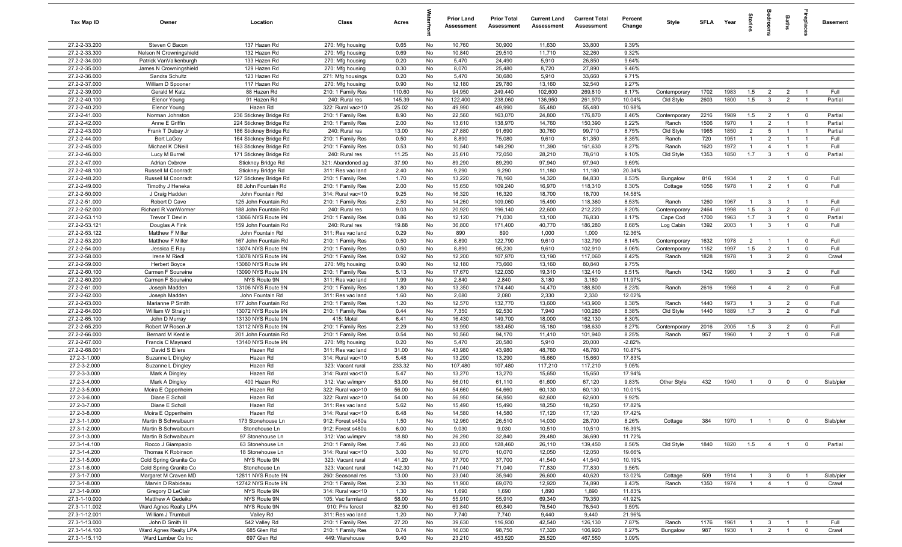| Tax Map ID | Owner | Location | Class | Acres | Waterfront | Prior Land Assessment | Prior Total Assessment | Current Land Assessment | Current Total Assessment | Percent Change | Style | SFLA | Year | Stories | Bedrooms | Baths | Fireplaces | Basement |
|---|---|---|---|---|---|---|---|---|---|---|---|---|---|---|---|---|---|---|
| 27.2-2-33.200 | Steven C Bacon | 137 Hazen Rd | 270: Mfg housing | 0.65 | No | 10,760 | 30,900 | 11,630 | 33,800 | 9.39% | | | | | | | | |
| 27.2-2-33.300 | Nelson N Crowningshield | 132 Hazen Rd | 270: Mfg housing | 0.69 | No | 10,840 | 29,510 | 11,710 | 32,260 | 9.32% | | | | | | | | |
| 27.2-2-34.000 | Patrick VanValkenburgh | 133 Hazen Rd | 270: Mfg housing | 0.20 | No | 5,470 | 24,490 | 5,910 | 26,850 | 9.64% | | | | | | | | |
| 27.2-2-35.000 | James N Crowningshield | 129 Hazen Rd | 270: Mfg housing | 0.30 | No | 8,070 | 25,480 | 8,720 | 27,890 | 9.46% | | | | | | | | |
| 27.2-2-36.000 | Sandra Schultz | 123 Hazen Rd | 271: Mfg housings | 0.20 | No | 5,470 | 30,680 | 5,910 | 33,660 | 9.71% | | | | | | | | |
| 27.2-2-37.000 | William D Spooner | 117 Hazen Rd | 270: Mfg housing | 0.90 | No | 12,180 | 29,780 | 13,160 | 32,540 | 9.27% | | | | | | | | |
| 27.2-2-39.000 | Gerald M Katz | 88 Hazen Rd | 210: 1 Family Res | 110.60 | No | 94,950 | 249,440 | 102,600 | 269,810 | 8.17% | Contemporary | 1702 | 1983 | 1.5 | 2 | 2 | 1 | Full |
| 27.2-2-40.100 | Elenor Young | 91 Hazen Rd | 240: Rural res | 145.39 | No | 122,400 | 238,060 | 136,950 | 261,970 | 10.04% | Old Style | 2603 | 1800 | 1.5 | 3 | 2 | 1 | Partial |
| 27.2-2-40.200 | Elenor Young | Hazen Rd | 322: Rural vac>10 | 25.02 | No | 49,990 | 49,990 | 55,480 | 55,480 | 10.98% | | | | | | | | |
| 27.2-2-41.000 | Norman Johnston | 236 Stickney Bridge Rd | 210: 1 Family Res | 8.90 | No | 22,560 | 163,070 | 24,800 | 176,870 | 8.46% | Contemporary | 2216 | 1989 | 1.5 | 2 | 1 | 0 | Partial |
| 27.2-2-42.000 | Anne E Griffin | 224 Stickney Bridge Rd | 210: 1 Family Res | 2.00 | No | 13,610 | 138,970 | 14,760 | 150,390 | 8.22% | Ranch | 1506 | 1970 | 1 | 2 | 1 | 1 | Partial |
| 27.2-2-43.000 | Frank T Dubay Jr | 186 Stickney Bridge Rd | 240: Rural res | 13.00 | No | 27,880 | 91,690 | 30,760 | 99,710 | 8.75% | Old Style | 1965 | 1850 | 2 | 5 | 1 | 1 | Partial |
| 27.2-2-44.000 | Bert LaGoy | 164 Stickney Bridge Rd | 210: 1 Family Res | 0.50 | No | 8,890 | 75,080 | 9,610 | 81,350 | 8.35% | Ranch | 720 | 1951 | 1 | 2 | 1 | 1 | Full |
| 27.2-2-45.000 | Michael K ONeill | 163 Stickney Bridge Rd | 210: 1 Family Res | 0.53 | No | 10,540 | 149,290 | 11,390 | 161,630 | 8.27% | Ranch | 1620 | 1972 | 1 | 4 | 1 | 1 | Full |
| 27.2-2-46.000 | Lucy M Burrell | 171 Stickney Bridge Rd | 240: Rural res | 11.25 | No | 25,610 | 72,050 | 28,210 | 78,610 | 9.10% | Old Style | 1353 | 1850 | 1.7 | 3 | 1 | 0 | Partial |
| 27.2-2-47.000 | Adrian Oxbrow | Stickney Bridge Rd | 321: Abandoned ag | 37.90 | No | 89,290 | 89,290 | 97,940 | 97,940 | 9.69% | | | | | | | | |
| 27.2-2-48.100 | Russell M Coonradt | Stickney Bridge Rd | 311: Res vac land | 2.40 | No | 9,290 | 9,290 | 11,180 | 11,180 | 20.34% | | | | | | | | |
| 27.2-2-48.200 | Russell M Coonradt | 127 Stickney Bridge Rd | 210: 1 Family Res | 1.70 | No | 13,220 | 78,160 | 14,320 | 84,830 | 8.53% | Bungalow | 816 | 1934 | 1 | 2 | 1 | 0 | Full |
| 27.2-2-49.000 | Timothy J Heneka | 88 John Fountain Rd | 210: 1 Family Res | 2.00 | No | 15,650 | 109,240 | 16,970 | 118,310 | 8.30% | Cottage | 1056 | 1978 | 1 | 2 | 1 | 0 | Full |
| 27.2-2-50.000 | J Craig Hadden | John Fountain Rd | 314: Rural vac<10 | 9.25 | No | 16,320 | 16,320 | 18,700 | 18,700 | 14.58% | | | | | | | | |
| 27.2-2-51.000 | Robert D Cave | 125 John Fountain Rd | 210: 1 Family Res | 2.50 | No | 14,260 | 109,060 | 15,490 | 118,360 | 8.53% | Ranch | 1260 | 1967 | 1 | 3 | 1 | 1 | Full |
| 27.2-2-52.000 | Richard R VanWormer | 188 John Fountain Rd | 240: Rural res | 9.03 | No | 20,920 | 196,140 | 22,600 | 212,220 | 8.20% | Contemporary | 2464 | 1998 | 1.5 | 3 | 2 | 0 | Full |
| 27.2-2-53.110 | Trevor T Devlin | 13066 NYS Route 9N | 210: 1 Family Res | 0.86 | No | 12,120 | 71,030 | 13,100 | 76,830 | 8.17% | Cape Cod | 1700 | 1963 | 1.7 | 3 | 1 | 0 | Partial |
| 27.2-2-53.121 | Douglas A Fink | 159 John Fountain Rd | 240: Rural res | 19.88 | No | 36,800 | 171,400 | 40,770 | 186,280 | 8.68% | Log Cabin | 1392 | 2003 | 1 | 3 | 1 | 0 | Full |
| 27.2-2-53.122 | Matthew F Miller | John Fountain Rd | 311: Res vac land | 0.29 | No | 890 | 890 | 1,000 | 1,000 | 12.36% | | | | | | | | |
| 27.2-2-53.200 | Matthew F Miller | 167 John Fountain Rd | 210: 1 Family Res | 0.50 | No | 8,890 | 122,790 | 9,610 | 132,790 | 8.14% | Contemporary | 1632 | 1978 | 2 | 1 | 1 | 0 | Full |
| 27.2-2-54.000 | Jessica E Ray | 13074 NYS Route 9N | 210: 1 Family Res | 0.50 | No | 8,890 | 95,230 | 9,610 | 102,910 | 8.06% | Contemporary | 1152 | 1997 | 1.5 | 2 | 1 | 0 | Full |
| 27.2-2-58.000 | Irene M Riedl | 13078 NYS Route 9N | 210: 1 Family Res | 0.92 | No | 12,200 | 107,970 | 13,190 | 117,060 | 8.42% | Ranch | 1828 | 1978 | 1 | 3 | 2 | 0 | Crawl |
| 27.2-2-59.000 | Herbert Boyce | 13080 NYS Route 9N | 270: Mfg housing | 0.90 | No | 12,180 | 73,660 | 13,160 | 80,840 | 9.75% | | | | | | | | |
| 27.2-2-60.100 | Carmen F Sourwine | 13090 NYS Route 9N | 210: 1 Family Res | 5.13 | No | 17,670 | 122,030 | 19,310 | 132,410 | 8.51% | Ranch | 1342 | 1960 | 1 | 3 | 2 | 0 | Full |
| 27.2-2-60.200 | Carmen F Sourwine | NYS Route 9N | 311: Res vac land | 1.99 | No | 2,840 | 2,840 | 3,180 | 3,180 | 11.97% | | | | | | | | |
| 27.2-2-61.000 | Joseph Madden | 13106 NYS Route 9N | 210: 1 Family Res | 1.80 | No | 13,350 | 174,440 | 14,470 | 188,800 | 8.23% | Ranch | 2616 | 1968 | 1 | 4 | 2 | 0 | Full |
| 27.2-2-62.000 | Joseph Madden | John Fountain Rd | 311: Res vac land | 1.60 | No | 2,080 | 2,080 | 2,330 | 2,330 | 12.02% | | | | | | | | |
| 27.2-2-63.000 | Marianne P Smith | 177 John Fountain Rd | 210: 1 Family Res | 1.20 | No | 12,570 | 132,770 | 13,600 | 143,900 | 8.38% | Ranch | 1440 | 1973 | 1 | 3 | 2 | 0 | Full |
| 27.2-2-64.000 | William W Straight | 13072 NYS Route 9N | 210: 1 Family Res | 0.44 | No | 7,350 | 92,530 | 7,940 | 100,280 | 8.38% | Old Style | 1440 | 1889 | 1.7 | 3 | 2 | 0 | Full |
| 27.2-2-65.100 | John D Murray | 13130 NYS Route 9N | 415: Motel | 6.41 | No | 16,430 | 149,700 | 18,000 | 162,130 | 8.30% | | | | | | | | |
| 27.2-2-65.200 | Robert W Rosen Jr | 13112 NYS Route 9N | 210: 1 Family Res | 2.29 | No | 13,990 | 183,450 | 15,180 | 198,630 | 8.27% | Contemporary | 2016 | 2005 | 1.5 | 3 | 2 | 0 | Full |
| 27.2-2-66.000 | Bernard M Kentile | 201 John Fountain Rd | 210: 1 Family Res | 0.54 | No | 10,560 | 94,170 | 11,410 | 101,940 | 8.25% | Ranch | 957 | 1960 | 1 | 2 | 1 | 0 | Full |
| 27.2-2-67.000 | Francis C Maynard | 13140 NYS Route 9N | 270: Mfg housing | 0.20 | No | 5,470 | 20,580 | 5,910 | 20,000 | -2.82% | | | | | | | | |
| 27.2-2-68.001 | David S Eilers | Hazen Rd | 311: Res vac land | 31.00 | No | 43,980 | 43,980 | 48,760 | 48,760 | 10.87% | | | | | | | | |
| 27.2-3-1.000 | Suzanne L Dingley | Hazen Rd | 314: Rural vac<10 | 5.48 | No | 13,290 | 13,290 | 15,660 | 15,660 | 17.83% | | | | | | | | |
| 27.2-3-2.000 | Suzanne L Dingley | Hazen Rd | 323: Vacant rural | 233.32 | No | 107,480 | 107,480 | 117,210 | 117,210 | 9.05% | | | | | | | | |
| 27.2-3-3.000 | Mark A Dingley | Hazen Rd | 314: Rural vac<10 | 5.47 | No | 13,270 | 13,270 | 15,650 | 15,650 | 17.94% | | | | | | | | |
| 27.2-3-4.000 | Mark A Dingley | 400 Hazen Rd | 312: Vac w/imprv | 53.00 | No | 56,010 | 61,110 | 61,600 | 67,120 | 9.83% | Other Style | 432 | 1940 | 1 | 0 | 0 | 0 | Slab/pier |
| 27.2-3-5.000 | Moira E Oppenheim | Hazen Rd | 322: Rural vac>10 | 56.00 | No | 54,660 | 54,660 | 60,130 | 60,130 | 10.01% | | | | | | | | |
| 27.2-3-6.000 | Diane E Scholl | Hazen Rd | 322: Rural vac>10 | 54.00 | No | 56,950 | 56,950 | 62,600 | 62,600 | 9.92% | | | | | | | | |
| 27.2-3-7.000 | Diane E Scholl | Hazen Rd | 311: Res vac land | 5.62 | No | 15,490 | 15,490 | 18,250 | 18,250 | 17.82% | | | | | | | | |
| 27.2-3-8.000 | Moira E Oppenheim | Hazen Rd | 314: Rural vac<10 | 6.48 | No | 14,580 | 14,580 | 17,120 | 17,120 | 17.42% | | | | | | | | |
| 27.3-1-1.000 | Martin B Schwalbaum | 173 Stonehouse Ln | 912: Forest s480a | 1.50 | No | 12,960 | 26,510 | 14,030 | 28,700 | 8.26% | Cottage | 384 | 1970 | 1 | 1 | 0 | 0 | Slab/pier |
| 27.3-1-2.000 | Martin B Schwalbaum | Stonehouse Ln | 912: Forest s480a | 6.00 | No | 9,030 | 9,030 | 10,510 | 10,510 | 16.39% | | | | | | | | |
| 27.3-1-3.000 | Martin B Schwalbaum | 97 Stonehouse Ln | 312: Vac w/imprv | 18.80 | No | 26,290 | 32,840 | 29,480 | 36,690 | 11.72% | | | | | | | | |
| 27.3-1-4.100 | Rocco J Giampaolo | 63 Stonehouse Ln | 210: 1 Family Res | 7.46 | No | 23,800 | 128,460 | 26,110 | 139,450 | 8.56% | Old Style | 1840 | 1820 | 1.5 | 4 | 1 | 0 | Partial |
| 27.3-1-4.200 | Thomas K Robinson | 18 Stonehouse Ln | 314: Rural vac<10 | 3.00 | No | 10,070 | 10,070 | 12,050 | 12,050 | 19.66% | | | | | | | | |
| 27.3-1-5.000 | Cold Spring Granite Co | NYS Route 9N | 323: Vacant rural | 41.20 | No | 37,700 | 37,700 | 41,540 | 41,540 | 10.19% | | | | | | | | |
| 27.3-1-6.000 | Cold Spring Granite Co | Stonehouse Ln | 323: Vacant rural | 142.30 | No | 71,040 | 71,040 | 77,830 | 77,830 | 9.56% | | | | | | | | |
| 27.3-1-7.000 | Margaret M Craven MD | 12811 NYS Route 9N | 260: Seasonal res | 13.00 | No | 23,040 | 35,940 | 26,600 | 40,620 | 13.02% | Cottage | 509 | 1914 | 1 | 3 | 0 | 1 | Slab/pier |
| 27.3-1-8.000 | Marvin D Rabideau | 12742 NYS Route 9N | 210: 1 Family Res | 2.30 | No | 11,900 | 69,070 | 12,920 | 74,890 | 8.43% | Ranch | 1350 | 1974 | 1 | 4 | 1 | 0 | Crawl |
| 27.3-1-9.000 | Gregory D LeClair | NYS Route 9N | 314: Rural vac<10 | 1.30 | No | 1,690 | 1,690 | 1,890 | 1,890 | 11.83% | | | | | | | | |
| 27.3-1-10.000 | Matthew A Gedeiko | NYS Route 9N | 105: Vac farmland | 58.00 | No | 55,910 | 55,910 | 69,340 | 79,350 | 41.92% | | | | | | | | |
| 27.3-1-11.002 | Ward Agnes Realty LPA | NYS Route 9N | 910: Priv forest | 82.90 | No | 69,840 | 69,840 | 76,540 | 76,540 | 9.59% | | | | | | | | |
| 27.3-1-12.001 | William J Trumbull | Valley Rd | 311: Res vac land | 1.20 | No | 7,740 | 7,740 | 9,440 | 9,440 | 21.96% | | | | | | | | |
| 27.3-1-13.000 | John D Smith III | 542 Valley Rd | 210: 1 Family Res | 27.20 | No | 39,630 | 116,930 | 42,540 | 126,130 | 7.87% | Ranch | 1176 | 1961 | 1 | 3 | 1 | 1 | Full |
| 27.3-1-14.100 | Ward Agnes Realty LPA | 685 Glen Rd | 210: 1 Family Res | 0.74 | No | 16,030 | 98,750 | 17,320 | 106,920 | 8.27% | Bungalow | 987 | 1930 | 1 | 2 | 1 | 0 | Crawl |
| 27.3-1-15.110 | Ward Lumber Co Inc | 697 Glen Rd | 449: Warehouse | 9.40 | No | 23,210 | 453,520 | 25,520 | 467,550 | 3.09% | | | | | | | | |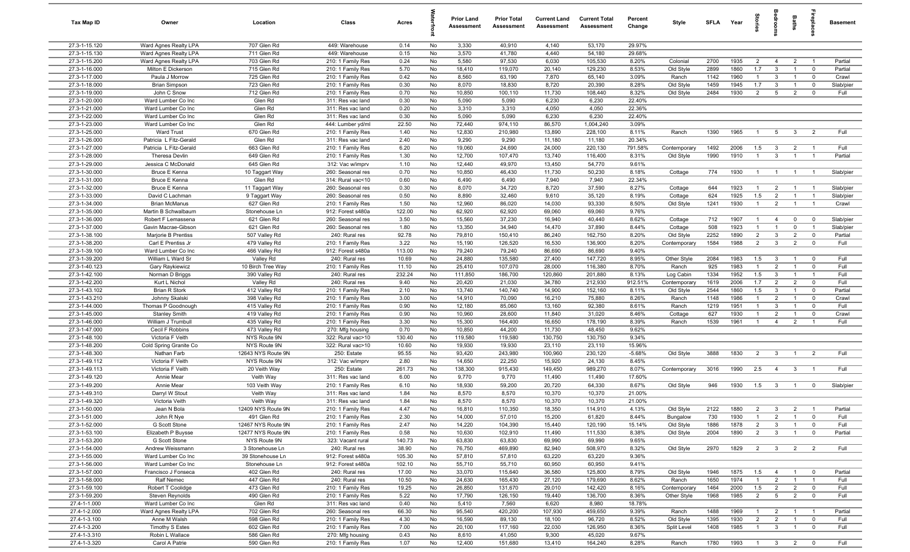| Tax Map ID | Owner | Location | Class | Acres | Waterfront | Prior Land Assessment | Prior Total Assessment | Current Land Assessment | Current Total Assessment | Percent Change | Style | SFLA | Year | Stories | Bedrooms | Baths | Fireplaces | Basement |
|---|---|---|---|---|---|---|---|---|---|---|---|---|---|---|---|---|---|---|
| 27.3-1-15.120 | Ward Agnes Realty LPA | 707 Glen Rd | 449: Warehouse | 0.14 | No | 3,330 | 40,910 | 4,140 | 53,170 | 29.97% | | | | | | | | |
| 27.3-1-15.130 | Ward Agnes Realty LPA | 711 Glen Rd | 449: Warehouse | 0.15 | No | 3,570 | 41,780 | 4,440 | 54,180 | 29.68% | | | | | | | | |
| 27.3-1-15.200 | Ward Agnes Realty LPA | 703 Glen Rd | 210: 1 Family Res | 0.24 | No | 5,580 | 97,530 | 6,030 | 105,530 | 8.20% | Colonial | 2700 | 1935 | 2 | 4 | 2 | 1 | Partial |
| 27.3-1-16.000 | Milton E Dickerson | 715 Glen Rd | 210: 1 Family Res | 5.70 | No | 18,410 | 119,070 | 20,140 | 129,230 | 8.53% | Old Style | 2899 | 1860 | 1.7 | 3 | 1 | 0 | Partial |
| 27.3-1-17.000 | Paula J Morrow | 725 Glen Rd | 210: 1 Family Res | 0.42 | No | 8,560 | 63,190 | 7,870 | 65,140 | 3.09% | Ranch | 1142 | 1960 | 1 | 3 | 1 | 0 | Crawl |
| 27.3-1-18.000 | Brian Simpson | 723 Glen Rd | 210: 1 Family Res | 0.30 | No | 8,070 | 18,830 | 8,720 | 20,390 | 8.28% | Old Style | 1459 | 1945 | 1.7 | 3 | 1 | 0 | Slab/pier |
| 27.3-1-19.000 | John C Snow | 712 Glen Rd | 210: 1 Family Res | 0.70 | No | 10,850 | 100,110 | 11,730 | 108,440 | 8.32% | Old Style | 2484 | 1930 | 2 | 5 | 2 | 0 | Full |
| 27.3-1-20.000 | Ward Lumber Co Inc | Glen Rd | 311: Res vac land | 0.30 | No | 5,090 | 5,090 | 6,230 | 6,230 | 22.40% | | | | | | | | |
| 27.3-1-21.000 | Ward Lumber Co Inc | Glen Rd | 311: Res vac land | 0.20 | No | 3,310 | 3,310 | 4,050 | 4,050 | 22.36% | | | | | | | | |
| 27.3-1-22.000 | Ward Lumber Co Inc | Glen Rd | 311: Res vac land | 0.30 | No | 5,090 | 5,090 | 6,230 | 6,230 | 22.40% | | | | | | | | |
| 27.3-1-23.000 | Ward Lumber Co Inc | Glen Rd | 444: Lumber yd/ml | 22.50 | No | 72,440 | 974,110 | 86,570 | 1,004,240 | 3.09% | | | | | | | | |
| 27.3-1-25.000 | Ward Trust | 670 Glen Rd | 210: 1 Family Res | 1.40 | No | 12,830 | 210,980 | 13,890 | 228,100 | 8.11% | Ranch | 1390 | 1965 | 1 | 5 | 3 | 2 | Full |
| 27.3-1-26.000 | Patricia L Fitz-Gerald | Glen Rd | 311: Res vac land | 2.40 | No | 9,290 | 9,290 | 11,180 | 11,180 | 20.34% | | | | | | | | |
| 27.3-1-27.000 | Patricia L Fitz-Gerald | 663 Glen Rd | 210: 1 Family Res | 6.20 | No | 19,060 | 24,690 | 24,000 | 220,130 | 791.58% | Contemporary | 1492 | 2006 | 1.5 | 3 | 2 | 1 | Full |
| 27.3-1-28.000 | Theresa Devlin | 649 Glen Rd | 210: 1 Family Res | 1.30 | No | 12,700 | 107,470 | 13,740 | 116,400 | 8.31% | Old Style | 1990 | 1910 | 1 | 3 | 1 | 1 | Partial |
| 27.3-1-29.000 | Jessica C McDonald | 645 Glen Rd | 312: Vac w/imprv | 1.10 | No | 12,440 | 49,970 | 13,450 | 54,770 | 9.61% | | | | | | | | |
| 27.3-1-30.000 | Bruce E Kenna | 10 Taggart Way | 260: Seasonal res | 0.70 | No | 10,850 | 46,430 | 11,730 | 50,230 | 8.18% | Cottage | 774 | 1930 | 1 | 1 | 1 | 1 | Slab/pier |
| 27.3-1-31.000 | Bruce E Kenna | Glen Rd | 314: Rural vac<10 | 0.60 | No | 6,490 | 6,490 | 7,940 | 7,940 | 22.34% | | | | | | | | |
| 27.3-1-32.000 | Bruce E Kenna | 11 Taggart Way | 260: Seasonal res | 0.30 | No | 8,070 | 34,720 | 8,720 | 37,590 | 8.27% | Cottage | 644 | 1923 | 1 | 2 | 1 | 1 | Slab/pier |
| 27.3-1-33.000 | David C Lachman | 9 Taggart Way | 260: Seasonal res | 0.50 | No | 8,890 | 32,460 | 9,610 | 35,120 | 8.19% | Cottage | 624 | 1925 | 1.5 | 2 | 1 | 1 | Slab/pier |
| 27.3-1-34.000 | Brian McManus | 627 Glen Rd | 210: 1 Family Res | 1.50 | No | 12,960 | 86,020 | 14,030 | 93,330 | 8.50% | Old Style | 1241 | 1930 | 1 | 2 | 1 | 1 | Crawl |
| 27.3-1-35.000 | Martin B Schwalbaum | Stonehouse Ln | 912: Forest s480a | 122.00 | No | 62,920 | 62,920 | 69,060 | 69,060 | 9.76% | | | | | | | | |
| 27.3-1-36.000 | Robert F Lemassena | 621 Glen Rd | 260: Seasonal res | 3.50 | No | 15,560 | 37,230 | 16,940 | 40,440 | 8.62% | Cottage | 712 | 1907 | 1 | 4 | 0 | 0 | Slab/pier |
| 27.3-1-37.000 | Gavin Macrae-Gibson | 621 Glen Rd | 260: Seasonal res | 1.80 | No | 13,350 | 34,940 | 14,470 | 37,890 | 8.44% | Cottage | 508 | 1923 | 1 | 1 | 0 | 1 | Slab/pier |
| 27.3-1-38.100 | Marjorie B Prentiss | 507 Valley Rd | 240: Rural res | 92.78 | No | 79,810 | 150,410 | 86,240 | 162,750 | 8.20% | Old Style | 2252 | 1890 | 2 | 3 | 2 | 0 | Partial |
| 27.3-1-38.200 | Carl E Prentiss Jr | 479 Valley Rd | 210: 1 Family Res | 3.22 | No | 15,190 | 126,520 | 16,530 | 136,900 | 8.20% | Contemporary | 1584 | 1988 | 2 | 3 | 2 | 0 | Full |
| 27.3-1-39.100 | Ward Lumber Co Inc | 466 Valley Rd | 912: Forest s480a | 113.00 | No | 79,240 | 79,240 | 86,690 | 86,690 | 9.40% | | | | | | | | |
| 27.3-1-39.200 | William L Ward Sr | Valley Rd | 240: Rural res | 10.69 | No | 24,880 | 135,580 | 27,400 | 147,720 | 8.95% | Other Style | 2084 | 1983 | 1.5 | 3 | 1 | 0 | Full |
| 27.3-1-40.123 | Gary Raykiewicz | 10 Birch Tree Way | 210: 1 Family Res | 11.10 | No | 25,410 | 107,070 | 28,000 | 116,380 | 8.70% | Ranch | 925 | 1983 | 1 | 2 | 1 | 0 | Full |
| 27.3-1-42.100 | Norman D Briggs | 390 Valley Rd | 240: Rural res | 232.24 | No | 111,850 | 186,700 | 120,860 | 201,880 | 8.13% | Log Cabin | 1334 | 1952 | 1.5 | 3 | 1 | 1 | Full |
| 27.3-1-42.200 | Kurt L Nichol | Valley Rd | 240: Rural res | 9.40 | No | 20,420 | 21,030 | 34,780 | 212,930 | 912.51% | Contemporary | 1619 | 2006 | 1.7 | 2 | 2 | 0 | Full |
| 27.3-1-43.102 | Brian R Stork | 412 Valley Rd | 210: 1 Family Res | 2.10 | No | 13,740 | 140,740 | 14,900 | 152,160 | 8.11% | Old Style | 2544 | 1860 | 1.5 | 3 | 1 | 0 | Partial |
| 27.3-1-43.210 | Johnny Skalski | 398 Valley Rd | 210: 1 Family Res | 3.00 | No | 14,910 | 70,090 | 16,210 | 75,880 | 8.26% | Ranch | 1148 | 1986 | 1 | 2 | 1 | 0 | Crawl |
| 27.3-1-44.000 | Thomas P Goodnough | 415 Valley Rd | 210: 1 Family Res | 0.90 | No | 12,180 | 85,060 | 13,160 | 92,380 | 8.61% | Ranch | 1219 | 1951 | 1 | 3 | 1 | 0 | Full |
| 27.3-1-45.000 | Stanley Smith | 419 Valley Rd | 210: 1 Family Res | 0.90 | No | 10,960 | 28,600 | 11,840 | 31,020 | 8.46% | Cottage | 627 | 1930 | 1 | 2 | 1 | 0 | Crawl |
| 27.3-1-46.000 | William J Trumbull | 435 Valley Rd | 210: 1 Family Res | 3.30 | No | 15,300 | 164,400 | 16,650 | 178,190 | 8.39% | Ranch | 1539 | 1961 | 1 | 4 | 2 | 1 | Full |
| 27.3-1-47.000 | Cecil F Robbins | 473 Valley Rd | 270: Mfg housing | 0.70 | No | 10,850 | 44,200 | 11,730 | 48,450 | 9.62% | | | | | | | | |
| 27.3-1-48.100 | Victoria F Veith | NYS Route 9N | 322: Rural vac>10 | 130.40 | No | 119,580 | 119,580 | 130,750 | 130,750 | 9.34% | | | | | | | | |
| 27.3-1-48.200 | Cold Spring Granite Co | NYS Route 9N | 322: Rural vac>10 | 10.60 | No | 19,930 | 19,930 | 23,110 | 23,110 | 15.96% | | | | | | | | |
| 27.3-1-48.300 | Nathan Farb | 12643 NYS Route 9N | 250: Estate | 95.55 | No | 93,420 | 243,980 | 100,960 | 230,120 | -5.68% | Old Style | 3888 | 1830 | 2 | 3 | 1 | 2 | Full |
| 27.3-1-49.112 | Victoria F Veith | NYS Route 9N | 312: Vac w/imprv | 2.80 | No | 14,650 | 22,250 | 15,920 | 24,130 | 8.45% | | | | | | | | |
| 27.3-1-49.113 | Victoria F Veith | 20 Veith Way | 250: Estate | 261.73 | No | 138,300 | 915,430 | 149,450 | 989,270 | 8.07% | Contemporary | 3016 | 1990 | 2.5 | 4 | 3 | 1 | Full |
| 27.3-1-49.120 | Annie Mear | Veith Way | 311: Res vac land | 6.00 | No | 9,770 | 9,770 | 11,490 | 11,490 | 17.60% | | | | | | | | |
| 27.3-1-49.200 | Annie Mear | 103 Veith Way | 210: 1 Family Res | 6.10 | No | 18,930 | 59,200 | 20,720 | 64,330 | 8.67% | Old Style | 946 | 1930 | 1.5 | 3 | 1 | 0 | Slab/pier |
| 27.3-1-49.310 | Darryl W Stout | Veith Way | 311: Res vac land | 1.84 | No | 8,570 | 8,570 | 10,370 | 10,370 | 21.00% | | | | | | | | |
| 27.3-1-49.320 | Victoria Veith | Veith Way | 311: Res vac land | 1.84 | No | 8,570 | 8,570 | 10,370 | 10,370 | 21.00% | | | | | | | | |
| 27.3-1-50.000 | Jean N Bola | 12409 NYS Route 9N | 210: 1 Family Res | 4.47 | No | 16,810 | 110,350 | 18,350 | 114,910 | 4.13% | Old Style | 2122 | 1880 | 2 | 3 | 2 | 1 | Partial |
| 27.3-1-51.000 | John R Nye | 491 Glen Rd | 210: 1 Family Res | 2.30 | No | 14,000 | 57,010 | 15,200 | 61,820 | 8.44% | Bungalow | 730 | 1930 | 1 | 2 | 1 | 0 | Full |
| 27.3-1-52.000 | G Scott Stone | 12467 NYS Route 9N | 210: 1 Family Res | 2.47 | No | 14,220 | 104,390 | 15,440 | 120,190 | 15.14% | Old Style | 1886 | 1878 | 2 | 3 | 1 | 0 | Full |
| 27.3-1-53.100 | Elizabeth P Buysse | 12477 NYS Route 9N | 210: 1 Family Res | 0.58 | No | 10,630 | 102,910 | 11,490 | 111,530 | 8.38% | Old Style | 2004 | 1890 | 2 | 3 | 1 | 0 | Partial |
| 27.3-1-53.200 | G Scott Stone | NYS Route 9N | 323: Vacant rural | 140.73 | No | 63,830 | 63,830 | 69,990 | 69,990 | 9.65% | | | | | | | | |
| 27.3-1-54.000 | Andrew Weissmann | 3 Stonehouse Ln | 240: Rural res | 38.90 | No | 76,750 | 469,890 | 82,940 | 508,970 | 8.32% | Old Style | 2970 | 1829 | 2 | 3 | 2 | 2 | Full |
| 27.3-1-55.000 | Ward Lumber Co Inc | 39 Stonehouse Ln | 912: Forest s480a | 105.30 | No | 57,810 | 57,810 | 63,220 | 63,220 | 9.36% | | | | | | | | |
| 27.3-1-56.000 | Ward Lumber Co Inc | Stonehouse Ln | 912: Forest s480a | 102.10 | No | 55,710 | 55,710 | 60,950 | 60,950 | 9.41% | | | | | | | | |
| 27.3-1-57.000 | Francisco J Fonseca | 402 Glen Rd | 240: Rural res | 17.00 | No | 33,070 | 115,640 | 36,580 | 125,800 | 8.79% | Old Style | 1946 | 1875 | 1.5 | 4 | 1 | 0 | Partial |
| 27.3-1-58.000 | Ralf Nemec | 447 Glen Rd | 240: Rural res | 10.50 | No | 24,630 | 165,430 | 27,120 | 179,690 | 8.62% | Ranch | 1650 | 1974 | 1 | 2 | 1 | 1 | Full |
| 27.3-1-59.100 | Robert T Coolidge | 473 Glen Rd | 210: 1 Family Res | 19.25 | No | 26,850 | 131,670 | 29,010 | 142,420 | 8.16% | Contemporary | 1464 | 2000 | 1.5 | 2 | 2 | 0 | Full |
| 27.3-1-59.200 | Steven Reynolds | 490 Glen Rd | 210: 1 Family Res | 5.22 | No | 17,790 | 126,150 | 19,440 | 136,700 | 8.36% | Other Style | 1968 | 1985 | 2 | 5 | 2 | 0 | Full |
| 27.4-1-1.000 | Ward Lumber Co Inc | Glen Rd | 311: Res vac land | 0.40 | No | 5,410 | 7,560 | 6,620 | 8,980 | 18.78% | | | | | | | | |
| 27.4-1-2.000 | Ward Agnes Realty LPA | 702 Glen Rd | 260: Seasonal res | 66.30 | No | 95,540 | 420,200 | 107,930 | 459,650 | 9.39% | Ranch | 1488 | 1969 | 1 | 2 | 1 | 1 | Partial |
| 27.4-1-3.100 | Anne M Walsh | 598 Glen Rd | 210: 1 Family Res | 4.30 | No | 16,590 | 89,130 | 18,100 | 96,720 | 8.52% | Old Style | 1395 | 1930 | 2 | 2 | 1 | 0 | Full |
| 27.4-1-3.200 | Timothy S Estes | 602 Glen Rd | 210: 1 Family Res | 7.00 | No | 20,100 | 117,160 | 22,030 | 126,950 | 8.36% | Split Level | 1408 | 1985 | 1 | 3 | 1 | 0 | Full |
| 27.4-1-3.310 | Robin L Wallace | 586 Glen Rd | 270: Mfg housing | 0.43 | No | 8,610 | 41,050 | 9,300 | 45,020 | 9.67% | | | | | | | | |
| 27.4-1-3.320 | Carol A Patrie | 590 Glen Rd | 210: 1 Family Res | 1.07 | No | 12,400 | 151,680 | 13,410 | 164,240 | 8.28% | Ranch | 1780 | 1993 | 1 | 3 | 2 | 0 | Full |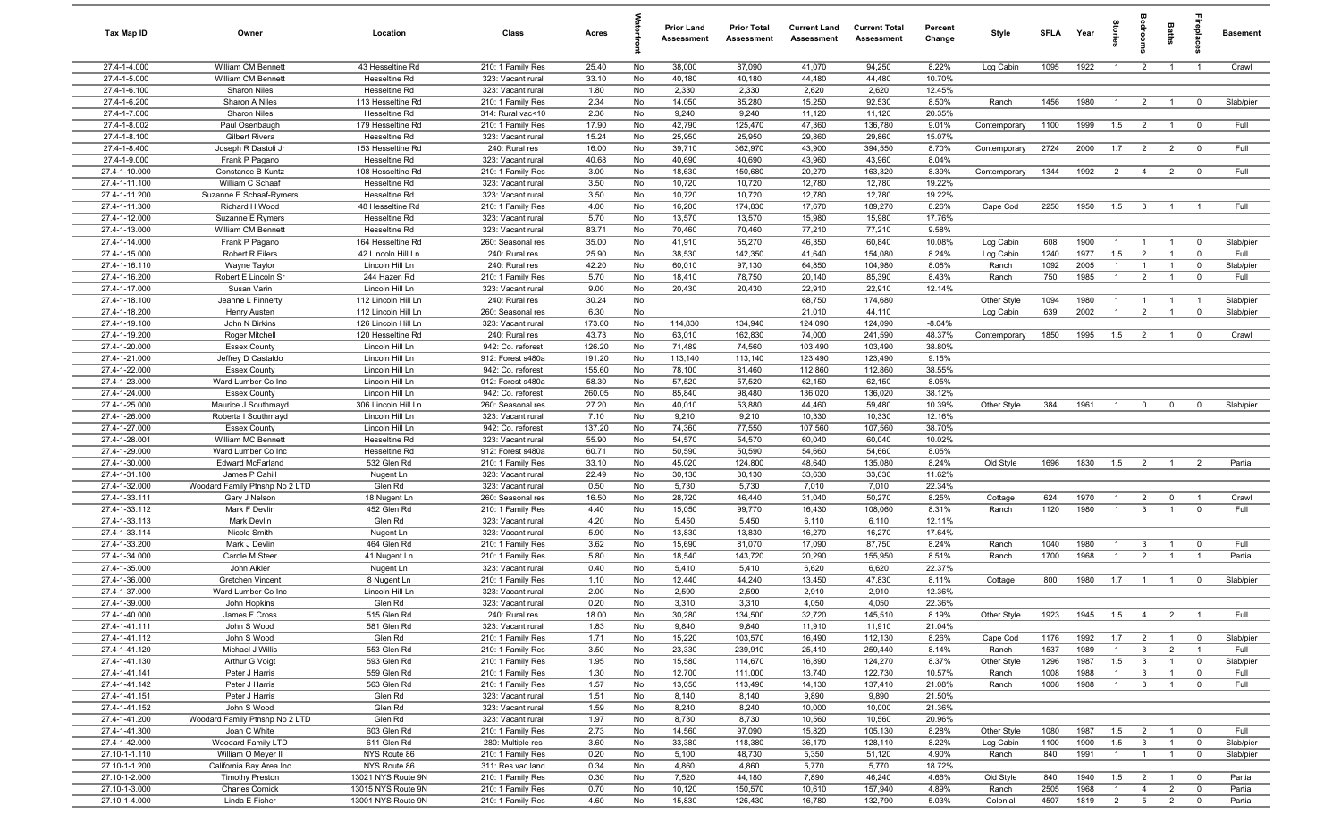| Tax Map ID | Owner | Location | Class | Acres | Waterfront | Prior Land Assessment | Prior Total Assessment | Current Land Assessment | Current Total Assessment | Percent Change | Style | SFLA | Year | Stories | Bedrooms | Baths | Fireplaces | Basement |
|---|---|---|---|---|---|---|---|---|---|---|---|---|---|---|---|---|---|---|
| 27.4-1-4.000 | William CM Bennett | 43 Hesseltine Rd | 210: 1 Family Res | 25.40 | No | 38,000 | 87,090 | 41,070 | 94,250 | 8.22% | Log Cabin | 1095 | 1922 | 1 | 2 | 1 | 1 | Crawl |
| 27.4-1-5.000 | William CM Bennett | Hesseltine Rd | 323: Vacant rural | 33.10 | No | 40,180 | 40,180 | 44,480 | 44,480 | 10.70% | | | | | | | | |
| 27.4-1-6.100 | Sharon Niles | Hesseltine Rd | 323: Vacant rural | 1.80 | No | 2,330 | 2,330 | 2,620 | 2,620 | 12.45% | | | | | | | | |
| 27.4-1-6.200 | Sharon A Niles | 113 Hesseltine Rd | 210: 1 Family Res | 2.34 | No | 14,050 | 85,280 | 15,250 | 92,530 | 8.50% | Ranch | 1456 | 1980 | 1 | 2 | 1 | 0 | Slab/pier |
| 27.4-1-7.000 | Sharon Niles | Hesseltine Rd | 314: Rural vac<10 | 2.36 | No | 9,240 | 9,240 | 11,120 | 11,120 | 20.35% | | | | | | | | |
| 27.4-1-8.002 | Paul Osenbaugh | 179 Hesseltine Rd | 210: 1 Family Res | 17.90 | No | 42,790 | 125,470 | 47,360 | 136,780 | 9.01% | Contemporary | 1100 | 1999 | 1.5 | 2 | 1 | 0 | Full |
| 27.4-1-8.100 | Gilbert Rivera | Hesseltine Rd | 323: Vacant rural | 15.24 | No | 25,950 | 25,950 | 29,860 | 29,860 | 15.07% | | | | | | | | |
| 27.4-1-8.400 | Joseph R Dastoli Jr | 153 Hesseltine Rd | 240: Rural res | 16.00 | No | 39,710 | 362,970 | 43,900 | 394,550 | 8.70% | Contemporary | 2724 | 2000 | 1.7 | 2 | 2 | 0 | Full |
| 27.4-1-9.000 | Frank P Pagano | Hesseltine Rd | 323: Vacant rural | 40.68 | No | 40,690 | 40,690 | 43,960 | 43,960 | 8.04% | | | | | | | | |
| 27.4-1-10.000 | Constance B Kuntz | 108 Hesseltine Rd | 210: 1 Family Res | 3.00 | No | 18,630 | 150,680 | 20,270 | 163,320 | 8.39% | Contemporary | 1344 | 1992 | 2 | 4 | 2 | 0 | Full |
| 27.4-1-11.100 | William C Schaaf | Hesseltine Rd | 323: Vacant rural | 3.50 | No | 10,720 | 10,720 | 12,780 | 12,780 | 19.22% | | | | | | | | |
| 27.4-1-11.200 | Suzanne E Schaaf-Rymers | Hesseltine Rd | 323: Vacant rural | 3.50 | No | 10,720 | 10,720 | 12,780 | 12,780 | 19.22% | | | | | | | | |
| 27.4-1-11.300 | Richard H Wood | 48 Hesseltine Rd | 210: 1 Family Res | 4.00 | No | 16,200 | 174,830 | 17,670 | 189,270 | 8.26% | Cape Cod | 2250 | 1950 | 1.5 | 3 | 1 | 1 | Full |
| 27.4-1-12.000 | Suzanne E Rymers | Hesseltine Rd | 323: Vacant rural | 5.70 | No | 13,570 | 13,570 | 15,980 | 15,980 | 17.76% | | | | | | | | |
| 27.4-1-13.000 | William CM Bennett | Hesseltine Rd | 323: Vacant rural | 83.71 | No | 70,460 | 70,460 | 77,210 | 77,210 | 9.58% | | | | | | | | |
| 27.4-1-14.000 | Frank P Pagano | 164 Hesseltine Rd | 260: Seasonal res | 35.00 | No | 41,910 | 55,270 | 46,350 | 60,840 | 10.08% | Log Cabin | 608 | 1900 | 1 | 1 | 1 | 0 | Slab/pier |
| 27.4-1-15.000 | Robert R Eilers | 42 Lincoln Hill Ln | 240: Rural res | 25.90 | No | 38,530 | 142,350 | 41,640 | 154,080 | 8.24% | Log Cabin | 1240 | 1977 | 1.5 | 2 | 1 | 0 | Full |
| 27.4-1-16.110 | Wayne Taylor | Lincoln Hill Ln | 240: Rural res | 42.20 | No | 60,010 | 97,130 | 64,850 | 104,980 | 8.08% | Ranch | 1092 | 2005 | 1 | 1 | 1 | 0 | Slab/pier |
| 27.4-1-16.200 | Robert E Lincoln Sr | 244 Hazen Rd | 210: 1 Family Res | 5.70 | No | 18,410 | 78,750 | 20,140 | 85,390 | 8.43% | Ranch | 750 | 1985 | 1 | 2 | 1 | 0 | Full |
| 27.4-1-17.000 | Susan Varin | Lincoln Hill Ln | 323: Vacant rural | 9.00 | No | 20,430 | 20,430 | 22,910 | 22,910 | 12.14% | | | | | | | | |
| 27.4-1-18.100 | Jeanne L Finnerty | 112 Lincoln Hill Ln | 240: Rural res | 30.24 | No | | | 68,750 | 174,680 | | Other Style | 1094 | 1980 | 1 | 1 | 1 | 1 | Slab/pier |
| 27.4-1-18.200 | Henry Austen | 112 Lincoln Hill Ln | 260: Seasonal res | 6.30 | No | | | 21,010 | 44,110 | | Log Cabin | 639 | 2002 | 1 | 2 | 1 | 0 | Slab/pier |
| 27.4-1-19.100 | John N Birkins | 126 Lincoln Hill Ln | 323: Vacant rural | 173.60 | No | 114,830 | 134,940 | 124,090 | 124,090 | -8.04% | | | | | | | | |
| 27.4-1-19.200 | Roger Mitchell | 120 Hesseltine Rd | 240: Rural res | 43.73 | No | 63,010 | 162,830 | 74,000 | 241,590 | 48.37% | Contemporary | 1850 | 1995 | 1.5 | 2 | 1 | 0 | Crawl |
| 27.4-1-20.000 | Essex County | Lincoln Hill Ln | 942: Co. reforest | 126.20 | No | 71,489 | 74,560 | 103,490 | 103,490 | 38.80% | | | | | | | | |
| 27.4-1-21.000 | Jeffrey D Castaldo | Lincoln Hill Ln | 912: Forest s480a | 191.20 | No | 113,140 | 113,140 | 123,490 | 123,490 | 9.15% | | | | | | | | |
| 27.4-1-22.000 | Essex County | Lincoln Hill Ln | 942: Co. reforest | 155.60 | No | 78,100 | 81,460 | 112,860 | 112,860 | 38.55% | | | | | | | | |
| 27.4-1-23.000 | Ward Lumber Co Inc | Lincoln Hill Ln | 912: Forest s480a | 58.30 | No | 57,520 | 57,520 | 62,150 | 62,150 | 8.05% | | | | | | | | |
| 27.4-1-24.000 | Essex County | Lincoln Hill Ln | 942: Co. reforest | 260.05 | No | 85,840 | 98,480 | 136,020 | 136,020 | 38.12% | | | | | | | | |
| 27.4-1-25.000 | Maurice J Southmayd | 306 Lincoln Hill Ln | 260: Seasonal res | 27.20 | No | 40,010 | 53,880 | 44,460 | 59,480 | 10.39% | Other Style | 384 | 1961 | 1 | 0 | 0 | 0 | Slab/pier |
| 27.4-1-26.000 | Roberta I Southmayd | Lincoln Hill Ln | 323: Vacant rural | 7.10 | No | 9,210 | 9,210 | 10,330 | 10,330 | 12.16% | | | | | | | | |
| 27.4-1-27.000 | Essex County | Lincoln Hill Ln | 942: Co. reforest | 137.20 | No | 74,360 | 77,550 | 107,560 | 107,560 | 38.70% | | | | | | | | |
| 27.4-1-28.001 | William MC Bennett | Hesseltine Rd | 323: Vacant rural | 55.90 | No | 54,570 | 54,570 | 60,040 | 60,040 | 10.02% | | | | | | | | |
| 27.4-1-29.000 | Ward Lumber Co Inc | Hesseltine Rd | 912: Forest s480a | 60.71 | No | 50,590 | 50,590 | 54,660 | 54,660 | 8.05% | | | | | | | | |
| 27.4-1-30.000 | Edward McFarland | 532 Glen Rd | 210: 1 Family Res | 33.10 | No | 45,020 | 124,800 | 48,640 | 135,080 | 8.24% | Old Style | 1696 | 1830 | 1.5 | 2 | 1 | 2 | Partial |
| 27.4-1-31.100 | James P Cahill | Nugent Ln | 323: Vacant rural | 22.49 | No | 30,130 | 30,130 | 33,630 | 33,630 | 11.62% | | | | | | | | |
| 27.4-1-32.000 | Woodard Family Ptnshp No 2 LTD | Glen Rd | 323: Vacant rural | 0.50 | No | 5,730 | 5,730 | 7,010 | 7,010 | 22.34% | | | | | | | | |
| 27.4-1-33.111 | Gary J Nelson | 18 Nugent Ln | 260: Seasonal res | 16.50 | No | 28,720 | 46,440 | 31,040 | 50,270 | 8.25% | Cottage | 624 | 1970 | 1 | 2 | 0 | 1 | Crawl |
| 27.4-1-33.112 | Mark F Devlin | 452 Glen Rd | 210: 1 Family Res | 4.40 | No | 15,050 | 99,770 | 16,430 | 108,060 | 8.31% | Ranch | 1120 | 1980 | 1 | 3 | 1 | 0 | Full |
| 27.4-1-33.113 | Mark Devlin | Glen Rd | 323: Vacant rural | 4.20 | No | 5,450 | 5,450 | 6,110 | 6,110 | 12.11% | | | | | | | | |
| 27.4-1-33.114 | Nicole Smith | Nugent Ln | 323: Vacant rural | 5.90 | No | 13,830 | 13,830 | 16,270 | 16,270 | 17.64% | | | | | | | | |
| 27.4-1-33.200 | Mark J Devlin | 464 Glen Rd | 210: 1 Family Res | 3.62 | No | 15,690 | 81,070 | 17,090 | 87,750 | 8.24% | Ranch | 1040 | 1980 | 1 | 3 | 1 | 0 | Full |
| 27.4-1-34.000 | Carole M Steer | 41 Nugent Ln | 210: 1 Family Res | 5.80 | No | 18,540 | 143,720 | 20,290 | 155,950 | 8.51% | Ranch | 1700 | 1968 | 1 | 2 | 1 | 1 | Partial |
| 27.4-1-35.000 | John Aikler | Nugent Ln | 323: Vacant rural | 0.40 | No | 5,410 | 5,410 | 6,620 | 6,620 | 22.37% | | | | | | | | |
| 27.4-1-36.000 | Gretchen Vincent | 8 Nugent Ln | 210: 1 Family Res | 1.10 | No | 12,440 | 44,240 | 13,450 | 47,830 | 8.11% | Cottage | 800 | 1980 | 1.7 | 1 | 1 | 0 | Slab/pier |
| 27.4-1-37.000 | Ward Lumber Co Inc | Lincoln Hill Ln | 323: Vacant rural | 2.00 | No | 2,590 | 2,590 | 2,910 | 2,910 | 12.36% | | | | | | | | |
| 27.4-1-39.000 | John Hopkins | Glen Rd | 323: Vacant rural | 0.20 | No | 3,310 | 3,310 | 4,050 | 4,050 | 22.36% | | | | | | | | |
| 27.4-1-40.000 | James F Cross | 515 Glen Rd | 240: Rural res | 18.00 | No | 30,280 | 134,500 | 32,720 | 145,510 | 8.19% | Other Style | 1923 | 1945 | 1.5 | 4 | 2 | 1 | Full |
| 27.4-1-41.111 | John S Wood | 581 Glen Rd | 323: Vacant rural | 1.83 | No | 9,840 | 9,840 | 11,910 | 11,910 | 21.04% | | | | | | | | |
| 27.4-1-41.112 | John S Wood | Glen Rd | 210: 1 Family Res | 1.71 | No | 15,220 | 103,570 | 16,490 | 112,130 | 8.26% | Cape Cod | 1176 | 1992 | 1.7 | 2 | 1 | 0 | Slab/pier |
| 27.4-1-41.120 | Michael J Willis | 553 Glen Rd | 210: 1 Family Res | 3.50 | No | 23,330 | 239,910 | 25,410 | 259,440 | 8.14% | Ranch | 1537 | 1989 | 1 | 3 | 2 | 1 | Full |
| 27.4-1-41.130 | Arthur G Voigt | 593 Glen Rd | 210: 1 Family Res | 1.95 | No | 15,580 | 114,670 | 16,890 | 124,270 | 8.37% | Other Style | 1296 | 1987 | 1.5 | 3 | 1 | 0 | Slab/pier |
| 27.4-1-41.141 | Peter J Harris | 559 Glen Rd | 210: 1 Family Res | 1.30 | No | 12,700 | 111,000 | 13,740 | 122,730 | 10.57% | Ranch | 1008 | 1988 | 1 | 3 | 1 | 0 | Full |
| 27.4-1-41.142 | Peter J Harris | 563 Glen Rd | 210: 1 Family Res | 1.57 | No | 13,050 | 113,490 | 14,130 | 137,410 | 21.08% | Ranch | 1008 | 1988 | 1 | 3 | 1 | 0 | Full |
| 27.4-1-41.151 | Peter J Harris | Glen Rd | 323: Vacant rural | 1.51 | No | 8,140 | 8,140 | 9,890 | 9,890 | 21.50% | | | | | | | | |
| 27.4-1-41.152 | John S Wood | Glen Rd | 323: Vacant rural | 1.59 | No | 8,240 | 8,240 | 10,000 | 10,000 | 21.36% | | | | | | | | |
| 27.4-1-41.200 | Woodard Family Ptnshp No 2 LTD | Glen Rd | 323: Vacant rural | 1.97 | No | 8,730 | 8,730 | 10,560 | 10,560 | 20.96% | | | | | | | | |
| 27.4-1-41.300 | Joan C White | 603 Glen Rd | 210: 1 Family Res | 2.73 | No | 14,560 | 97,090 | 15,820 | 105,130 | 8.28% | Other Style | 1080 | 1987 | 1.5 | 2 | 1 | 0 | Full |
| 27.4-1-42.000 | Woodard Family LTD | 611 Glen Rd | 280: Multiple res | 3.60 | No | 33,380 | 118,380 | 36,170 | 128,110 | 8.22% | Log Cabin | 1100 | 1900 | 1.5 | 3 | 1 | 0 | Slab/pier |
| 27.10-1-1.110 | William O Meyer II | NYS Route 86 | 210: 1 Family Res | 0.20 | No | 5,100 | 48,730 | 5,350 | 51,120 | 4.90% | Ranch | 840 | 1991 | 1 | 1 | 1 | 0 | Slab/pier |
| 27.10-1-1.200 | California Bay Area Inc | NYS Route 86 | 311: Res vac land | 0.34 | No | 4,860 | 4,860 | 5,770 | 5,770 | 18.72% | | | | | | | | |
| 27.10-1-2.000 | Timothy Preston | 13021 NYS Route 9N | 210: 1 Family Res | 0.30 | No | 7,520 | 44,180 | 7,890 | 46,240 | 4.66% | Old Style | 840 | 1940 | 1.5 | 2 | 1 | 0 | Partial |
| 27.10-1-3.000 | Charles Cornick | 13015 NYS Route 9N | 210: 1 Family Res | 0.70 | No | 10,120 | 150,570 | 10,610 | 157,940 | 4.89% | Ranch | 2505 | 1968 | 1 | 4 | 2 | 0 | Partial |
| 27.10-1-4.000 | Linda E Fisher | 13001 NYS Route 9N | 210: 1 Family Res | 4.60 | No | 15,830 | 126,430 | 16,780 | 132,790 | 5.03% | Colonial | 4507 | 1819 | 2 | 5 | 2 | 0 | Partial |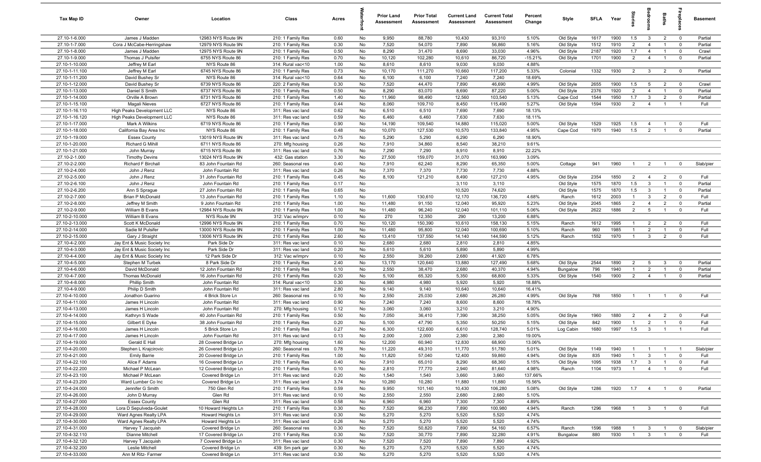| Tax Map ID | Owner | Location | Class | Acres | Waterfront | Prior Land Assessment | Prior Total Assessment | Current Land Assessment | Current Total Assessment | Percent Change | Style | SFLA | Year | Stories | Bedrooms | Baths | Fireplaces | Basement |
|---|---|---|---|---|---|---|---|---|---|---|---|---|---|---|---|---|---|---|
| 27.10-1-6.000 | James J Madden | 12983 NYS Route 9N | 210: 1 Family Res | 0.60 | No | 9,950 | 88,780 | 10,430 | 93,310 | 5.10% | Old Style | 1617 | 1900 | 1.5 | 3 | 2 | 0 | Partial |
| 27.10-1-7.000 | Cora J McCabe-Herringshaw | 12979 NYS Route 9N | 210: 1 Family Res | 0.30 | No | 7,520 | 54,070 | 7,890 | 56,860 | 5.16% | Old Style | 1512 | 1910 | 2 | 4 | 1 | 0 | Partial |
| 27.10-1-8.000 | James J Madden | 12975 NYS Route 9N | 210: 1 Family Res | 0.50 | No | 8,290 | 31,470 | 8,690 | 33,030 | 4.96% | Old Style | 2187 | 1920 | 1.7 | 4 | 1 | 0 | Crawl |
| 27.10-1-9.000 | Thomas J Pulsifer | 6755 NYS Route 86 | 210: 1 Family Res | 0.70 | No | 10,120 | 102,280 | 10,610 | 86,720 | -15.21% | Old Style | 1701 | 1900 | 2 | 4 | 1 | 0 | Partial |
| 27.10-1-10.000 | Jeffrey M Earl | NYS Route 86 | 314: Rural vac<10 | 1.00 | No | 8,610 | 8,610 | 9,030 | 9,030 | 4.88% | | | | | | | | |
| 27.10-1-11.100 | Jeffrey M Earl | 6745 NYS Route 86 | 210: 1 Family Res | 0.73 | No | 10,170 | 111,270 | 10,660 | 117,200 | 5.33% | Colonial | 1332 | 1930 | 2 | 3 | 2 | 0 | Partial |
| 27.10-1-11.200 | David Bushey Sr | NYS Route 86 | 314: Rural vac<10 | 0.64 | No | 6,100 | 6,100 | 7,240 | 7,240 | 18.69% | | | | | | | | |
| 27.10-1-12.000 | David Bushey Sr | 6739 NYS Route 86 | 220: 2 Family Res | 0.30 | No | 7,520 | 44,470 | 7,890 | 46,690 | 4.99% | Old Style | 2655 | 1900 | 1.5 | 5 | 2 | 0 | Crawl |
| 27.10-1-13.000 | Daniel S Smith | 6737 NYS Route 86 | 210: 1 Family Res | 0.50 | No | 8,290 | 83,070 | 8,690 | 87,220 | 5.00% | Old Style | 2376 | 1920 | 2 | 4 | 1 | 0 | Partial |
| 27.10-1-14.000 | Orville A Brown | 6731 NYS Route 86 | 210: 1 Family Res | 1.40 | No | 11,960 | 98,490 | 12,560 | 103,540 | 5.13% | Cape Cod | 1544 | 1950 | 1.7 | 3 | 2 | 0 | Partial |
| 27.10-1-15.100 | Magali Nieves | 6727 NYS Route 86 | 210: 1 Family Res | 0.44 | No | 8,060 | 109,710 | 8,450 | 115,490 | 5.27% | Old Style | 1594 | 1930 | 2 | 4 | 1 | 1 | Full |
| 27.10-1-16.110 | High Peaks Development LLC | NYS Route 86 | 311: Res vac land | 0.62 | No | 6,510 | 6,510 | 7,690 | 7,690 | 18.13% | | | | | | | | |
| 27.10-1-16.120 | High Peaks Development LLC | NYS Route 86 | 311: Res vac land | 0.59 | No | 6,460 | 6,460 | 7,630 | 7,630 | 18.11% | | | | | | | | |
| 27.10-1-17.000 | Mark A Wilkins | 6719 NYS Route 86 | 210: 1 Family Res | 0.90 | No | 14,190 | 109,540 | 14,880 | 115,020 | 5.00% | Old Style | 1529 | 1925 | 1.5 | 4 | 1 | 0 | Full |
| 27.10-1-18.000 | California Bay Area Inc | NYS Route 86 | 210: 1 Family Res | 0.48 | No | 10,070 | 127,530 | 10,570 | 133,840 | 4.95% | Cape Cod | 1970 | 1940 | 1.5 | 2 | 1 | 0 | Partial |
| 27.10-1-19.000 | Essex County | 13019 NYS Route 9N | 311: Res vac land | 0.75 | No | 5,290 | 5,290 | 6,290 | 6,290 | 18.90% | | | | | | | | |
| 27.10-1-20.000 | Richard G Mihill | 6711 NYS Route 86 | 270: Mfg housing | 0.26 | No | 7,910 | 34,860 | 8,540 | 38,210 | 9.61% | | | | | | | | |
| 27.10-1-21.000 | John Murray | 6715 NYS Route 86 | 311: Res vac land | 0.76 | No | 7,290 | 7,290 | 8,910 | 8,910 | 22.22% | | | | | | | | |
| 27.10-2-1.000 | Timothy Devins | 13024 NYS Route 9N | 432: Gas station | 3.30 | No | 27,500 | 159,070 | 31,070 | 163,990 | 3.09% | | | | | | | | |
| 27.10-2-2.000 | Richard F Birchall | 83 John Fountain Rd | 260: Seasonal res | 0.40 | No | 7,910 | 62,240 | 8,290 | 65,350 | 5.00% | Cottage | 941 | 1960 | 1 | 2 | 1 | 0 | Slab/pier |
| 27.10-2-4.000 | John J Renz | John Fountain Rd | 311: Res vac land | 0.26 | No | 7,370 | 7,370 | 7,730 | 7,730 | 4.88% | | | | | | | | |
| 27.10-2-5.000 | John J Renz | 31 John Fountain Rd | 210: 1 Family Res | 0.45 | No | 8,100 | 121,210 | 8,490 | 127,210 | 4.95% | Old Style | 2354 | 1850 | 2 | 4 | 2 | 0 | Full |
| 27.10-2-6.100 | John J Renz | John Fountain Rd | 210: 1 Family Res | 0.17 | No | | | 3,110 | 3,110 | | Old Style | 1575 | 1870 | 1.5 | 3 | 1 | 0 | Partial |
| 27.10-2-6.200 | Ann S Sprague | 27 John Fountain Rd | 210: 1 Family Res | 0.65 | No | | | 10,520 | 74,620 | | Old Style | 1575 | 1870 | 1.5 | 3 | 1 | 0 | Partial |
| 27.10-2-7.000 | Brian P McDonald | 13 John Fountain Rd | 210: 1 Family Res | 1.10 | No | 11,600 | 130,610 | 12,170 | 136,720 | 4.68% | Ranch | 1612 | 2003 | 1 | 3 | 2 | 0 | Full |
| 27.10-2-8.000 | Jeffrey M Smith | 9 John Fountain Rd | 210: 1 Family Res | 1.00 | No | 11,480 | 91,150 | 12,040 | 95,920 | 5.23% | Old Style | 2045 | 1865 | 2 | 4 | 2 | 0 | Partial |
| 27.10-2-9.000 | William B Evans | 12984 NYS Route 9N | 210: 1 Family Res | 1.00 | No | 11,480 | 96,240 | 12,040 | 101,110 | 5.06% | Old Style | 2622 | 1886 | 2 | 5 | 1 | 0 | Full |
| 27.10-2-10.000 | William B Evans | NYS Route 9N | 312: Vac w/imprv | 0.10 | No | 270 | 12,350 | 290 | 13,200 | 6.88% | | | | | | | | |
| 27.10-2-13.000 | Scott K McDonald | 12996 NYS Route 9N | 210: 1 Family Res | 0.70 | No | 10,120 | 150,390 | 10,610 | 158,130 | 5.15% | Ranch | 1612 | 1995 | 1 | 2 | 2 | 0 | Full |
| 27.10-2-14.000 | Sadie M Pulsifer | 13000 NYS Route 9N | 210: 1 Family Res | 1.00 | No | 11,480 | 95,800 | 12,040 | 100,690 | 5.10% | Ranch | 960 | 1985 | 1 | 2 | 1 | 0 | Full |
| 27.10-2-15.000 | Gary J Straight | 13006 NYS Route 9N | 210: 1 Family Res | 2.60 | No | 13,410 | 137,550 | 14,140 | 144,590 | 5.12% | Ranch | 1552 | 1970 | 1 | 3 | 2 | 0 | Full |
| 27.10-4-2.000 | Jay Ent & Music Society Inc | Park Side Dr | 311: Res vac land | 0.10 | No | 2,680 | 2,680 | 2,810 | 2,810 | 4.85% | | | | | | | | |
| 27.10-4-3.000 | Jay Ent & Music Society Inc | Park Side Dr | 311: Res vac land | 0.20 | No | 5,610 | 5,610 | 5,890 | 5,890 | 4.99% | | | | | | | | |
| 27.10-4-4.000 | Jay Ent & Music Society Inc | 12 Park Side Dr | 312: Vac w/imprv | 0.10 | No | 2,550 | 39,260 | 2,680 | 41,920 | 6.78% | | | | | | | | |
| 27.10-4-5.000 | Stephen M Turbek | 8 Park Side Dr | 210: 1 Family Res | 2.40 | No | 13,170 | 120,640 | 13,880 | 127,490 | 5.68% | Old Style | 2544 | 1890 | 2 | 5 | 3 | 0 | Partial |
| 27.10-4-6.000 | David McDonald | 12 John Fountain Rd | 210: 1 Family Res | 0.10 | No | 2,550 | 38,470 | 2,680 | 40,370 | 4.94% | Bungalow | 796 | 1940 | 1 | 2 | 1 | 0 | Partial |
| 27.10-4-7.000 | Thomas McDonald | 16 John Fountain Rd | 210: 1 Family Res | 0.20 | No | 5,100 | 65,320 | 5,350 | 68,800 | 5.33% | Old Style | 1540 | 1900 | 2 | 4 | 1 | 0 | Partial |
| 27.10-4-8.000 | Phillip Smith | John Fountain Rd | 314: Rural vac<10 | 0.30 | No | 4,980 | 4,980 | 5,920 | 5,920 | 18.88% | | | | | | | | |
| 27.10-4-9.000 | Philip D Smith | John Fountain Rd | 311: Res vac land | 2.80 | No | 9,140 | 9,140 | 10,640 | 10,640 | 16.41% | | | | | | | | |
| 27.10-4-10.000 | Jonathon Guarino | 4 Brick Store Ln | 260: Seasonal res | 0.10 | No | 2,550 | 25,030 | 2,680 | 26,280 | 4.99% | Old Style | 768 | 1850 | 1 | 1 | 1 | 0 | Full |
| 27.10-4-11.000 | James H Lincoln | John Fountain Rd | 311: Res vac land | 0.90 | No | 7,240 | 7,240 | 8,600 | 8,600 | 18.78% | | | | | | | | |
| 27.10-4-13.000 | James H Lincoln | John Fountain Rd | 270: Mfg housing | 0.12 | No | 3,060 | 3,060 | 3,210 | 3,210 | 4.90% | | | | | | | | |
| 27.10-4-14.000 | Kathryn S Wade | 40 John Fountain Rd | 210: 1 Family Res | 0.50 | No | 7,050 | 36,410 | 7,390 | 38,250 | 5.05% | Old Style | 1960 | 1880 | 2 | 4 | 2 | 0 | Full |
| 27.10-4-15.000 | Gilbert E Dyke | 38 John Fountain Rd | 210: 1 Family Res | 0.20 | No | 5,100 | 47,790 | 5,350 | 50,250 | 5.15% | Old Style | 842 | 1900 | 1 | 2 | 1 | 0 | Full |
| 27.10-4-16.000 | James H Lincoln | 5 Brick Store Ln | 210: 1 Family Res | 0.27 | No | 6,300 | 122,600 | 6,610 | 128,740 | 5.01% | Log Cabin | 1680 | 1997 | 1.5 | 3 | 1 | 1 | Full |
| 27.10-4-17.000 | James H Lincoln | John Fountain Rd | 311: Res vac land | 0.13 | No | 2,000 | 2,000 | 2,380 | 2,380 | 19.00% | | | | | | | | |
| 27.10-4-19.000 | Gerald E Hall | 28 Covered Bridge Ln | 270: Mfg housing | 1.60 | No | 12,200 | 60,940 | 12,830 | 68,900 | 13.06% | | | | | | | | |
| 27.10-4-20.000 | Stephen L Krajcirovic | 26 Covered Bridge Ln | 260: Seasonal res | 0.78 | No | 11,220 | 49,310 | 11,770 | 51,780 | 5.01% | Old Style | 1149 | 1940 | 1 | 1 | 1 | 1 | Slab/pier |
| 27.10-4-21.000 | Emily Barrie | 20 Covered Bridge Ln | 210: 1 Family Res | 1.00 | No | 11,820 | 57,040 | 12,400 | 59,860 | 4.94% | Old Style | 835 | 1940 | 1 | 3 | 1 | 0 | Full |
| 27.10-4-22.100 | Alice F Adams | 16 Covered Bridge Ln | 210: 1 Family Res | 0.40 | No | 7,910 | 65,010 | 8,290 | 68,360 | 5.15% | Old Style | 1095 | 1938 | 1.7 | 3 | 1 | 0 | Full |
| 27.10-4-22.200 | Michael P McLean | 12 Covered Bridge Ln | 210: 1 Family Res | 0.10 | No | 2,810 | 77,770 | 2,940 | 81,640 | 4.98% | Ranch | 1104 | 1973 | 1 | 4 | 1 | 0 | Full |
| 27.10-4-23.100 | Michael P McLean | Covered Bridge Ln | 311: Res vac land | 0.20 | No | 1,540 | 1,540 | 3,660 | 3,660 | 137.66% | | | | | | | | |
| 27.10-4-23.200 | Ward Lumber Co Inc | Covered Bridge Ln | 311: Res vac land | 3.74 | No | 10,280 | 10,280 | 11,880 | 11,880 | 15.56% | | | | | | | | |
| 27.10-4-24.000 | Jennifer G Smith | 750 Glen Rd | 210: 1 Family Res | 0.59 | No | 9,950 | 101,140 | 10,430 | 106,280 | 5.08% | Old Style | 1286 | 1920 | 1.7 | 4 | 1 | 0 | Partial |
| 27.10-4-26.000 | John D Murray | Glen Rd | 311: Res vac land | 0.10 | No | 2,550 | 2,550 | 2,680 | 2,680 | 5.10% | | | | | | | | |
| 27.10-4-27.000 | Essex County | Glen Rd | 311: Res vac land | 0.58 | No | 6,960 | 6,960 | 7,300 | 7,300 | 4.89% | | | | | | | | |
| 27.10-4-28.000 | Lora D Sepulveda-Goulet | 10 Howard Heights Ln | 210: 1 Family Res | 0.30 | No | 7,520 | 96,230 | 7,890 | 100,980 | 4.94% | Ranch | 1296 | 1968 | 1 | 3 | 1 | 0 | Full |
| 27.10-4-29.000 | Ward Agnes Realty LPA | Howard Heights Ln | 311: Res vac land | 0.30 | No | 5,270 | 5,270 | 5,520 | 5,520 | 4.74% | | | | | | | | |
| 27.10-4-30.000 | Ward Agnes Realty LPA | Howard Heights Ln | 311: Res vac land | 0.26 | No | 5,270 | 5,270 | 5,520 | 5,520 | 4.74% | | | | | | | | |
| 27.10-4-31.000 | Harvey T Jacquish | Covered Bridge Ln | 260: Seasonal res | 0.30 | No | 7,520 | 50,820 | 7,890 | 54,160 | 6.57% | Ranch | 1596 | 1988 | 1 | 3 | 1 | 0 | Slab/pier |
| 27.10-4-32.110 | Dianne Mitchell | 17 Covered Bridge Ln | 210: 1 Family Res | 0.30 | No | 7,520 | 30,770 | 7,890 | 32,280 | 4.91% | Bungalow | 880 | 1930 | 1 | 3 | 1 | 0 | Full |
| 27.10-4-32.120 | Harvey T Jacquish | 7 Covered Bridge Ln | 311: Res vac land | 0.30 | No | 7,520 | 7,520 | 7,890 | 7,890 | 4.92% | | | | | | | | |
| 27.10-4-32.200 | Leslie Mitchell | Covered Bridge Ln | 439: Sm park gar | 0.30 | No | 5,270 | 5,270 | 5,520 | 5,520 | 4.74% | | | | | | | | |
| 27.10-4-33.000 | Ann M Ritz- Farmer | Covered Bridge Ln | 311: Res vac land | 0.30 | No | 5,270 | 5,270 | 5,520 | 5,520 | 4.74% | | | | | | | | |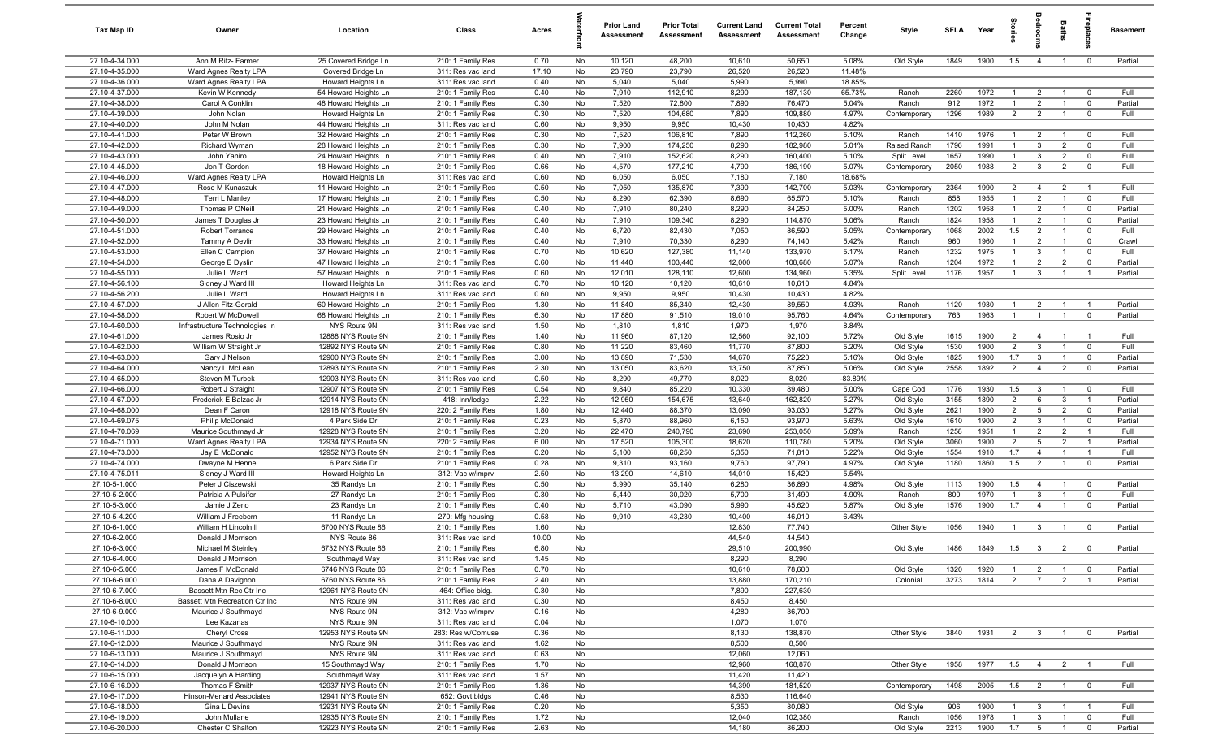| Tax Map ID | Owner | Location | Class | Acres | Waterfront | Prior Land Assessment | Prior Total Assessment | Current Land Assessment | Current Total Assessment | Percent Change | Style | SFLA | Year | Stories | Bedrooms | Baths | Fireplaces | Basement |
|---|---|---|---|---|---|---|---|---|---|---|---|---|---|---|---|---|---|---|
| 27.10-4-34.000 | Ann M Ritz- Farmer | 25 Covered Bridge Ln | 210: 1 Family Res | 0.70 | No | 10,120 | 48,200 | 10,610 | 50,650 | 5.08% | Old Style | 1849 | 1900 | 1.5 | 4 | 1 | 0 | Partial |
| 27.10-4-35.000 | Ward Agnes Realty LPA | Covered Bridge Ln | 311: Res vac land | 17.10 | No | 23,790 | 23,790 | 26,520 | 26,520 | 11.48% | | | | | | | | |
| 27.10-4-36.000 | Ward Agnes Realty LPA | Howard Heights Ln | 311: Res vac land | 0.40 | No | 5,040 | 5,040 | 5,990 | 5,990 | 18.85% | | | | | | | | |
| 27.10-4-37.000 | Kevin W Kennedy | 54 Howard Heights Ln | 210: 1 Family Res | 0.40 | No | 7,910 | 112,910 | 8,290 | 187,130 | 65.73% | Ranch | 2260 | 1972 | 1 | 2 | 1 | 0 | Full |
| 27.10-4-38.000 | Carol A Conklin | 48 Howard Heights Ln | 210: 1 Family Res | 0.30 | No | 7,520 | 72,800 | 7,890 | 76,470 | 5.04% | Ranch | 912 | 1972 | 1 | 2 | 1 | 0 | Partial |
| 27.10-4-39.000 | John Nolan | Howard Heights Ln | 210: 1 Family Res | 0.30 | No | 7,520 | 104,680 | 7,890 | 109,880 | 4.97% | Contemporary | 1296 | 1989 | 2 | 2 | 1 | 0 | Full |
| 27.10-4-40.000 | John M Nolan | 44 Howard Heights Ln | 311: Res vac land | 0.60 | No | 9,950 | 9,950 | 10,430 | 10,430 | 4.82% | | | | | | | | |
| 27.10-4-41.000 | Peter W Brown | 32 Howard Heights Ln | 210: 1 Family Res | 0.30 | No | 7,520 | 106,810 | 7,890 | 112,260 | 5.10% | Ranch | 1410 | 1976 | 1 | 2 | 1 | 0 | Full |
| 27.10-4-42.000 | Richard Wyman | 28 Howard Heights Ln | 210: 1 Family Res | 0.30 | No | 7,900 | 174,250 | 8,290 | 182,980 | 5.01% | Raised Ranch | 1796 | 1991 | 1 | 3 | 2 | 0 | Full |
| 27.10-4-43.000 | John Yaniro | 24 Howard Heights Ln | 210: 1 Family Res | 0.40 | No | 7,910 | 152,620 | 8,290 | 160,400 | 5.10% | Split Level | 1657 | 1990 | 1 | 3 | 2 | 0 | Full |
| 27.10-4-45.000 | Jon T Gordon | 18 Howard Heights Ln | 210: 1 Family Res | 0.66 | No | 4,570 | 177,210 | 4,790 | 186,190 | 5.07% | Contemporary | 2050 | 1988 | 2 | 3 | 2 | 0 | Full |
| 27.10-4-46.000 | Ward Agnes Realty LPA | Howard Heights Ln | 311: Res vac land | 0.60 | No | 6,050 | 6,050 | 7,180 | 7,180 | 18.68% | | | | | | | | |
| 27.10-4-47.000 | Rose M Kunaszuk | 11 Howard Heights Ln | 210: 1 Family Res | 0.50 | No | 7,050 | 135,870 | 7,390 | 142,700 | 5.03% | Contemporary | 2364 | 1990 | 2 | 4 | 2 | 1 | Full |
| 27.10-4-48.000 | Terri L Manley | 17 Howard Heights Ln | 210: 1 Family Res | 0.50 | No | 8,290 | 62,390 | 8,690 | 65,570 | 5.10% | Ranch | 858 | 1955 | 1 | 2 | 1 | 0 | Full |
| 27.10-4-49.000 | Thomas P ONeill | 21 Howard Heights Ln | 210: 1 Family Res | 0.40 | No | 7,910 | 80,240 | 8,290 | 84,250 | 5.00% | Ranch | 1202 | 1958 | 1 | 2 | 1 | 0 | Partial |
| 27.10-4-50.000 | James T Douglas Jr | 23 Howard Heights Ln | 210: 1 Family Res | 0.40 | No | 7,910 | 109,340 | 8,290 | 114,870 | 5.06% | Ranch | 1824 | 1958 | 1 | 2 | 1 | 0 | Partial |
| 27.10-4-51.000 | Robert Torrance | 29 Howard Heights Ln | 210: 1 Family Res | 0.40 | No | 6,720 | 82,430 | 7,050 | 86,590 | 5.05% | Contemporary | 1068 | 2002 | 1.5 | 2 | 1 | 0 | Full |
| 27.10-4-52.000 | Tammy A Devlin | 33 Howard Heights Ln | 210: 1 Family Res | 0.40 | No | 7,910 | 70,330 | 8,290 | 74,140 | 5.42% | Ranch | 960 | 1960 | 1 | 2 | 1 | 0 | Crawl |
| 27.10-4-53.000 | Ellen C Campion | 37 Howard Heights Ln | 210: 1 Family Res | 0.70 | No | 10,620 | 127,380 | 11,140 | 133,970 | 5.17% | Ranch | 1232 | 1975 | 1 | 3 | 1 | 0 | Full |
| 27.10-4-54.000 | George E Dyslin | 47 Howard Heights Ln | 210: 1 Family Res | 0.60 | No | 11,440 | 103,440 | 12,000 | 108,680 | 5.07% | Ranch | 1204 | 1972 | 1 | 2 | 2 | 0 | Partial |
| 27.10-4-55.000 | Julie L Ward | 57 Howard Heights Ln | 210: 1 Family Res | 0.60 | No | 12,010 | 128,110 | 12,600 | 134,960 | 5.35% | Split Level | 1176 | 1957 | 1 | 3 | 1 | 1 | Partial |
| 27.10-4-56.100 | Sidney J Ward III | Howard Heights Ln | 311: Res vac land | 0.70 | No | 10,120 | 10,120 | 10,610 | 10,610 | 4.84% | | | | | | | | |
| 27.10-4-56.200 | Julie L Ward | Howard Heights Ln | 311: Res vac land | 0.60 | No | 9,950 | 9,950 | 10,430 | 10,430 | 4.82% | | | | | | | | |
| 27.10-4-57.000 | J Allen Fitz-Gerald | 60 Howard Heights Ln | 210: 1 Family Res | 1.30 | No | 11,840 | 85,340 | 12,430 | 89,550 | 4.93% | Ranch | 1120 | 1930 | 1 | 2 | 1 | 1 | Partial |
| 27.10-4-58.000 | Robert W McDowell | 68 Howard Heights Ln | 210: 1 Family Res | 6.30 | No | 17,880 | 91,510 | 19,010 | 95,760 | 4.64% | Contemporary | 763 | 1963 | 1 | 1 | 1 | 0 | Partial |
| 27.10-4-60.000 | Infrastructure Technologies In | NYS Route 9N | 311: Res vac land | 1.50 | No | 1,810 | 1,810 | 1,970 | 1,970 | 8.84% | | | | | | | | |
| 27.10-4-61.000 | James Rosio Jr | 12888 NYS Route 9N | 210: 1 Family Res | 1.40 | No | 11,960 | 87,120 | 12,560 | 92,100 | 5.72% | Old Style | 1615 | 1900 | 2 | 4 | 1 | 1 | Full |
| 27.10-4-62.000 | William W Straight Jr | 12892 NYS Route 9N | 210: 1 Family Res | 0.80 | No | 11,220 | 83,460 | 11,770 | 87,800 | 5.20% | Old Style | 1530 | 1900 | 2 | 3 | 1 | 0 | Full |
| 27.10-4-63.000 | Gary J Nelson | 12900 NYS Route 9N | 210: 1 Family Res | 3.00 | No | 13,890 | 71,530 | 14,670 | 75,220 | 5.16% | Old Style | 1825 | 1900 | 1.7 | 3 | 1 | 0 | Partial |
| 27.10-4-64.000 | Nancy L McLean | 12893 NYS Route 9N | 210: 1 Family Res | 2.30 | No | 13,050 | 83,620 | 13,750 | 87,850 | 5.06% | Old Style | 2558 | 1892 | 2 | 4 | 2 | 0 | Partial |
| 27.10-4-65.000 | Steven M Turbek | 12903 NYS Route 9N | 311: Res vac land | 0.50 | No | 8,290 | 49,770 | 8,020 | 8,020 | -83.89% | | | | | | | | |
| 27.10-4-66.000 | Robert J Straight | 12907 NYS Route 9N | 210: 1 Family Res | 0.54 | No | 9,840 | 85,220 | 10,330 | 89,480 | 5.00% | Cape Cod | 1776 | 1930 | 1.5 | 3 | 1 | 0 | Full |
| 27.10-4-67.000 | Frederick E Balzac Jr | 12914 NYS Route 9N | 418: Inn/lodge | 2.22 | No | 12,950 | 154,675 | 13,640 | 162,820 | 5.27% | Old Style | 3155 | 1890 | 2 | 6 | 3 | 1 | Partial |
| 27.10-4-68.000 | Dean F Caron | 12918 NYS Route 9N | 220: 2 Family Res | 1.80 | No | 12,440 | 88,370 | 13,090 | 93,030 | 5.27% | Old Style | 2621 | 1900 | 2 | 5 | 2 | 0 | Partial |
| 27.10-4-69.075 | Philip McDonald | 4 Park Side Dr | 210: 1 Family Res | 0.23 | No | 5,870 | 88,960 | 6,150 | 93,970 | 5.63% | Old Style | 1610 | 1900 | 2 | 3 | 1 | 0 | Partial |
| 27.10-4-70.069 | Maurice Southmayd Jr | 12928 NYS Route 9N | 210: 1 Family Res | 3.20 | No | 22,470 | 240,790 | 23,690 | 253,050 | 5.09% | Ranch | 1258 | 1951 | 1 | 2 | 2 | 1 | Partial |
| 27.10-4-71.000 | Ward Agnes Realty LPA | 12934 NYS Route 9N | 220: 2 Family Res | 6.00 | No | 17,520 | 105,300 | 18,620 | 110,780 | 5.20% | Old Style | 3060 | 1900 | 2 | 5 | 2 | 1 | Partial |
| 27.10-4-73.000 | Jay E McDonald | 12952 NYS Route 9N | 210: 1 Family Res | 0.20 | No | 5,100 | 68,250 | 5,350 | 71,810 | 5.22% | Old Style | 1554 | 1910 | 1.7 | 4 | 1 | 1 | Full |
| 27.10-4-74.000 | Dwayne M Henne | 6 Park Side Dr | 210: 1 Family Res | 0.28 | No | 9,310 | 93,160 | 9,760 | 97,790 | 4.97% | Old Style | 1180 | 1860 | 1.5 | 2 | 1 | 0 | Partial |
| 27.10-4-75.011 | Sidney J Ward III | Howard Heights Ln | 312: Vac w/imprv | 2.50 | No | 13,290 | 14,610 | 14,010 | 15,420 | 5.54% | | | | | | | | |
| 27.10-5-1.000 | Peter J Ciszewski | 35 Randys Ln | 210: 1 Family Res | 0.50 | No | 5,990 | 35,140 | 6,280 | 36,890 | 4.98% | Old Style | 1113 | 1900 | 1.5 | 4 | 1 | 0 | Partial |
| 27.10-5-2.000 | Patricia A Pulsifer | 27 Randys Ln | 210: 1 Family Res | 0.30 | No | 5,440 | 30,020 | 5,700 | 31,490 | 4.90% | Ranch | 800 | 1970 | 1 | 3 | 1 | 0 | Full |
| 27.10-5-3.000 | Jamie J Zeno | 23 Randys Ln | 210: 1 Family Res | 0.40 | No | 5,710 | 43,090 | 5,990 | 45,620 | 5.87% | Old Style | 1576 | 1900 | 1.7 | 4 | 1 | 0 | Partial |
| 27.10-5-4.200 | William J Freebern | 11 Randys Ln | 270: Mfg housing | 0.58 | No | 9,910 | 43,230 | 10,400 | 46,010 | 6.43% | | | | | | | | |
| 27.10-6-1.000 | William H Lincoln II | 6700 NYS Route 86 | 210: 1 Family Res | 1.60 | No | | | 12,830 | 77,740 | | Other Style | 1056 | 1940 | 1 | 3 | 1 | 0 | Partial |
| 27.10-6-2.000 | Donald J Morrison | NYS Route 86 | 311: Res vac land | 10.00 | No | | | 44,540 | 44,540 | | | | | | | | | |
| 27.10-6-3.000 | Michael M Steinley | 6732 NYS Route 86 | 210: 1 Family Res | 6.80 | No | | | 29,510 | 200,990 | | Old Style | 1486 | 1849 | 1.5 | 3 | 2 | 0 | Partial |
| 27.10-6-4.000 | Donald J Morrison | Southmayd Way | 311: Res vac land | 1.45 | No | | | 8,290 | 8,290 | | | | | | | | | |
| 27.10-6-5.000 | James F McDonald | 6746 NYS Route 86 | 210: 1 Family Res | 0.70 | No | | | 10,610 | 78,600 | | Old Style | 1320 | 1920 | 1 | 2 | 1 | 0 | Partial |
| 27.10-6-6.000 | Dana A Davignon | 6760 NYS Route 86 | 210: 1 Family Res | 2.40 | No | | | 13,880 | 170,210 | | Colonial | 3273 | 1814 | 2 | 7 | 2 | 1 | Partial |
| 27.10-6-7.000 | Bassett Mtn Rec Ctr Inc | 12961 NYS Route 9N | 464: Office bldg. | 0.30 | No | | | 7,890 | 227,630 | | | | | | | | | |
| 27.10-6-8.000 | Bassett Mtn Recreation Ctr Inc | NYS Route 9N | 311: Res vac land | 0.30 | No | | | 8,450 | 8,450 | | | | | | | | | |
| 27.10-6-9.000 | Maurice J Southmayd | NYS Route 9N | 312: Vac w/imprv | 0.16 | No | | | 4,280 | 36,700 | | | | | | | | | |
| 27.10-6-10.000 | Lee Kazanas | NYS Route 9N | 311: Res vac land | 0.04 | No | | | 1,070 | 1,070 | | | | | | | | | |
| 27.10-6-11.000 | Cheryl Cross | 12953 NYS Route 9N | 283: Res w/Comuse | 0.36 | No | | | 8,130 | 138,870 | | Other Style | 3840 | 1931 | 2 | 3 | 1 | 0 | Partial |
| 27.10-6-12.000 | Maurice J Southmayd | NYS Route 9N | 311: Res vac land | 1.62 | No | | | 8,500 | 8,500 | | | | | | | | | |
| 27.10-6-13.000 | Maurice J Southmayd | NYS Route 9N | 311: Res vac land | 0.63 | No | | | 12,060 | 12,060 | | | | | | | | | |
| 27.10-6-14.000 | Donald J Morrison | 15 Southmayd Way | 210: 1 Family Res | 1.70 | No | | | 12,960 | 168,870 | | Other Style | 1958 | 1977 | 1.5 | 4 | 2 | 1 | Full |
| 27.10-6-15.000 | Jacquelyn A Harding | Southmayd Way | 311: Res vac land | 1.57 | No | | | 11,420 | 11,420 | | | | | | | | | |
| 27.10-6-16.000 | Thomas F Smith | 12937 NYS Route 9N | 210: 1 Family Res | 1.36 | No | | | 14,390 | 181,520 | | Contemporary | 1498 | 2005 | 1.5 | 2 | 1 | 0 | Full |
| 27.10-6-17.000 | Hinson-Menard Associates | 12941 NYS Route 9N | 652: Govt bldgs | 0.46 | No | | | 8,530 | 116,640 | | | | | | | | | |
| 27.10-6-18.000 | Gina L Devins | 12931 NYS Route 9N | 210: 1 Family Res | 0.20 | No | | | 5,350 | 80,080 | | Old Style | 906 | 1900 | 1 | 3 | 1 | 1 | Full |
| 27.10-6-19.000 | John Mullane | 12935 NYS Route 9N | 210: 1 Family Res | 1.72 | No | | | 12,040 | 102,380 | | Ranch | 1056 | 1978 | 1 | 3 | 1 | 0 | Full |
| 27.10-6-20.000 | Chester C Shalton | 12923 NYS Route 9N | 210: 1 Family Res | 2.63 | No | | | 14,180 | 86,200 | | Old Style | 2213 | 1900 | 1.7 | 5 | 1 | 0 | Partial |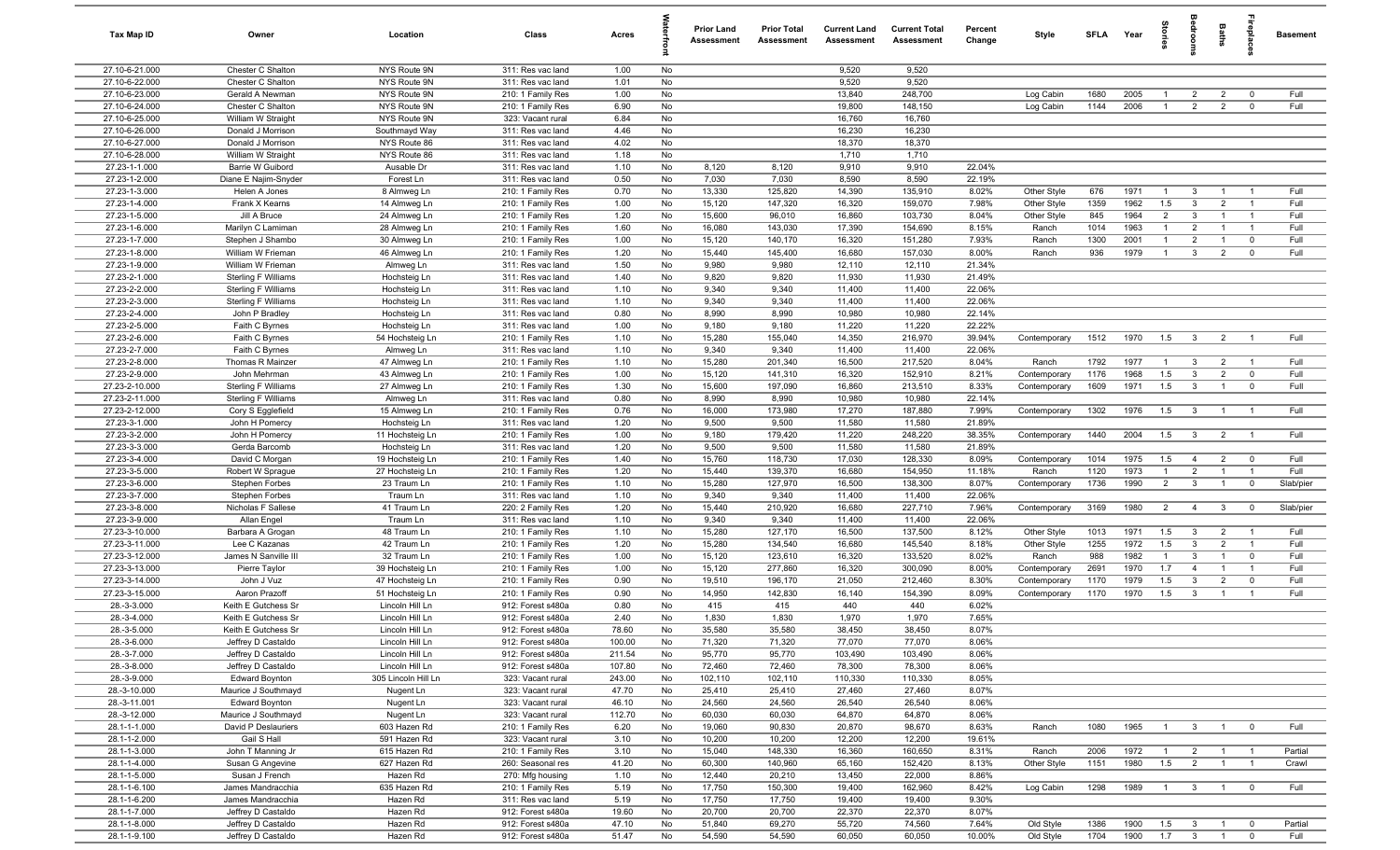| Tax Map ID | Owner | Location | Class | Acres | Waterfront | Prior Land Assessment | Prior Total Assessment | Current Land Assessment | Current Total Assessment | Percent Change | Style | SFLA | Year | Stories | Bedrooms | Baths | Fireplaces | Basement |
|---|---|---|---|---|---|---|---|---|---|---|---|---|---|---|---|---|---|---|
| 27.10-6-21.000 | Chester C Shalton | NYS Route 9N | 311: Res vac land | 1.00 | No | | | 9,520 | 9,520 | | | | | | | | | |
| 27.10-6-22.000 | Chester C Shalton | NYS Route 9N | 311: Res vac land | 1.01 | No | | | 9,520 | 9,520 | | | | | | | | | |
| 27.10-6-23.000 | Gerald A Newman | NYS Route 9N | 210: 1 Family Res | 1.00 | No | | | 13,840 | 248,700 | | Log Cabin | 1680 | 2005 | 1 | 2 | 2 | 0 | Full |
| 27.10-6-24.000 | Chester C Shalton | NYS Route 9N | 210: 1 Family Res | 6.90 | No | | | 19,800 | 148,150 | | Log Cabin | 1144 | 2006 | 1 | 2 | 2 | 0 | Full |
| 27.10-6-25.000 | William W Straight | NYS Route 9N | 323: Vacant rural | 6.84 | No | | | 16,760 | 16,760 | | | | | | | | | |
| 27.10-6-26.000 | Donald J Morrison | Southmayd Way | 311: Res vac land | 4.46 | No | | | 16,230 | 16,230 | | | | | | | | | |
| 27.10-6-27.000 | Donald J Morrison | NYS Route 86 | 311: Res vac land | 4.02 | No | | | 18,370 | 18,370 | | | | | | | | | |
| 27.10-6-28.000 | William W Straight | NYS Route 86 | 311: Res vac land | 1.18 | No | | | 1,710 | 1,710 | | | | | | | | | |
| 27.23-1-1.000 | Barrie W Guibord | Ausable Dr | 311: Res vac land | 1.10 | No | 8,120 | 8,120 | 9,910 | 9,910 | 22.04% | | | | | | | | |
| 27.23-1-2.000 | Diane E Najim-Snyder | Forest Ln | 311: Res vac land | 0.50 | No | 7,030 | 7,030 | 8,590 | 8,590 | 22.19% | | | | | | | | |
| 27.23-1-3.000 | Helen A Jones | 8 Almweg Ln | 210: 1 Family Res | 0.70 | No | 13,330 | 125,820 | 14,390 | 135,910 | 8.02% | Other Style | 676 | 1971 | 1 | 3 | 1 | 1 | Full |
| 27.23-1-4.000 | Frank X Kearns | 14 Almweg Ln | 210: 1 Family Res | 1.00 | No | 15,120 | 147,320 | 16,320 | 159,070 | 7.98% | Other Style | 1359 | 1962 | 1.5 | 3 | 2 | 1 | Full |
| 27.23-1-5.000 | Jill A Bruce | 24 Almweg Ln | 210: 1 Family Res | 1.20 | No | 15,600 | 96,010 | 16,860 | 103,730 | 8.04% | Other Style | 845 | 1964 | 2 | 3 | 1 | 1 | Full |
| 27.23-1-6.000 | Marilyn C Lamiman | 28 Almweg Ln | 210: 1 Family Res | 1.60 | No | 16,080 | 143,030 | 17,390 | 154,690 | 8.15% | Ranch | 1014 | 1963 | 1 | 2 | 1 | 1 | Full |
| 27.23-1-7.000 | Stephen J Shambo | 30 Almweg Ln | 210: 1 Family Res | 1.00 | No | 15,120 | 140,170 | 16,320 | 151,280 | 7.93% | Ranch | 1300 | 2001 | 1 | 2 | 1 | 0 | Full |
| 27.23-1-8.000 | William W Frieman | 46 Almweg Ln | 210: 1 Family Res | 1.20 | No | 15,440 | 145,400 | 16,680 | 157,030 | 8.00% | Ranch | 936 | 1979 | 1 | 3 | 2 | 0 | Full |
| 27.23-1-9.000 | William W Frieman | Almweg Ln | 311: Res vac land | 1.50 | No | 9,980 | 9,980 | 12,110 | 12,110 | 21.34% | | | | | | | | |
| 27.23-2-1.000 | Sterling F Williams | Hochsteig Ln | 311: Res vac land | 1.40 | No | 9,820 | 9,820 | 11,930 | 11,930 | 21.49% | | | | | | | | |
| 27.23-2-2.000 | Sterling F Williams | Hochsteig Ln | 311: Res vac land | 1.10 | No | 9,340 | 9,340 | 11,400 | 11,400 | 22.06% | | | | | | | | |
| 27.23-2-3.000 | Sterling F Williams | Hochsteig Ln | 311: Res vac land | 1.10 | No | 9,340 | 9,340 | 11,400 | 11,400 | 22.06% | | | | | | | | |
| 27.23-2-4.000 | John P Bradley | Hochsteig Ln | 311: Res vac land | 0.80 | No | 8,990 | 8,990 | 10,980 | 10,980 | 22.14% | | | | | | | | |
| 27.23-2-5.000 | Faith C Byrnes | Hochsteig Ln | 311: Res vac land | 1.00 | No | 9,180 | 9,180 | 11,220 | 11,220 | 22.22% | | | | | | | | |
| 27.23-2-6.000 | Faith C Byrnes | 54 Hochsteig Ln | 210: 1 Family Res | 1.10 | No | 15,280 | 155,040 | 14,350 | 216,970 | 39.94% | Contemporary | 1512 | 1970 | 1.5 | 3 | 2 | 1 | Full |
| 27.23-2-7.000 | Faith C Byrnes | Almweg Ln | 311: Res vac land | 1.10 | No | 9,340 | 9,340 | 11,400 | 11,400 | 22.06% | | | | | | | | |
| 27.23-2-8.000 | Thomas R Mainzer | 47 Almweg Ln | 210: 1 Family Res | 1.10 | No | 15,280 | 201,340 | 16,500 | 217,520 | 8.04% | Ranch | 1792 | 1977 | 1 | 3 | 2 | 1 | Full |
| 27.23-2-9.000 | John Mehrman | 43 Almweg Ln | 210: 1 Family Res | 1.00 | No | 15,120 | 141,310 | 16,320 | 152,910 | 8.21% | Contemporary | 1176 | 1968 | 1.5 | 3 | 2 | 0 | Full |
| 27.23-2-10.000 | Sterling F Williams | 27 Almweg Ln | 210: 1 Family Res | 1.30 | No | 15,600 | 197,090 | 16,860 | 213,510 | 8.33% | Contemporary | 1609 | 1971 | 1.5 | 3 | 1 | 0 | Full |
| 27.23-2-11.000 | Sterling F Williams | Almweg Ln | 311: Res vac land | 0.80 | No | 8,990 | 8,990 | 10,980 | 10,980 | 22.14% | | | | | | | | |
| 27.23-2-12.000 | Cory S Egglefield | 15 Almweg Ln | 210: 1 Family Res | 0.76 | No | 16,000 | 173,980 | 17,270 | 187,880 | 7.99% | Contemporary | 1302 | 1976 | 1.5 | 3 | 1 | 1 | Full |
| 27.23-3-1.000 | John H Pomercy | Hochsteig Ln | 311: Res vac land | 1.20 | No | 9,500 | 9,500 | 11,580 | 11,580 | 21.89% | | | | | | | | |
| 27.23-3-2.000 | John H Pomercy | 11 Hochsteig Ln | 210: 1 Family Res | 1.00 | No | 9,180 | 179,420 | 11,220 | 248,220 | 38.35% | Contemporary | 1440 | 2004 | 1.5 | 3 | 2 | 1 | Full |
| 27.23-3-3.000 | Gerda Barcomb | Hochsteig Ln | 311: Res vac land | 1.20 | No | 9,500 | 9,500 | 11,580 | 11,580 | 21.89% | | | | | | | | |
| 27.23-3-4.000 | David C Morgan | 19 Hochsteig Ln | 210: 1 Family Res | 1.40 | No | 15,760 | 118,730 | 17,030 | 128,330 | 8.09% | Contemporary | 1014 | 1975 | 1.5 | 4 | 2 | 0 | Full |
| 27.23-3-5.000 | Robert W Sprague | 27 Hochsteig Ln | 210: 1 Family Res | 1.20 | No | 15,440 | 139,370 | 16,680 | 154,950 | 11.18% | Ranch | 1120 | 1973 | 1 | 2 | 1 | 1 | Full |
| 27.23-3-6.000 | Stephen Forbes | 23 Traum Ln | 210: 1 Family Res | 1.10 | No | 15,280 | 127,970 | 16,500 | 138,300 | 8.07% | Contemporary | 1736 | 1990 | 2 | 3 | 1 | 0 | Slab/pier |
| 27.23-3-7.000 | Stephen Forbes | Traum Ln | 311: Res vac land | 1.10 | No | 9,340 | 9,340 | 11,400 | 11,400 | 22.06% | | | | | | | | |
| 27.23-3-8.000 | Nicholas F Sallese | 41 Traum Ln | 220: 2 Family Res | 1.20 | No | 15,440 | 210,920 | 16,680 | 227,710 | 7.96% | Contemporary | 3169 | 1980 | 2 | 4 | 3 | 0 | Slab/pier |
| 27.23-3-9.000 | Allan Engel | Traum Ln | 311: Res vac land | 1.10 | No | 9,340 | 9,340 | 11,400 | 11,400 | 22.06% | | | | | | | | |
| 27.23-3-10.000 | Barbara A Grogan | 48 Traum Ln | 210: 1 Family Res | 1.10 | No | 15,280 | 127,170 | 16,500 | 137,500 | 8.12% | Other Style | 1013 | 1971 | 1.5 | 3 | 2 | 1 | Full |
| 27.23-3-11.000 | Lee C Kazanas | 42 Traum Ln | 210: 1 Family Res | 1.20 | No | 15,280 | 134,540 | 16,680 | 145,540 | 8.18% | Other Style | 1255 | 1972 | 1.5 | 3 | 2 | 1 | Full |
| 27.23-3-12.000 | James N Sanville III | 32 Traum Ln | 210: 1 Family Res | 1.00 | No | 15,120 | 123,610 | 16,320 | 133,520 | 8.02% | Ranch | 988 | 1982 | 1 | 3 | 1 | 0 | Full |
| 27.23-3-13.000 | Pierre Taylor | 39 Hochsteig Ln | 210: 1 Family Res | 1.00 | No | 15,120 | 277,860 | 16,320 | 300,090 | 8.00% | Contemporary | 2691 | 1970 | 1.7 | 4 | 1 | 1 | Full |
| 27.23-3-14.000 | John J Vuz | 47 Hochsteig Ln | 210: 1 Family Res | 0.90 | No | 19,510 | 196,170 | 21,050 | 212,460 | 8.30% | Contemporary | 1170 | 1979 | 1.5 | 3 | 2 | 0 | Full |
| 27.23-3-15.000 | Aaron Prazoff | 51 Hochsteig Ln | 210: 1 Family Res | 0.90 | No | 14,950 | 142,830 | 16,140 | 154,390 | 8.09% | Contemporary | 1170 | 1970 | 1.5 | 3 | 1 | 1 | Full |
| 28.-3-3.000 | Keith E Gutchess Sr | Lincoln Hill Ln | 912: Forest s480a | 0.80 | No | 415 | 415 | 440 | 440 | 6.02% | | | | | | | | |
| 28.-3-4.000 | Keith E Gutchess Sr | Lincoln Hill Ln | 912: Forest s480a | 2.40 | No | 1,830 | 1,830 | 1,970 | 1,970 | 7.65% | | | | | | | | |
| 28.-3-5.000 | Keith E Gutchess Sr | Lincoln Hill Ln | 912: Forest s480a | 78.60 | No | 35,580 | 35,580 | 38,450 | 38,450 | 8.07% | | | | | | | | |
| 28.-3-6.000 | Jeffrey D Castaldo | Lincoln Hill Ln | 912: Forest s480a | 100.00 | No | 71,320 | 71,320 | 77,070 | 77,070 | 8.06% | | | | | | | | |
| 28.-3-7.000 | Jeffrey D Castaldo | Lincoln Hill Ln | 912: Forest s480a | 211.54 | No | 95,770 | 95,770 | 103,490 | 103,490 | 8.06% | | | | | | | | |
| 28.-3-8.000 | Jeffrey D Castaldo | Lincoln Hill Ln | 912: Forest s480a | 107.80 | No | 72,460 | 72,460 | 78,300 | 78,300 | 8.06% | | | | | | | | |
| 28.-3-9.000 | Edward Boynton | 305 Lincoln Hill Ln | 323: Vacant rural | 243.00 | No | 102,110 | 102,110 | 110,330 | 110,330 | 8.05% | | | | | | | | |
| 28.-3-10.000 | Maurice J Southmayd | Nugent Ln | 323: Vacant rural | 47.70 | No | 25,410 | 25,410 | 27,460 | 27,460 | 8.07% | | | | | | | | |
| 28.-3-11.001 | Edward Boynton | Nugent Ln | 323: Vacant rural | 46.10 | No | 24,560 | 24,560 | 26,540 | 26,540 | 8.06% | | | | | | | | |
| 28.-3-12.000 | Maurice J Southmayd | Nugent Ln | 323: Vacant rural | 112.70 | No | 60,030 | 60,030 | 64,870 | 64,870 | 8.06% | | | | | | | | |
| 28.1-1-1.000 | David P Deslauriers | 603 Hazen Rd | 210: 1 Family Res | 6.20 | No | 19,060 | 90,830 | 20,870 | 98,670 | 8.63% | Ranch | 1080 | 1965 | 1 | 3 | 1 | 0 | Full |
| 28.1-1-2.000 | Gail S Hall | 591 Hazen Rd | 323: Vacant rural | 3.10 | No | 10,200 | 10,200 | 12,200 | 12,200 | 19.61% | | | | | | | | |
| 28.1-1-3.000 | John T Manning Jr | 615 Hazen Rd | 210: 1 Family Res | 3.10 | No | 15,040 | 148,330 | 16,360 | 160,650 | 8.31% | Ranch | 2006 | 1972 | 1 | 2 | 1 | 1 | Partial |
| 28.1-1-4.000 | Susan G Angevine | 627 Hazen Rd | 260: Seasonal res | 41.20 | No | 60,300 | 140,960 | 65,160 | 152,420 | 8.13% | Other Style | 1151 | 1980 | 1.5 | 2 | 1 | 1 | Crawl |
| 28.1-1-5.000 | Susan J French | Hazen Rd | 270: Mfg housing | 1.10 | No | 12,440 | 20,210 | 13,450 | 22,000 | 8.86% | | | | | | | | |
| 28.1-1-6.100 | James Mandracchia | 635 Hazen Rd | 210: 1 Family Res | 5.19 | No | 17,750 | 150,300 | 19,400 | 162,960 | 8.42% | Log Cabin | 1298 | 1989 | 1 | 3 | 1 | 0 | Full |
| 28.1-1-6.200 | James Mandracchia | Hazen Rd | 311: Res vac land | 5.19 | No | 17,750 | 17,750 | 19,400 | 19,400 | 9.30% | | | | | | | | |
| 28.1-1-7.000 | Jeffrey D Castaldo | Hazen Rd | 912: Forest s480a | 19.60 | No | 20,700 | 20,700 | 22,370 | 22,370 | 8.07% | | | | | | | | |
| 28.1-1-8.000 | Jeffrey D Castaldo | Hazen Rd | 912: Forest s480a | 47.10 | No | 51,840 | 69,270 | 55,720 | 74,560 | 7.64% | Old Style | 1386 | 1900 | 1.5 | 3 | 1 | 0 | Partial |
| 28.1-1-9.100 | Jeffrey D Castaldo | Hazen Rd | 912: Forest s480a | 51.47 | No | 54,590 | 54,590 | 60,050 | 60,050 | 10.00% | Old Style | 1704 | 1900 | 1.7 | 3 | 1 | 0 | Full |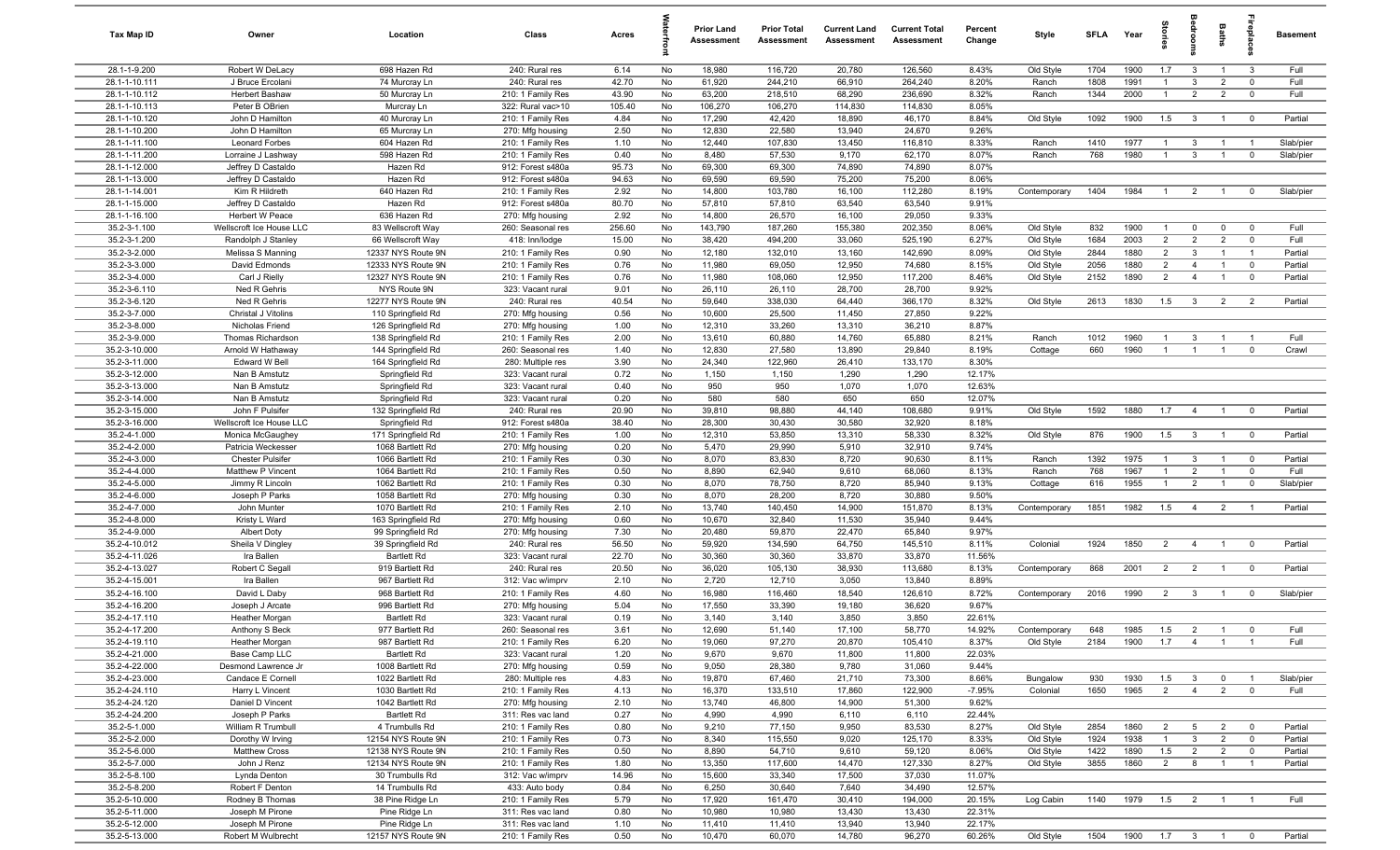| Tax Map ID | Owner | Location | Class | Acres | Waterfront | Prior Land Assessment | Prior Total Assessment | Current Land Assessment | Current Total Assessment | Percent Change | Style | SFLA | Year | Stories | Bedrooms | Baths | Fireplaces | Basement |
|---|---|---|---|---|---|---|---|---|---|---|---|---|---|---|---|---|---|---|
| 28.1-1-9.200 | Robert W DeLacy | 698 Hazen Rd | 240: Rural res | 6.14 | No | 18,980 | 116,720 | 20,780 | 126,560 | 8.43% | Old Style | 1704 | 1900 | 1.7 | 3 | 1 | 3 | Full |
| 28.1-1-10.111 | J Bruce Ercolani | 74 Murcray Ln | 240: Rural res | 42.70 | No | 61,920 | 244,210 | 66,910 | 264,240 | 8.20% | Ranch | 1808 | 1991 | 1 | 3 | 2 | 0 | Full |
| 28.1-1-10.112 | Herbert Bashaw | 50 Murcray Ln | 210: 1 Family Res | 43.90 | No | 63,200 | 218,510 | 68,290 | 236,690 | 8.32% | Ranch | 1344 | 2000 | 1 | 2 | 2 | 0 | Full |
| 28.1-1-10.113 | Peter B OBrien | Murcray Ln | 322: Rural vac>10 | 105.40 | No | 106,270 | 106,270 | 114,830 | 114,830 | 8.05% | | | | | | | | |
| 28.1-1-10.120 | John D Hamilton | 40 Murcray Ln | 210: 1 Family Res | 4.84 | No | 17,290 | 42,420 | 18,890 | 46,170 | 8.84% | Old Style | 1092 | 1900 | 1.5 | 3 | 1 | 0 | Partial |
| 28.1-1-10.200 | John D Hamilton | 65 Murcray Ln | 270: Mfg housing | 2.50 | No | 12,830 | 22,580 | 13,940 | 24,670 | 9.26% | | | | | | | | |
| 28.1-1-11.100 | Leonard Forbes | 604 Hazen Rd | 210: 1 Family Res | 1.10 | No | 12,440 | 107,830 | 13,450 | 116,810 | 8.33% | Ranch | 1410 | 1977 | 1 | 3 | 1 | 1 | Slab/pier |
| 28.1-1-11.200 | Lorraine J Lashway | 598 Hazen Rd | 210: 1 Family Res | 0.40 | No | 8,480 | 57,530 | 9,170 | 62,170 | 8.07% | Ranch | 768 | 1980 | 1 | 3 | 1 | 0 | Slab/pier |
| 28.1-1-12.000 | Jeffrey D Castaldo | Hazen Rd | 912: Forest s480a | 95.73 | No | 69,300 | 69,300 | 74,890 | 74,890 | 8.07% | | | | | | | | |
| 28.1-1-13.000 | Jeffrey D Castaldo | Hazen Rd | 912: Forest s480a | 94.63 | No | 69,590 | 69,590 | 75,200 | 75,200 | 8.06% | | | | | | | | |
| 28.1-1-14.001 | Kim R Hildreth | 640 Hazen Rd | 210: 1 Family Res | 2.92 | No | 14,800 | 103,780 | 16,100 | 112,280 | 8.19% | Contemporary | 1404 | 1984 | 1 | 2 | 1 | 0 | Slab/pier |
| 28.1-1-15.000 | Jeffrey D Castaldo | Hazen Rd | 912: Forest s480a | 80.70 | No | 57,810 | 57,810 | 63,540 | 63,540 | 9.91% | | | | | | | | |
| 28.1-1-16.100 | Herbert W Peace | 636 Hazen Rd | 270: Mfg housing | 2.92 | No | 14,800 | 26,570 | 16,100 | 29,050 | 9.33% | | | | | | | | |
| 35.2-3-1.100 | Wellscroft Ice House LLC | 83 Wellscroft Way | 260: Seasonal res | 256.60 | No | 143,790 | 187,260 | 155,380 | 202,350 | 8.06% | Old Style | 832 | 1900 | 1 | 0 | 0 | 0 | Full |
| 35.2-3-1.200 | Randolph J Stanley | 66 Wellscroft Way | 418: Inn/lodge | 15.00 | No | 38,420 | 494,200 | 33,060 | 525,190 | 6.27% | Old Style | 1684 | 2003 | 2 | 2 | 2 | 0 | Full |
| 35.2-3-2.000 | Melissa S Manning | 12337 NYS Route 9N | 210: 1 Family Res | 0.90 | No | 12,180 | 132,010 | 13,160 | 142,690 | 8.09% | Old Style | 2844 | 1880 | 2 | 3 | 1 | 1 | Partial |
| 35.2-3-3.000 | David Edmonds | 12333 NYS Route 9N | 210: 1 Family Res | 0.76 | No | 11,980 | 69,050 | 12,950 | 74,680 | 8.15% | Old Style | 2056 | 1880 | 2 | 4 | 1 | 0 | Partial |
| 35.2-3-4.000 | Carl J Rielly | 12327 NYS Route 9N | 210: 1 Family Res | 0.76 | No | 11,980 | 108,060 | 12,950 | 117,200 | 8.46% | Old Style | 2152 | 1890 | 2 | 4 | 1 | 0 | Partial |
| 35.2-3-6.110 | Ned R Gehris | NYS Route 9N | 323: Vacant rural | 9.01 | No | 26,110 | 26,110 | 28,700 | 28,700 | 9.92% | | | | | | | | |
| 35.2-3-6.120 | Ned R Gehris | 12277 NYS Route 9N | 240: Rural res | 40.54 | No | 59,640 | 338,030 | 64,440 | 366,170 | 8.32% | Old Style | 2613 | 1830 | 1.5 | 3 | 2 | 2 | Partial |
| 35.2-3-7.000 | Christal J Vitolins | 110 Springfield Rd | 270: Mfg housing | 0.56 | No | 10,600 | 25,500 | 11,450 | 27,850 | 9.22% | | | | | | | | |
| 35.2-3-8.000 | Nicholas Friend | 126 Springfield Rd | 270: Mfg housing | 1.00 | No | 12,310 | 33,260 | 13,310 | 36,210 | 8.87% | | | | | | | | |
| 35.2-3-9.000 | Thomas Richardson | 138 Springfield Rd | 210: 1 Family Res | 2.00 | No | 13,610 | 60,880 | 14,760 | 65,880 | 8.21% | Ranch | 1012 | 1960 | 1 | 3 | 1 | 1 | Full |
| 35.2-3-10.000 | Arnold W Hathaway | 144 Springfield Rd | 260: Seasonal res | 1.40 | No | 12,830 | 27,580 | 13,890 | 29,840 | 8.19% | Cottage | 660 | 1960 | 1 | 1 | 1 | 0 | Crawl |
| 35.2-3-11.000 | Edward W Bell | 164 Springfield Rd | 280: Multiple res | 3.90 | No | 24,340 | 122,960 | 26,410 | 133,170 | 8.30% | | | | | | | | |
| 35.2-3-12.000 | Nan B Amstutz | Springfield Rd | 323: Vacant rural | 0.72 | No | 1,150 | 1,150 | 1,290 | 1,290 | 12.17% | | | | | | | | |
| 35.2-3-13.000 | Nan B Amstutz | Springfield Rd | 323: Vacant rural | 0.40 | No | 950 | 950 | 1,070 | 1,070 | 12.63% | | | | | | | | |
| 35.2-3-14.000 | Nan B Amstutz | Springfield Rd | 323: Vacant rural | 0.20 | No | 580 | 580 | 650 | 650 | 12.07% | | | | | | | | |
| 35.2-3-15.000 | John F Pulsifer | 132 Springfield Rd | 240: Rural res | 20.90 | No | 39,810 | 98,880 | 44,140 | 108,680 | 9.91% | Old Style | 1592 | 1880 | 1.7 | 4 | 1 | 0 | Partial |
| 35.2-3-16.000 | Wellscroft Ice House LLC | Springfield Rd | 912: Forest s480a | 38.40 | No | 28,300 | 30,430 | 30,580 | 32,920 | 8.18% | | | | | | | | |
| 35.2-4-1.000 | Monica McGaughey | 171 Springfield Rd | 210: 1 Family Res | 1.00 | No | 12,310 | 53,850 | 13,310 | 58,330 | 8.32% | Old Style | 876 | 1900 | 1.5 | 3 | 1 | 0 | Partial |
| 35.2-4-2.000 | Patricia Weckesser | 1068 Bartlett Rd | 270: Mfg housing | 0.20 | No | 5,470 | 29,990 | 5,910 | 32,910 | 9.74% | | | | | | | | |
| 35.2-4-3.000 | Chester Pulsifer | 1066 Bartlett Rd | 210: 1 Family Res | 0.30 | No | 8,070 | 83,830 | 8,720 | 90,630 | 8.11% | Ranch | 1392 | 1975 | 1 | 3 | 1 | 0 | Partial |
| 35.2-4-4.000 | Matthew P Vincent | 1064 Bartlett Rd | 210: 1 Family Res | 0.50 | No | 8,890 | 62,940 | 9,610 | 68,060 | 8.13% | Ranch | 768 | 1967 | 1 | 2 | 1 | 0 | Full |
| 35.2-4-5.000 | Jimmy R Lincoln | 1062 Bartlett Rd | 210: 1 Family Res | 0.30 | No | 8,070 | 78,750 | 8,720 | 85,940 | 9.13% | Cottage | 616 | 1955 | 1 | 2 | 1 | 0 | Slab/pier |
| 35.2-4-6.000 | Joseph P Parks | 1058 Bartlett Rd | 270: Mfg housing | 0.30 | No | 8,070 | 28,200 | 8,720 | 30,880 | 9.50% | | | | | | | | |
| 35.2-4-7.000 | John Munter | 1070 Bartlett Rd | 210: 1 Family Res | 2.10 | No | 13,740 | 140,450 | 14,900 | 151,870 | 8.13% | Contemporary | 1851 | 1982 | 1.5 | 4 | 2 | 1 | Partial |
| 35.2-4-8.000 | Kristy L Ward | 163 Springfield Rd | 270: Mfg housing | 0.60 | No | 10,670 | 32,840 | 11,530 | 35,940 | 9.44% | | | | | | | | |
| 35.2-4-9.000 | Albert Doty | 99 Springfield Rd | 270: Mfg housing | 7.30 | No | 20,480 | 59,870 | 22,470 | 65,840 | 9.97% | | | | | | | | |
| 35.2-4-10.012 | Sheila V Dingley | 39 Springfield Rd | 240: Rural res | 56.50 | No | 59,920 | 134,590 | 64,750 | 145,510 | 8.11% | Colonial | 1924 | 1850 | 2 | 4 | 1 | 0 | Partial |
| 35.2-4-11.026 | Ira Ballen | Bartlett Rd | 323: Vacant rural | 22.70 | No | 30,360 | 30,360 | 33,870 | 33,870 | 11.56% | | | | | | | | |
| 35.2-4-13.027 | Robert C Segall | 919 Bartlett Rd | 240: Rural res | 20.50 | No | 36,020 | 105,130 | 38,930 | 113,680 | 8.13% | Contemporary | 868 | 2001 | 2 | 2 | 1 | 0 | Partial |
| 35.2-4-15.001 | Ira Ballen | 967 Bartlett Rd | 312: Vac w/imprv | 2.10 | No | 2,720 | 12,710 | 3,050 | 13,840 | 8.89% | | | | | | | | |
| 35.2-4-16.100 | David L Daby | 968 Bartlett Rd | 210: 1 Family Res | 4.60 | No | 16,980 | 116,460 | 18,540 | 126,610 | 8.72% | Contemporary | 2016 | 1990 | 2 | 3 | 1 | 0 | Slab/pier |
| 35.2-4-16.200 | Joseph J Arcate | 996 Bartlett Rd | 270: Mfg housing | 5.04 | No | 17,550 | 33,390 | 19,180 | 36,620 | 9.67% | | | | | | | | |
| 35.2-4-17.110 | Heather Morgan | Bartlett Rd | 323: Vacant rural | 0.19 | No | 3,140 | 3,140 | 3,850 | 3,850 | 22.61% | | | | | | | | |
| 35.2-4-17.200 | Anthony S Beck | 977 Bartlett Rd | 260: Seasonal res | 3.61 | No | 12,690 | 51,140 | 17,100 | 58,770 | 14.92% | Contemporary | 648 | 1985 | 1.5 | 2 | 1 | 0 | Full |
| 35.2-4-19.110 | Heather Morgan | 987 Bartlett Rd | 210: 1 Family Res | 6.20 | No | 19,060 | 97,270 | 20,870 | 105,410 | 8.37% | Old Style | 2184 | 1900 | 1.7 | 4 | 1 | 1 | Full |
| 35.2-4-21.000 | Base Camp LLC | Bartlett Rd | 323: Vacant rural | 1.20 | No | 9,670 | 9,670 | 11,800 | 11,800 | 22.03% | | | | | | | | |
| 35.2-4-22.000 | Desmond Lawrence Jr | 1008 Bartlett Rd | 270: Mfg housing | 0.59 | No | 9,050 | 28,380 | 9,780 | 31,060 | 9.44% | | | | | | | | |
| 35.2-4-23.000 | Candace E Cornell | 1022 Bartlett Rd | 280: Multiple res | 4.83 | No | 19,870 | 67,460 | 21,710 | 73,300 | 8.66% | Bungalow | 930 | 1930 | 1.5 | 3 | 0 | 1 | Slab/pier |
| 35.2-4-24.110 | Harry L Vincent | 1030 Bartlett Rd | 210: 1 Family Res | 4.13 | No | 16,370 | 133,510 | 17,860 | 122,900 | -7.95% | Colonial | 1650 | 1965 | 2 | 4 | 2 | 0 | Full |
| 35.2-4-24.120 | Daniel D Vincent | 1042 Bartlett Rd | 270: Mfg housing | 2.10 | No | 13,740 | 46,800 | 14,900 | 51,300 | 9.62% | | | | | | | | |
| 35.2-4-24.200 | Joseph P Parks | Bartlett Rd | 311: Res vac land | 0.27 | No | 4,990 | 4,990 | 6,110 | 6,110 | 22.44% | | | | | | | | |
| 35.2-5-1.000 | William R Trumbull | 4 Trumbulls Rd | 210: 1 Family Res | 0.80 | No | 9,210 | 77,150 | 9,950 | 83,530 | 8.27% | Old Style | 2854 | 1860 | 2 | 5 | 2 | 0 | Partial |
| 35.2-5-2.000 | Dorothy W Irving | 12154 NYS Route 9N | 210: 1 Family Res | 0.73 | No | 8,340 | 115,550 | 9,020 | 125,170 | 8.33% | Old Style | 1924 | 1938 | 1 | 3 | 2 | 0 | Partial |
| 35.2-5-6.000 | Matthew Cross | 12138 NYS Route 9N | 210: 1 Family Res | 0.50 | No | 8,890 | 54,710 | 9,610 | 59,120 | 8.06% | Old Style | 1422 | 1890 | 1.5 | 2 | 2 | 0 | Partial |
| 35.2-5-7.000 | John J Renz | 12134 NYS Route 9N | 210: 1 Family Res | 1.80 | No | 13,350 | 117,600 | 14,470 | 127,330 | 8.27% | Old Style | 3855 | 1860 | 2 | 8 | 1 | 1 | Partial |
| 35.2-5-8.100 | Lynda Denton | 30 Trumbulls Rd | 312: Vac w/imprv | 14.96 | No | 15,600 | 33,340 | 17,500 | 37,030 | 11.07% | | | | | | | | |
| 35.2-5-8.200 | Robert F Denton | 14 Trumbulls Rd | 433: Auto body | 0.84 | No | 6,250 | 30,640 | 7,640 | 34,490 | 12.57% | | | | | | | | |
| 35.2-5-10.000 | Rodney B Thomas | 38 Pine Ridge Ln | 210: 1 Family Res | 5.79 | No | 17,920 | 161,470 | 30,410 | 194,000 | 20.15% | Log Cabin | 1140 | 1979 | 1.5 | 2 | 1 | 1 | Full |
| 35.2-5-11.000 | Joseph M Pirone | Pine Ridge Ln | 311: Res vac land | 0.80 | No | 10,980 | 10,980 | 13,430 | 13,430 | 22.31% | | | | | | | | |
| 35.2-5-12.000 | Joseph M Pirone | Pine Ridge Ln | 311: Res vac land | 1.10 | No | 11,410 | 11,410 | 13,940 | 13,940 | 22.17% | | | | | | | | |
| 35.2-5-13.000 | Robert M Wulbrecht | 12157 NYS Route 9N | 210: 1 Family Res | 0.50 | No | 10,470 | 60,070 | 14,780 | 96,270 | 60.26% | Old Style | 1504 | 1900 | 1.7 | 3 | 1 | 0 | Partial |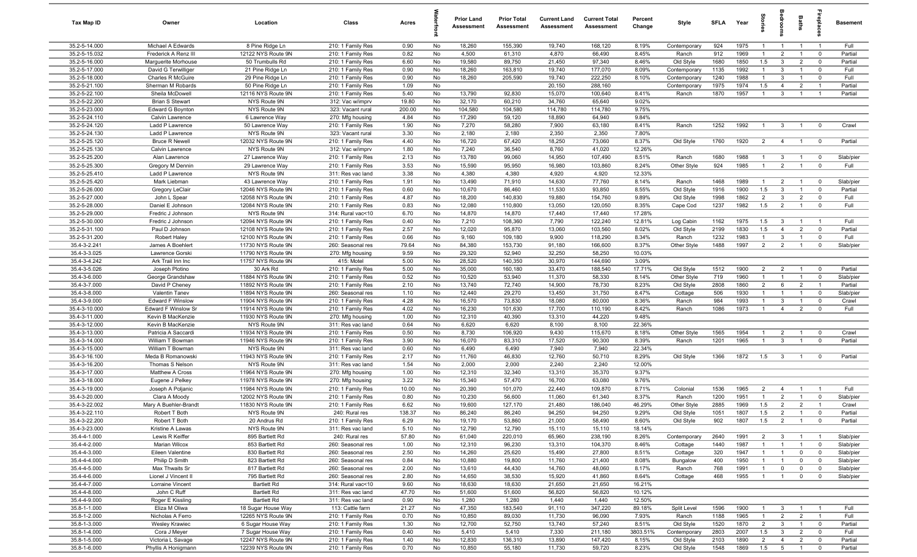| Tax Map ID | Owner | Location | Class | Acres | Waterfront | Prior Land Assessment | Prior Total Assessment | Current Land Assessment | Current Total Assessment | Percent Change | Style | SFLA | Year | Stories | Bedrooms | Baths | Fireplaces | Basement |
|---|---|---|---|---|---|---|---|---|---|---|---|---|---|---|---|---|---|---|
| 35.2-5-14.000 | Michael A Edwards | 8 Pine Ridge Ln | 210: 1 Family Res | 0.90 | No | 18,260 | 155,390 | 19,740 | 168,120 | 8.19% | Contemporary | 924 | 1975 | 1 | 1 | 1 | 1 | Full |
| 35.2-5-15.032 | Frederick A Renz III | 12122 NYS Route 9N | 210: 1 Family Res | 0.82 | No | 4,500 | 61,310 | 4,870 | 66,490 | 8.45% | Ranch | 912 | 1969 | 1 | 2 | 1 | 0 | Partial |
| 35.2-5-16.000 | Marguerite Morhouse | 50 Trumbulls Rd | 210: 1 Family Res | 6.60 | No | 19,580 | 89,750 | 21,450 | 97,340 | 8.46% | Old Style | 1680 | 1850 | 1.5 | 3 | 2 | 0 | Partial |
| 35.2-5-17.000 | David G Terwilliger | 21 Pine Ridge Ln | 210: 1 Family Res | 0.90 | No | 18,260 | 163,810 | 19,740 | 177,070 | 8.09% | Contemporary | 1135 | 1992 | 1 | 3 | 1 | 0 | Full |
| 35.2-5-18.000 | Charles R McGuire | 29 Pine Ridge Ln | 210: 1 Family Res | 0.90 | No | 18,260 | 205,590 | 19,740 | 222,250 | 8.10% | Contemporary | 1240 | 1988 | 1 | 3 | 1 | 0 | Full |
| 35.2-5-21.100 | Sherman M Robards | 50 Pine Ridge Ln | 210: 1 Family Res | 1.09 | No | | | 20,150 | 288,160 | | Contemporary | 1975 | 1974 | 1.5 | 4 | 2 | 1 | Partial |
| 35.2-5-22.100 | Sheila McDowell | 12116 NYS Route 9N | 210: 1 Family Res | 5.40 | No | 13,790 | 92,830 | 15,070 | 100,640 | 8.41% | Ranch | 1870 | 1957 | 1 | 3 | 1 | 1 | Partial |
| 35.2-5-22.200 | Brian S Stewart | NYS Route 9N | 312: Vac w/imprv | 19.80 | No | 32,170 | 60,210 | 34,760 | 65,640 | 9.02% | | | | | | | | |
| 35.2-5-23.000 | Edward G Boynton | NYS Route 9N | 323: Vacant rural | 200.00 | No | 104,580 | 104,580 | 114,780 | 114,780 | 9.75% | | | | | | | | |
| 35.2-5-24.110 | Calvin Lawrence | 6 Lawrence Way | 270: Mfg housing | 4.84 | No | 17,290 | 59,120 | 18,890 | 64,940 | 9.84% | | | | | | | | |
| 35.2-5-24.120 | Ladd P Lawrence | 50 Lawrence Way | 210: 1 Family Res | 1.90 | No | 7,270 | 58,280 | 7,900 | 63,180 | 8.41% | Ranch | 1252 | 1992 | 1 | 3 | 1 | 0 | Crawl |
| 35.2-5-24.130 | Ladd P Lawrence | NYS Route 9N | 323: Vacant rural | 3.30 | No | 2,180 | 2,180 | 2,350 | 2,350 | 7.80% | | | | | | | | |
| 35.2-5-25.120 | Bruce R Newell | 12032 NYS Route 9N | 210: 1 Family Res | 4.40 | No | 16,720 | 67,420 | 18,250 | 73,060 | 8.37% | Old Style | 1760 | 1920 | 2 | 4 | 1 | 0 | Partial |
| 35.2-5-25.130 | Calvin Lawrence | NYS Route 9N | 312: Vac w/imprv | 1.80 | No | 7,240 | 36,540 | 8,760 | 41,020 | 12.26% | | | | | | | | |
| 35.2-5-25.200 | Alan Lawrence | 27 Lawrence Way | 210: 1 Family Res | 2.13 | No | 13,780 | 99,060 | 14,950 | 107,490 | 8.51% | Ranch | 1680 | 1988 | 1 | 3 | 1 | 0 | Slab/pier |
| 35.2-5-25.300 | Gregory M Dennin | 29 Lawrence Way | 210: 1 Family Res | 3.53 | No | 15,590 | 95,950 | 16,980 | 103,860 | 8.24% | Other Style | 924 | 1985 | 1 | 2 | 1 | 0 | Full |
| 35.2-5-25.410 | Ladd P Lawrence | NYS Route 9N | 311: Res vac land | 3.38 | No | 4,380 | 4,380 | 4,920 | 4,920 | 12.33% | | | | | | | | |
| 35.2-5-25.420 | Mark Liebman | 43 Lawrence Way | 210: 1 Family Res | 1.91 | No | 13,490 | 71,910 | 14,630 | 77,760 | 8.14% | Ranch | 1468 | 1989 | 1 | 2 | 1 | 0 | Slab/pier |
| 35.2-5-26.000 | Gregory LeClair | 12046 NYS Route 9N | 210: 1 Family Res | 0.60 | No | 10,670 | 86,460 | 11,530 | 93,850 | 8.55% | Old Style | 1916 | 1900 | 1.5 | 3 | 1 | 0 | Partial |
| 35.2-5-27.000 | John L Spear | 12058 NYS Route 9N | 210: 1 Family Res | 4.87 | No | 18,200 | 140,830 | 19,880 | 154,760 | 9.89% | Old Style | 1998 | 1862 | 2 | 3 | 2 | 0 | Full |
| 35.2-5-28.000 | Daniel E Johnson | 12084 NYS Route 9N | 210: 1 Family Res | 0.83 | No | 12,080 | 110,800 | 13,050 | 120,050 | 8.35% | Cape Cod | 1237 | 1982 | 1.5 | 2 | 1 | 0 | Full |
| 35.2-5-29.000 | Fredric J Johnson | NYS Route 9N | 314: Rural vac<10 | 6.70 | No | 14,870 | 14,870 | 17,440 | 17,440 | 17.28% | | | | | | | | |
| 35.2-5-30.000 | Fredric J Johnson | 12094 NYS Route 9N | 210: 1 Family Res | 0.40 | No | 7,210 | 108,360 | 7,790 | 122,240 | 12.81% | Log Cabin | 1162 | 1975 | 1.5 | 3 | 1 | 1 | Full |
| 35.2-5-31.100 | Paul D Johnson | 12108 NYS Route 9N | 210: 1 Family Res | 2.57 | No | 12,020 | 95,870 | 13,060 | 103,560 | 8.02% | Old Style | 2199 | 1830 | 1.5 | 4 | 2 | 0 | Partial |
| 35.2-5-31.200 | Robert Haley | 12100 NYS Route 9N | 210: 1 Family Res | 0.66 | No | 9,160 | 109,180 | 9,900 | 118,290 | 8.34% | Ranch | 1232 | 1983 | 1 | 3 | 1 | 0 | Full |
| 35.4-3-2.241 | James A Boehlert | 11730 NYS Route 9N | 260: Seasonal res | 79.64 | No | 84,380 | 153,730 | 91,180 | 166,600 | 8.37% | Other Style | 1488 | 1997 | 2 | 2 | 1 | 0 | Slab/pier |
| 35.4-3-3.025 | Lawrence Gorski | 11790 NYS Route 9N | 270: Mfg housing | 9.59 | No | 29,320 | 52,940 | 32,250 | 58,250 | 10.03% | | | | | | | | |
| 35.4-3-4.242 | Ark Trail Inn Inc | 11757 NYS Route 9N | 415: Motel | 5.00 | No | 28,520 | 140,350 | 30,970 | 144,690 | 3.09% | | | | | | | | |
| 35.4-3-5.026 | Joseph Plotino | 30 Ark Rd | 210: 1 Family Res | 5.00 | No | 35,000 | 160,180 | 33,470 | 188,540 | 17.71% | Old Style | 1512 | 1900 | 2 | 2 | 1 | 0 | Partial |
| 35.4-3-6.000 | George Grandshaw | 11884 NYS Route 9N | 210: 1 Family Res | 0.52 | No | 10,520 | 53,940 | 11,370 | 58,330 | 8.14% | Other Style | 719 | 1960 | 1 | 1 | 1 | 0 | Slab/pier |
| 35.4-3-7.000 | David P Cheney | 11892 NYS Route 9N | 210: 1 Family Res | 2.10 | No | 13,740 | 72,740 | 14,900 | 78,730 | 8.23% | Old Style | 2808 | 1860 | 2 | 6 | 2 | 1 | Partial |
| 35.4-3-8.000 | Valentin Tanev | 11894 NYS Route 9N | 260: Seasonal res | 1.10 | No | 12,440 | 29,270 | 13,450 | 31,750 | 8.47% | Cottage | 506 | 1930 | 1 | 1 | 1 | 0 | Slab/pier |
| 35.4-3-9.000 | Edward F Winslow | 11904 NYS Route 9N | 210: 1 Family Res | 4.28 | No | 16,570 | 73,830 | 18,080 | 80,000 | 8.36% | Ranch | 984 | 1993 | 1 | 3 | 1 | 0 | Crawl |
| 35.4-3-10.000 | Edward F Winslow Sr | 11914 NYS Route 9N | 210: 1 Family Res | 4.02 | No | 16,230 | 101,630 | 17,700 | 110,190 | 8.42% | Ranch | 1086 | 1973 | 1 | 4 | 2 | 0 | Full |
| 35.4-3-11.000 | Kevin B MacKenzie | 11930 NYS Route 9N | 270: Mfg housing | 1.00 | No | 12,310 | 40,390 | 13,310 | 44,220 | 9.48% | | | | | | | | |
| 35.4-3-12.000 | Kevin B MacKenzie | NYS Route 9N | 311: Res vac land | 0.64 | No | 6,620 | 6,620 | 8,100 | 8,100 | 22.36% | | | | | | | | |
| 35.4-3-13.000 | Patricia A Saccardi | 11934 NYS Route 9N | 210: 1 Family Res | 0.50 | No | 8,730 | 106,920 | 9,430 | 115,670 | 8.18% | Other Style | 1565 | 1954 | 1 | 2 | 1 | 0 | Crawl |
| 35.4-3-14.000 | William T Bowman | 11946 NYS Route 9N | 210: 1 Family Res | 3.90 | No | 16,070 | 83,310 | 17,520 | 90,300 | 8.39% | Ranch | 1201 | 1965 | 1 | 3 | 1 | 0 | Partial |
| 35.4-3-15.000 | William T Bowman | NYS Route 9N | 311: Res vac land | 0.60 | No | 6,490 | 6,490 | 7,940 | 7,940 | 22.34% | | | | | | | | |
| 35.4-3-16.100 | Meda B Romanowski | 11943 NYS Route 9N | 210: 1 Family Res | 2.17 | No | 11,760 | 46,830 | 12,760 | 50,710 | 8.29% | Old Style | 1366 | 1872 | 1.5 | 3 | 1 | 0 | Partial |
| 35.4-3-16.200 | Thomas S Nelson | NYS Route 9N | 311: Res vac land | 1.54 | No | 2,000 | 2,000 | 2,240 | 2,240 | 12.00% | | | | | | | | |
| 35.4-3-17.000 | Matthew A Cross | 11964 NYS Route 9N | 270: Mfg housing | 1.00 | No | 12,310 | 32,340 | 13,310 | 35,370 | 9.37% | | | | | | | | |
| 35.4-3-18.000 | Eugene J Pelkey | 11978 NYS Route 9N | 270: Mfg housing | 3.22 | No | 15,340 | 57,470 | 16,700 | 63,080 | 9.76% | | | | | | | | |
| 35.4-3-19.000 | Joseph A Poljanic | 11984 NYS Route 9N | 210: 1 Family Res | 10.00 | No | 20,390 | 101,070 | 22,440 | 109,870 | 8.71% | Colonial | 1536 | 1965 | 2 | 4 | 1 | 1 | Full |
| 35.4-3-20.000 | Clara A Moody | 12002 NYS Route 9N | 210: 1 Family Res | 0.80 | No | 10,230 | 56,600 | 11,060 | 61,340 | 8.37% | Ranch | 1200 | 1951 | 1 | 2 | 1 | 0 | Slab/pier |
| 35.4-3-22.002 | Mary A Buehler-Brandt | 11830 NYS Route 9N | 210: 1 Family Res | 6.62 | No | 19,600 | 127,170 | 21,480 | 186,040 | 46.29% | Other Style | 2885 | 1969 | 1.5 | 2 | 2 | 1 | Crawl |
| 35.4-3-22.110 | Robert T Both | NYS Route 9N | 240: Rural res | 138.37 | No | 86,240 | 86,240 | 94,250 | 94,250 | 9.29% | Old Style | 1051 | 1807 | 1.5 | 2 | 1 | 0 | Partial |
| 35.4-3-22.200 | Robert T Both | 20 Andrus Rd | 210: 1 Family Res | 6.29 | No | 19,170 | 53,860 | 21,000 | 58,490 | 8.60% | Old Style | 902 | 1807 | 1.5 | 2 | 1 | 0 | Partial |
| 35.4-3-23.000 | Kristine A Lawas | NYS Route 9N | 311: Res vac land | 5.10 | No | 12,790 | 12,790 | 15,110 | 15,110 | 18.14% | | | | | | | | |
| 35.4-4-1.000 | Lewis R Keiffer | 895 Bartlett Rd | 240: Rural res | 57.80 | No | 61,040 | 220,010 | 65,960 | 238,190 | 8.26% | Contemporary | 2640 | 1991 | 2 | 3 | 1 | 1 | Slab/pier |
| 35.4-4-2.000 | Marian Wilcox | 853 Bartlett Rd | 260: Seasonal res | 1.00 | No | 12,310 | 96,230 | 13,310 | 104,370 | 8.46% | Cottage | 1440 | 1987 | 1 | 1 | 1 | 0 | Slab/pier |
| 35.4-4-3.000 | Eileen Valentine | 830 Bartlett Rd | 260: Seasonal res | 2.50 | No | 14,260 | 25,620 | 15,490 | 27,800 | 8.51% | Cottage | 320 | 1947 | 1 | 1 | 0 | 0 | Slab/pier |
| 35.4-4-4.000 | Philip D Smith | 823 Bartlett Rd | 260: Seasonal res | 0.84 | No | 10,880 | 19,800 | 11,760 | 21,400 | 8.08% | Bungalow | 400 | 1950 | 1 | 1 | 0 | 0 | Slab/pier |
| 35.4-4-5.000 | Max Thwaits Sr | 817 Bartlett Rd | 260: Seasonal res | 2.00 | No | 13,610 | 44,430 | 14,760 | 48,060 | 8.17% | Ranch | 768 | 1991 | 1 | 0 | 0 | 0 | Slab/pier |
| 35.4-4-6.000 | Lionel J Vincent II | 795 Bartlett Rd | 260: Seasonal res | 2.80 | No | 14,650 | 38,530 | 15,920 | 41,860 | 8.64% | Cottage | 468 | 1955 | 1 | 1 | 0 | 0 | Slab/pier |
| 35.4-4-7.000 | Lorraine Vincent | Bartlett Rd | 314: Rural vac<10 | 9.60 | No | 18,630 | 18,630 | 21,650 | 21,650 | 16.21% | | | | | | | | |
| 35.4-4-8.000 | John C Ruff | Bartlett Rd | 311: Res vac land | 47.70 | No | 51,600 | 51,600 | 56,820 | 56,820 | 10.12% | | | | | | | | |
| 35.4-4-9.000 | Roger E Kissling | Bartlett Rd | 311: Res vac land | 0.90 | No | 1,280 | 1,280 | 1,440 | 1,440 | 12.50% | | | | | | | | |
| 35.8-1-1.000 | Eliza M Oliwa | 18 Sugar House Way | 113: Cattle farm | 21.27 | No | 47,350 | 183,540 | 91,110 | 347,220 | 89.18% | Split Level | 1596 | 1900 | 1 | 3 | 1 | 1 | Full |
| 35.8-1-2.000 | Nicholas A Ferro | 12265 NYS Route 9N | 210: 1 Family Res | 0.70 | No | 10,850 | 89,030 | 11,730 | 96,090 | 7.93% | Ranch | 1188 | 1965 | 1 | 2 | 2 | 1 | Full |
| 35.8-1-3.000 | Wesley Krawiec | 6 Sugar House Way | 210: 1 Family Res | 1.30 | No | 12,700 | 52,750 | 13,740 | 57,240 | 8.51% | Old Style | 1520 | 1870 | 2 | 3 | 1 | 0 | Partial |
| 35.8-1-4.000 | Cora J Meyer | 7 Sugar House Way | 210: 1 Family Res | 0.40 | No | 5,410 | 5,410 | 7,330 | 211,180 | 3803.51% | Contemporary | 2803 | 2007 | 1.5 | 3 | 2 | 0 | Full |
| 35.8-1-5.000 | Victoria L Savage | 12247 NYS Route 9N | 210: 1 Family Res | 1.40 | No | 12,830 | 136,310 | 13,890 | 147,420 | 8.15% | Old Style | 2103 | 1890 | 2 | 4 | 2 | 0 | Partial |
| 35.8-1-6.000 | Phyllis A Honigmann | 12239 NYS Route 9N | 210: 1 Family Res | 0.70 | No | 10,850 | 55,180 | 11,730 | 59,720 | 8.23% | Old Style | 1548 | 1869 | 1.5 | 5 | 1 | 0 | Partial |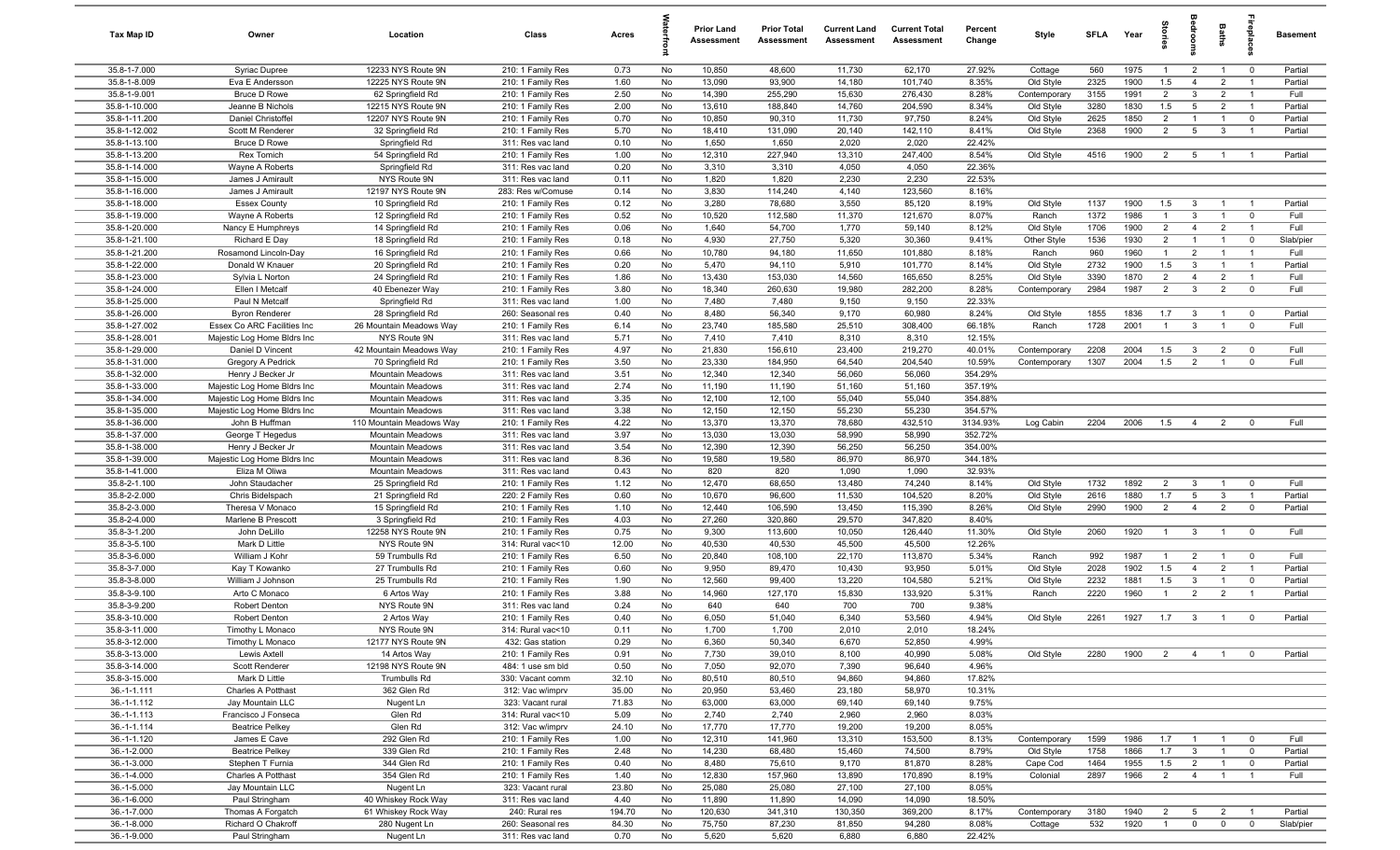| Tax Map ID | Owner | Location | Class | Acres | Waterfront | Prior Land Assessment | Prior Total Assessment | Current Land Assessment | Current Total Assessment | Percent Change | Style | SFLA | Year | Stories | Bedrooms | Baths | Fireplaces | Basement |
|---|---|---|---|---|---|---|---|---|---|---|---|---|---|---|---|---|---|---|
| 35.8-1-7.000 | Syriac Dupree | 12233 NYS Route 9N | 210: 1 Family Res | 0.73 | No | 10,850 | 48,600 | 11,730 | 62,170 | 27.92% | Cottage | 560 | 1975 | 1 | 2 | 1 | 0 | Partial |
| 35.8-1-8.009 | Eva E Andersson | 12225 NYS Route 9N | 210: 1 Family Res | 1.60 | No | 13,090 | 93,900 | 14,180 | 101,740 | 8.35% | Old Style | 2325 | 1900 | 1.5 | 4 | 2 | 1 | Partial |
| 35.8-1-9.001 | Bruce D Rowe | 62 Springfield Rd | 210: 1 Family Res | 2.50 | No | 14,390 | 255,290 | 15,630 | 276,430 | 8.28% | Contemporary | 3155 | 1991 | 2 | 3 | 2 | 1 | Full |
| 35.8-1-10.000 | Jeanne B Nichols | 12215 NYS Route 9N | 210: 1 Family Res | 2.00 | No | 13,610 | 188,840 | 14,760 | 204,590 | 8.34% | Old Style | 3280 | 1830 | 1.5 | 5 | 2 | 1 | Partial |
| 35.8-1-11.200 | Daniel Christoffel | 12207 NYS Route 9N | 210: 1 Family Res | 0.70 | No | 10,850 | 90,310 | 11,730 | 97,750 | 8.24% | Old Style | 2625 | 1850 | 2 | 1 | 1 | 0 | Partial |
| 35.8-1-12.002 | Scott M Renderer | 32 Springfield Rd | 210: 1 Family Res | 5.70 | No | 18,410 | 131,090 | 20,140 | 142,110 | 8.41% | Old Style | 2368 | 1900 | 2 | 5 | 3 | 1 | Partial |
| 35.8-1-13.100 | Bruce D Rowe | Springfield Rd | 311: Res vac land | 0.10 | No | 1,650 | 1,650 | 2,020 | 2,020 | 22.42% | | | | | | | | |
| 35.8-1-13.200 | Rex Tornich | 54 Springfield Rd | 210: 1 Family Res | 1.00 | No | 12,310 | 227,940 | 13,310 | 247,400 | 8.54% | Old Style | 4516 | 1900 | 2 | 5 | 1 | 1 | Partial |
| 35.8-1-14.000 | Wayne A Roberts | Springfield Rd | 311: Res vac land | 0.20 | No | 3,310 | 3,310 | 4,050 | 4,050 | 22.36% | | | | | | | | |
| 35.8-1-15.000 | James J Amirault | NYS Route 9N | 311: Res vac land | 0.11 | No | 1,820 | 1,820 | 2,230 | 2,230 | 22.53% | | | | | | | | |
| 35.8-1-16.000 | James J Amirault | 12197 NYS Route 9N | 283: Res w/Comuse | 0.14 | No | 3,830 | 114,240 | 4,140 | 123,560 | 8.16% | | | | | | | | |
| 35.8-1-18.000 | Essex County | 10 Springfield Rd | 210: 1 Family Res | 0.12 | No | 3,280 | 78,680 | 3,550 | 85,120 | 8.19% | Old Style | 1137 | 1900 | 1.5 | 3 | 1 | 1 | Partial |
| 35.8-1-19.000 | Wayne A Roberts | 12 Springfield Rd | 210: 1 Family Res | 0.52 | No | 10,520 | 112,580 | 11,370 | 121,670 | 8.07% | Ranch | 1372 | 1986 | 1 | 3 | 1 | 0 | Full |
| 35.8-1-20.000 | Nancy E Humphreys | 14 Springfield Rd | 210: 1 Family Res | 0.06 | No | 1,640 | 54,700 | 1,770 | 59,140 | 8.12% | Old Style | 1706 | 1900 | 2 | 4 | 2 | 1 | Full |
| 35.8-1-21.100 | Richard E Day | 18 Springfield Rd | 210: 1 Family Res | 0.18 | No | 4,930 | 27,750 | 5,320 | 30,360 | 9.41% | Other Style | 1536 | 1930 | 2 | 1 | 1 | 0 | Slab/pier |
| 35.8-1-21.200 | Rosamond Lincoln-Day | 16 Springfield Rd | 210: 1 Family Res | 0.66 | No | 10,780 | 94,180 | 11,650 | 101,880 | 8.18% | Ranch | 960 | 1960 | 1 | 2 | 1 | 1 | Full |
| 35.8-1-22.000 | Donald W Knauer | 20 Springfield Rd | 210: 1 Family Res | 0.20 | No | 5,470 | 94,110 | 5,910 | 101,770 | 8.14% | Old Style | 2732 | 1900 | 1.5 | 3 | 1 | 1 | Partial |
| 35.8-1-23.000 | Sylvia L Norton | 24 Springfield Rd | 210: 1 Family Res | 1.86 | No | 13,430 | 153,030 | 14,560 | 165,650 | 8.25% | Old Style | 3390 | 1870 | 2 | 4 | 2 | 1 | Full |
| 35.8-1-24.000 | Ellen I Metcalf | 40 Ebenezer Way | 210: 1 Family Res | 3.80 | No | 18,340 | 260,630 | 19,980 | 282,200 | 8.28% | Contemporary | 2984 | 1987 | 2 | 3 | 2 | 0 | Full |
| 35.8-1-25.000 | Paul N Metcalf | Springfield Rd | 311: Res vac land | 1.00 | No | 7,480 | 7,480 | 9,150 | 9,150 | 22.33% | | | | | | | | |
| 35.8-1-26.000 | Byron Renderer | 28 Springfield Rd | 260: Seasonal res | 0.40 | No | 8,480 | 56,340 | 9,170 | 60,980 | 8.24% | Old Style | 1855 | 1836 | 1.7 | 3 | 1 | 0 | Partial |
| 35.8-1-27.002 | Essex Co ARC Facilities Inc | 26 Mountain Meadows Way | 210: 1 Family Res | 6.14 | No | 23,740 | 185,580 | 25,510 | 308,400 | 66.18% | Ranch | 1728 | 2001 | 1 | 3 | 1 | 0 | Full |
| 35.8-1-28.001 | Majestic Log Home Bldrs Inc | NYS Route 9N | 311: Res vac land | 5.71 | No | 7,410 | 7,410 | 8,310 | 8,310 | 12.15% | | | | | | | | |
| 35.8-1-29.000 | Daniel D Vincent | 42 Mountain Meadows Way | 210: 1 Family Res | 4.97 | No | 21,830 | 156,610 | 23,400 | 219,270 | 40.01% | Contemporary | 2208 | 2004 | 1.5 | 3 | 2 | 0 | Full |
| 35.8-1-31.000 | Gregory A Pedrick | 70 Springfield Rd | 210: 1 Family Res | 3.50 | No | 23,330 | 184,950 | 64,540 | 204,540 | 10.59% | Contemporary | 1307 | 2004 | 1.5 | 2 | 1 | 0 | Full |
| 35.8-1-32.000 | Henry J Becker Jr | Mountain Meadows | 311: Res vac land | 3.51 | No | 12,340 | 12,340 | 56,060 | 56,060 | 354.29% | | | | | | | | |
| 35.8-1-33.000 | Majestic Log Home Bldrs Inc | Mountain Meadows | 311: Res vac land | 2.74 | No | 11,190 | 11,190 | 51,160 | 51,160 | 357.19% | | | | | | | | |
| 35.8-1-34.000 | Majestic Log Home Bldrs Inc | Mountain Meadows | 311: Res vac land | 3.35 | No | 12,100 | 12,100 | 55,040 | 55,040 | 354.88% | | | | | | | | |
| 35.8-1-35.000 | Majestic Log Home Bldrs Inc | Mountain Meadows | 311: Res vac land | 3.38 | No | 12,150 | 12,150 | 55,230 | 55,230 | 354.57% | | | | | | | | |
| 35.8-1-36.000 | John B Huffman | 110 Mountain Meadows Way | 210: 1 Family Res | 4.22 | No | 13,370 | 13,370 | 78,680 | 432,510 | 3134.93% | Log Cabin | 2204 | 2006 | 1.5 | 4 | 2 | 0 | Full |
| 35.8-1-37.000 | George T Hegedus | Mountain Meadows | 311: Res vac land | 3.97 | No | 13,030 | 13,030 | 58,990 | 58,990 | 352.72% | | | | | | | | |
| 35.8-1-38.000 | Henry J Becker Jr | Mountain Meadows | 311: Res vac land | 3.54 | No | 12,390 | 12,390 | 56,250 | 56,250 | 354.00% | | | | | | | | |
| 35.8-1-39.000 | Majestic Log Home Bldrs Inc | Mountain Meadows | 311: Res vac land | 8.36 | No | 19,580 | 19,580 | 86,970 | 86,970 | 344.18% | | | | | | | | |
| 35.8-1-41.000 | Eliza M Oliwa | Mountain Meadows | 311: Res vac land | 0.43 | No | 820 | 820 | 1,090 | 1,090 | 32.93% | | | | | | | | |
| 35.8-2-1.100 | John Staudacher | 25 Springfield Rd | 210: 1 Family Res | 1.12 | No | 12,470 | 68,650 | 13,480 | 74,240 | 8.14% | Old Style | 1732 | 1892 | 2 | 3 | 1 | 0 | Full |
| 35.8-2-2.000 | Chris Bidelspach | 21 Springfield Rd | 220: 2 Family Res | 0.60 | No | 10,670 | 96,600 | 11,530 | 104,520 | 8.20% | Old Style | 2616 | 1880 | 1.7 | 5 | 3 | 1 | Partial |
| 35.8-2-3.000 | Theresa V Monaco | 15 Springfield Rd | 210: 1 Family Res | 1.10 | No | 12,440 | 106,590 | 13,450 | 115,390 | 8.26% | Old Style | 2990 | 1900 | 2 | 4 | 2 | 0 | Partial |
| 35.8-2-4.000 | Marlene B Prescott | 3 Springfield Rd | 210: 1 Family Res | 4.03 | No | 27,260 | 320,860 | 29,570 | 347,820 | 8.40% | | | | | | | | |
| 35.8-3-1.200 | John DeLillo | 12258 NYS Route 9N | 210: 1 Family Res | 0.75 | No | 9,300 | 113,600 | 10,050 | 126,440 | 11.30% | Old Style | 2060 | 1920 | 1 | 3 | 1 | 0 | Full |
| 35.8-3-5.100 | Mark D Little | NYS Route 9N | 314: Rural vac<10 | 12.00 | No | 40,530 | 40,530 | 45,500 | 45,500 | 12.26% | | | | | | | | |
| 35.8-3-6.000 | William J Kohr | 59 Trumbulls Rd | 210: 1 Family Res | 6.50 | No | 20,840 | 108,100 | 22,170 | 113,870 | 5.34% | Ranch | 992 | 1987 | 1 | 2 | 1 | 0 | Full |
| 35.8-3-7.000 | Kay T Kowanko | 27 Trumbulls Rd | 210: 1 Family Res | 0.60 | No | 9,950 | 89,470 | 10,430 | 93,950 | 5.01% | Old Style | 2028 | 1902 | 1.5 | 4 | 2 | 1 | Partial |
| 35.8-3-8.000 | William J Johnson | 25 Trumbulls Rd | 210: 1 Family Res | 1.90 | No | 12,560 | 99,400 | 13,220 | 104,580 | 5.21% | Old Style | 2232 | 1881 | 1.5 | 3 | 1 | 0 | Partial |
| 35.8-3-9.100 | Arto C Monaco | 6 Artos Way | 210: 1 Family Res | 3.88 | No | 14,960 | 127,170 | 15,830 | 133,920 | 5.31% | Ranch | 2220 | 1960 | 1 | 2 | 2 | 1 | Partial |
| 35.8-3-9.200 | Robert Denton | NYS Route 9N | 311: Res vac land | 0.24 | No | 640 | 640 | 700 | 700 | 9.38% | | | | | | | | |
| 35.8-3-10.000 | Robert Denton | 2 Artos Way | 210: 1 Family Res | 0.40 | No | 6,050 | 51,040 | 6,340 | 53,560 | 4.94% | Old Style | 2261 | 1927 | 1.7 | 3 | 1 | 0 | Partial |
| 35.8-3-11.000 | Timothy L Monaco | NYS Route 9N | 314: Rural vac<10 | 0.11 | No | 1,700 | 1,700 | 2,010 | 2,010 | 18.24% | | | | | | | | |
| 35.8-3-12.000 | Timothy L Monaco | 12177 NYS Route 9N | 432: Gas station | 0.29 | No | 6,360 | 50,340 | 6,670 | 52,850 | 4.99% | | | | | | | | |
| 35.8-3-13.000 | Lewis Axtell | 14 Artos Way | 210: 1 Family Res | 0.91 | No | 7,730 | 39,010 | 8,100 | 40,990 | 5.08% | Old Style | 2280 | 1900 | 2 | 4 | 1 | 0 | Partial |
| 35.8-3-14.000 | Scott Renderer | 12198 NYS Route 9N | 484: 1 use sm bld | 0.50 | No | 7,050 | 92,070 | 7,390 | 96,640 | 4.96% | | | | | | | | |
| 35.8-3-15.000 | Mark D Little | Trumbulls Rd | 330: Vacant comm | 32.10 | No | 80,510 | 80,510 | 94,860 | 94,860 | 17.82% | | | | | | | | |
| 36.-1-1.111 | Charles A Potthast | 362 Glen Rd | 312: Vac w/imprv | 35.00 | No | 20,950 | 53,460 | 23,180 | 58,970 | 10.31% | | | | | | | | |
| 36.-1-1.112 | Jay Mountain LLC | Nugent Ln | 323: Vacant rural | 71.83 | No | 63,000 | 63,000 | 69,140 | 69,140 | 9.75% | | | | | | | | |
| 36.-1-1.113 | Francisco J Fonseca | Glen Rd | 314: Rural vac<10 | 5.09 | No | 2,740 | 2,740 | 2,960 | 2,960 | 8.03% | | | | | | | | |
| 36.-1-1.114 | Beatrice Pelkey | Glen Rd | 312: Vac w/imprv | 24.10 | No | 17,770 | 17,770 | 19,200 | 19,200 | 8.05% | | | | | | | | |
| 36.-1-1.120 | James E Cave | 292 Glen Rd | 210: 1 Family Res | 1.00 | No | 12,310 | 141,960 | 13,310 | 153,500 | 8.13% | Contemporary | 1599 | 1986 | 1.7 | 1 | 1 | 0 | Full |
| 36.-1-2.000 | Beatrice Pelkey | 339 Glen Rd | 210: 1 Family Res | 2.48 | No | 14,230 | 68,480 | 15,460 | 74,500 | 8.79% | Old Style | 1758 | 1866 | 1.7 | 3 | 1 | 0 | Partial |
| 36.-1-3.000 | Stephen T Furnia | 344 Glen Rd | 210: 1 Family Res | 0.40 | No | 8,480 | 75,610 | 9,170 | 81,870 | 8.28% | Cape Cod | 1464 | 1955 | 1.5 | 2 | 1 | 0 | Partial |
| 36.-1-4.000 | Charles A Potthast | 354 Glen Rd | 210: 1 Family Res | 1.40 | No | 12,830 | 157,960 | 13,890 | 170,890 | 8.19% | Colonial | 2897 | 1966 | 2 | 4 | 1 | 1 | Full |
| 36.-1-5.000 | Jay Mountain LLC | Nugent Ln | 323: Vacant rural | 23.80 | No | 25,080 | 25,080 | 27,100 | 27,100 | 8.05% | | | | | | | | |
| 36.-1-6.000 | Paul Stringham | 40 Whiskey Rock Way | 311: Res vac land | 4.40 | No | 11,890 | 11,890 | 14,090 | 14,090 | 18.50% | | | | | | | | |
| 36.-1-7.000 | Thomas A Forgatch | 61 Whiskey Rock Way | 240: Rural res | 194.70 | No | 120,630 | 341,310 | 130,350 | 369,200 | 8.17% | Contemporary | 3180 | 1940 | 2 | 5 | 2 | 1 | Partial |
| 36.-1-8.000 | Richard O Chakroff | 280 Nugent Ln | 260: Seasonal res | 84.30 | No | 75,750 | 87,230 | 81,850 | 94,280 | 8.08% | Cottage | 532 | 1920 | 1 | 0 | 0 | 0 | Slab/pier |
| 36.-1-9.000 | Paul Stringham | Nugent Ln | 311: Res vac land | 0.70 | No | 5,620 | 5,620 | 6,880 | 6,880 | 22.42% | | | | | | | | |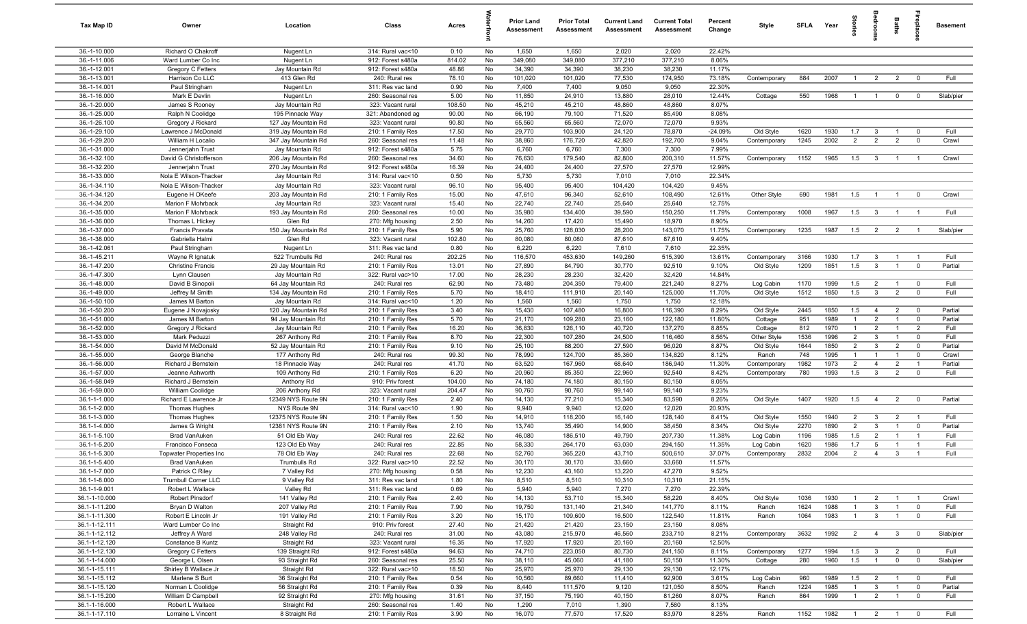| Tax Map ID | Owner | Location | Class | Acres | Waterfront | Prior Land Assessment | Prior Total Assessment | Current Land Assessment | Current Total Assessment | Percent Change | Style | SFLA | Year | Stories | Bedrooms | Baths | Fireplaces | Basement |
|---|---|---|---|---|---|---|---|---|---|---|---|---|---|---|---|---|---|---|
| 36.-1-10.000 | Richard O Chakroff | Nugent Ln | 314: Rural vac<10 | 0.10 | No | 1,650 | 1,650 | 2,020 | 2,020 | 22.42% | | | | | | | | |
| 36.-1-11.006 | Ward Lumber Co Inc | Nugent Ln | 912: Forest s480a | 814.02 | No | 349,080 | 349,080 | 377,210 | 377,210 | 8.06% | | | | | | | | |
| 36.-1-12.001 | Gregory C Fetters | Jay Mountain Rd | 912: Forest s480a | 48.86 | No | 34,390 | 34,390 | 38,230 | 38,230 | 11.17% | | | | | | | | |
| 36.-1-13.001 | Harrison Co LLC | 413 Glen Rd | 240: Rural res | 78.10 | No | 101,020 | 101,020 | 77,530 | 174,950 | 73.18% | Contemporary | 884 | 2007 | 1 | 2 | 2 | 0 | Full |
| 36.-1-14.001 | Paul Stringham | Nugent Ln | 311: Res vac land | 0.90 | No | 7,400 | 7,400 | 9,050 | 9,050 | 22.30% | | | | | | | | |
| 36.-1-16.000 | Mark E Devlin | Nugent Ln | 260: Seasonal res | 5.00 | No | 11,850 | 24,910 | 13,880 | 28,010 | 12.44% | Cottage | 550 | 1968 | 1 | 1 | 0 | 0 | Slab/pier |
| 36.-1-20.000 | James S Rooney | Jay Mountain Rd | 323: Vacant rural | 108.50 | No | 45,210 | 45,210 | 48,860 | 48,860 | 8.07% | | | | | | | | |
| 36.-1-25.000 | Ralph N Coolidge | 195 Pinnacle Way | 321: Abandoned ag | 90.00 | No | 66,190 | 79,100 | 71,520 | 85,490 | 8.08% | | | | | | | | |
| 36.-1-26.100 | Gregory J Rickard | 127 Jay Mountain Rd | 323: Vacant rural | 90.80 | No | 65,560 | 65,560 | 72,070 | 72,070 | 9.93% | | | | | | | | |
| 36.-1-29.100 | Lawrence J McDonald | 319 Jay Mountain Rd | 210: 1 Family Res | 17.50 | No | 29,770 | 103,900 | 24,120 | 78,870 | -24.09% | Old Style | 1620 | 1930 | 1.7 | 3 | 1 | 0 | Full |
| 36.-1-29.200 | William H Localio | 347 Jay Mountain Rd | 260: Seasonal res | 11.48 | No | 38,860 | 176,720 | 42,820 | 192,700 | 9.04% | Contemporary | 1245 | 2002 | 2 | 2 | 2 | 0 | Crawl |
| 36.-1-31.000 | Jennerjahn Trust | Jay Mountain Rd | 912: Forest s480a | 5.75 | No | 6,760 | 6,760 | 7,300 | 7,300 | 7.99% | | | | | | | | |
| 36.-1-32.100 | David G Christofferson | 206 Jay Mountain Rd | 260: Seasonal res | 34.60 | No | 76,630 | 179,540 | 82,800 | 200,310 | 11.57% | Contemporary | 1152 | 1965 | 1.5 | 3 | 1 | 1 | Crawl |
| 36.-1-32.200 | Jennerjahn Trust | 270 Jay Mountain Rd | 912: Forest s480a | 16.39 | No | 24,400 | 24,400 | 27,570 | 27,570 | 12.99% | | | | | | | | |
| 36.-1-33.000 | Nola E Wilson-Thacker | Jay Mountain Rd | 314: Rural vac<10 | 0.50 | No | 5,730 | 5,730 | 7,010 | 7,010 | 22.34% | | | | | | | | |
| 36.-1-34.110 | Nola E Wilson-Thacker | Jay Mountain Rd | 323: Vacant rural | 96.10 | No | 95,400 | 95,400 | 104,420 | 104,420 | 9.45% | | | | | | | | |
| 36.-1-34.120 | Eugene H OKeefe | 203 Jay Mountain Rd | 210: 1 Family Res | 15.00 | No | 47,610 | 96,340 | 52,610 | 108,490 | 12.61% | Other Style | 690 | 1981 | 1.5 | 1 | 1 | 0 | Crawl |
| 36.-1-34.200 | Marion F Mohrback | Jay Mountain Rd | 323: Vacant rural | 15.40 | No | 22,740 | 22,740 | 25,640 | 25,640 | 12.75% | | | | | | | | |
| 36.-1-35.000 | Marion F Mohrback | 193 Jay Mountain Rd | 260: Seasonal res | 10.00 | No | 35,980 | 134,400 | 39,590 | 150,250 | 11.79% | Contemporary | 1008 | 1967 | 1.5 | 3 | 1 | 1 | Full |
| 36.-1-36.000 | Thomas L Hickey | Glen Rd | 270: Mfg housing | 2.50 | No | 14,260 | 17,420 | 15,490 | 18,970 | 8.90% | | | | | | | | |
| 36.-1-37.000 | Francis Pravata | 150 Jay Mountain Rd | 210: 1 Family Res | 5.90 | No | 25,760 | 128,030 | 28,200 | 143,070 | 11.75% | Contemporary | 1235 | 1987 | 1.5 | 2 | 2 | 1 | Slab/pier |
| 36.-1-38.000 | Gabriella Halmi | Glen Rd | 323: Vacant rural | 102.80 | No | 80,080 | 80,080 | 87,610 | 87,610 | 9.40% | | | | | | | | |
| 36.-1-42.061 | Paul Stringham | Nugent Ln | 311: Res vac land | 0.80 | No | 6,220 | 6,220 | 7,610 | 7,610 | 22.35% | | | | | | | | |
| 36.-1-45.211 | Wayne R Ignatuk | 522 Trumbulls Rd | 240: Rural res | 202.25 | No | 116,570 | 453,630 | 149,260 | 515,390 | 13.61% | Contemporary | 3166 | 1930 | 1.7 | 3 | 1 | 1 | Full |
| 36.-1-47.200 | Christine Francis | 29 Jay Mountain Rd | 210: 1 Family Res | 13.01 | No | 27,890 | 84,790 | 30,770 | 92,510 | 9.10% | Old Style | 1209 | 1851 | 1.5 | 3 | 1 | 0 | Partial |
| 36.-1-47.300 | Lynn Clausen | Jay Mountain Rd | 322: Rural vac>10 | 17.00 | No | 28,230 | 28,230 | 32,420 | 32,420 | 14.84% | | | | | | | | |
| 36.-1-48.000 | David B Sinopoli | 64 Jay Mountain Rd | 240: Rural res | 62.90 | No | 73,480 | 204,350 | 79,400 | 221,240 | 8.27% | Log Cabin | 1170 | 1999 | 1.5 | 2 | 1 | 0 | Full |
| 36.-1-49.000 | Jeffrey M Smith | 134 Jay Mountain Rd | 210: 1 Family Res | 5.70 | No | 18,410 | 111,910 | 20,140 | 125,000 | 11.70% | Old Style | 1512 | 1850 | 1.5 | 3 | 2 | 0 | Full |
| 36.-1-50.100 | James M Barton | Jay Mountain Rd | 314: Rural vac<10 | 1.20 | No | 1,560 | 1,560 | 1,750 | 1,750 | 12.18% | | | | | | | | |
| 36.-1-50.200 | Eugene J Novajosky | 120 Jay Mountain Rd | 210: 1 Family Res | 3.40 | No | 15,430 | 107,480 | 16,800 | 116,390 | 8.29% | Old Style | 2445 | 1850 | 1.5 | 4 | 2 | 0 | Partial |
| 36.-1-51.000 | James M Barton | 94 Jay Mountain Rd | 210: 1 Family Res | 5.70 | No | 21,170 | 109,280 | 23,160 | 122,180 | 11.80% | Cottage | 951 | 1989 | 1 | 2 | 1 | 0 | Partial |
| 36.-1-52.000 | Gregory J Rickard | Jay Mountain Rd | 210: 1 Family Res | 16.20 | No | 36,830 | 126,110 | 40,720 | 137,270 | 8.85% | Cottage | 812 | 1970 | 1 | 2 | 1 | 2 | Full |
| 36.-1-53.000 | Mark Peduzzi | 267 Anthony Rd | 210: 1 Family Res | 8.70 | No | 22,300 | 107,280 | 24,500 | 116,460 | 8.56% | Other Style | 1536 | 1996 | 2 | 3 | 1 | 0 | Full |
| 36.-1-54.000 | David M McDonald | 52 Jay Mountain Rd | 210: 1 Family Res | 9.10 | No | 25,100 | 88,200 | 27,590 | 96,020 | 8.87% | Old Style | 1644 | 1850 | 2 | 3 | 2 | 0 | Partial |
| 36.-1-55.000 | George Blanche | 177 Anthony Rd | 240: Rural res | 99.30 | No | 78,990 | 124,700 | 85,360 | 134,820 | 8.12% | Ranch | 748 | 1995 | 1 | 1 | 1 | 0 | Crawl |
| 36.-1-56.000 | Richard J Bernstein | 18 Pinnacle Way | 240: Rural res | 41.70 | No | 63,520 | 167,960 | 68,640 | 186,940 | 11.30% | Contemporary | 1982 | 1973 | 2 | 4 | 2 | 1 | Partial |
| 36.-1-57.000 | Jeanne Ashworth | 109 Anthony Rd | 210: 1 Family Res | 6.20 | No | 20,960 | 85,350 | 22,960 | 92,540 | 8.42% | Contemporary | 780 | 1993 | 1.5 | 3 | 2 | 0 | Full |
| 36.-1-58.049 | Richard J Bernstein | Anthony Rd | 910: Priv forest | 104.00 | No | 74,180 | 74,180 | 80,150 | 80,150 | 8.05% | | | | | | | | |
| 36.-1-59.000 | William Coolidge | 206 Anthony Rd | 323: Vacant rural | 204.47 | No | 90,760 | 90,760 | 99,140 | 99,140 | 9.23% | | | | | | | | |
| 36.1-1-1.000 | Richard E Lawrence Jr | 12349 NYS Route 9N | 210: 1 Family Res | 2.40 | No | 14,130 | 77,210 | 15,340 | 83,590 | 8.26% | Old Style | 1407 | 1920 | 1.5 | 4 | 2 | 0 | Partial |
| 36.1-1-2.000 | Thomas Hughes | NYS Route 9N | 314: Rural vac<10 | 1.90 | No | 9,940 | 9,940 | 12,020 | 12,020 | 20.93% | | | | | | | | |
| 36.1-1-3.000 | Thomas Hughes | 12375 NYS Route 9N | 210: 1 Family Res | 1.50 | No | 14,910 | 118,200 | 16,140 | 128,140 | 8.41% | Old Style | 1550 | 1940 | 2 | 3 | 2 | 1 | Full |
| 36.1-1-4.000 | James G Wright | 12381 NYS Route 9N | 210: 1 Family Res | 2.10 | No | 13,740 | 35,490 | 14,900 | 38,450 | 8.34% | Old Style | 2270 | 1890 | 2 | 3 | 1 | 0 | Partial |
| 36.1-1-5.100 | Brad VanAuken | 51 Old Eb Way | 240: Rural res | 22.62 | No | 46,080 | 186,510 | 49,790 | 207,730 | 11.38% | Log Cabin | 1196 | 1985 | 1.5 | 2 | 1 | 1 | Full |
| 36.1-1-5.200 | Francisco Fonseca | 123 Old Eb Way | 240: Rural res | 22.85 | No | 58,330 | 264,170 | 63,030 | 294,150 | 11.35% | Log Cabin | 1620 | 1986 | 1.7 | 5 | 1 | 1 | Full |
| 36.1-1-5.300 | Topwater Properties Inc | 78 Old Eb Way | 240: Rural res | 22.68 | No | 52,760 | 365,220 | 43,710 | 500,610 | 37.07% | Contemporary | 2832 | 2004 | 2 | 4 | 3 | 1 | Full |
| 36.1-1-5.400 | Brad VanAuken | Trumbulls Rd | 322: Rural vac>10 | 22.52 | No | 30,170 | 30,170 | 33,660 | 33,660 | 11.57% | | | | | | | | |
| 36.1-1-7.000 | Patrick C Riley | 7 Valley Rd | 270: Mfg housing | 0.58 | No | 12,230 | 43,160 | 13,220 | 47,270 | 9.52% | | | | | | | | |
| 36.1-1-8.000 | Trumbull Corner LLC | 9 Valley Rd | 311: Res vac land | 1.80 | No | 8,510 | 8,510 | 10,310 | 10,310 | 21.15% | | | | | | | | |
| 36.1-1-9.001 | Robert L Wallace | Valley Rd | 311: Res vac land | 0.69 | No | 5,940 | 5,940 | 7,270 | 7,270 | 22.39% | | | | | | | | |
| 36.1-1-10.000 | Robert Pinsdorf | 141 Valley Rd | 210: 1 Family Res | 2.40 | No | 14,130 | 53,710 | 15,340 | 58,220 | 8.40% | Old Style | 1036 | 1930 | 1 | 2 | 1 | 1 | Crawl |
| 36.1-1-11.200 | Bryan D Walton | 207 Valley Rd | 210: 1 Family Res | 7.90 | No | 19,750 | 131,140 | 21,340 | 141,770 | 8.11% | Ranch | 1624 | 1988 | 1 | 3 | 1 | 0 | Full |
| 36.1-1-11.300 | Robert E Lincoln Jr | 191 Valley Rd | 210: 1 Family Res | 3.20 | No | 15,170 | 109,600 | 16,500 | 122,540 | 11.81% | Ranch | 1064 | 1983 | 1 | 3 | 1 | 0 | Full |
| 36.1-1-12.111 | Ward Lumber Co Inc | Straight Rd | 910: Priv forest | 27.40 | No | 21,420 | 21,420 | 23,150 | 23,150 | 8.08% | | | | | | | | |
| 36.1-1-12.112 | Jeffrey A Ward | 248 Valley Rd | 240: Rural res | 31.00 | No | 43,080 | 215,970 | 46,560 | 233,710 | 8.21% | Contemporary | 3632 | 1992 | 2 | 4 | 3 | 0 | Slab/pier |
| 36.1-1-12.120 | Constance B Kuntz | Straight Rd | 323: Vacant rural | 16.35 | No | 17,920 | 17,920 | 20,160 | 20,160 | 12.50% | | | | | | | | |
| 36.1-1-12.130 | Gregory C Fetters | 139 Straight Rd | 912: Forest s480a | 94.63 | No | 74,710 | 223,050 | 80,730 | 241,150 | 8.11% | Contemporary | 1277 | 1994 | 1.5 | 3 | 2 | 0 | Full |
| 36.1-1-14.000 | George L Olsen | 93 Straight Rd | 260: Seasonal res | 25.50 | No | 38,110 | 45,060 | 41,180 | 50,150 | 11.30% | Cottage | 280 | 1960 | 1.5 | 1 | 0 | 0 | Slab/pier |
| 36.1-1-15.111 | Shirley B Wallace Jr | Straight Rd | 322: Rural vac>10 | 18.50 | No | 25,970 | 25,970 | 29,130 | 29,130 | 12.17% | | | | | | | | |
| 36.1-1-15.112 | Marlene S Burt | 36 Straight Rd | 210: 1 Family Res | 0.54 | No | 10,560 | 89,660 | 11,410 | 92,900 | 3.61% | Log Cabin | 960 | 1989 | 1.5 | 2 | 1 | 0 | Full |
| 36.1-1-15.120 | Norman L Coolidge | 56 Straight Rd | 210: 1 Family Res | 0.39 | No | 8,440 | 111,570 | 9,120 | 121,050 | 8.50% | Ranch | 1224 | 1985 | 1 | 3 | 1 | 0 | Partial |
| 36.1-1-15.200 | William D Campbell | 92 Straight Rd | 270: Mfg housing | 31.61 | No | 37,150 | 75,190 | 40,150 | 81,260 | 8.07% | Ranch | 864 | 1999 | 1 | 2 | 1 | 0 | Full |
| 36.1-1-16.000 | Robert L Wallace | Straight Rd | 260: Seasonal res | 1.40 | No | 1,290 | 7,010 | 1,390 | 7,580 | 8.13% | | | | | | | | |
| 36.1-1-17.110 | Lorraine L Vincent | 8 Straight Rd | 210: 1 Family Res | 3.90 | No | 16,070 | 77,570 | 17,520 | 83,970 | 8.25% | Ranch | 1152 | 1982 | 1 | 2 | 1 | 0 | Full |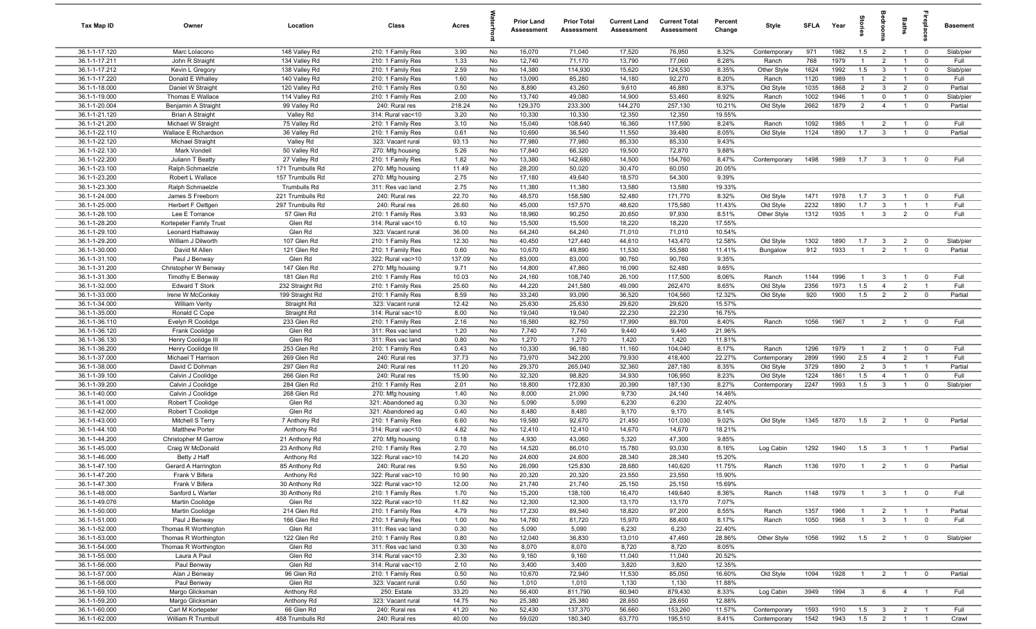| Tax Map ID | Owner | Location | Class | Acres | Waterfront | Prior Land Assessment | Prior Total Assessment | Current Land Assessment | Current Total Assessment | Percent Change | Style | SFLA | Year | Stories | Bedrooms | Baths | Fireplaces | Basement |
|---|---|---|---|---|---|---|---|---|---|---|---|---|---|---|---|---|---|---|
| 36.1-1-17.120 | Marc Lolacono | 148 Valley Rd | 210: 1 Family Res | 3.90 | No | 16,070 | 71,040 | 17,520 | 76,950 | 8.32% | Contemporary | 971 | 1982 | 1.5 | 2 | 1 | 0 | Slab/pier |
| 36.1-1-17.211 | John R Straight | 134 Valley Rd | 210: 1 Family Res | 1.33 | No | 12,740 | 71,170 | 13,790 | 77,060 | 8.28% | Ranch | 768 | 1979 | 1 | 2 | 1 | 0 | Full |
| 36.1-1-17.212 | Kevin L Gregory | 138 Valley Rd | 210: 1 Family Res | 2.59 | No | 14,380 | 114,930 | 15,620 | 124,530 | 8.35% | Other Style | 1624 | 1992 | 1.5 | 3 | 1 | 0 | Slab/pier |
| 36.1-1-17.220 | Donald E Whalley | 140 Valley Rd | 210: 1 Family Res | 1.60 | No | 13,090 | 85,280 | 14,180 | 92,270 | 8.20% | Ranch | 1120 | 1989 | 1 | 2 | 1 | 0 | Full |
| 36.1-1-18.000 | Daniel W Straight | 120 Valley Rd | 210: 1 Family Res | 0.50 | No | 8,890 | 43,260 | 9,610 | 46,880 | 8.37% | Old Style | 1035 | 1868 | 2 | 3 | 2 | 0 | Partial |
| 36.1-1-19.000 | Thomas E Wallace | 114 Valley Rd | 210: 1 Family Res | 2.00 | No | 13,740 | 49,080 | 14,900 | 53,460 | 8.92% | Ranch | 1002 | 1946 | 1 | 0 | 1 | 0 | Slab/pier |
| 36.1-1-20.004 | Benjamin A Straight | 99 Valley Rd | 240: Rural res | 218.24 | No | 129,370 | 233,300 | 144,270 | 257,130 | 10.21% | Old Style | 2662 | 1879 | 2 | 4 | 1 | 0 | Partial |
| 36.1-1-21.120 | Brian A Straight | Valley Rd | 314: Rural vac<10 | 3.20 | No | 10,330 | 10,330 | 12,350 | 12,350 | 19.55% | | | | | | | | |
| 36.1-1-21.200 | Michael W Straight | 75 Valley Rd | 210: 1 Family Res | 3.10 | No | 15,040 | 108,640 | 16,360 | 117,590 | 8.24% | Ranch | 1092 | 1985 | 1 | 2 | 1 | 0 | Full |
| 36.1-1-22.110 | Wallace E Richardson | 36 Valley Rd | 210: 1 Family Res | 0.61 | No | 10,690 | 36,540 | 11,550 | 39,480 | 8.05% | Old Style | 1124 | 1890 | 1.7 | 3 | 1 | 0 | Partial |
| 36.1-1-22.120 | Michael Straight | Valley Rd | 323: Vacant rural | 93.13 | No | 77,980 | 77,980 | 85,330 | 85,330 | 9.43% | | | | | | | | |
| 36.1-1-22.130 | Mark Vondell | 50 Valley Rd | 270: Mfg housing | 5.26 | No | 17,840 | 66,320 | 19,500 | 72,870 | 9.88% | | | | | | | | |
| 36.1-1-22.200 | Juliann T Beatty | 27 Valley Rd | 210: 1 Family Res | 1.82 | No | 13,380 | 142,680 | 14,500 | 154,760 | 8.47% | Contemporary | 1498 | 1989 | 1.7 | 3 | 1 | 0 | Full |
| 36.1-1-23.100 | Ralph Schmaelzle | 171 Trumbulls Rd | 270: Mfg housing | 11.49 | No | 28,200 | 50,020 | 30,470 | 60,050 | 20.05% | | | | | | | | |
| 36.1-1-23.200 | Robert L Wallace | 157 Trumbulls Rd | 270: Mfg housing | 2.75 | No | 17,180 | 49,640 | 18,570 | 54,300 | 9.39% | | | | | | | | |
| 36.1-1-23.300 | Ralph Schmaelzle | Trumbulls Rd | 311: Res vac land | 2.75 | No | 11,380 | 11,380 | 13,580 | 13,580 | 19.33% | | | | | | | | |
| 36.1-1-24.000 | James S Freeborn | 221 Trumbulls Rd | 240: Rural res | 22.70 | No | 48,570 | 158,580 | 52,480 | 171,770 | 8.32% | Old Style | 1471 | 1978 | 1.7 | 3 | 1 | 0 | Full |
| 36.1-1-25.000 | Herbert F Oettgen | 297 Trumbulls Rd | 240: Rural res | 26.60 | No | 45,000 | 157,570 | 48,620 | 175,580 | 11.43% | Old Style | 2232 | 1890 | 1.7 | 3 | 1 | 1 | Full |
| 36.1-1-28.100 | Lee E Torrance | 57 Glen Rd | 210: 1 Family Res | 3.93 | No | 18,960 | 90,250 | 20,650 | 97,930 | 8.51% | Other Style | 1312 | 1935 | 1 | 3 | 2 | 0 | Full |
| 36.1-1-28.200 | Kortepeter Family Trust | Glen Rd | 314: Rural vac<10 | 6.10 | No | 15,500 | 15,500 | 18,220 | 18,220 | 17.55% | | | | | | | | |
| 36.1-1-29.100 | Leonard Hathaway | Glen Rd | 323: Vacant rural | 36.00 | No | 64,240 | 64,240 | 71,010 | 71,010 | 10.54% | | | | | | | | |
| 36.1-1-29.200 | William J Dilworth | 107 Glen Rd | 210: 1 Family Res | 12.30 | No | 40,450 | 127,440 | 44,610 | 143,470 | 12.58% | Old Style | 1302 | 1890 | 1.7 | 3 | 2 | 0 | Slab/pier |
| 36.1-1-30.000 | David M Allen | 121 Glen Rd | 210: 1 Family Res | 0.60 | No | 10,670 | 49,890 | 11,530 | 55,580 | 11.41% | Bungalow | 912 | 1933 | 1 | 2 | 1 | 0 | Partial |
| 36.1-1-31.100 | Paul J Benway | Glen Rd | 322: Rural vac>10 | 137.09 | No | 83,000 | 83,000 | 90,760 | 90,760 | 9.35% | | | | | | | | |
| 36.1-1-31.200 | Christopher W Benway | 147 Glen Rd | 270: Mfg housing | 9.71 | No | 14,800 | 47,860 | 16,090 | 52,480 | 9.65% | | | | | | | | |
| 36.1-1-31.300 | Timothy E Benway | 181 Glen Rd | 210: 1 Family Res | 10.03 | No | 24,160 | 108,740 | 26,100 | 117,500 | 8.06% | Ranch | 1144 | 1996 | 1 | 3 | 1 | 0 | Full |
| 36.1-1-32.000 | Edward T Stork | 232 Straight Rd | 210: 1 Family Res | 25.60 | No | 44,220 | 241,580 | 49,090 | 262,470 | 8.65% | Old Style | 2356 | 1973 | 1.5 | 4 | 2 | 1 | Full |
| 36.1-1-33.000 | Irene W McConkey | 199 Straight Rd | 210: 1 Family Res | 8.59 | No | 33,240 | 93,090 | 36,520 | 104,560 | 12.32% | Old Style | 920 | 1900 | 1.5 | 2 | 2 | 0 | Partial |
| 36.1-1-34.000 | William Verity | Straight Rd | 323: Vacant rural | 12.42 | No | 25,630 | 25,630 | 29,620 | 29,620 | 15.57% | | | | | | | | |
| 36.1-1-35.000 | Ronald C Cope | Straight Rd | 314: Rural vac<10 | 8.00 | No | 19,040 | 19,040 | 22,230 | 22,230 | 16.75% | | | | | | | | |
| 36.1-1-36.110 | Evelyn R Coolidge | 233 Glen Rd | 210: 1 Family Res | 2.16 | No | 16,580 | 82,750 | 17,990 | 89,700 | 8.40% | Ranch | 1056 | 1967 | 1 | 2 | 1 | 0 | Full |
| 36.1-1-36.120 | Frank Coolidge | Glen Rd | 311: Res vac land | 1.20 | No | 7,740 | 7,740 | 9,440 | 9,440 | 21.96% | | | | | | | | |
| 36.1-1-36.130 | Henry Coolidge III | Glen Rd | 311: Res vac land | 0.80 | No | 1,270 | 1,270 | 1,420 | 1,420 | 11.81% | | | | | | | | |
| 36.1-1-36.200 | Henry Coolidge III | 253 Glen Rd | 210: 1 Family Res | 0.43 | No | 10,330 | 96,180 | 11,160 | 104,040 | 8.17% | Ranch | 1296 | 1979 | 1 | 2 | 1 | 0 | Full |
| 36.1-1-37.000 | Michael T Harrison | 269 Glen Rd | 240: Rural res | 37.73 | No | 73,970 | 342,200 | 79,930 | 418,400 | 22.27% | Contemporary | 2899 | 1990 | 2.5 | 4 | 2 | 1 | Full |
| 36.1-1-38.000 | David C Dohman | 297 Glen Rd | 240: Rural res | 11.20 | No | 29,370 | 265,040 | 32,360 | 287,180 | 8.35% | Old Style | 3729 | 1890 | 2 | 3 | 1 | 1 | Partial |
| 36.1-1-39.100 | Calvin J Coolidge | 266 Glen Rd | 240: Rural res | 15.90 | No | 32,320 | 98,820 | 34,930 | 106,950 | 8.23% | Old Style | 1224 | 1861 | 1.5 | 4 | 1 | 0 | Full |
| 36.1-1-39.200 | Calvin J Coolidge | 284 Glen Rd | 210: 1 Family Res | 2.01 | No | 18,800 | 172,830 | 20,390 | 187,130 | 8.27% | Contemporary | 2247 | 1993 | 1.5 | 3 | 1 | 0 | Slab/pier |
| 36.1-1-40.000 | Calvin J Coolidge | 268 Glen Rd | 270: Mfg housing | 1.40 | No | 8,000 | 21,090 | 9,730 | 24,140 | 14.46% | | | | | | | | |
| 36.1-1-41.000 | Robert T Coolidge | Glen Rd | 321: Abandoned ag | 0.30 | No | 5,090 | 5,090 | 6,230 | 6,230 | 22.40% | | | | | | | | |
| 36.1-1-42.000 | Robert T Coolidge | Glen Rd | 321: Abandoned ag | 0.40 | No | 8,480 | 8,480 | 9,170 | 9,170 | 8.14% | | | | | | | | |
| 36.1-1-43.000 | Mitchell S Terry | 7 Anthony Rd | 210: 1 Family Res | 6.60 | No | 19,580 | 92,670 | 21,450 | 101,030 | 9.02% | Old Style | 1345 | 1870 | 1.5 | 2 | 1 | 0 | Partial |
| 36.1-1-44.100 | Matthew Porter | Anthony Rd | 314: Rural vac<10 | 4.82 | No | 12,410 | 12,410 | 14,670 | 14,670 | 18.21% | | | | | | | | |
| 36.1-1-44.200 | Christopher M Garrow | 21 Anthony Rd | 270: Mfg housing | 0.18 | No | 4,930 | 43,060 | 5,320 | 47,300 | 9.85% | | | | | | | | |
| 36.1-1-45.000 | Craig W McDonald | 23 Anthony Rd | 210: 1 Family Res | 2.70 | No | 14,520 | 86,010 | 15,780 | 93,030 | 8.16% | Log Cabin | 1292 | 1940 | 1.5 | 3 | 1 | 1 | Partial |
| 36.1-1-46.000 | Betty J Haff | Anthony Rd | 322: Rural vac>10 | 14.20 | No | 24,600 | 24,600 | 28,340 | 28,340 | 15.20% | | | | | | | | |
| 36.1-1-47.100 | Gerard A Harrington | 85 Anthony Rd | 240: Rural res | 9.50 | No | 26,090 | 125,830 | 28,680 | 140,620 | 11.75% | Ranch | 1136 | 1970 | 1 | 2 | 1 | 0 | Partial |
| 36.1-1-47.200 | Frank V Bifera | Anthony Rd | 322: Rural vac>10 | 10.90 | No | 20,320 | 20,320 | 23,550 | 23,550 | 15.90% | | | | | | | | |
| 36.1-1-47.300 | Frank V Bifera | 30 Anthony Rd | 322: Rural vac>10 | 12.00 | No | 21,740 | 21,740 | 25,150 | 25,150 | 15.69% | | | | | | | | |
| 36.1-1-48.000 | Sanford L Warter | 30 Anthony Rd | 210: 1 Family Res | 1.70 | No | 15,200 | 138,100 | 16,470 | 149,640 | 8.36% | Ranch | 1148 | 1979 | 1 | 3 | 1 | 0 | Full |
| 36.1-1-49.076 | Martin Coolidge | Glen Rd | 322: Rural vac>10 | 11.82 | No | 12,300 | 12,300 | 13,170 | 13,170 | 7.07% | | | | | | | | |
| 36.1-1-50.000 | Martin Coolidge | 214 Glen Rd | 210: 1 Family Res | 4.79 | No | 17,230 | 89,540 | 18,820 | 97,200 | 8.55% | Ranch | 1357 | 1966 | 1 | 2 | 1 | 1 | Partial |
| 36.1-1-51.000 | Paul J Benway | 166 Glen Rd | 210: 1 Family Res | 1.00 | No | 14,780 | 81,720 | 15,970 | 88,400 | 8.17% | Ranch | 1050 | 1968 | 1 | 3 | 1 | 0 | Full |
| 36.1-1-52.000 | Thomas R Worthington | Glen Rd | 311: Res vac land | 0.30 | No | 5,090 | 5,090 | 6,230 | 6,230 | 22.40% | | | | | | | | |
| 36.1-1-53.000 | Thomas R Worthington | 122 Glen Rd | 210: 1 Family Res | 0.80 | No | 12,040 | 36,830 | 13,010 | 47,460 | 28.86% | Other Style | 1056 | 1992 | 1.5 | 2 | 1 | 0 | Slab/pier |
| 36.1-1-54.000 | Thomas R Worthington | Glen Rd | 311: Res vac land | 0.30 | No | 8,070 | 8,070 | 8,720 | 8,720 | 8.05% | | | | | | | | |
| 36.1-1-55.000 | Laura A Paul | Glen Rd | 314: Rural vac<10 | 2.30 | No | 9,160 | 9,160 | 11,040 | 11,040 | 20.52% | | | | | | | | |
| 36.1-1-56.000 | Paul Benway | Glen Rd | 314: Rural vac<10 | 2.10 | No | 3,400 | 3,400 | 3,820 | 3,820 | 12.35% | | | | | | | | |
| 36.1-1-57.000 | Alan J Benway | 96 Glen Rd | 210: 1 Family Res | 0.50 | No | 10,670 | 72,940 | 11,530 | 85,050 | 16.60% | Old Style | 1094 | 1928 | 1 | 2 | 1 | 0 | Partial |
| 36.1-1-58.000 | Paul Benway | Glen Rd | 323: Vacant rural | 0.50 | No | 1,010 | 1,010 | 1,130 | 1,130 | 11.88% | | | | | | | | |
| 36.1-1-59.100 | Margo Glicksman | Anthony Rd | 250: Estate | 33.20 | No | 56,400 | 811,790 | 60,940 | 879,430 | 8.33% | Log Cabin | 3949 | 1994 | 3 | 6 | 4 | 1 | Full |
| 36.1-1-59.200 | Margo Glicksman | Anthony Rd | 323: Vacant rural | 14.75 | No | 25,380 | 25,380 | 28,650 | 28,650 | 12.88% | | | | | | | | |
| 36.1-1-60.000 | Carl M Kortepeter | 66 Glen Rd | 240: Rural res | 41.20 | No | 52,430 | 137,370 | 56,660 | 153,260 | 11.57% | Contemporary | 1593 | 1910 | 1.5 | 3 | 2 | 1 | Full |
| 36.1-1-62.000 | William R Trumbull | 458 Trumbulls Rd | 240: Rural res | 40.00 | No | 59,020 | 180,340 | 63,770 | 195,510 | 8.41% | Contemporary | 1542 | 1943 | 1.5 | 2 | 1 | 1 | Crawl |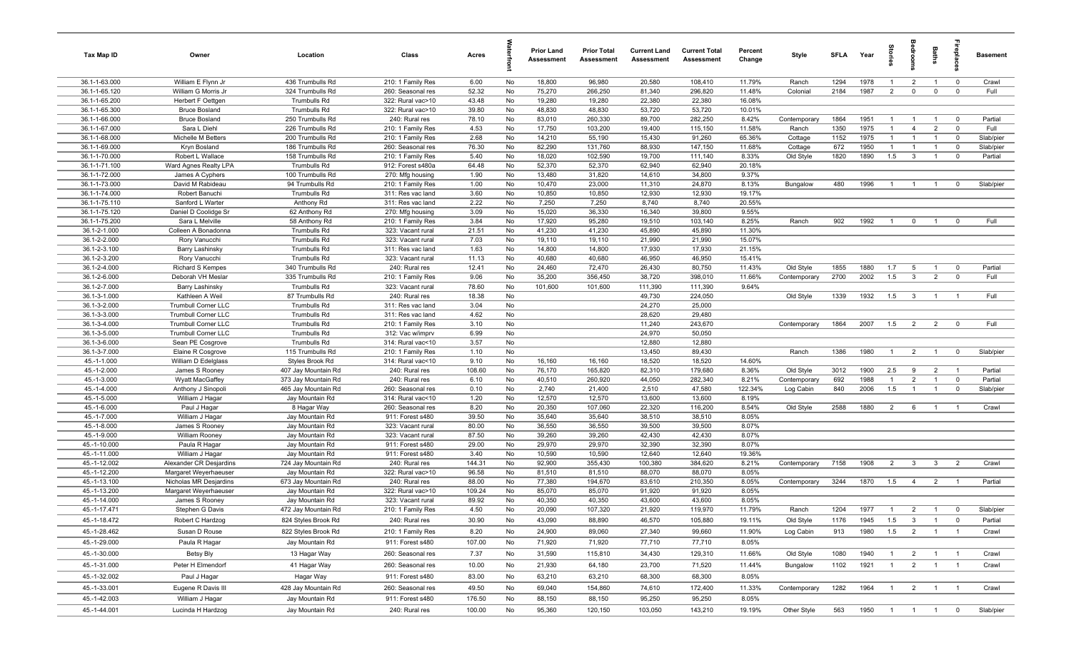| Tax Map ID | Owner | Location | Class | Acres | Waterfront | Prior Land Assessment | Prior Total Assessment | Current Land Assessment | Current Total Assessment | Percent Change | Style | SFLA | Year | Stories | Bedrooms | Baths | Fireplaces | Basement |
|---|---|---|---|---|---|---|---|---|---|---|---|---|---|---|---|---|---|---|
| 36.1-1-63.000 | William E Flynn Jr | 436 Trumbulls Rd | 210: 1 Family Res | 6.00 | No | 18,800 | 96,980 | 20,580 | 108,410 | 11.79% | Ranch | 1294 | 1978 | 1 | 2 | 1 | 0 | Crawl |
| 36.1-1-65.120 | William G Morris Jr | 324 Trumbulls Rd | 260: Seasonal res | 52.32 | No | 75,270 | 266,250 | 81,340 | 296,820 | 11.48% | Colonial | 2184 | 1987 | 2 | 0 | 0 | 0 | Full |
| 36.1-1-65.200 | Herbert F Oettgen | Trumbulls Rd | 322: Rural vac>10 | 43.48 | No | 19,280 | 19,280 | 22,380 | 22,380 | 16.08% | | | | | | | | |
| 36.1-1-65.300 | Bruce Bosland | Trumbulls Rd | 322: Rural vac>10 | 39.80 | No | 48,830 | 48,830 | 53,720 | 53,720 | 10.01% | | | | | | | | |
| 36.1-1-66.000 | Bruce Bosland | 250 Trumbulls Rd | 240: Rural res | 78.10 | No | 83,010 | 260,330 | 89,700 | 282,250 | 8.42% | Contemporary | 1864 | 1951 | 1 | 1 | 1 | 0 | Partial |
| 36.1-1-67.000 | Sara L Diehl | 226 Trumbulls Rd | 210: 1 Family Res | 4.53 | No | 17,750 | 103,200 | 19,400 | 115,150 | 11.58% | Ranch | 1350 | 1975 | 1 | 4 | 2 | 0 | Full |
| 36.1-1-68.000 | Michelle M Betters | 200 Trumbulls Rd | 210: 1 Family Res | 2.68 | No | 14,210 | 55,190 | 15,430 | 91,260 | 65.36% | Cottage | 1152 | 1975 | 1 | 1 | 1 | 0 | Slab/pier |
| 36.1-1-69.000 | Kryn Bosland | 186 Trumbulls Rd | 260: Seasonal res | 76.30 | No | 82,290 | 131,760 | 88,930 | 147,150 | 11.68% | Cottage | 672 | 1950 | 1 | 1 | 1 | 0 | Slab/pier |
| 36.1-1-70.000 | Robert L Wallace | 158 Trumbulls Rd | 210: 1 Family Res | 5.40 | No | 18,020 | 102,590 | 19,700 | 111,140 | 8.33% | Old Style | 1820 | 1890 | 1.5 | 3 | 1 | 0 | Partial |
| 36.1-1-71.100 | Ward Agnes Realty LPA | Trumbulls Rd | 912: Forest s480a | 64.48 | No | 52,370 | 52,370 | 62,940 | 62,940 | 20.18% | | | | | | | | |
| 36.1-1-72.000 | James A Cyphers | 100 Trumbulls Rd | 270: Mfg housing | 1.90 | No | 13,480 | 31,820 | 14,610 | 34,800 | 9.37% | | | | | | | | |
| 36.1-1-73.000 | David M Rabideau | 94 Trumbulls Rd | 210: 1 Family Res | 1.00 | No | 10,470 | 23,000 | 11,310 | 24,870 | 8.13% | Bungalow | 480 | 1996 | 1 | 1 | 1 | 0 | Slab/pier |
| 36.1-1-74.000 | Robert Banuchi | Trumbulls Rd | 311: Res vac land | 3.60 | No | 10,850 | 10,850 | 12,930 | 12,930 | 19.17% | | | | | | | | |
| 36.1-1-75.110 | Sanford L Warter | Anthony Rd | 311: Res vac land | 2.22 | No | 7,250 | 7,250 | 8,740 | 8,740 | 20.55% | | | | | | | | |
| 36.1-1-75.120 | Daniel D Coolidge Sr | 62 Anthony Rd | 270: Mfg housing | 3.09 | No | 15,020 | 36,330 | 16,340 | 39,800 | 9.55% | | | | | | | | |
| 36.1-1-75.200 | Sara L Melville | 58 Anthony Rd | 210: 1 Family Res | 3.84 | No | 17,920 | 95,280 | 19,510 | 103,140 | 8.25% | Ranch | 902 | 1992 | 1 | 0 | 1 | 0 | Full |
| 36.1-2-1.000 | Colleen A Bonadonna | Trumbulls Rd | 323: Vacant rural | 21.51 | No | 41,230 | 41,230 | 45,890 | 45,890 | 11.30% | | | | | | | | |
| 36.1-2-2.000 | Rory Vanucchi | Trumbulls Rd | 323: Vacant rural | 7.03 | No | 19,110 | 19,110 | 21,990 | 21,990 | 15.07% | | | | | | | | |
| 36.1-2-3.100 | Barry Lashinsky | Trumbulls Rd | 311: Res vac land | 1.63 | No | 14,800 | 14,800 | 17,930 | 17,930 | 21.15% | | | | | | | | |
| 36.1-2-3.200 | Rory Vanucchi | Trumbulls Rd | 323: Vacant rural | 11.13 | No | 40,680 | 40,680 | 46,950 | 46,950 | 15.41% | | | | | | | | |
| 36.1-2-4.000 | Richard S Kempes | 340 Trumbulls Rd | 240: Rural res | 12.41 | No | 24,460 | 72,470 | 26,430 | 80,750 | 11.43% | Old Style | 1855 | 1880 | 1.7 | 5 | 1 | 0 | Partial |
| 36.1-2-6.000 | Deborah VH Meslar | 335 Trumbulls Rd | 210: 1 Family Res | 9.06 | No | 35,200 | 356,450 | 38,720 | 398,010 | 11.66% | Contemporary | 2700 | 2002 | 1.5 | 3 | 2 | 0 | Full |
| 36.1-2-7.000 | Barry Lashinsky | Trumbulls Rd | 323: Vacant rural | 78.60 | No | 101,600 | 101,600 | 111,390 | 111,390 | 9.64% | | | | | | | | |
| 36.1-3-1.000 | Kathleen A Weil | 87 Trumbulls Rd | 240: Rural res | 18.38 | No | | | 49,730 | 224,050 | | Old Style | 1339 | 1932 | 1.5 | 3 | 1 | 1 | Full |
| 36.1-3-2.000 | Trumbull Corner LLC | Trumbulls Rd | 311: Res vac land | 3.04 | No | | | 24,270 | 25,000 | | | | | | | | | |
| 36.1-3-3.000 | Trumbull Corner LLC | Trumbulls Rd | 311: Res vac land | 4.62 | No | | | 28,620 | 29,480 | | | | | | | | | |
| 36.1-3-4.000 | Trumbull Corner LLC | Trumbulls Rd | 210: 1 Family Res | 3.10 | No | | | 11,240 | 243,670 | | Contemporary | 1864 | 2007 | 1.5 | 2 | 2 | 0 | Full |
| 36.1-3-5.000 | Trumbull Corner LLC | Trumbulls Rd | 312: Vac w/imprv | 6.99 | No | | | 24,970 | 50,050 | | | | | | | | | |
| 36.1-3-6.000 | Sean PE Cosgrove | Trumbulls Rd | 314: Rural vac<10 | 3.57 | No | | | 12,880 | 12,880 | | | | | | | | | |
| 36.1-3-7.000 | Elaine R Cosgrove | 115 Trumbulls Rd | 210: 1 Family Res | 1.10 | No | | | 13,450 | 89,430 | | Ranch | 1386 | 1980 | 1 | 2 | 1 | 0 | Slab/pier |
| 45.-1-1.000 | William D Edelglass | Styles Brook Rd | 314: Rural vac<10 | 9.10 | No | 16,160 | 16,160 | 18,520 | 18,520 | 14.60% | | | | | | | | |
| 45.-1-2.000 | James S Rooney | 407 Jay Mountain Rd | 240: Rural res | 108.60 | No | 76,170 | 165,820 | 82,310 | 179,680 | 8.36% | Old Style | 3012 | 1900 | 2.5 | 9 | 2 | 1 | Partial |
| 45.-1-3.000 | Wyatt MacGaffey | 373 Jay Mountain Rd | 240: Rural res | 6.10 | No | 40,510 | 260,920 | 44,050 | 282,340 | 8.21% | Contemporary | 692 | 1988 | 1 | 2 | 1 | 0 | Partial |
| 45.-1-4.000 | Anthony J Sinopoli | 465 Jay Mountain Rd | 260: Seasonal res | 0.10 | No | 2,740 | 21,400 | 2,510 | 47,580 | 122.34% | Log Cabin | 840 | 2006 | 1.5 | 1 | 1 | 0 | Slab/pier |
| 45.-1-5.000 | William J Hagar | Jay Mountain Rd | 314: Rural vac<10 | 1.20 | No | 12,570 | 12,570 | 13,600 | 13,600 | 8.19% | | | | | | | | |
| 45.-1-6.000 | Paul J Hagar | 8 Hagar Way | 260: Seasonal res | 8.20 | No | 20,350 | 107,060 | 22,320 | 116,200 | 8.54% | Old Style | 2588 | 1880 | 2 | 6 | 1 | 1 | Crawl |
| 45.-1-7.000 | William J Hagar | Jay Mountain Rd | 911: Forest s480 | 39.50 | No | 35,640 | 35,640 | 38,510 | 38,510 | 8.05% | | | | | | | | |
| 45.-1-8.000 | James S Rooney | Jay Mountain Rd | 323: Vacant rural | 80.00 | No | 36,550 | 36,550 | 39,500 | 39,500 | 8.07% | | | | | | | | |
| 45.-1-9.000 | William Rooney | Jay Mountain Rd | 323: Vacant rural | 87.50 | No | 39,260 | 39,260 | 42,430 | 42,430 | 8.07% | | | | | | | | |
| 45.-1-10.000 | Paula R Hagar | Jay Mountain Rd | 911: Forest s480 | 29.00 | No | 29,970 | 29,970 | 32,390 | 32,390 | 8.07% | | | | | | | | |
| 45.-1-11.000 | William J Hagar | Jay Mountain Rd | 911: Forest s480 | 3.40 | No | 10,590 | 10,590 | 12,640 | 12,640 | 19.36% | | | | | | | | |
| 45.-1-12.002 | Alexander CR Desjardins | 724 Jay Mountain Rd | 240: Rural res | 144.31 | No | 92,900 | 355,430 | 100,380 | 384,620 | 8.21% | Contemporary | 7158 | 1908 | 2 | 3 | 3 | 2 | Crawl |
| 45.-1-12.200 | Margaret Weyerhaeuser | Jay Mountain Rd | 322: Rural vac>10 | 96.58 | No | 81,510 | 81,510 | 88,070 | 88,070 | 8.05% | | | | | | | | |
| 45.-1-13.100 | Nicholas MR Desjardins | 673 Jay Mountain Rd | 240: Rural res | 88.00 | No | 77,380 | 194,670 | 83,610 | 210,350 | 8.05% | Contemporary | 3244 | 1870 | 1.5 | 4 | 2 | 1 | Partial |
| 45.-1-13.200 | Margaret Weyerhaeuser | Jay Mountain Rd | 322: Rural vac>10 | 109.24 | No | 85,070 | 85,070 | 91,920 | 91,920 | 8.05% | | | | | | | | |
| 45.-1-14.000 | James S Rooney | Jay Mountain Rd | 323: Vacant rural | 89.92 | No | 40,350 | 40,350 | 43,600 | 43,600 | 8.05% | | | | | | | | |
| 45.-1-17.471 | Stephen G Davis | 472 Jay Mountain Rd | 210: 1 Family Res | 4.50 | No | 20,090 | 107,320 | 21,920 | 119,970 | 11.79% | Ranch | 1204 | 1977 | 1 | 2 | 1 | 0 | Slab/pier |
| 45.-1-18.472 | Robert C Hardzog | 824 Styles Brook Rd | 240: Rural res | 30.90 | No | 43,090 | 88,890 | 46,570 | 105,880 | 19.11% | Old Style | 1176 | 1945 | 1.5 | 3 | 1 | 0 | Partial |
| 45.-1-28.462 | Susan D Rouse | 822 Styles Brook Rd | 210: 1 Family Res | 8.20 | No | 24,900 | 89,060 | 27,340 | 99,660 | 11.90% | Log Cabin | 913 | 1980 | 1.5 | 2 | 1 | 1 | Crawl |
| 45.-1-29.000 | Paula R Hagar | Jay Mountain Rd | 911: Forest s480 | 107.00 | No | 71,920 | 71,920 | 77,710 | 77,710 | 8.05% | | | | | | | | |
| 45.-1-30.000 | Betsy Bly | 13 Hagar Way | 260: Seasonal res | 7.37 | No | 31,590 | 115,810 | 34,430 | 129,310 | 11.66% | Old Style | 1080 | 1940 | 1 | 2 | 1 | 1 | Crawl |
| 45.-1-31.000 | Peter H Elmendorf | 41 Hagar Way | 260: Seasonal res | 10.00 | No | 21,930 | 64,180 | 23,700 | 71,520 | 11.44% | Bungalow | 1102 | 1921 | 1 | 2 | 1 | 1 | Crawl |
| 45.-1-32.002 | Paul J Hagar | Hagar Way | 911: Forest s480 | 83.00 | No | 63,210 | 63,210 | 68,300 | 68,300 | 8.05% | | | | | | | | |
| 45.-1-33.001 | Eugene R Davis III | 428 Jay Mountain Rd | 260: Seasonal res | 49.50 | No | 69,040 | 154,860 | 74,610 | 172,400 | 11.33% | Contemporary | 1282 | 1964 | 1 | 2 | 1 | 1 | Crawl |
| 45.-1-42.003 | William J Hagar | Jay Mountain Rd | 911: Forest s480 | 176.50 | No | 88,150 | 88,150 | 95,250 | 95,250 | 8.05% | | | | | | | | |
| 45.-1-44.001 | Lucinda H Hardzog | Jay Mountain Rd | 240: Rural res | 100.00 | No | 95,360 | 120,150 | 103,050 | 143,210 | 19.19% | Other Style | 563 | 1950 | 1 | 1 | 1 | 0 | Slab/pier |